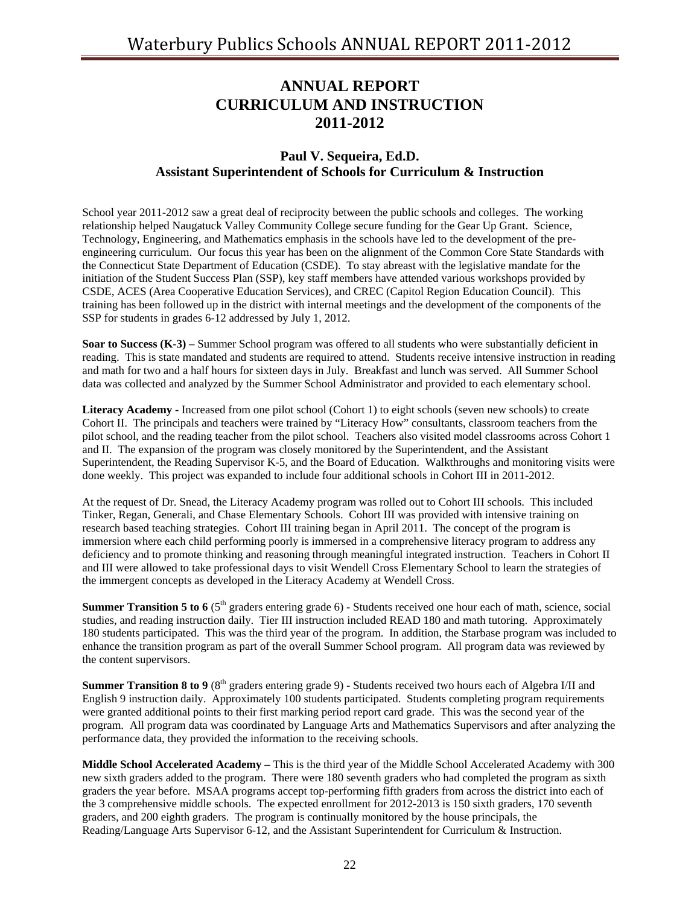# ANNUAL REPORT
# CURRICULUM AND INSTRUCTION
# 2011-2012

### Paul V. Sequeira, Ed.D.
### Assistant Superintendent of Schools for Curriculum & Instruction

School year 2011-2012 saw a great deal of reciprocity between the public schools and colleges. The working relationship helped Naugatuck Valley Community College secure funding for the Gear Up Grant. Science, Technology, Engineering, and Mathematics emphasis in the schools have led to the development of the pre-engineering curriculum. Our focus this year has been on the alignment of the Common Core State Standards with the Connecticut State Department of Education (CSDE). To stay abreast with the legislative mandate for the initiation of the Student Success Plan (SSP), key staff members have attended various workshops provided by CSDE, ACES (Area Cooperative Education Services), and CREC (Capitol Region Education Council). This training has been followed up in the district with internal meetings and the development of the components of the SSP for students in grades 6-12 addressed by July 1, 2012.

**Soar to Success (K-3) –** Summer School program was offered to all students who were substantially deficient in reading. This is state mandated and students are required to attend. Students receive intensive instruction in reading and math for two and a half hours for sixteen days in July. Breakfast and lunch was served. All Summer School data was collected and analyzed by the Summer School Administrator and provided to each elementary school.

**Literacy Academy -** Increased from one pilot school (Cohort 1) to eight schools (seven new schools) to create Cohort II. The principals and teachers were trained by "Literacy How" consultants, classroom teachers from the pilot school, and the reading teacher from the pilot school. Teachers also visited model classrooms across Cohort 1 and II. The expansion of the program was closely monitored by the Superintendent, and the Assistant Superintendent, the Reading Supervisor K-5, and the Board of Education. Walkthroughs and monitoring visits were done weekly. This project was expanded to include four additional schools in Cohort III in 2011-2012.

At the request of Dr. Snead, the Literacy Academy program was rolled out to Cohort III schools. This included Tinker, Regan, Generali, and Chase Elementary Schools. Cohort III was provided with intensive training on research based teaching strategies. Cohort III training began in April 2011. The concept of the program is immersion where each child performing poorly is immersed in a comprehensive literacy program to address any deficiency and to promote thinking and reasoning through meaningful integrated instruction. Teachers in Cohort II and III were allowed to take professional days to visit Wendell Cross Elementary School to learn the strategies of the immergent concepts as developed in the Literacy Academy at Wendell Cross.

**Summer Transition 5 to 6** (5th graders entering grade 6) - Students received one hour each of math, science, social studies, and reading instruction daily. Tier III instruction included READ 180 and math tutoring. Approximately 180 students participated. This was the third year of the program. In addition, the Starbase program was included to enhance the transition program as part of the overall Summer School program. All program data was reviewed by the content supervisors.

**Summer Transition 8 to 9** (8th graders entering grade 9) - Students received two hours each of Algebra I/II and English 9 instruction daily. Approximately 100 students participated. Students completing program requirements were granted additional points to their first marking period report card grade. This was the second year of the program. All program data was coordinated by Language Arts and Mathematics Supervisors and after analyzing the performance data, they provided the information to the receiving schools.

**Middle School Accelerated Academy –** This is the third year of the Middle School Accelerated Academy with 300 new sixth graders added to the program. There were 180 seventh graders who had completed the program as sixth graders the year before. MSAA programs accept top-performing fifth graders from across the district into each of the 3 comprehensive middle schools. The expected enrollment for 2012-2013 is 150 sixth graders, 170 seventh graders, and 200 eighth graders. The program is continually monitored by the house principals, the Reading/Language Arts Supervisor 6-12, and the Assistant Superintendent for Curriculum & Instruction.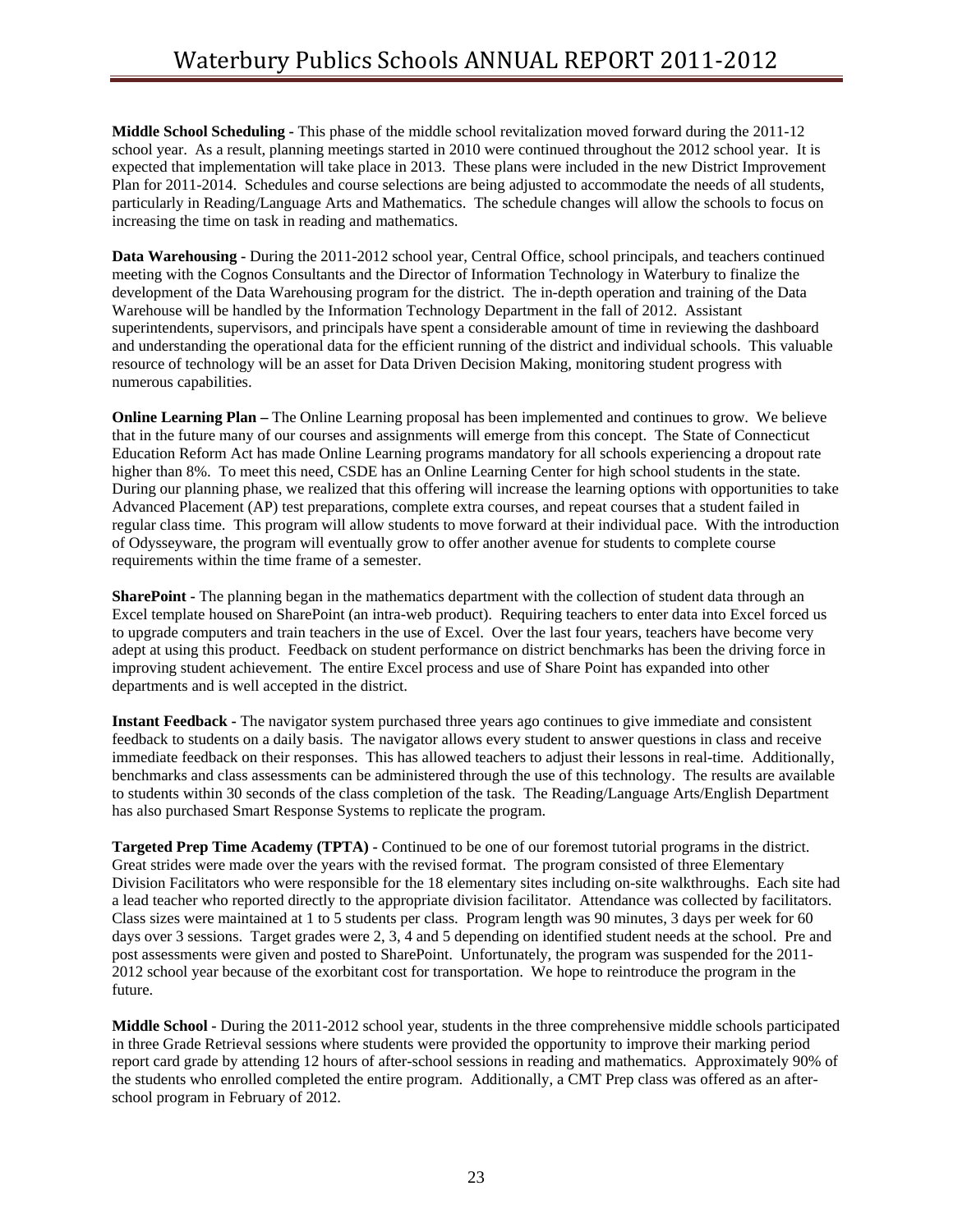**Middle School Scheduling -** This phase of the middle school revitalization moved forward during the 2011-12 school year. As a result, planning meetings started in 2010 were continued throughout the 2012 school year. It is expected that implementation will take place in 2013. These plans were included in the new District Improvement Plan for 2011-2014. Schedules and course selections are being adjusted to accommodate the needs of all students, particularly in Reading/Language Arts and Mathematics. The schedule changes will allow the schools to focus on increasing the time on task in reading and mathematics.

**Data Warehousing -** During the 2011-2012 school year, Central Office, school principals, and teachers continued meeting with the Cognos Consultants and the Director of Information Technology in Waterbury to finalize the development of the Data Warehousing program for the district. The in-depth operation and training of the Data Warehouse will be handled by the Information Technology Department in the fall of 2012. Assistant superintendents, supervisors, and principals have spent a considerable amount of time in reviewing the dashboard and understanding the operational data for the efficient running of the district and individual schools. This valuable resource of technology will be an asset for Data Driven Decision Making, monitoring student progress with numerous capabilities.

**Online Learning Plan –** The Online Learning proposal has been implemented and continues to grow. We believe that in the future many of our courses and assignments will emerge from this concept. The State of Connecticut Education Reform Act has made Online Learning programs mandatory for all schools experiencing a dropout rate higher than 8%. To meet this need, CSDE has an Online Learning Center for high school students in the state. During our planning phase, we realized that this offering will increase the learning options with opportunities to take Advanced Placement (AP) test preparations, complete extra courses, and repeat courses that a student failed in regular class time. This program will allow students to move forward at their individual pace. With the introduction of Odysseyware, the program will eventually grow to offer another avenue for students to complete course requirements within the time frame of a semester.

**SharePoint -** The planning began in the mathematics department with the collection of student data through an Excel template housed on SharePoint (an intra-web product). Requiring teachers to enter data into Excel forced us to upgrade computers and train teachers in the use of Excel. Over the last four years, teachers have become very adept at using this product. Feedback on student performance on district benchmarks has been the driving force in improving student achievement. The entire Excel process and use of Share Point has expanded into other departments and is well accepted in the district.

**Instant Feedback -** The navigator system purchased three years ago continues to give immediate and consistent feedback to students on a daily basis. The navigator allows every student to answer questions in class and receive immediate feedback on their responses. This has allowed teachers to adjust their lessons in real-time. Additionally, benchmarks and class assessments can be administered through the use of this technology. The results are available to students within 30 seconds of the class completion of the task. The Reading/Language Arts/English Department has also purchased Smart Response Systems to replicate the program.

**Targeted Prep Time Academy (TPTA) -** Continued to be one of our foremost tutorial programs in the district. Great strides were made over the years with the revised format. The program consisted of three Elementary Division Facilitators who were responsible for the 18 elementary sites including on-site walkthroughs. Each site had a lead teacher who reported directly to the appropriate division facilitator. Attendance was collected by facilitators. Class sizes were maintained at 1 to 5 students per class. Program length was 90 minutes, 3 days per week for 60 days over 3 sessions. Target grades were 2, 3, 4 and 5 depending on identified student needs at the school. Pre and post assessments were given and posted to SharePoint. Unfortunately, the program was suspended for the 2011-2012 school year because of the exorbitant cost for transportation. We hope to reintroduce the program in the future.

**Middle School -** During the 2011-2012 school year, students in the three comprehensive middle schools participated in three Grade Retrieval sessions where students were provided the opportunity to improve their marking period report card grade by attending 12 hours of after-school sessions in reading and mathematics. Approximately 90% of the students who enrolled completed the entire program. Additionally, a CMT Prep class was offered as an after-school program in February of 2012.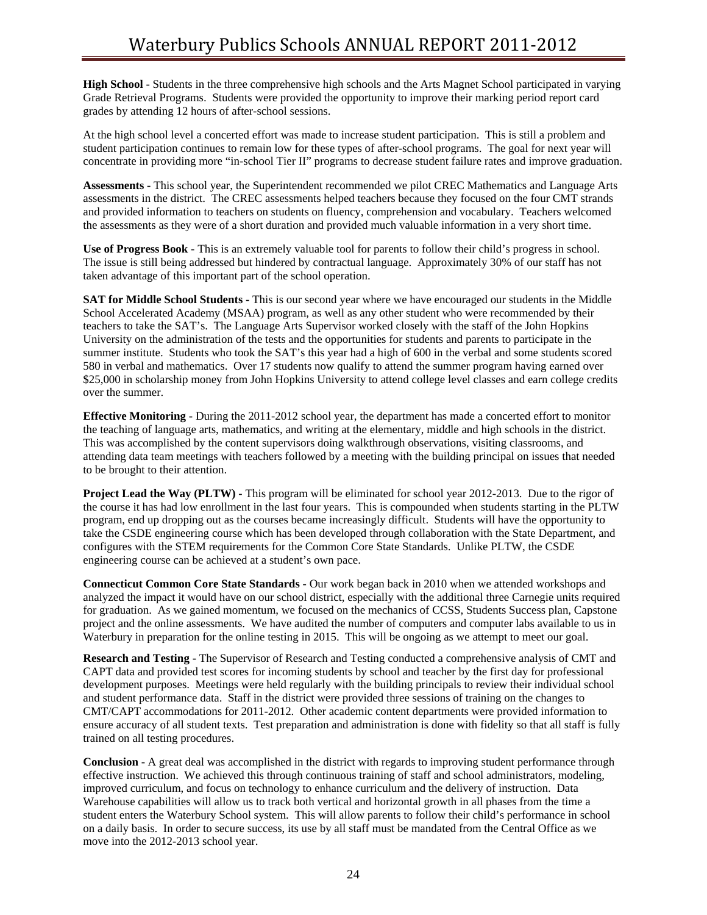**High School -** Students in the three comprehensive high schools and the Arts Magnet School participated in varying Grade Retrieval Programs. Students were provided the opportunity to improve their marking period report card grades by attending 12 hours of after-school sessions.

At the high school level a concerted effort was made to increase student participation. This is still a problem and student participation continues to remain low for these types of after-school programs. The goal for next year will concentrate in providing more "in-school Tier II" programs to decrease student failure rates and improve graduation.

**Assessments -** This school year, the Superintendent recommended we pilot CREC Mathematics and Language Arts assessments in the district. The CREC assessments helped teachers because they focused on the four CMT strands and provided information to teachers on students on fluency, comprehension and vocabulary. Teachers welcomed the assessments as they were of a short duration and provided much valuable information in a very short time.

**Use of Progress Book -** This is an extremely valuable tool for parents to follow their child's progress in school. The issue is still being addressed but hindered by contractual language. Approximately 30% of our staff has not taken advantage of this important part of the school operation.

**SAT for Middle School Students -** This is our second year where we have encouraged our students in the Middle School Accelerated Academy (MSAA) program, as well as any other student who were recommended by their teachers to take the SAT's. The Language Arts Supervisor worked closely with the staff of the John Hopkins University on the administration of the tests and the opportunities for students and parents to participate in the summer institute. Students who took the SAT's this year had a high of 600 in the verbal and some students scored 580 in verbal and mathematics. Over 17 students now qualify to attend the summer program having earned over $25,000 in scholarship money from John Hopkins University to attend college level classes and earn college credits over the summer.

**Effective Monitoring -** During the 2011-2012 school year, the department has made a concerted effort to monitor the teaching of language arts, mathematics, and writing at the elementary, middle and high schools in the district. This was accomplished by the content supervisors doing walkthrough observations, visiting classrooms, and attending data team meetings with teachers followed by a meeting with the building principal on issues that needed to be brought to their attention.

**Project Lead the Way (PLTW) -** This program will be eliminated for school year 2012-2013. Due to the rigor of the course it has had low enrollment in the last four years. This is compounded when students starting in the PLTW program, end up dropping out as the courses became increasingly difficult. Students will have the opportunity to take the CSDE engineering course which has been developed through collaboration with the State Department, and configures with the STEM requirements for the Common Core State Standards. Unlike PLTW, the CSDE engineering course can be achieved at a student's own pace.

**Connecticut Common Core State Standards -** Our work began back in 2010 when we attended workshops and analyzed the impact it would have on our school district, especially with the additional three Carnegie units required for graduation. As we gained momentum, we focused on the mechanics of CCSS, Students Success plan, Capstone project and the online assessments. We have audited the number of computers and computer labs available to us in Waterbury in preparation for the online testing in 2015. This will be ongoing as we attempt to meet our goal.

**Research and Testing -** The Supervisor of Research and Testing conducted a comprehensive analysis of CMT and CAPT data and provided test scores for incoming students by school and teacher by the first day for professional development purposes. Meetings were held regularly with the building principals to review their individual school and student performance data. Staff in the district were provided three sessions of training on the changes to CMT/CAPT accommodations for 2011-2012. Other academic content departments were provided information to ensure accuracy of all student texts. Test preparation and administration is done with fidelity so that all staff is fully trained on all testing procedures.

**Conclusion -** A great deal was accomplished in the district with regards to improving student performance through effective instruction. We achieved this through continuous training of staff and school administrators, modeling, improved curriculum, and focus on technology to enhance curriculum and the delivery of instruction. Data Warehouse capabilities will allow us to track both vertical and horizontal growth in all phases from the time a student enters the Waterbury School system. This will allow parents to follow their child's performance in school on a daily basis. In order to secure success, its use by all staff must be mandated from the Central Office as we move into the 2012-2013 school year.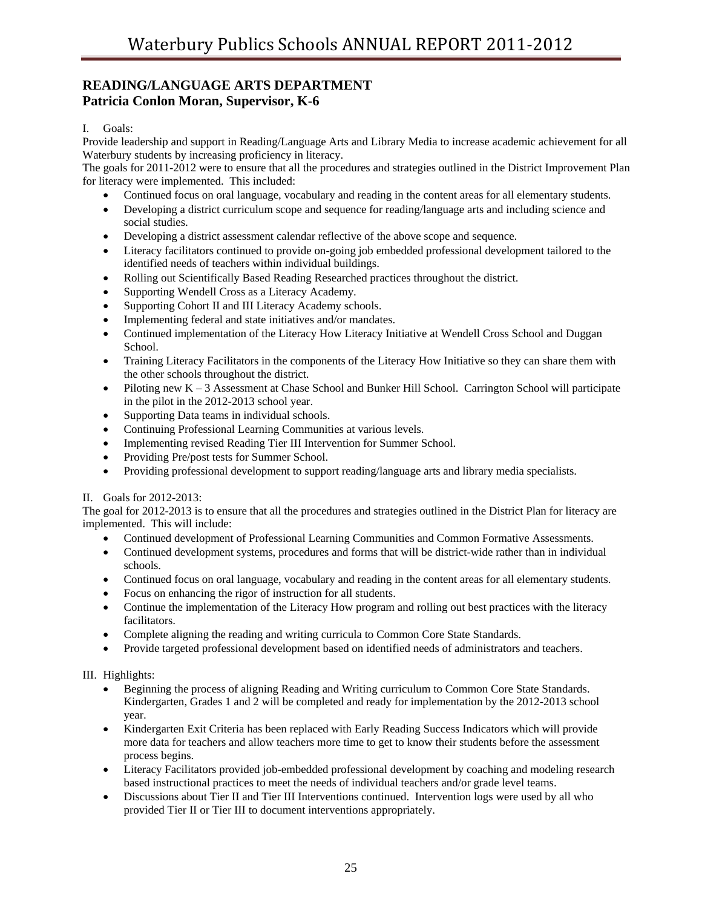## READING/LANGUAGE ARTS DEPARTMENT
## Patricia Conlon Moran, Supervisor, K-6

I. Goals:

Provide leadership and support in Reading/Language Arts and Library Media to increase academic achievement for all Waterbury students by increasing proficiency in literacy.

The goals for 2011-2012 were to ensure that all the procedures and strategies outlined in the District Improvement Plan for literacy were implemented. This included:

- Continued focus on oral language, vocabulary and reading in the content areas for all elementary students.
- Developing a district curriculum scope and sequence for reading/language arts and including science and social studies.
- Developing a district assessment calendar reflective of the above scope and sequence.
- Literacy facilitators continued to provide on-going job embedded professional development tailored to the identified needs of teachers within individual buildings.
- Rolling out Scientifically Based Reading Researched practices throughout the district.
- Supporting Wendell Cross as a Literacy Academy.
- Supporting Cohort II and III Literacy Academy schools.
- Implementing federal and state initiatives and/or mandates.
- Continued implementation of the Literacy How Literacy Initiative at Wendell Cross School and Duggan School.
- Training Literacy Facilitators in the components of the Literacy How Initiative so they can share them with the other schools throughout the district.
- Piloting new K – 3 Assessment at Chase School and Bunker Hill School. Carrington School will participate in the pilot in the 2012-2013 school year.
- Supporting Data teams in individual schools.
- Continuing Professional Learning Communities at various levels.
- Implementing revised Reading Tier III Intervention for Summer School.
- Providing Pre/post tests for Summer School.
- Providing professional development to support reading/language arts and library media specialists.

II. Goals for 2012-2013:

The goal for 2012-2013 is to ensure that all the procedures and strategies outlined in the District Plan for literacy are implemented. This will include:

- Continued development of Professional Learning Communities and Common Formative Assessments.
- Continued development systems, procedures and forms that will be district-wide rather than in individual schools.
- Continued focus on oral language, vocabulary and reading in the content areas for all elementary students.
- Focus on enhancing the rigor of instruction for all students.
- Continue the implementation of the Literacy How program and rolling out best practices with the literacy facilitators.
- Complete aligning the reading and writing curricula to Common Core State Standards.
- Provide targeted professional development based on identified needs of administrators and teachers.

III. Highlights:

- Beginning the process of aligning Reading and Writing curriculum to Common Core State Standards. Kindergarten, Grades 1 and 2 will be completed and ready for implementation by the 2012-2013 school year.
- Kindergarten Exit Criteria has been replaced with Early Reading Success Indicators which will provide more data for teachers and allow teachers more time to get to know their students before the assessment process begins.
- Literacy Facilitators provided job-embedded professional development by coaching and modeling research based instructional practices to meet the needs of individual teachers and/or grade level teams.
- Discussions about Tier II and Tier III Interventions continued. Intervention logs were used by all who provided Tier II or Tier III to document interventions appropriately.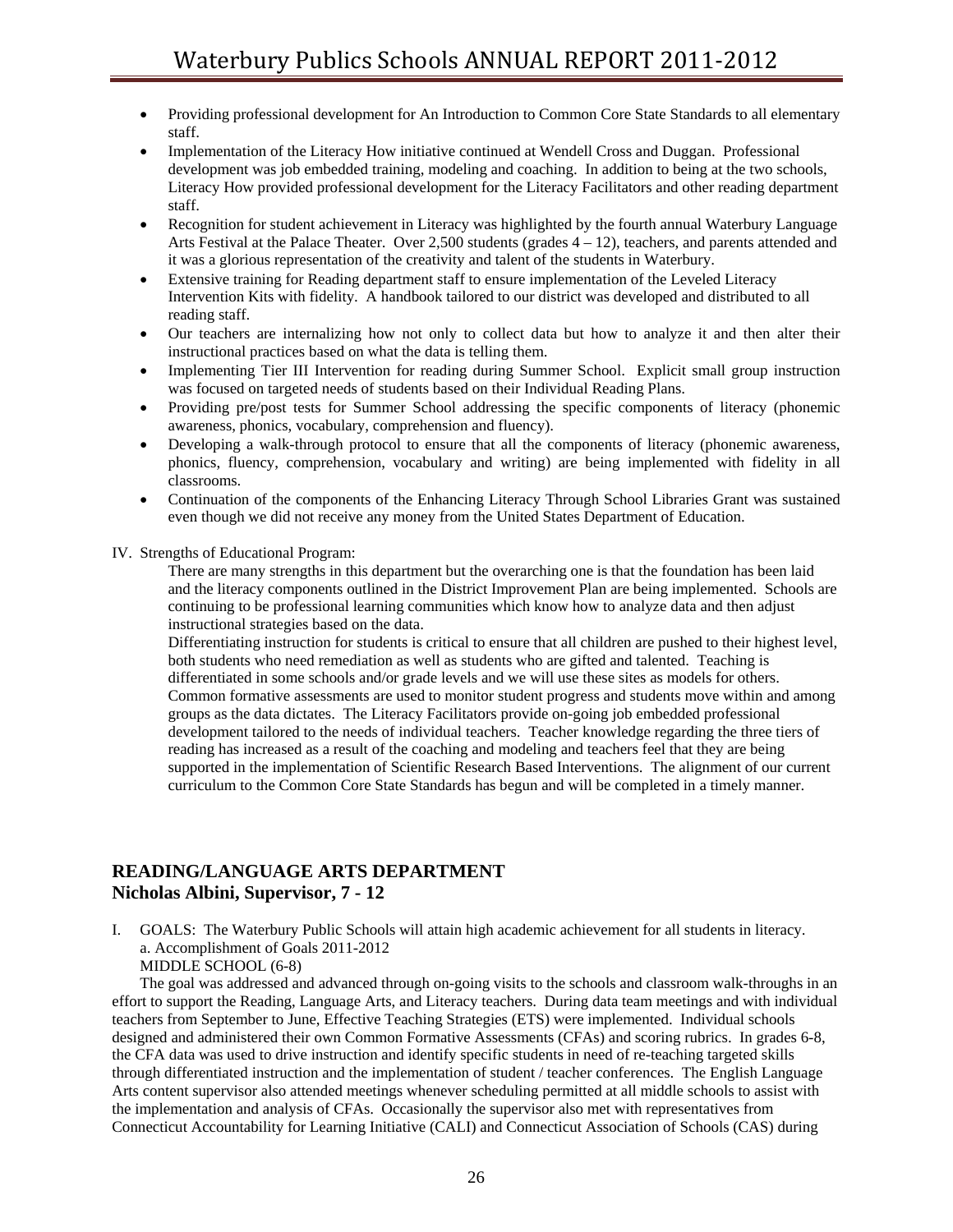- Providing professional development for An Introduction to Common Core State Standards to all elementary staff.
- Implementation of the Literacy How initiative continued at Wendell Cross and Duggan. Professional development was job embedded training, modeling and coaching. In addition to being at the two schools, Literacy How provided professional development for the Literacy Facilitators and other reading department staff.
- Recognition for student achievement in Literacy was highlighted by the fourth annual Waterbury Language Arts Festival at the Palace Theater. Over 2,500 students (grades 4 – 12), teachers, and parents attended and it was a glorious representation of the creativity and talent of the students in Waterbury.
- Extensive training for Reading department staff to ensure implementation of the Leveled Literacy Intervention Kits with fidelity. A handbook tailored to our district was developed and distributed to all reading staff.
- Our teachers are internalizing how not only to collect data but how to analyze it and then alter their instructional practices based on what the data is telling them.
- Implementing Tier III Intervention for reading during Summer School. Explicit small group instruction was focused on targeted needs of students based on their Individual Reading Plans.
- Providing pre/post tests for Summer School addressing the specific components of literacy (phonemic awareness, phonics, vocabulary, comprehension and fluency).
- Developing a walk-through protocol to ensure that all the components of literacy (phonemic awareness, phonics, fluency, comprehension, vocabulary and writing) are being implemented with fidelity in all classrooms.
- Continuation of the components of the Enhancing Literacy Through School Libraries Grant was sustained even though we did not receive any money from the United States Department of Education.

IV. Strengths of Educational Program:

There are many strengths in this department but the overarching one is that the foundation has been laid and the literacy components outlined in the District Improvement Plan are being implemented. Schools are continuing to be professional learning communities which know how to analyze data and then adjust instructional strategies based on the data.

Differentiating instruction for students is critical to ensure that all children are pushed to their highest level, both students who need remediation as well as students who are gifted and talented. Teaching is differentiated in some schools and/or grade levels and we will use these sites as models for others. Common formative assessments are used to monitor student progress and students move within and among groups as the data dictates. The Literacy Facilitators provide on-going job embedded professional development tailored to the needs of individual teachers. Teacher knowledge regarding the three tiers of reading has increased as a result of the coaching and modeling and teachers feel that they are being supported in the implementation of Scientific Research Based Interventions. The alignment of our current curriculum to the Common Core State Standards has begun and will be completed in a timely manner.

## READING/LANGUAGE ARTS DEPARTMENT
## Nicholas Albini, Supervisor, 7 - 12

I. GOALS: The Waterbury Public Schools will attain high academic achievement for all students in literacy.
a. Accomplishment of Goals 2011-2012
MIDDLE SCHOOL (6-8)

The goal was addressed and advanced through on-going visits to the schools and classroom walk-throughs in an effort to support the Reading, Language Arts, and Literacy teachers. During data team meetings and with individual teachers from September to June, Effective Teaching Strategies (ETS) were implemented. Individual schools designed and administered their own Common Formative Assessments (CFAs) and scoring rubrics. In grades 6-8, the CFA data was used to drive instruction and identify specific students in need of re-teaching targeted skills through differentiated instruction and the implementation of student / teacher conferences. The English Language Arts content supervisor also attended meetings whenever scheduling permitted at all middle schools to assist with the implementation and analysis of CFAs. Occasionally the supervisor also met with representatives from Connecticut Accountability for Learning Initiative (CALI) and Connecticut Association of Schools (CAS) during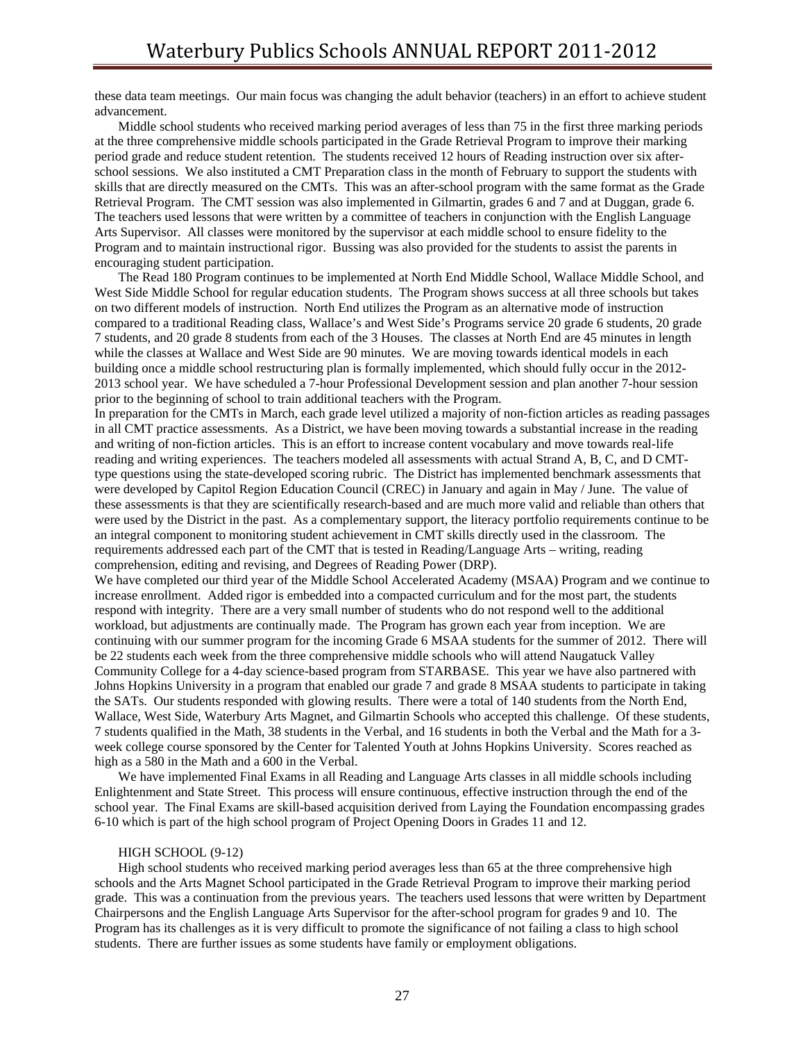these data team meetings. Our main focus was changing the adult behavior (teachers) in an effort to achieve student advancement.

Middle school students who received marking period averages of less than 75 in the first three marking periods at the three comprehensive middle schools participated in the Grade Retrieval Program to improve their marking period grade and reduce student retention. The students received 12 hours of Reading instruction over six after-school sessions. We also instituted a CMT Preparation class in the month of February to support the students with skills that are directly measured on the CMTs. This was an after-school program with the same format as the Grade Retrieval Program. The CMT session was also implemented in Gilmartin, grades 6 and 7 and at Duggan, grade 6. The teachers used lessons that were written by a committee of teachers in conjunction with the English Language Arts Supervisor. All classes were monitored by the supervisor at each middle school to ensure fidelity to the Program and to maintain instructional rigor. Bussing was also provided for the students to assist the parents in encouraging student participation.

The Read 180 Program continues to be implemented at North End Middle School, Wallace Middle School, and West Side Middle School for regular education students. The Program shows success at all three schools but takes on two different models of instruction. North End utilizes the Program as an alternative mode of instruction compared to a traditional Reading class, Wallace's and West Side's Programs service 20 grade 6 students, 20 grade 7 students, and 20 grade 8 students from each of the 3 Houses. The classes at North End are 45 minutes in length while the classes at Wallace and West Side are 90 minutes. We are moving towards identical models in each building once a middle school restructuring plan is formally implemented, which should fully occur in the 2012-2013 school year. We have scheduled a 7-hour Professional Development session and plan another 7-hour session prior to the beginning of school to train additional teachers with the Program.

In preparation for the CMTs in March, each grade level utilized a majority of non-fiction articles as reading passages in all CMT practice assessments. As a District, we have been moving towards a substantial increase in the reading and writing of non-fiction articles. This is an effort to increase content vocabulary and move towards real-life reading and writing experiences. The teachers modeled all assessments with actual Strand A, B, C, and D CMT-type questions using the state-developed scoring rubric. The District has implemented benchmark assessments that were developed by Capitol Region Education Council (CREC) in January and again in May / June. The value of these assessments is that they are scientifically research-based and are much more valid and reliable than others that were used by the District in the past. As a complementary support, the literacy portfolio requirements continue to be an integral component to monitoring student achievement in CMT skills directly used in the classroom. The requirements addressed each part of the CMT that is tested in Reading/Language Arts – writing, reading comprehension, editing and revising, and Degrees of Reading Power (DRP).

We have completed our third year of the Middle School Accelerated Academy (MSAA) Program and we continue to increase enrollment. Added rigor is embedded into a compacted curriculum and for the most part, the students respond with integrity. There are a very small number of students who do not respond well to the additional workload, but adjustments are continually made. The Program has grown each year from inception. We are continuing with our summer program for the incoming Grade 6 MSAA students for the summer of 2012. There will be 22 students each week from the three comprehensive middle schools who will attend Naugatuck Valley Community College for a 4-day science-based program from STARBASE. This year we have also partnered with Johns Hopkins University in a program that enabled our grade 7 and grade 8 MSAA students to participate in taking the SATs. Our students responded with glowing results. There were a total of 140 students from the North End, Wallace, West Side, Waterbury Arts Magnet, and Gilmartin Schools who accepted this challenge. Of these students, 7 students qualified in the Math, 38 students in the Verbal, and 16 students in both the Verbal and the Math for a 3-week college course sponsored by the Center for Talented Youth at Johns Hopkins University. Scores reached as high as a 580 in the Math and a 600 in the Verbal.

We have implemented Final Exams in all Reading and Language Arts classes in all middle schools including Enlightenment and State Street. This process will ensure continuous, effective instruction through the end of the school year. The Final Exams are skill-based acquisition derived from Laying the Foundation encompassing grades 6-10 which is part of the high school program of Project Opening Doors in Grades 11 and 12.

HIGH SCHOOL (9-12)

High school students who received marking period averages less than 65 at the three comprehensive high schools and the Arts Magnet School participated in the Grade Retrieval Program to improve their marking period grade. This was a continuation from the previous years. The teachers used lessons that were written by Department Chairpersons and the English Language Arts Supervisor for the after-school program for grades 9 and 10. The Program has its challenges as it is very difficult to promote the significance of not failing a class to high school students. There are further issues as some students have family or employment obligations.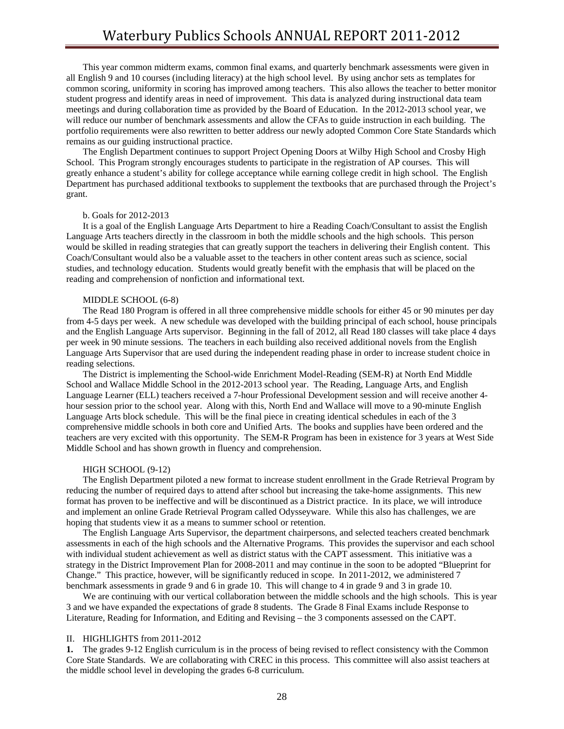This year common midterm exams, common final exams, and quarterly benchmark assessments were given in all English 9 and 10 courses (including literacy) at the high school level. By using anchor sets as templates for common scoring, uniformity in scoring has improved among teachers. This also allows the teacher to better monitor student progress and identify areas in need of improvement. This data is analyzed during instructional data team meetings and during collaboration time as provided by the Board of Education. In the 2012-2013 school year, we will reduce our number of benchmark assessments and allow the CFAs to guide instruction in each building. The portfolio requirements were also rewritten to better address our newly adopted Common Core State Standards which remains as our guiding instructional practice.

The English Department continues to support Project Opening Doors at Wilby High School and Crosby High School. This Program strongly encourages students to participate in the registration of AP courses. This will greatly enhance a student's ability for college acceptance while earning college credit in high school. The English Department has purchased additional textbooks to supplement the textbooks that are purchased through the Project's grant.

b. Goals for 2012-2013

It is a goal of the English Language Arts Department to hire a Reading Coach/Consultant to assist the English Language Arts teachers directly in the classroom in both the middle schools and the high schools. This person would be skilled in reading strategies that can greatly support the teachers in delivering their English content. This Coach/Consultant would also be a valuable asset to the teachers in other content areas such as science, social studies, and technology education. Students would greatly benefit with the emphasis that will be placed on the reading and comprehension of nonfiction and informational text.

MIDDLE SCHOOL (6-8)

The Read 180 Program is offered in all three comprehensive middle schools for either 45 or 90 minutes per day from 4-5 days per week. A new schedule was developed with the building principal of each school, house principals and the English Language Arts supervisor. Beginning in the fall of 2012, all Read 180 classes will take place 4 days per week in 90 minute sessions. The teachers in each building also received additional novels from the English Language Arts Supervisor that are used during the independent reading phase in order to increase student choice in reading selections.

The District is implementing the School-wide Enrichment Model-Reading (SEM-R) at North End Middle School and Wallace Middle School in the 2012-2013 school year. The Reading, Language Arts, and English Language Learner (ELL) teachers received a 7-hour Professional Development session and will receive another 4-hour session prior to the school year. Along with this, North End and Wallace will move to a 90-minute English Language Arts block schedule. This will be the final piece in creating identical schedules in each of the 3 comprehensive middle schools in both core and Unified Arts. The books and supplies have been ordered and the teachers are very excited with this opportunity. The SEM-R Program has been in existence for 3 years at West Side Middle School and has shown growth in fluency and comprehension.

HIGH SCHOOL (9-12)

The English Department piloted a new format to increase student enrollment in the Grade Retrieval Program by reducing the number of required days to attend after school but increasing the take-home assignments. This new format has proven to be ineffective and will be discontinued as a District practice. In its place, we will introduce and implement an online Grade Retrieval Program called Odysseyware. While this also has challenges, we are hoping that students view it as a means to summer school or retention.

The English Language Arts Supervisor, the department chairpersons, and selected teachers created benchmark assessments in each of the high schools and the Alternative Programs. This provides the supervisor and each school with individual student achievement as well as district status with the CAPT assessment. This initiative was a strategy in the District Improvement Plan for 2008-2011 and may continue in the soon to be adopted "Blueprint for Change." This practice, however, will be significantly reduced in scope. In 2011-2012, we administered 7 benchmark assessments in grade 9 and 6 in grade 10. This will change to 4 in grade 9 and 3 in grade 10.

We are continuing with our vertical collaboration between the middle schools and the high schools. This is year 3 and we have expanded the expectations of grade 8 students. The Grade 8 Final Exams include Response to Literature, Reading for Information, and Editing and Revising – the 3 components assessed on the CAPT.

II. HIGHLIGHTS from 2011-2012

**1.** The grades 9-12 English curriculum is in the process of being revised to reflect consistency with the Common Core State Standards. We are collaborating with CREC in this process. This committee will also assist teachers at the middle school level in developing the grades 6-8 curriculum.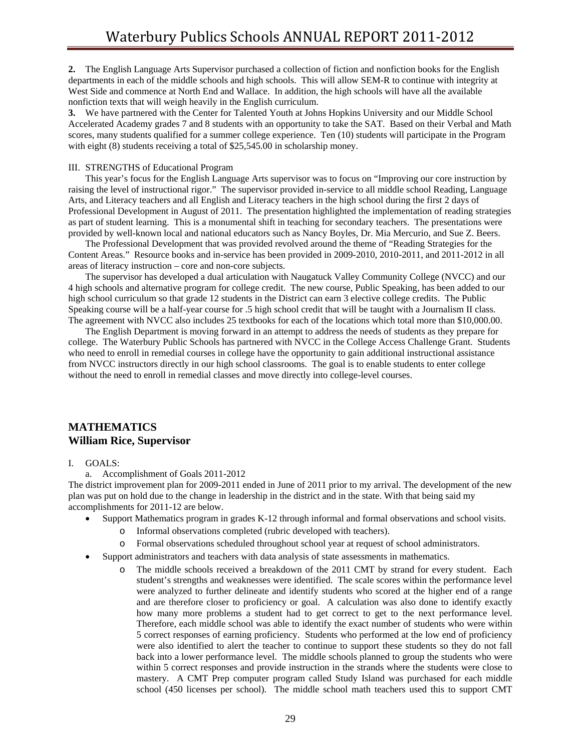**2.** The English Language Arts Supervisor purchased a collection of fiction and nonfiction books for the English departments in each of the middle schools and high schools. This will allow SEM-R to continue with integrity at West Side and commence at North End and Wallace. In addition, the high schools will have all the available nonfiction texts that will weigh heavily in the English curriculum.

**3.** We have partnered with the Center for Talented Youth at Johns Hopkins University and our Middle School Accelerated Academy grades 7 and 8 students with an opportunity to take the SAT. Based on their Verbal and Math scores, many students qualified for a summer college experience. Ten (10) students will participate in the Program with eight (8) students receiving a total of $25,545.00 in scholarship money.

III. STRENGTHS of Educational Program

This year's focus for the English Language Arts supervisor was to focus on "Improving our core instruction by raising the level of instructional rigor." The supervisor provided in-service to all middle school Reading, Language Arts, and Literacy teachers and all English and Literacy teachers in the high school during the first 2 days of Professional Development in August of 2011. The presentation highlighted the implementation of reading strategies as part of student learning. This is a monumental shift in teaching for secondary teachers. The presentations were provided by well-known local and national educators such as Nancy Boyles, Dr. Mia Mercurio, and Sue Z. Beers.

The Professional Development that was provided revolved around the theme of "Reading Strategies for the Content Areas." Resource books and in-service has been provided in 2009-2010, 2010-2011, and 2011-2012 in all areas of literacy instruction – core and non-core subjects.

The supervisor has developed a dual articulation with Naugatuck Valley Community College (NVCC) and our 4 high schools and alternative program for college credit. The new course, Public Speaking, has been added to our high school curriculum so that grade 12 students in the District can earn 3 elective college credits. The Public Speaking course will be a half-year course for .5 high school credit that will be taught with a Journalism II class. The agreement with NVCC also includes 25 textbooks for each of the locations which total more than $10,000.00.

The English Department is moving forward in an attempt to address the needs of students as they prepare for college. The Waterbury Public Schools has partnered with NVCC in the College Access Challenge Grant. Students who need to enroll in remedial courses in college have the opportunity to gain additional instructional assistance from NVCC instructors directly in our high school classrooms. The goal is to enable students to enter college without the need to enroll in remedial classes and move directly into college-level courses.

## MATHEMATICS
## William Rice, Supervisor

I. GOALS:

a. Accomplishment of Goals 2011-2012

The district improvement plan for 2009-2011 ended in June of 2011 prior to my arrival. The development of the new plan was put on hold due to the change in leadership in the district and in the state. With that being said my accomplishments for 2011-12 are below.

- Support Mathematics program in grades K-12 through informal and formal observations and school visits.
  - Informal observations completed (rubric developed with teachers).
  - Formal observations scheduled throughout school year at request of school administrators.
- Support administrators and teachers with data analysis of state assessments in mathematics.
  - The middle schools received a breakdown of the 2011 CMT by strand for every student. Each student's strengths and weaknesses were identified. The scale scores within the performance level were analyzed to further delineate and identify students who scored at the higher end of a range and are therefore closer to proficiency or goal. A calculation was also done to identify exactly how many more problems a student had to get correct to get to the next performance level. Therefore, each middle school was able to identify the exact number of students who were within 5 correct responses of earning proficiency. Students who performed at the low end of proficiency were also identified to alert the teacher to continue to support these students so they do not fall back into a lower performance level. The middle schools planned to group the students who were within 5 correct responses and provide instruction in the strands where the students were close to mastery. A CMT Prep computer program called Study Island was purchased for each middle school (450 licenses per school). The middle school math teachers used this to support CMT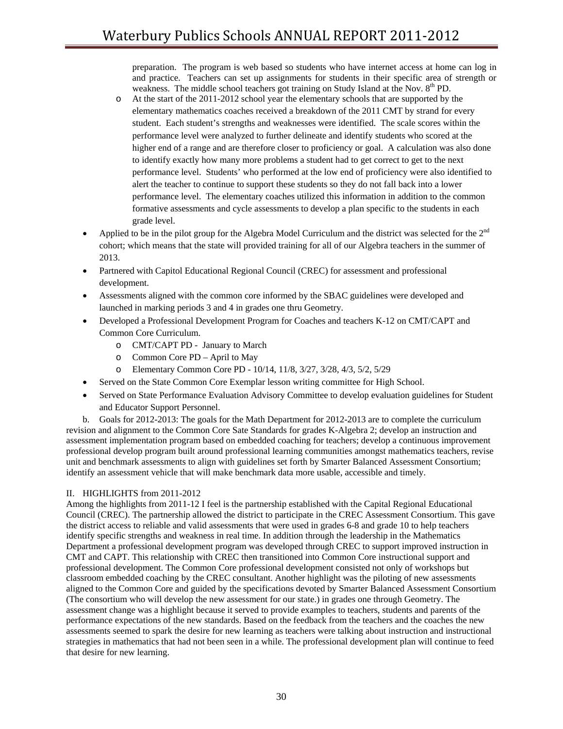preparation. The program is web based so students who have internet access at home can log in and practice. Teachers can set up assignments for students in their specific area of strength or weakness. The middle school teachers got training on Study Island at the Nov. 8th PD.

  - At the start of the 2011-2012 school year the elementary schools that are supported by the elementary mathematics coaches received a breakdown of the 2011 CMT by strand for every student. Each student's strengths and weaknesses were identified. The scale scores within the performance level were analyzed to further delineate and identify students who scored at the higher end of a range and are therefore closer to proficiency or goal. A calculation was also done to identify exactly how many more problems a student had to get correct to get to the next performance level. Students' who performed at the low end of proficiency were also identified to alert the teacher to continue to support these students so they do not fall back into a lower performance level. The elementary coaches utilized this information in addition to the common formative assessments and cycle assessments to develop a plan specific to the students in each grade level.

- Applied to be in the pilot group for the Algebra Model Curriculum and the district was selected for the 2nd cohort; which means that the state will provided training for all of our Algebra teachers in the summer of 2013.
- Partnered with Capitol Educational Regional Council (CREC) for assessment and professional development.
- Assessments aligned with the common core informed by the SBAC guidelines were developed and launched in marking periods 3 and 4 in grades one thru Geometry.
- Developed a Professional Development Program for Coaches and teachers K-12 on CMT/CAPT and Common Core Curriculum.
  - CMT/CAPT PD - January to March
  - Common Core PD – April to May
  - Elementary Common Core PD - 10/14, 11/8, 3/27, 3/28, 4/3, 5/2, 5/29
- Served on the State Common Core Exemplar lesson writing committee for High School.
- Served on State Performance Evaluation Advisory Committee to develop evaluation guidelines for Student and Educator Support Personnel.

b. Goals for 2012-2013: The goals for the Math Department for 2012-2013 are to complete the curriculum revision and alignment to the Common Core Sate Standards for grades K-Algebra 2; develop an instruction and assessment implementation program based on embedded coaching for teachers; develop a continuous improvement professional develop program built around professional learning communities amongst mathematics teachers, revise unit and benchmark assessments to align with guidelines set forth by Smarter Balanced Assessment Consortium; identify an assessment vehicle that will make benchmark data more usable, accessible and timely.

II. HIGHLIGHTS from 2011-2012

Among the highlights from 2011-12 I feel is the partnership established with the Capital Regional Educational Council (CREC). The partnership allowed the district to participate in the CREC Assessment Consortium. This gave the district access to reliable and valid assessments that were used in grades 6-8 and grade 10 to help teachers identify specific strengths and weakness in real time. In addition through the leadership in the Mathematics Department a professional development program was developed through CREC to support improved instruction in CMT and CAPT. This relationship with CREC then transitioned into Common Core instructional support and professional development. The Common Core professional development consisted not only of workshops but classroom embedded coaching by the CREC consultant. Another highlight was the piloting of new assessments aligned to the Common Core and guided by the specifications devoted by Smarter Balanced Assessment Consortium (The consortium who will develop the new assessment for our state.) in grades one through Geometry. The assessment change was a highlight because it served to provide examples to teachers, students and parents of the performance expectations of the new standards. Based on the feedback from the teachers and the coaches the new assessments seemed to spark the desire for new learning as teachers were talking about instruction and instructional strategies in mathematics that had not been seen in a while. The professional development plan will continue to feed that desire for new learning.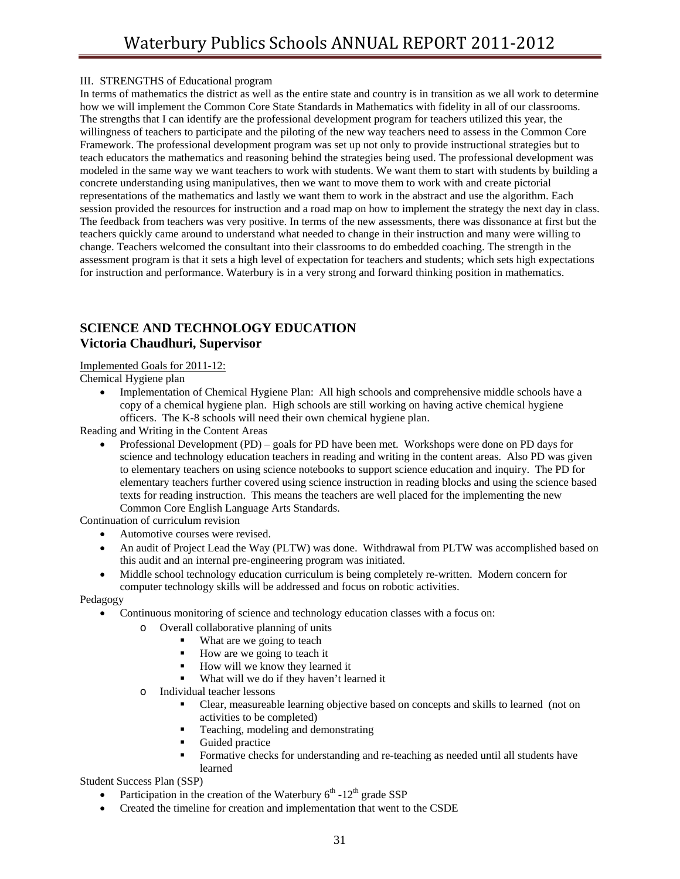III. STRENGTHS of Educational program

In terms of mathematics the district as well as the entire state and country is in transition as we all work to determine how we will implement the Common Core State Standards in Mathematics with fidelity in all of our classrooms. The strengths that I can identify are the professional development program for teachers utilized this year, the willingness of teachers to participate and the piloting of the new way teachers need to assess in the Common Core Framework. The professional development program was set up not only to provide instructional strategies but to teach educators the mathematics and reasoning behind the strategies being used. The professional development was modeled in the same way we want teachers to work with students. We want them to start with students by building a concrete understanding using manipulatives, then we want to move them to work with and create pictorial representations of the mathematics and lastly we want them to work in the abstract and use the algorithm. Each session provided the resources for instruction and a road map on how to implement the strategy the next day in class. The feedback from teachers was very positive. In terms of the new assessments, there was dissonance at first but the teachers quickly came around to understand what needed to change in their instruction and many were willing to change. Teachers welcomed the consultant into their classrooms to do embedded coaching. The strength in the assessment program is that it sets a high level of expectation for teachers and students; which sets high expectations for instruction and performance. Waterbury is in a very strong and forward thinking position in mathematics.

## SCIENCE AND TECHNOLOGY EDUCATION
## Victoria Chaudhuri, Supervisor

Implemented Goals for 2011-12:

Chemical Hygiene plan

- Implementation of Chemical Hygiene Plan: All high schools and comprehensive middle schools have a copy of a chemical hygiene plan. High schools are still working on having active chemical hygiene officers. The K-8 schools will need their own chemical hygiene plan.

Reading and Writing in the Content Areas

- Professional Development (PD) – goals for PD have been met. Workshops were done on PD days for science and technology education teachers in reading and writing in the content areas. Also PD was given to elementary teachers on using science notebooks to support science education and inquiry. The PD for elementary teachers further covered using science instruction in reading blocks and using the science based texts for reading instruction. This means the teachers are well placed for the implementing the new Common Core English Language Arts Standards.

Continuation of curriculum revision

- Automotive courses were revised.
- An audit of Project Lead the Way (PLTW) was done. Withdrawal from PLTW was accomplished based on this audit and an internal pre-engineering program was initiated.
- Middle school technology education curriculum is being completely re-written. Modern concern for computer technology skills will be addressed and focus on robotic activities.

Pedagogy

- Continuous monitoring of science and technology education classes with a focus on:
  - Overall collaborative planning of units
    - What are we going to teach
    - How are we going to teach it
    - How will we know they learned it
    - What will we do if they haven't learned it
  - Individual teacher lessons
    - Clear, measureable learning objective based on concepts and skills to learned (not on activities to be completed)
    - Teaching, modeling and demonstrating
    - Guided practice
    - Formative checks for understanding and re-teaching as needed until all students have learned

Student Success Plan (SSP)

- Participation in the creation of the Waterbury 6th -12th grade SSP
- Created the timeline for creation and implementation that went to the CSDE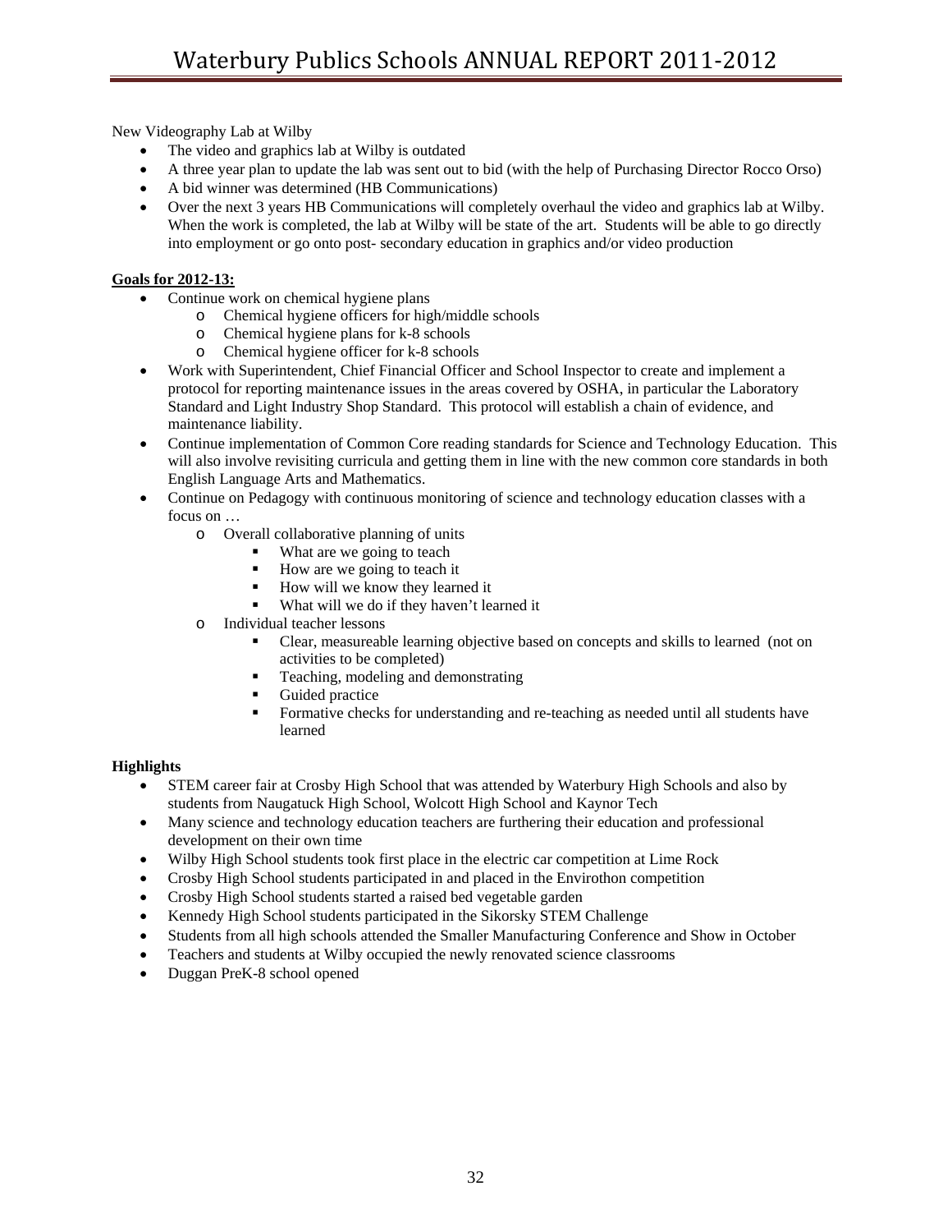New Videography Lab at Wilby

- The video and graphics lab at Wilby is outdated
- A three year plan to update the lab was sent out to bid (with the help of Purchasing Director Rocco Orso)
- A bid winner was determined (HB Communications)
- Over the next 3 years HB Communications will completely overhaul the video and graphics lab at Wilby. When the work is completed, the lab at Wilby will be state of the art. Students will be able to go directly into employment or go onto post- secondary education in graphics and/or video production

**Goals for 2012-13:**

- Continue work on chemical hygiene plans
  - Chemical hygiene officers for high/middle schools
  - Chemical hygiene plans for k-8 schools
  - Chemical hygiene officer for k-8 schools
- Work with Superintendent, Chief Financial Officer and School Inspector to create and implement a protocol for reporting maintenance issues in the areas covered by OSHA, in particular the Laboratory Standard and Light Industry Shop Standard. This protocol will establish a chain of evidence, and maintenance liability.
- Continue implementation of Common Core reading standards for Science and Technology Education. This will also involve revisiting curricula and getting them in line with the new common core standards in both English Language Arts and Mathematics.
- Continue on Pedagogy with continuous monitoring of science and technology education classes with a focus on …
  - Overall collaborative planning of units
    - What are we going to teach
    - How are we going to teach it
    - How will we know they learned it
    - What will we do if they haven't learned it
  - Individual teacher lessons
    - Clear, measureable learning objective based on concepts and skills to learned (not on activities to be completed)
    - Teaching, modeling and demonstrating
    - Guided practice
    - Formative checks for understanding and re-teaching as needed until all students have learned

**Highlights**

- STEM career fair at Crosby High School that was attended by Waterbury High Schools and also by students from Naugatuck High School, Wolcott High School and Kaynor Tech
- Many science and technology education teachers are furthering their education and professional development on their own time
- Wilby High School students took first place in the electric car competition at Lime Rock
- Crosby High School students participated in and placed in the Envirothon competition
- Crosby High School students started a raised bed vegetable garden
- Kennedy High School students participated in the Sikorsky STEM Challenge
- Students from all high schools attended the Smaller Manufacturing Conference and Show in October
- Teachers and students at Wilby occupied the newly renovated science classrooms
- Duggan PreK-8 school opened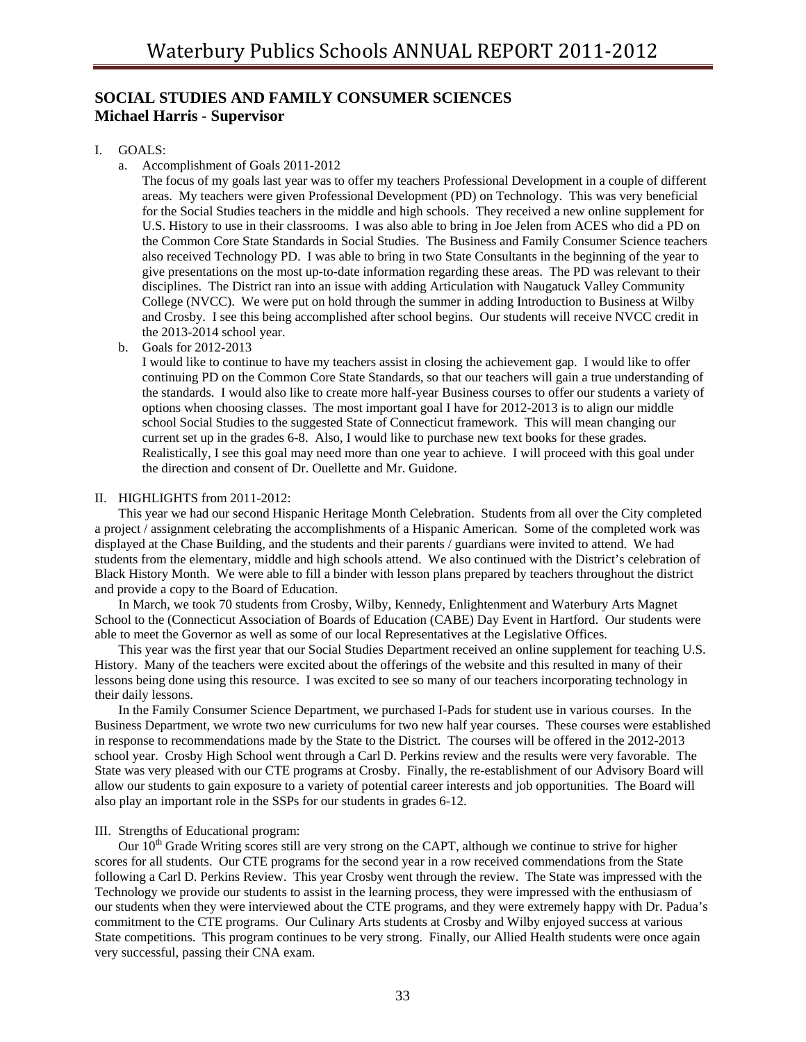## SOCIAL STUDIES AND FAMILY CONSUMER SCIENCES
## Michael Harris - Supervisor

I. GOALS:

a. Accomplishment of Goals 2011-2012

The focus of my goals last year was to offer my teachers Professional Development in a couple of different areas. My teachers were given Professional Development (PD) on Technology. This was very beneficial for the Social Studies teachers in the middle and high schools. They received a new online supplement for U.S. History to use in their classrooms. I was also able to bring in Joe Jelen from ACES who did a PD on the Common Core State Standards in Social Studies. The Business and Family Consumer Science teachers also received Technology PD. I was able to bring in two State Consultants in the beginning of the year to give presentations on the most up-to-date information regarding these areas. The PD was relevant to their disciplines. The District ran into an issue with adding Articulation with Naugatuck Valley Community College (NVCC). We were put on hold through the summer in adding Introduction to Business at Wilby and Crosby. I see this being accomplished after school begins. Our students will receive NVCC credit in the 2013-2014 school year.

b. Goals for 2012-2013

I would like to continue to have my teachers assist in closing the achievement gap. I would like to offer continuing PD on the Common Core State Standards, so that our teachers will gain a true understanding of the standards. I would also like to create more half-year Business courses to offer our students a variety of options when choosing classes. The most important goal I have for 2012-2013 is to align our middle school Social Studies to the suggested State of Connecticut framework. This will mean changing our current set up in the grades 6-8. Also, I would like to purchase new text books for these grades. Realistically, I see this goal may need more than one year to achieve. I will proceed with this goal under the direction and consent of Dr. Ouellette and Mr. Guidone.

II. HIGHLIGHTS from 2011-2012:

This year we had our second Hispanic Heritage Month Celebration. Students from all over the City completed a project / assignment celebrating the accomplishments of a Hispanic American. Some of the completed work was displayed at the Chase Building, and the students and their parents / guardians were invited to attend. We had students from the elementary, middle and high schools attend. We also continued with the District's celebration of Black History Month. We were able to fill a binder with lesson plans prepared by teachers throughout the district and provide a copy to the Board of Education.

In March, we took 70 students from Crosby, Wilby, Kennedy, Enlightenment and Waterbury Arts Magnet School to the (Connecticut Association of Boards of Education (CABE) Day Event in Hartford. Our students were able to meet the Governor as well as some of our local Representatives at the Legislative Offices.

This year was the first year that our Social Studies Department received an online supplement for teaching U.S. History. Many of the teachers were excited about the offerings of the website and this resulted in many of their lessons being done using this resource. I was excited to see so many of our teachers incorporating technology in their daily lessons.

In the Family Consumer Science Department, we purchased I-Pads for student use in various courses. In the Business Department, we wrote two new curriculums for two new half year courses. These courses were established in response to recommendations made by the State to the District. The courses will be offered in the 2012-2013 school year. Crosby High School went through a Carl D. Perkins review and the results were very favorable. The State was very pleased with our CTE programs at Crosby. Finally, the re-establishment of our Advisory Board will allow our students to gain exposure to a variety of potential career interests and job opportunities. The Board will also play an important role in the SSPs for our students in grades 6-12.

III. Strengths of Educational program:

Our 10th Grade Writing scores still are very strong on the CAPT, although we continue to strive for higher scores for all students. Our CTE programs for the second year in a row received commendations from the State following a Carl D. Perkins Review. This year Crosby went through the review. The State was impressed with the Technology we provide our students to assist in the learning process, they were impressed with the enthusiasm of our students when they were interviewed about the CTE programs, and they were extremely happy with Dr. Padua's commitment to the CTE programs. Our Culinary Arts students at Crosby and Wilby enjoyed success at various State competitions. This program continues to be very strong. Finally, our Allied Health students were once again very successful, passing their CNA exam.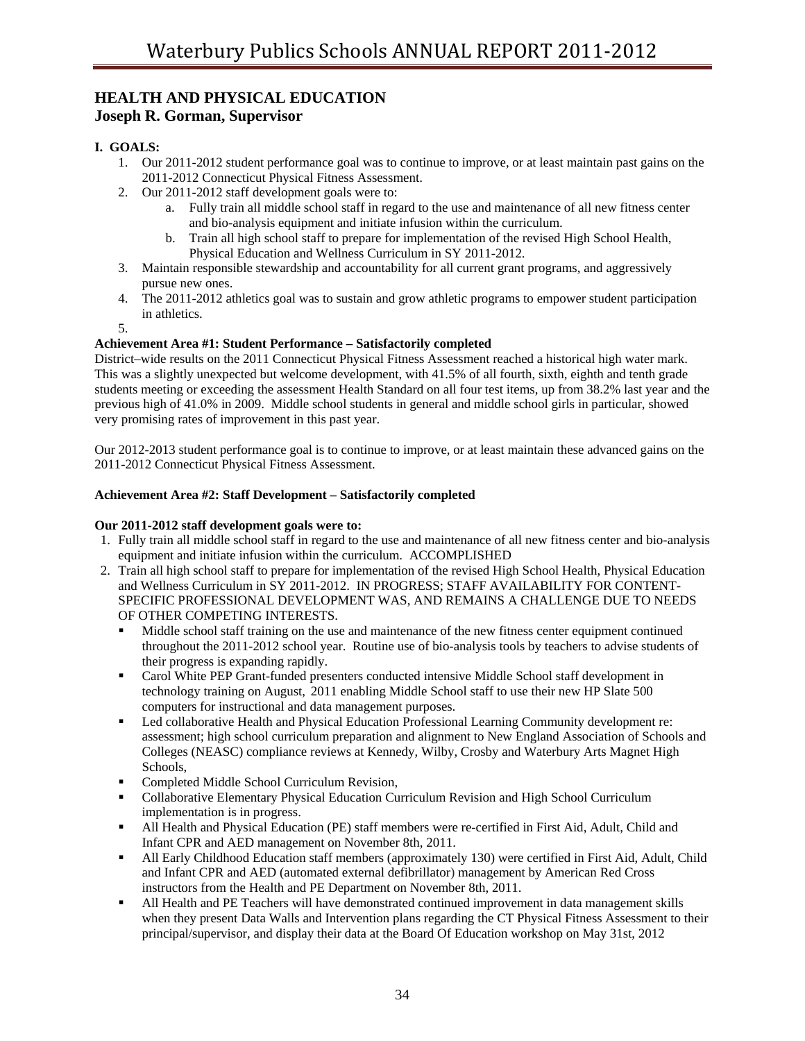## HEALTH AND PHYSICAL EDUCATION
### Joseph R. Gorman, Supervisor

**I. GOALS:**

1. Our 2011-2012 student performance goal was to continue to improve, or at least maintain past gains on the 2011-2012 Connecticut Physical Fitness Assessment.
2. Our 2011-2012 staff development goals were to:
   a. Fully train all middle school staff in regard to the use and maintenance of all new fitness center and bio-analysis equipment and initiate infusion within the curriculum.
   b. Train all high school staff to prepare for implementation of the revised High School Health, Physical Education and Wellness Curriculum in SY 2011-2012.
3. Maintain responsible stewardship and accountability for all current grant programs, and aggressively pursue new ones.
4. The 2011-2012 athletics goal was to sustain and grow athletic programs to empower student participation in athletics.
5.

**Achievement Area #1: Student Performance – Satisfactorily completed**

District–wide results on the 2011 Connecticut Physical Fitness Assessment reached a historical high water mark. This was a slightly unexpected but welcome development, with 41.5% of all fourth, sixth, eighth and tenth grade students meeting or exceeding the assessment Health Standard on all four test items, up from 38.2% last year and the previous high of 41.0% in 2009. Middle school students in general and middle school girls in particular, showed very promising rates of improvement in this past year.

Our 2012-2013 student performance goal is to continue to improve, or at least maintain these advanced gains on the 2011-2012 Connecticut Physical Fitness Assessment.

**Achievement Area #2: Staff Development – Satisfactorily completed**

**Our 2011-2012 staff development goals were to:**

1. Fully train all middle school staff in regard to the use and maintenance of all new fitness center and bio-analysis equipment and initiate infusion within the curriculum. ACCOMPLISHED
2. Train all high school staff to prepare for implementation of the revised High School Health, Physical Education and Wellness Curriculum in SY 2011-2012. IN PROGRESS; STAFF AVAILABILITY FOR CONTENT-SPECIFIC PROFESSIONAL DEVELOPMENT WAS, AND REMAINS A CHALLENGE DUE TO NEEDS OF OTHER COMPETING INTERESTS.
   - Middle school staff training on the use and maintenance of the new fitness center equipment continued throughout the 2011-2012 school year. Routine use of bio-analysis tools by teachers to advise students of their progress is expanding rapidly.
   - Carol White PEP Grant-funded presenters conducted intensive Middle School staff development in technology training on August, 2011 enabling Middle School staff to use their new HP Slate 500 computers for instructional and data management purposes.
   - Led collaborative Health and Physical Education Professional Learning Community development re: assessment; high school curriculum preparation and alignment to New England Association of Schools and Colleges (NEASC) compliance reviews at Kennedy, Wilby, Crosby and Waterbury Arts Magnet High Schools,
   - Completed Middle School Curriculum Revision,
   - Collaborative Elementary Physical Education Curriculum Revision and High School Curriculum implementation is in progress.
   - All Health and Physical Education (PE) staff members were re-certified in First Aid, Adult, Child and Infant CPR and AED management on November 8th, 2011.
   - All Early Childhood Education staff members (approximately 130) were certified in First Aid, Adult, Child and Infant CPR and AED (automated external defibrillator) management by American Red Cross instructors from the Health and PE Department on November 8th, 2011.
   - All Health and PE Teachers will have demonstrated continued improvement in data management skills when they present Data Walls and Intervention plans regarding the CT Physical Fitness Assessment to their principal/supervisor, and display their data at the Board Of Education workshop on May 31st, 2012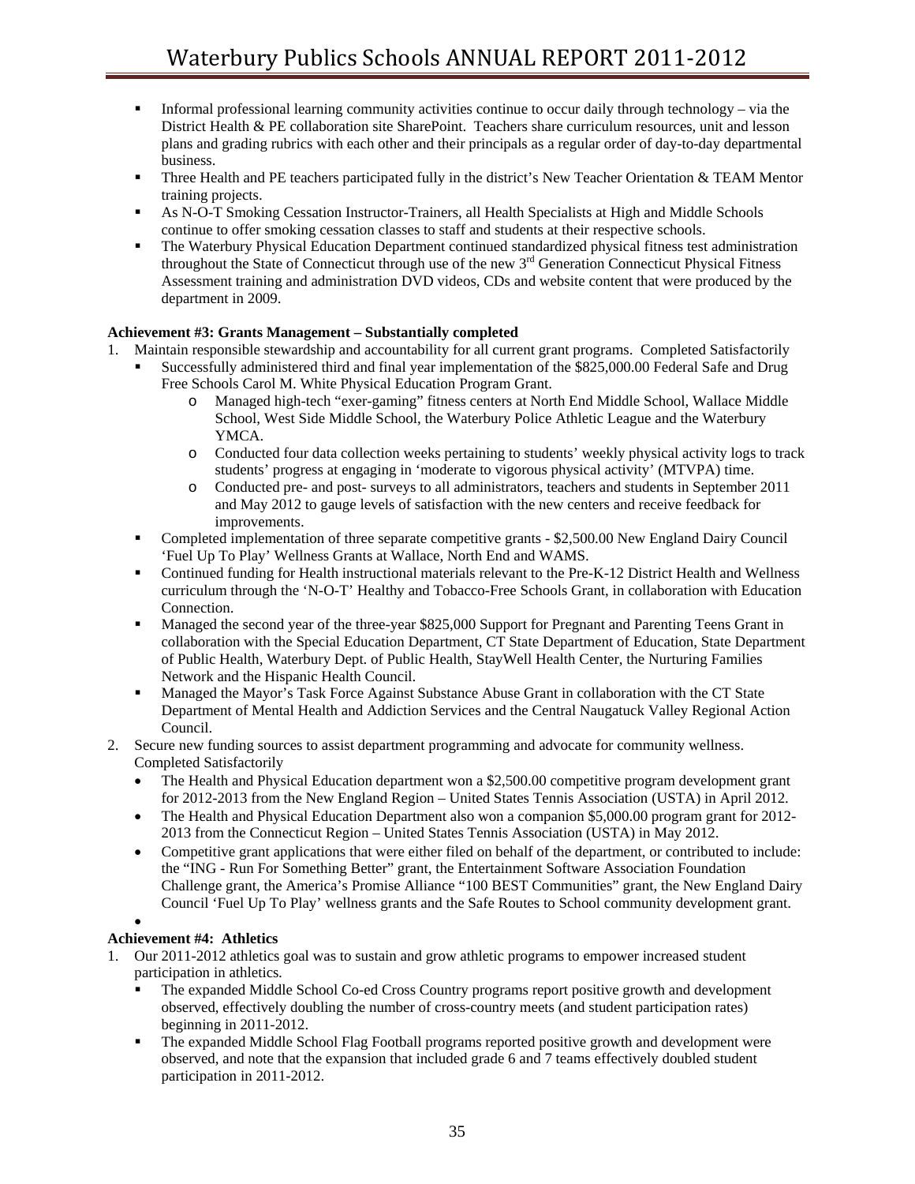- Informal professional learning community activities continue to occur daily through technology – via the District Health & PE collaboration site SharePoint. Teachers share curriculum resources, unit and lesson plans and grading rubrics with each other and their principals as a regular order of day-to-day departmental business.
- Three Health and PE teachers participated fully in the district's New Teacher Orientation & TEAM Mentor training projects.
- As N-O-T Smoking Cessation Instructor-Trainers, all Health Specialists at High and Middle Schools continue to offer smoking cessation classes to staff and students at their respective schools.
- The Waterbury Physical Education Department continued standardized physical fitness test administration throughout the State of Connecticut through use of the new 3rd Generation Connecticut Physical Fitness Assessment training and administration DVD videos, CDs and website content that were produced by the department in 2009.

**Achievement #3: Grants Management – Substantially completed**

1. Maintain responsible stewardship and accountability for all current grant programs. Completed Satisfactorily
   - Successfully administered third and final year implementation of the $825,000.00 Federal Safe and Drug Free Schools Carol M. White Physical Education Program Grant.
     - Managed high-tech "exer-gaming" fitness centers at North End Middle School, Wallace Middle School, West Side Middle School, the Waterbury Police Athletic League and the Waterbury YMCA.
     - Conducted four data collection weeks pertaining to students' weekly physical activity logs to track students' progress at engaging in 'moderate to vigorous physical activity' (MTVPA) time.
     - Conducted pre- and post- surveys to all administrators, teachers and students in September 2011 and May 2012 to gauge levels of satisfaction with the new centers and receive feedback for improvements.
   - Completed implementation of three separate competitive grants - $2,500.00 New England Dairy Council 'Fuel Up To Play' Wellness Grants at Wallace, North End and WAMS.
   - Continued funding for Health instructional materials relevant to the Pre-K-12 District Health and Wellness curriculum through the 'N-O-T' Healthy and Tobacco-Free Schools Grant, in collaboration with Education Connection.
   - Managed the second year of the three-year $825,000 Support for Pregnant and Parenting Teens Grant in collaboration with the Special Education Department, CT State Department of Education, State Department of Public Health, Waterbury Dept. of Public Health, StayWell Health Center, the Nurturing Families Network and the Hispanic Health Council.
   - Managed the Mayor's Task Force Against Substance Abuse Grant in collaboration with the CT State Department of Mental Health and Addiction Services and the Central Naugatuck Valley Regional Action Council.
2. Secure new funding sources to assist department programming and advocate for community wellness. Completed Satisfactorily
   - The Health and Physical Education department won a $2,500.00 competitive program development grant for 2012-2013 from the New England Region – United States Tennis Association (USTA) in April 2012.
   - The Health and Physical Education Department also won a companion $5,000.00 program grant for 2012-2013 from the Connecticut Region – United States Tennis Association (USTA) in May 2012.
   - Competitive grant applications that were either filed on behalf of the department, or contributed to include: the "ING - Run For Something Better" grant, the Entertainment Software Association Foundation Challenge grant, the America's Promise Alliance "100 BEST Communities" grant, the New England Dairy Council 'Fuel Up To Play' wellness grants and the Safe Routes to School community development grant.

**Achievement #4: Athletics**

1. Our 2011-2012 athletics goal was to sustain and grow athletic programs to empower increased student participation in athletics.
   - The expanded Middle School Co-ed Cross Country programs report positive growth and development observed, effectively doubling the number of cross-country meets (and student participation rates) beginning in 2011-2012.
   - The expanded Middle School Flag Football programs reported positive growth and development were observed, and note that the expansion that included grade 6 and 7 teams effectively doubled student participation in 2011-2012.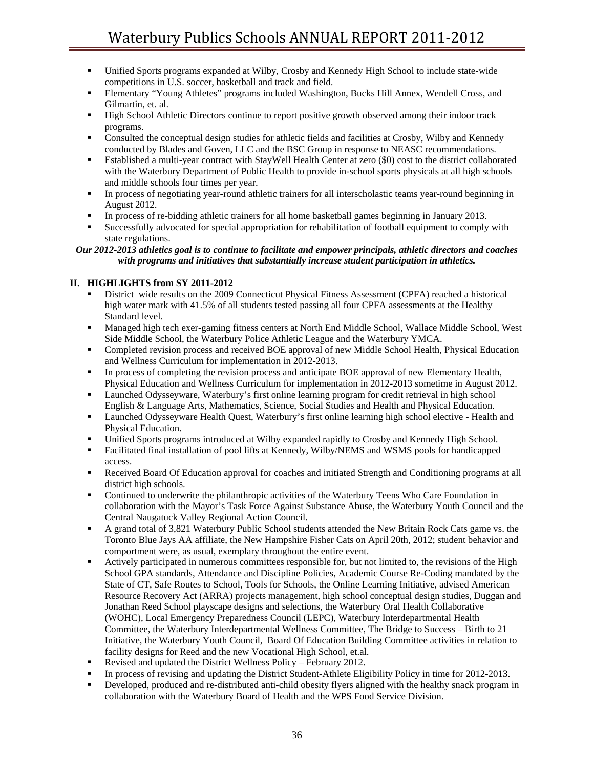- Unified Sports programs expanded at Wilby, Crosby and Kennedy High School to include state-wide competitions in U.S. soccer, basketball and track and field.
- Elementary "Young Athletes" programs included Washington, Bucks Hill Annex, Wendell Cross, and Gilmartin, et. al.
- High School Athletic Directors continue to report positive growth observed among their indoor track programs.
- Consulted the conceptual design studies for athletic fields and facilities at Crosby, Wilby and Kennedy conducted by Blades and Goven, LLC and the BSC Group in response to NEASC recommendations.
- Established a multi-year contract with StayWell Health Center at zero ($0) cost to the district collaborated with the Waterbury Department of Public Health to provide in-school sports physicals at all high schools and middle schools four times per year.
- In process of negotiating year-round athletic trainers for all interscholastic teams year-round beginning in August 2012.
- In process of re-bidding athletic trainers for all home basketball games beginning in January 2013.
- Successfully advocated for special appropriation for rehabilitation of football equipment to comply with state regulations.

***Our 2012-2013 athletics goal is to continue to facilitate and empower principals, athletic directors and coaches with programs and initiatives that substantially increase student participation in athletics.***

## II. HIGHLIGHTS from SY 2011-2012

- District wide results on the 2009 Connecticut Physical Fitness Assessment (CPFA) reached a historical high water mark with 41.5% of all students tested passing all four CPFA assessments at the Healthy Standard level.
- Managed high tech exer-gaming fitness centers at North End Middle School, Wallace Middle School, West Side Middle School, the Waterbury Police Athletic League and the Waterbury YMCA.
- Completed revision process and received BOE approval of new Middle School Health, Physical Education and Wellness Curriculum for implementation in 2012-2013.
- In process of completing the revision process and anticipate BOE approval of new Elementary Health, Physical Education and Wellness Curriculum for implementation in 2012-2013 sometime in August 2012.
- Launched Odysseyware, Waterbury's first online learning program for credit retrieval in high school English & Language Arts, Mathematics, Science, Social Studies and Health and Physical Education.
- Launched Odysseyware Health Quest, Waterbury's first online learning high school elective - Health and Physical Education.
- Unified Sports programs introduced at Wilby expanded rapidly to Crosby and Kennedy High School.
- Facilitated final installation of pool lifts at Kennedy, Wilby/NEMS and WSMS pools for handicapped access.
- Received Board Of Education approval for coaches and initiated Strength and Conditioning programs at all district high schools.
- Continued to underwrite the philanthropic activities of the Waterbury Teens Who Care Foundation in collaboration with the Mayor's Task Force Against Substance Abuse, the Waterbury Youth Council and the Central Naugatuck Valley Regional Action Council.
- A grand total of 3,821 Waterbury Public School students attended the New Britain Rock Cats game vs. the Toronto Blue Jays AA affiliate, the New Hampshire Fisher Cats on April 20th, 2012; student behavior and comportment were, as usual, exemplary throughout the entire event.
- Actively participated in numerous committees responsible for, but not limited to, the revisions of the High School GPA standards, Attendance and Discipline Policies, Academic Course Re-Coding mandated by the State of CT, Safe Routes to School, Tools for Schools, the Online Learning Initiative, advised American Resource Recovery Act (ARRA) projects management, high school conceptual design studies, Duggan and Jonathan Reed School playscape designs and selections, the Waterbury Oral Health Collaborative (WOHC), Local Emergency Preparedness Council (LEPC), Waterbury Interdepartmental Health Committee, the Waterbury Interdepartmental Wellness Committee, The Bridge to Success – Birth to 21 Initiative, the Waterbury Youth Council, Board Of Education Building Committee activities in relation to facility designs for Reed and the new Vocational High School, et.al.
- Revised and updated the District Wellness Policy – February 2012.
- In process of revising and updating the District Student-Athlete Eligibility Policy in time for 2012-2013.
- Developed, produced and re-distributed anti-child obesity flyers aligned with the healthy snack program in collaboration with the Waterbury Board of Health and the WPS Food Service Division.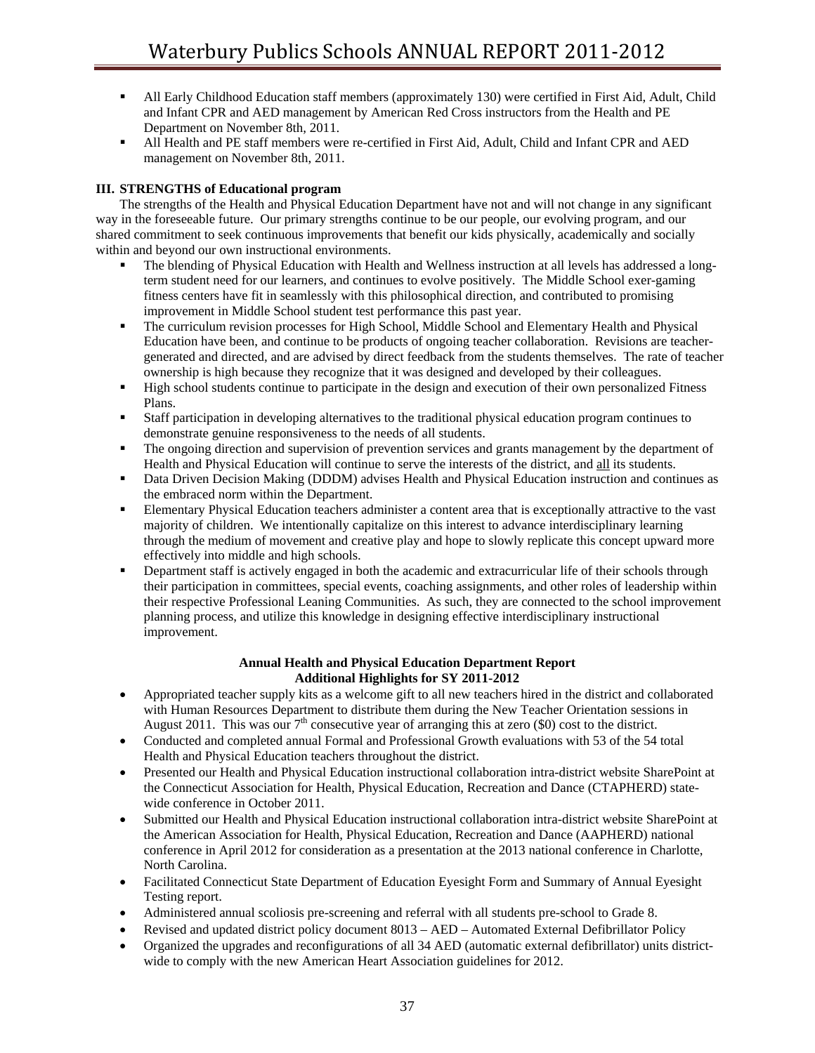- All Early Childhood Education staff members (approximately 130) were certified in First Aid, Adult, Child and Infant CPR and AED management by American Red Cross instructors from the Health and PE Department on November 8th, 2011.
- All Health and PE staff members were re-certified in First Aid, Adult, Child and Infant CPR and AED management on November 8th, 2011.

### III. STRENGTHS of Educational program

The strengths of the Health and Physical Education Department have not and will not change in any significant way in the foreseeable future. Our primary strengths continue to be our people, our evolving program, and our shared commitment to seek continuous improvements that benefit our kids physically, academically and socially within and beyond our own instructional environments.

- The blending of Physical Education with Health and Wellness instruction at all levels has addressed a long-term student need for our learners, and continues to evolve positively. The Middle School exer-gaming fitness centers have fit in seamlessly with this philosophical direction, and contributed to promising improvement in Middle School student test performance this past year.
- The curriculum revision processes for High School, Middle School and Elementary Health and Physical Education have been, and continue to be products of ongoing teacher collaboration. Revisions are teacher-generated and directed, and are advised by direct feedback from the students themselves. The rate of teacher ownership is high because they recognize that it was designed and developed by their colleagues.
- High school students continue to participate in the design and execution of their own personalized Fitness Plans.
- Staff participation in developing alternatives to the traditional physical education program continues to demonstrate genuine responsiveness to the needs of all students.
- The ongoing direction and supervision of prevention services and grants management by the department of Health and Physical Education will continue to serve the interests of the district, and <u>all</u> its students.
- Data Driven Decision Making (DDDM) advises Health and Physical Education instruction and continues as the embraced norm within the Department.
- Elementary Physical Education teachers administer a content area that is exceptionally attractive to the vast majority of children. We intentionally capitalize on this interest to advance interdisciplinary learning through the medium of movement and creative play and hope to slowly replicate this concept upward more effectively into middle and high schools.
- Department staff is actively engaged in both the academic and extracurricular life of their schools through their participation in committees, special events, coaching assignments, and other roles of leadership within their respective Professional Leaning Communities. As such, they are connected to the school improvement planning process, and utilize this knowledge in designing effective interdisciplinary instructional improvement.

**Annual Health and Physical Education Department Report**
**Additional Highlights for SY 2011-2012**

- Appropriated teacher supply kits as a welcome gift to all new teachers hired in the district and collaborated with Human Resources Department to distribute them during the New Teacher Orientation sessions in August 2011. This was our 7th consecutive year of arranging this at zero ($0) cost to the district.
- Conducted and completed annual Formal and Professional Growth evaluations with 53 of the 54 total Health and Physical Education teachers throughout the district.
- Presented our Health and Physical Education instructional collaboration intra-district website SharePoint at the Connecticut Association for Health, Physical Education, Recreation and Dance (CTAPHERD) state-wide conference in October 2011.
- Submitted our Health and Physical Education instructional collaboration intra-district website SharePoint at the American Association for Health, Physical Education, Recreation and Dance (AAPHERD) national conference in April 2012 for consideration as a presentation at the 2013 national conference in Charlotte, North Carolina.
- Facilitated Connecticut State Department of Education Eyesight Form and Summary of Annual Eyesight Testing report.
- Administered annual scoliosis pre-screening and referral with all students pre-school to Grade 8.
- Revised and updated district policy document 8013 – AED – Automated External Defibrillator Policy
- Organized the upgrades and reconfigurations of all 34 AED (automatic external defibrillator) units district-wide to comply with the new American Heart Association guidelines for 2012.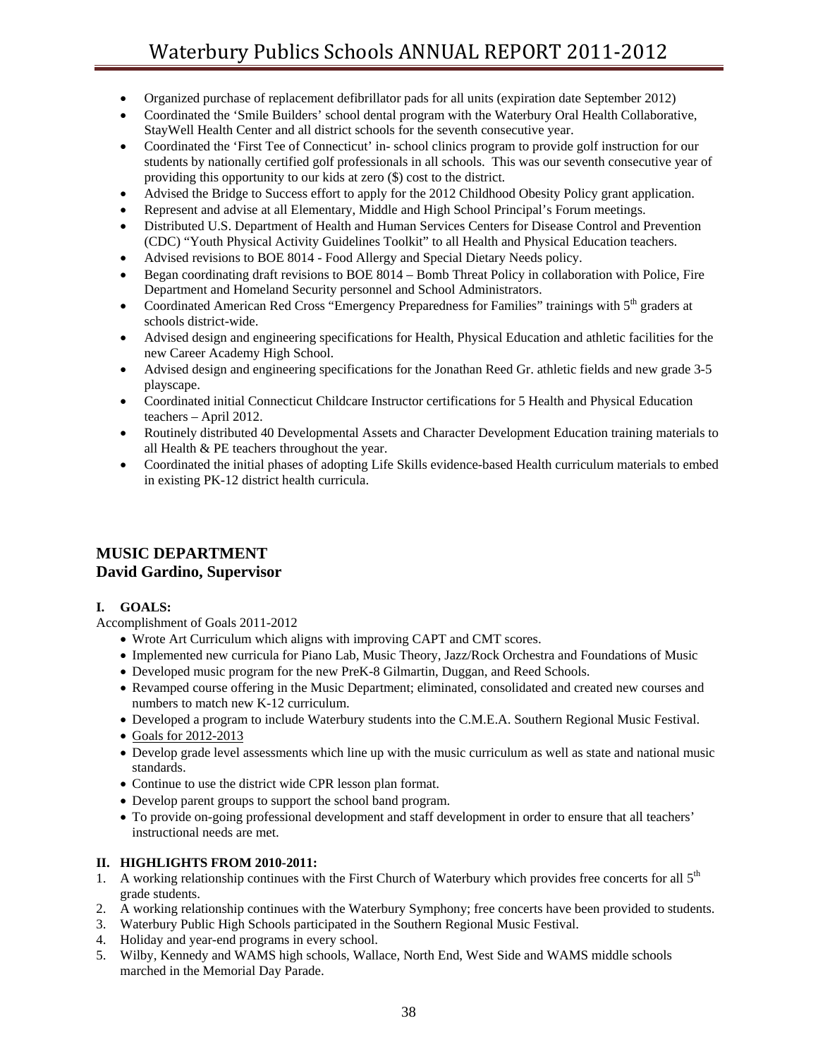- Organized purchase of replacement defibrillator pads for all units (expiration date September 2012)
- Coordinated the 'Smile Builders' school dental program with the Waterbury Oral Health Collaborative, StayWell Health Center and all district schools for the seventh consecutive year.
- Coordinated the 'First Tee of Connecticut' in- school clinics program to provide golf instruction for our students by nationally certified golf professionals in all schools. This was our seventh consecutive year of providing this opportunity to our kids at zero ($) cost to the district.
- Advised the Bridge to Success effort to apply for the 2012 Childhood Obesity Policy grant application.
- Represent and advise at all Elementary, Middle and High School Principal's Forum meetings.
- Distributed U.S. Department of Health and Human Services Centers for Disease Control and Prevention (CDC) "Youth Physical Activity Guidelines Toolkit" to all Health and Physical Education teachers.
- Advised revisions to BOE 8014 - Food Allergy and Special Dietary Needs policy.
- Began coordinating draft revisions to BOE 8014 – Bomb Threat Policy in collaboration with Police, Fire Department and Homeland Security personnel and School Administrators.
- Coordinated American Red Cross "Emergency Preparedness for Families" trainings with 5th graders at schools district-wide.
- Advised design and engineering specifications for Health, Physical Education and athletic facilities for the new Career Academy High School.
- Advised design and engineering specifications for the Jonathan Reed Gr. athletic fields and new grade 3-5 playscape.
- Coordinated initial Connecticut Childcare Instructor certifications for 5 Health and Physical Education teachers – April 2012.
- Routinely distributed 40 Developmental Assets and Character Development Education training materials to all Health & PE teachers throughout the year.
- Coordinated the initial phases of adopting Life Skills evidence-based Health curriculum materials to embed in existing PK-12 district health curricula.

## MUSIC DEPARTMENT
## David Gardino, Supervisor

### I. GOALS:

Accomplishment of Goals 2011-2012

- Wrote Art Curriculum which aligns with improving CAPT and CMT scores.
- Implemented new curricula for Piano Lab, Music Theory, Jazz/Rock Orchestra and Foundations of Music
- Developed music program for the new PreK-8 Gilmartin, Duggan, and Reed Schools.
- Revamped course offering in the Music Department; eliminated, consolidated and created new courses and numbers to match new K-12 curriculum.
- Developed a program to include Waterbury students into the C.M.E.A. Southern Regional Music Festival.
- Goals for 2012-2013
- Develop grade level assessments which line up with the music curriculum as well as state and national music standards.
- Continue to use the district wide CPR lesson plan format.
- Develop parent groups to support the school band program.
- To provide on-going professional development and staff development in order to ensure that all teachers' instructional needs are met.

### II. HIGHLIGHTS FROM 2010-2011:

1. A working relationship continues with the First Church of Waterbury which provides free concerts for all 5th grade students.
2. A working relationship continues with the Waterbury Symphony; free concerts have been provided to students.
3. Waterbury Public High Schools participated in the Southern Regional Music Festival.
4. Holiday and year-end programs in every school.
5. Wilby, Kennedy and WAMS high schools, Wallace, North End, West Side and WAMS middle schools marched in the Memorial Day Parade.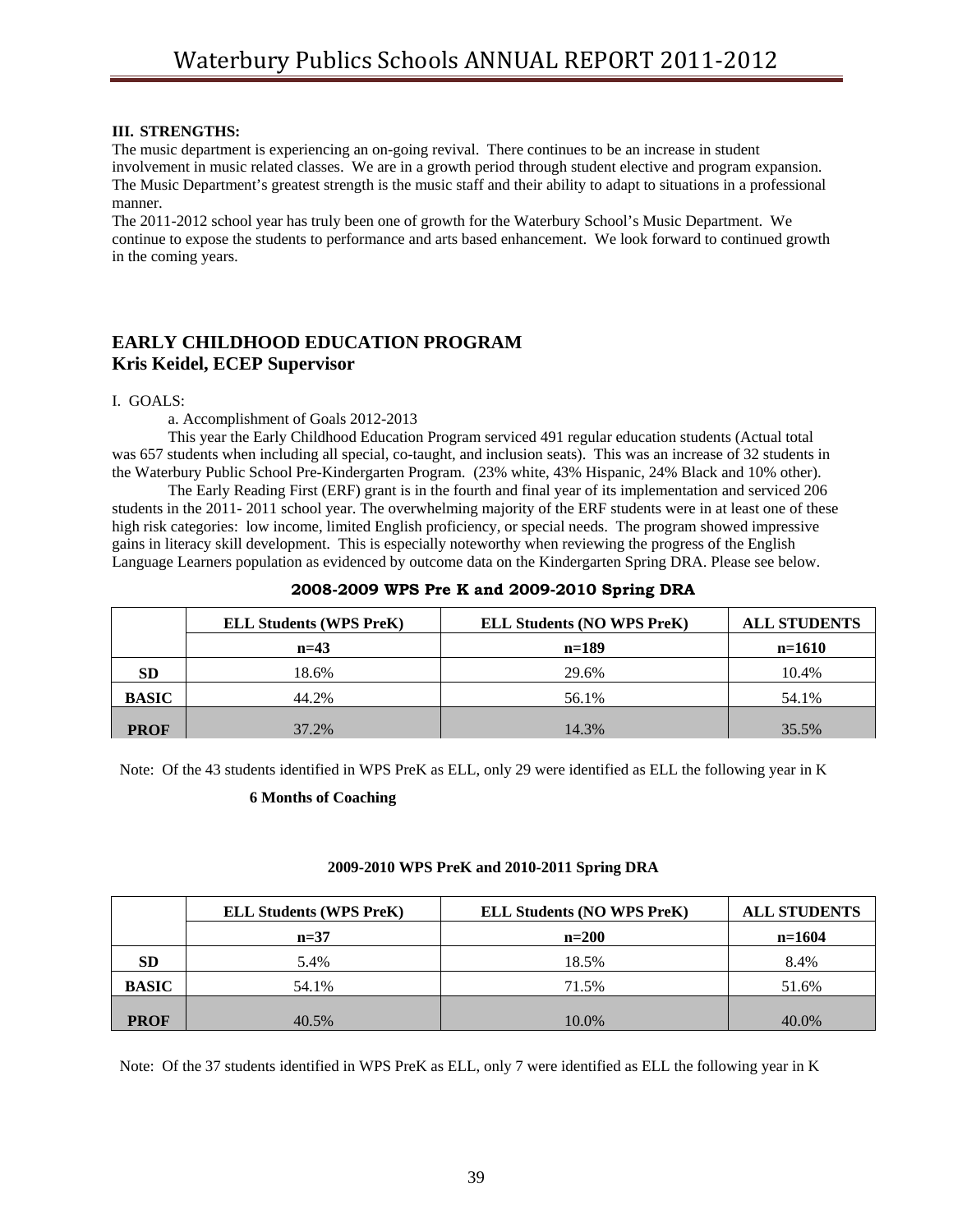### III. STRENGTHS:

The music department is experiencing an on-going revival. There continues to be an increase in student involvement in music related classes. We are in a growth period through student elective and program expansion. The Music Department's greatest strength is the music staff and their ability to adapt to situations in a professional manner.

The 2011-2012 school year has truly been one of growth for the Waterbury School's Music Department. We continue to expose the students to performance and arts based enhancement. We look forward to continued growth in the coming years.

## EARLY CHILDHOOD EDUCATION PROGRAM
## Kris Keidel, ECEP Supervisor

I. GOALS:

a. Accomplishment of Goals 2012-2013

This year the Early Childhood Education Program serviced 491 regular education students (Actual total was 657 students when including all special, co-taught, and inclusion seats). This was an increase of 32 students in the Waterbury Public School Pre-Kindergarten Program. (23% white, 43% Hispanic, 24% Black and 10% other).

The Early Reading First (ERF) grant is in the fourth and final year of its implementation and serviced 206 students in the 2011- 2011 school year. The overwhelming majority of the ERF students were in at least one of these high risk categories: low income, limited English proficiency, or special needs. The program showed impressive gains in literacy skill development. This is especially noteworthy when reviewing the progress of the English Language Learners population as evidenced by outcome data on the Kindergarten Spring DRA. Please see below.

**2008-2009 WPS Pre K and 2009-2010 Spring DRA**

| | ELL Students (WPS PreK) | ELL Students (NO WPS PreK) | ALL STUDENTS |
|---|---|---|---|
| | n=43 | n=189 | n=1610 |
| SD | 18.6% | 29.6% | 10.4% |
| BASIC | 44.2% | 56.1% | 54.1% |
| PROF | 37.2% | 14.3% | 35.5% |

Note: Of the 43 students identified in WPS PreK as ELL, only 29 were identified as ELL the following year in K

**6 Months of Coaching**

**2009-2010 WPS PreK and 2010-2011 Spring DRA**

| | ELL Students (WPS PreK) | ELL Students (NO WPS PreK) | ALL STUDENTS |
|---|---|---|---|
| | n=37 | n=200 | n=1604 |
| SD | 5.4% | 18.5% | 8.4% |
| BASIC | 54.1% | 71.5% | 51.6% |
| PROF | 40.5% | 10.0% | 40.0% |

Note: Of the 37 students identified in WPS PreK as ELL, only 7 were identified as ELL the following year in K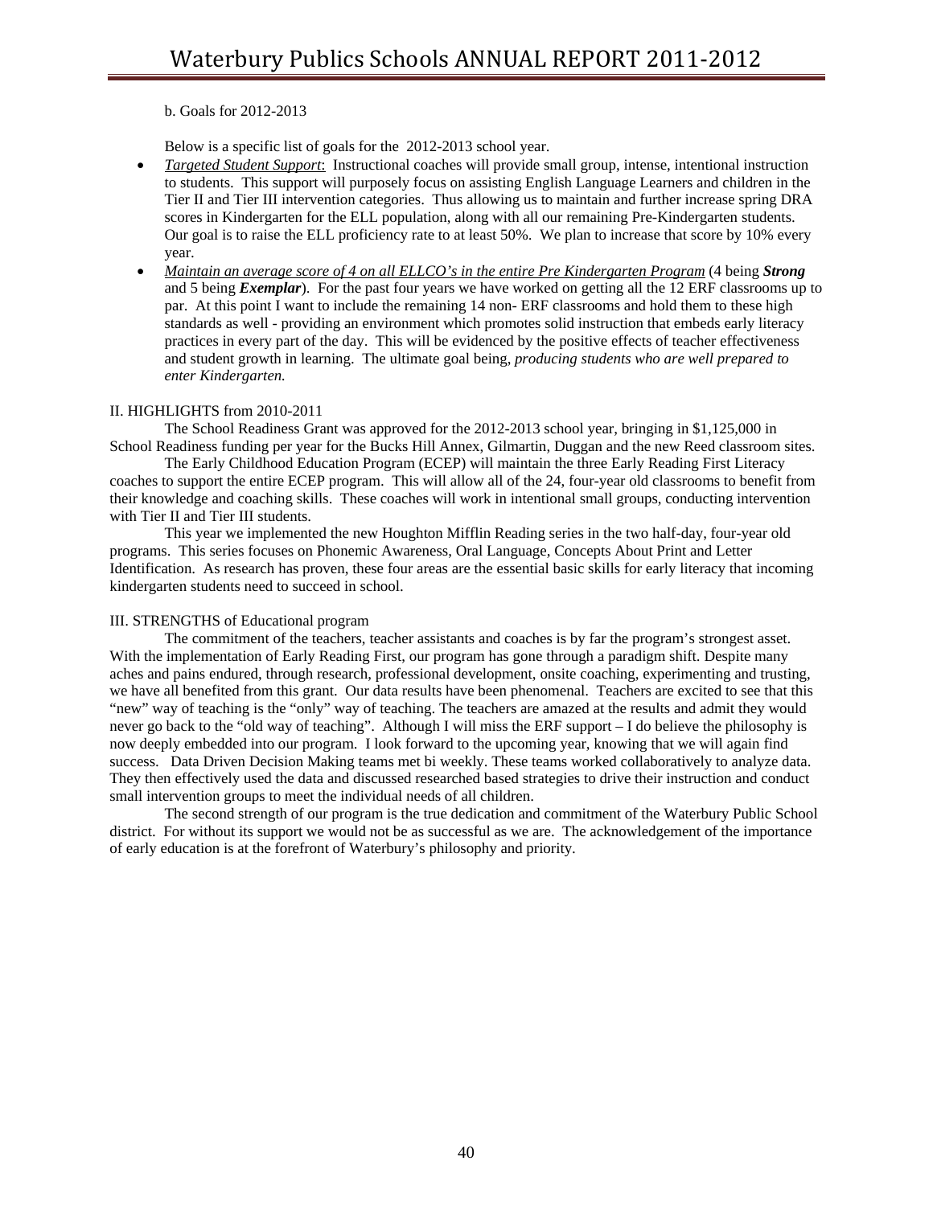b. Goals for 2012-2013

Below is a specific list of goals for the 2012-2013 school year.

- _Targeted Student Support_: Instructional coaches will provide small group, intense, intentional instruction to students. This support will purposely focus on assisting English Language Learners and children in the Tier II and Tier III intervention categories. Thus allowing us to maintain and further increase spring DRA scores in Kindergarten for the ELL population, along with all our remaining Pre-Kindergarten students. Our goal is to raise the ELL proficiency rate to at least 50%. We plan to increase that score by 10% every year.
- _Maintain an average score of 4 on all ELLCO's in the entire Pre Kindergarten Program_ (4 being ***Strong*** and 5 being ***Exemplar***). For the past four years we have worked on getting all the 12 ERF classrooms up to par. At this point I want to include the remaining 14 non- ERF classrooms and hold them to these high standards as well - providing an environment which promotes solid instruction that embeds early literacy practices in every part of the day. This will be evidenced by the positive effects of teacher effectiveness and student growth in learning. The ultimate goal being, *producing students who are well prepared to enter Kindergarten.*

II. HIGHLIGHTS from 2010-2011

The School Readiness Grant was approved for the 2012-2013 school year, bringing in $1,125,000 in School Readiness funding per year for the Bucks Hill Annex, Gilmartin, Duggan and the new Reed classroom sites.

The Early Childhood Education Program (ECEP) will maintain the three Early Reading First Literacy coaches to support the entire ECEP program. This will allow all of the 24, four-year old classrooms to benefit from their knowledge and coaching skills. These coaches will work in intentional small groups, conducting intervention with Tier II and Tier III students.

This year we implemented the new Houghton Mifflin Reading series in the two half-day, four-year old programs. This series focuses on Phonemic Awareness, Oral Language, Concepts About Print and Letter Identification. As research has proven, these four areas are the essential basic skills for early literacy that incoming kindergarten students need to succeed in school.

III. STRENGTHS of Educational program

The commitment of the teachers, teacher assistants and coaches is by far the program's strongest asset. With the implementation of Early Reading First, our program has gone through a paradigm shift. Despite many aches and pains endured, through research, professional development, onsite coaching, experimenting and trusting, we have all benefited from this grant. Our data results have been phenomenal. Teachers are excited to see that this "new" way of teaching is the "only" way of teaching. The teachers are amazed at the results and admit they would never go back to the "old way of teaching". Although I will miss the ERF support – I do believe the philosophy is now deeply embedded into our program. I look forward to the upcoming year, knowing that we will again find success. Data Driven Decision Making teams met bi weekly. These teams worked collaboratively to analyze data. They then effectively used the data and discussed researched based strategies to drive their instruction and conduct small intervention groups to meet the individual needs of all children.

The second strength of our program is the true dedication and commitment of the Waterbury Public School district. For without its support we would not be as successful as we are. The acknowledgement of the importance of early education is at the forefront of Waterbury's philosophy and priority.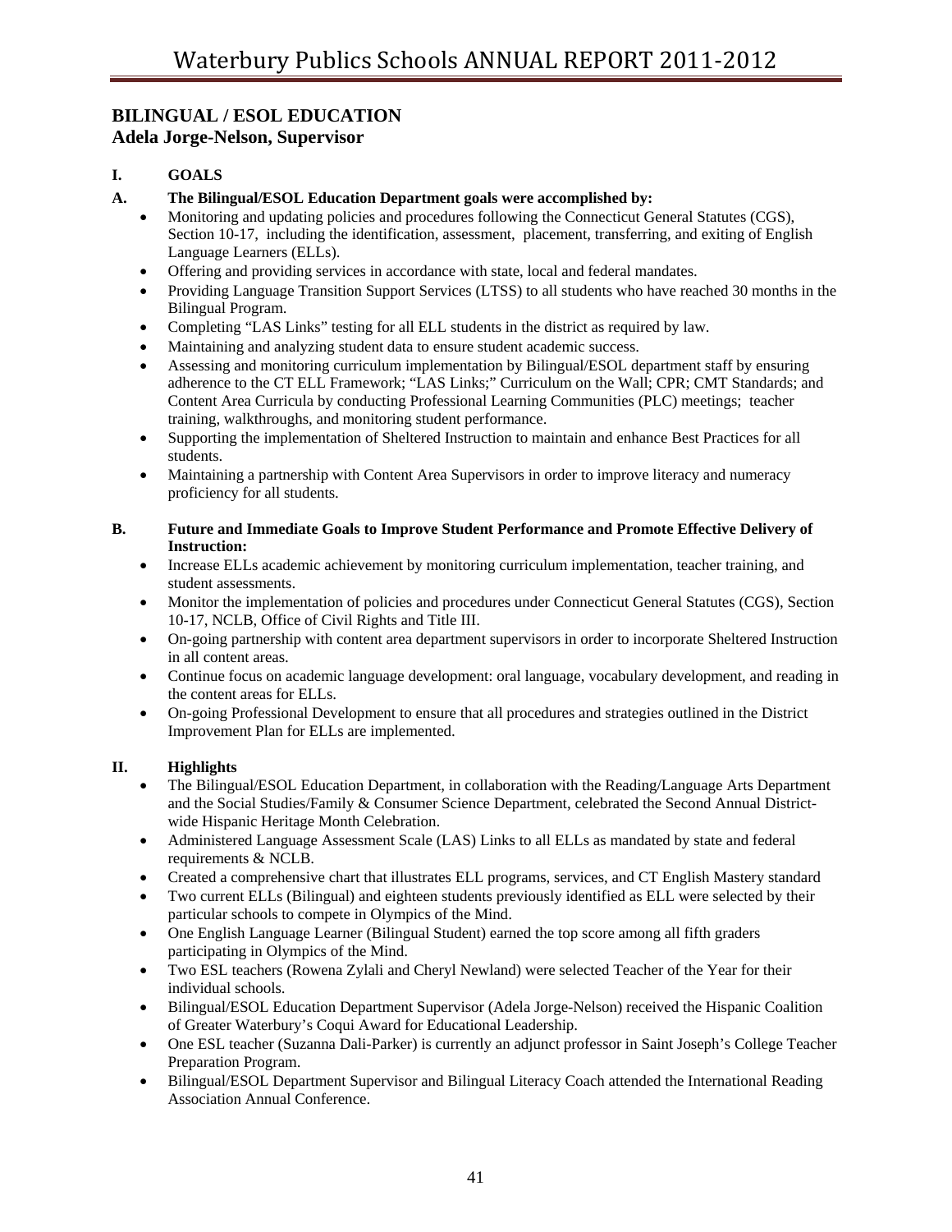## BILINGUAL / ESOL EDUCATION
## Adela Jorge-Nelson, Supervisor

### I. GOALS

**A. The Bilingual/ESOL Education Department goals were accomplished by:**

- Monitoring and updating policies and procedures following the Connecticut General Statutes (CGS), Section 10-17, including the identification, assessment, placement, transferring, and exiting of English Language Learners (ELLs).
- Offering and providing services in accordance with state, local and federal mandates.
- Providing Language Transition Support Services (LTSS) to all students who have reached 30 months in the Bilingual Program.
- Completing "LAS Links" testing for all ELL students in the district as required by law.
- Maintaining and analyzing student data to ensure student academic success.
- Assessing and monitoring curriculum implementation by Bilingual/ESOL department staff by ensuring adherence to the CT ELL Framework; "LAS Links;" Curriculum on the Wall; CPR; CMT Standards; and Content Area Curricula by conducting Professional Learning Communities (PLC) meetings; teacher training, walkthroughs, and monitoring student performance.
- Supporting the implementation of Sheltered Instruction to maintain and enhance Best Practices for all students.
- Maintaining a partnership with Content Area Supervisors in order to improve literacy and numeracy proficiency for all students.

**B. Future and Immediate Goals to Improve Student Performance and Promote Effective Delivery of Instruction:**

- Increase ELLs academic achievement by monitoring curriculum implementation, teacher training, and student assessments.
- Monitor the implementation of policies and procedures under Connecticut General Statutes (CGS), Section 10-17, NCLB, Office of Civil Rights and Title III.
- On-going partnership with content area department supervisors in order to incorporate Sheltered Instruction in all content areas.
- Continue focus on academic language development: oral language, vocabulary development, and reading in the content areas for ELLs.
- On-going Professional Development to ensure that all procedures and strategies outlined in the District Improvement Plan for ELLs are implemented.

### II. Highlights

- The Bilingual/ESOL Education Department, in collaboration with the Reading/Language Arts Department and the Social Studies/Family & Consumer Science Department, celebrated the Second Annual District-wide Hispanic Heritage Month Celebration.
- Administered Language Assessment Scale (LAS) Links to all ELLs as mandated by state and federal requirements & NCLB.
- Created a comprehensive chart that illustrates ELL programs, services, and CT English Mastery standard
- Two current ELLs (Bilingual) and eighteen students previously identified as ELL were selected by their particular schools to compete in Olympics of the Mind.
- One English Language Learner (Bilingual Student) earned the top score among all fifth graders participating in Olympics of the Mind.
- Two ESL teachers (Rowena Zylali and Cheryl Newland) were selected Teacher of the Year for their individual schools.
- Bilingual/ESOL Education Department Supervisor (Adela Jorge-Nelson) received the Hispanic Coalition of Greater Waterbury's Coqui Award for Educational Leadership.
- One ESL teacher (Suzanna Dali-Parker) is currently an adjunct professor in Saint Joseph's College Teacher Preparation Program.
- Bilingual/ESOL Department Supervisor and Bilingual Literacy Coach attended the International Reading Association Annual Conference.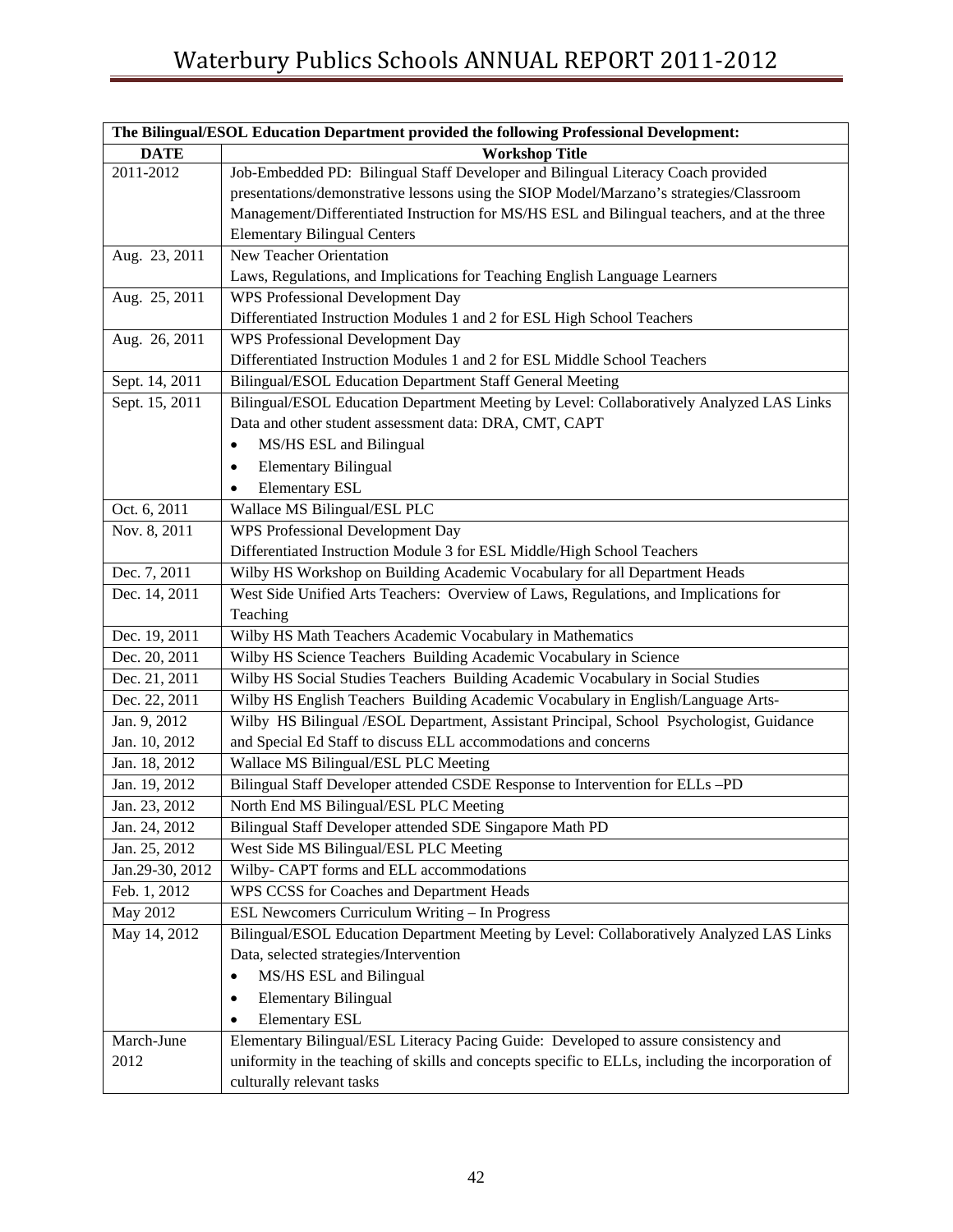| The Bilingual/ESOL Education Department provided the following Professional Development: | |
|---|---|
| **DATE** | **Workshop Title** |
| 2011-2012 | Job-Embedded PD: Bilingual Staff Developer and Bilingual Literacy Coach provided presentations/demonstrative lessons using the SIOP Model/Marzano's strategies/Classroom Management/Differentiated Instruction for MS/HS ESL and Bilingual teachers, and at the three Elementary Bilingual Centers |
| Aug. 23, 2011 | New Teacher Orientation<br>Laws, Regulations, and Implications for Teaching English Language Learners |
| Aug. 25, 2011 | WPS Professional Development Day<br>Differentiated Instruction Modules 1 and 2 for ESL High School Teachers |
| Aug. 26, 2011 | WPS Professional Development Day<br>Differentiated Instruction Modules 1 and 2 for ESL Middle School Teachers |
| Sept. 14, 2011 | Bilingual/ESOL Education Department Staff General Meeting |
| Sept. 15, 2011 | Bilingual/ESOL Education Department Meeting by Level: Collaboratively Analyzed LAS Links Data and other student assessment data: DRA, CMT, CAPT<br>• MS/HS ESL and Bilingual<br>• Elementary Bilingual<br>• Elementary ESL |
| Oct. 6, 2011 | Wallace MS Bilingual/ESL PLC |
| Nov. 8, 2011 | WPS Professional Development Day<br>Differentiated Instruction Module 3 for ESL Middle/High School Teachers |
| Dec. 7, 2011 | Wilby HS Workshop on Building Academic Vocabulary for all Department Heads |
| Dec. 14, 2011 | West Side Unified Arts Teachers: Overview of Laws, Regulations, and Implications for Teaching |
| Dec. 19, 2011 | Wilby HS Math Teachers Academic Vocabulary in Mathematics |
| Dec. 20, 2011 | Wilby HS Science Teachers Building Academic Vocabulary in Science |
| Dec. 21, 2011 | Wilby HS Social Studies Teachers Building Academic Vocabulary in Social Studies |
| Dec. 22, 2011 | Wilby HS English Teachers Building Academic Vocabulary in English/Language Arts- |
| Jan. 9, 2012<br>Jan. 10, 2012 | Wilby HS Bilingual /ESOL Department, Assistant Principal, School Psychologist, Guidance and Special Ed Staff to discuss ELL accommodations and concerns |
| Jan. 18, 2012 | Wallace MS Bilingual/ESL PLC Meeting |
| Jan. 19, 2012 | Bilingual Staff Developer attended CSDE Response to Intervention for ELLs –PD |
| Jan. 23, 2012 | North End MS Bilingual/ESL PLC Meeting |
| Jan. 24, 2012 | Bilingual Staff Developer attended SDE Singapore Math PD |
| Jan. 25, 2012 | West Side MS Bilingual/ESL PLC Meeting |
| Jan.29-30, 2012 | Wilby- CAPT forms and ELL accommodations |
| Feb. 1, 2012 | WPS CCSS for Coaches and Department Heads |
| May 2012 | ESL Newcomers Curriculum Writing – In Progress |
| May 14, 2012 | Bilingual/ESOL Education Department Meeting by Level: Collaboratively Analyzed LAS Links Data, selected strategies/Intervention<br>• MS/HS ESL and Bilingual<br>• Elementary Bilingual<br>• Elementary ESL |
| March-June 2012 | Elementary Bilingual/ESL Literacy Pacing Guide: Developed to assure consistency and uniformity in the teaching of skills and concepts specific to ELLs, including the incorporation of culturally relevant tasks |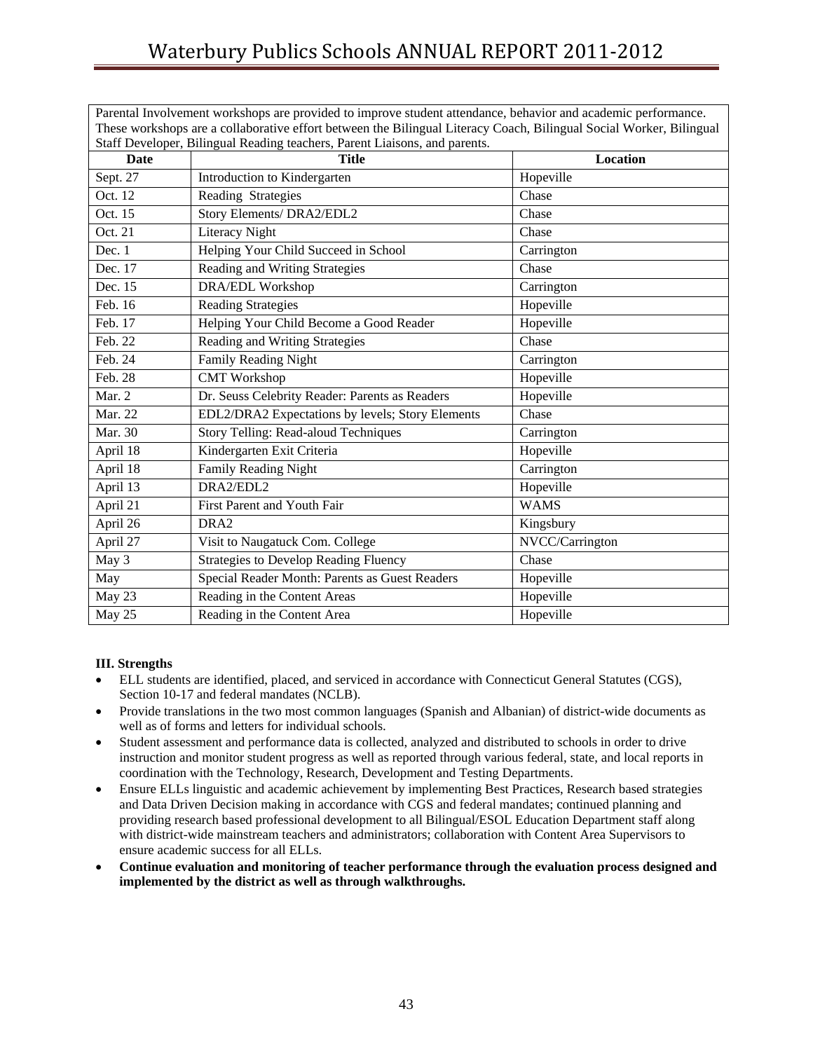Parental Involvement workshops are provided to improve student attendance, behavior and academic performance. These workshops are a collaborative effort between the Bilingual Literacy Coach, Bilingual Social Worker, Bilingual Staff Developer, Bilingual Reading teachers, Parent Liaisons, and parents.

| Date | Title | Location |
|---|---|---|
| Sept. 27 | Introduction to Kindergarten | Hopeville |
| Oct. 12 | Reading Strategies | Chase |
| Oct. 15 | Story Elements/ DRA2/EDL2 | Chase |
| Oct. 21 | Literacy Night | Chase |
| Dec. 1 | Helping Your Child Succeed in School | Carrington |
| Dec. 17 | Reading and Writing Strategies | Chase |
| Dec. 15 | DRA/EDL Workshop | Carrington |
| Feb. 16 | Reading Strategies | Hopeville |
| Feb. 17 | Helping Your Child Become a Good Reader | Hopeville |
| Feb. 22 | Reading and Writing Strategies | Chase |
| Feb. 24 | Family Reading Night | Carrington |
| Feb. 28 | CMT Workshop | Hopeville |
| Mar. 2 | Dr. Seuss Celebrity Reader: Parents as Readers | Hopeville |
| Mar. 22 | EDL2/DRA2 Expectations by levels; Story Elements | Chase |
| Mar. 30 | Story Telling: Read-aloud Techniques | Carrington |
| April 18 | Kindergarten Exit Criteria | Hopeville |
| April 18 | Family Reading Night | Carrington |
| April 13 | DRA2/EDL2 | Hopeville |
| April 21 | First Parent and Youth Fair | WAMS |
| April 26 | DRA2 | Kingsbury |
| April 27 | Visit to Naugatuck Com. College | NVCC/Carrington |
| May 3 | Strategies to Develop Reading Fluency | Chase |
| May | Special Reader Month: Parents as Guest Readers | Hopeville |
| May 23 | Reading in the Content Areas | Hopeville |
| May 25 | Reading in the Content Area | Hopeville |

**III. Strengths**

- ELL students are identified, placed, and serviced in accordance with Connecticut General Statutes (CGS), Section 10-17 and federal mandates (NCLB).
- Provide translations in the two most common languages (Spanish and Albanian) of district-wide documents as well as of forms and letters for individual schools.
- Student assessment and performance data is collected, analyzed and distributed to schools in order to drive instruction and monitor student progress as well as reported through various federal, state, and local reports in coordination with the Technology, Research, Development and Testing Departments.
- Ensure ELLs linguistic and academic achievement by implementing Best Practices, Research based strategies and Data Driven Decision making in accordance with CGS and federal mandates; continued planning and providing research based professional development to all Bilingual/ESOL Education Department staff along with district-wide mainstream teachers and administrators; collaboration with Content Area Supervisors to ensure academic success for all ELLs.
- **Continue evaluation and monitoring of teacher performance through the evaluation process designed and implemented by the district as well as through walkthroughs.**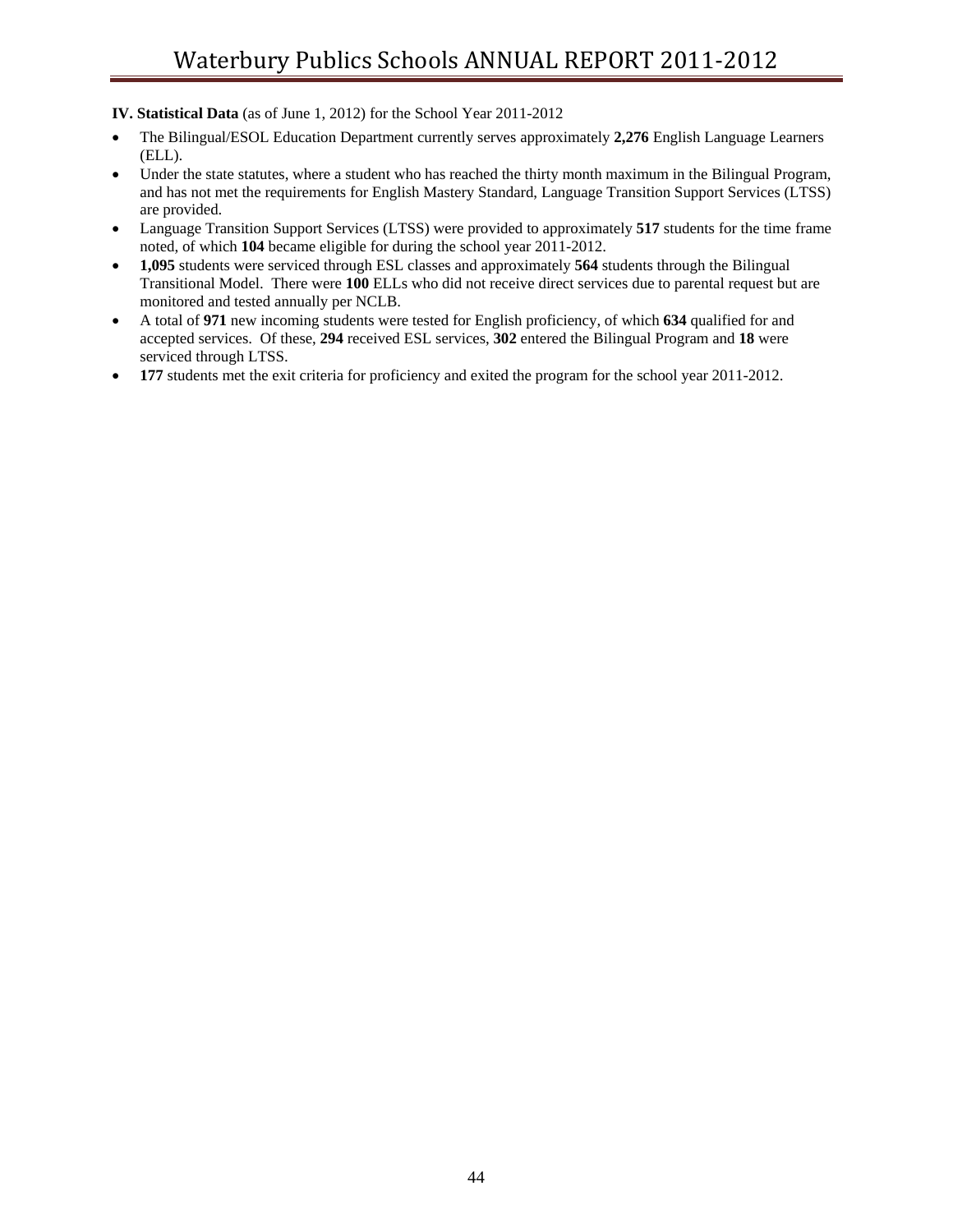**IV. Statistical Data** (as of June 1, 2012) for the School Year 2011-2012

- The Bilingual/ESOL Education Department currently serves approximately **2,276** English Language Learners (ELL).
- Under the state statutes, where a student who has reached the thirty month maximum in the Bilingual Program, and has not met the requirements for English Mastery Standard, Language Transition Support Services (LTSS) are provided.
- Language Transition Support Services (LTSS) were provided to approximately **517** students for the time frame noted, of which **104** became eligible for during the school year 2011-2012.
- **1,095** students were serviced through ESL classes and approximately **564** students through the Bilingual Transitional Model. There were **100** ELLs who did not receive direct services due to parental request but are monitored and tested annually per NCLB.
- A total of **971** new incoming students were tested for English proficiency, of which **634** qualified for and accepted services. Of these, **294** received ESL services, **302** entered the Bilingual Program and **18** were serviced through LTSS.
- **177** students met the exit criteria for proficiency and exited the program for the school year 2011-2012.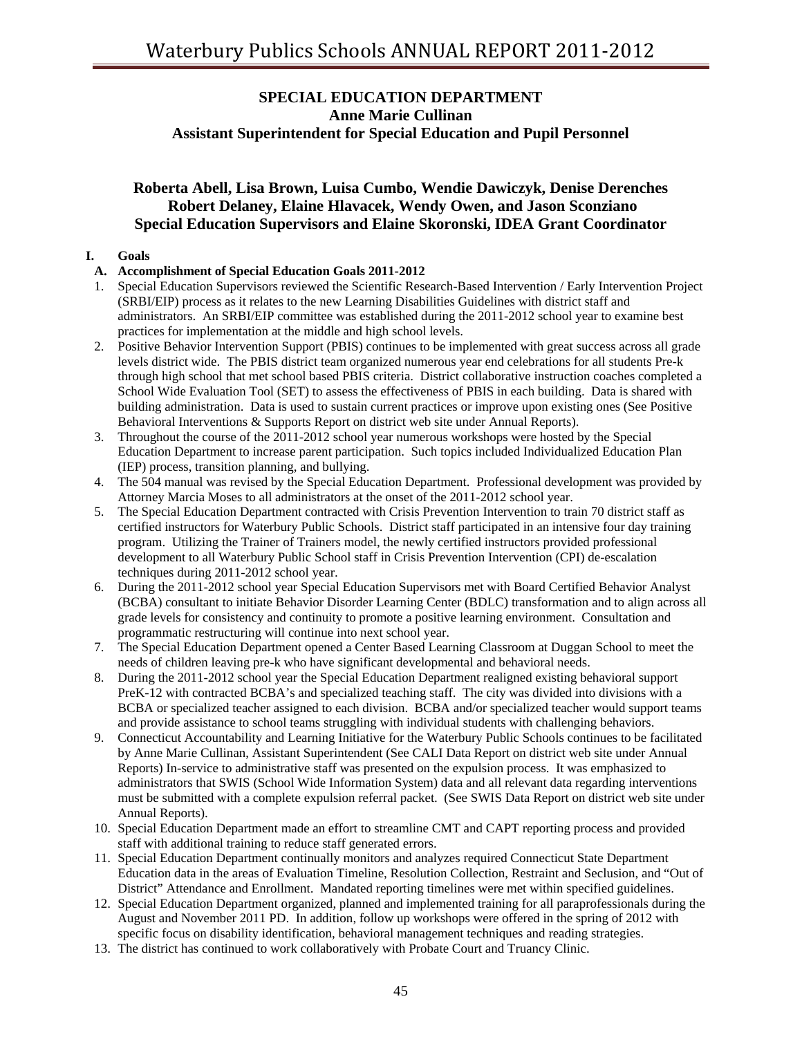## SPECIAL EDUCATION DEPARTMENT
## Anne Marie Cullinan
## Assistant Superintendent for Special Education and Pupil Personnel

### Roberta Abell, Lisa Brown, Luisa Cumbo, Wendie Dawiczyk, Denise Derenches Robert Delaney, Elaine Hlavacek, Wendy Owen, and Jason Sconziano Special Education Supervisors and Elaine Skoronski, IDEA Grant Coordinator

**I. Goals**

**A. Accomplishment of Special Education Goals 2011-2012**

1. Special Education Supervisors reviewed the Scientific Research-Based Intervention / Early Intervention Project (SRBI/EIP) process as it relates to the new Learning Disabilities Guidelines with district staff and administrators. An SRBI/EIP committee was established during the 2011-2012 school year to examine best practices for implementation at the middle and high school levels.
2. Positive Behavior Intervention Support (PBIS) continues to be implemented with great success across all grade levels district wide. The PBIS district team organized numerous year end celebrations for all students Pre-k through high school that met school based PBIS criteria. District collaborative instruction coaches completed a School Wide Evaluation Tool (SET) to assess the effectiveness of PBIS in each building. Data is shared with building administration. Data is used to sustain current practices or improve upon existing ones (See Positive Behavioral Interventions & Supports Report on district web site under Annual Reports).
3. Throughout the course of the 2011-2012 school year numerous workshops were hosted by the Special Education Department to increase parent participation. Such topics included Individualized Education Plan (IEP) process, transition planning, and bullying.
4. The 504 manual was revised by the Special Education Department. Professional development was provided by Attorney Marcia Moses to all administrators at the onset of the 2011-2012 school year.
5. The Special Education Department contracted with Crisis Prevention Intervention to train 70 district staff as certified instructors for Waterbury Public Schools. District staff participated in an intensive four day training program. Utilizing the Trainer of Trainers model, the newly certified instructors provided professional development to all Waterbury Public School staff in Crisis Prevention Intervention (CPI) de-escalation techniques during 2011-2012 school year.
6. During the 2011-2012 school year Special Education Supervisors met with Board Certified Behavior Analyst (BCBA) consultant to initiate Behavior Disorder Learning Center (BDLC) transformation and to align across all grade levels for consistency and continuity to promote a positive learning environment. Consultation and programmatic restructuring will continue into next school year.
7. The Special Education Department opened a Center Based Learning Classroom at Duggan School to meet the needs of children leaving pre-k who have significant developmental and behavioral needs.
8. During the 2011-2012 school year the Special Education Department realigned existing behavioral support PreK-12 with contracted BCBA's and specialized teaching staff. The city was divided into divisions with a BCBA or specialized teacher assigned to each division. BCBA and/or specialized teacher would support teams and provide assistance to school teams struggling with individual students with challenging behaviors.
9. Connecticut Accountability and Learning Initiative for the Waterbury Public Schools continues to be facilitated by Anne Marie Cullinan, Assistant Superintendent (See CALI Data Report on district web site under Annual Reports) In-service to administrative staff was presented on the expulsion process. It was emphasized to administrators that SWIS (School Wide Information System) data and all relevant data regarding interventions must be submitted with a complete expulsion referral packet. (See SWIS Data Report on district web site under Annual Reports).
10. Special Education Department made an effort to streamline CMT and CAPT reporting process and provided staff with additional training to reduce staff generated errors.
11. Special Education Department continually monitors and analyzes required Connecticut State Department Education data in the areas of Evaluation Timeline, Resolution Collection, Restraint and Seclusion, and "Out of District" Attendance and Enrollment. Mandated reporting timelines were met within specified guidelines.
12. Special Education Department organized, planned and implemented training for all paraprofessionals during the August and November 2011 PD. In addition, follow up workshops were offered in the spring of 2012 with specific focus on disability identification, behavioral management techniques and reading strategies.
13. The district has continued to work collaboratively with Probate Court and Truancy Clinic.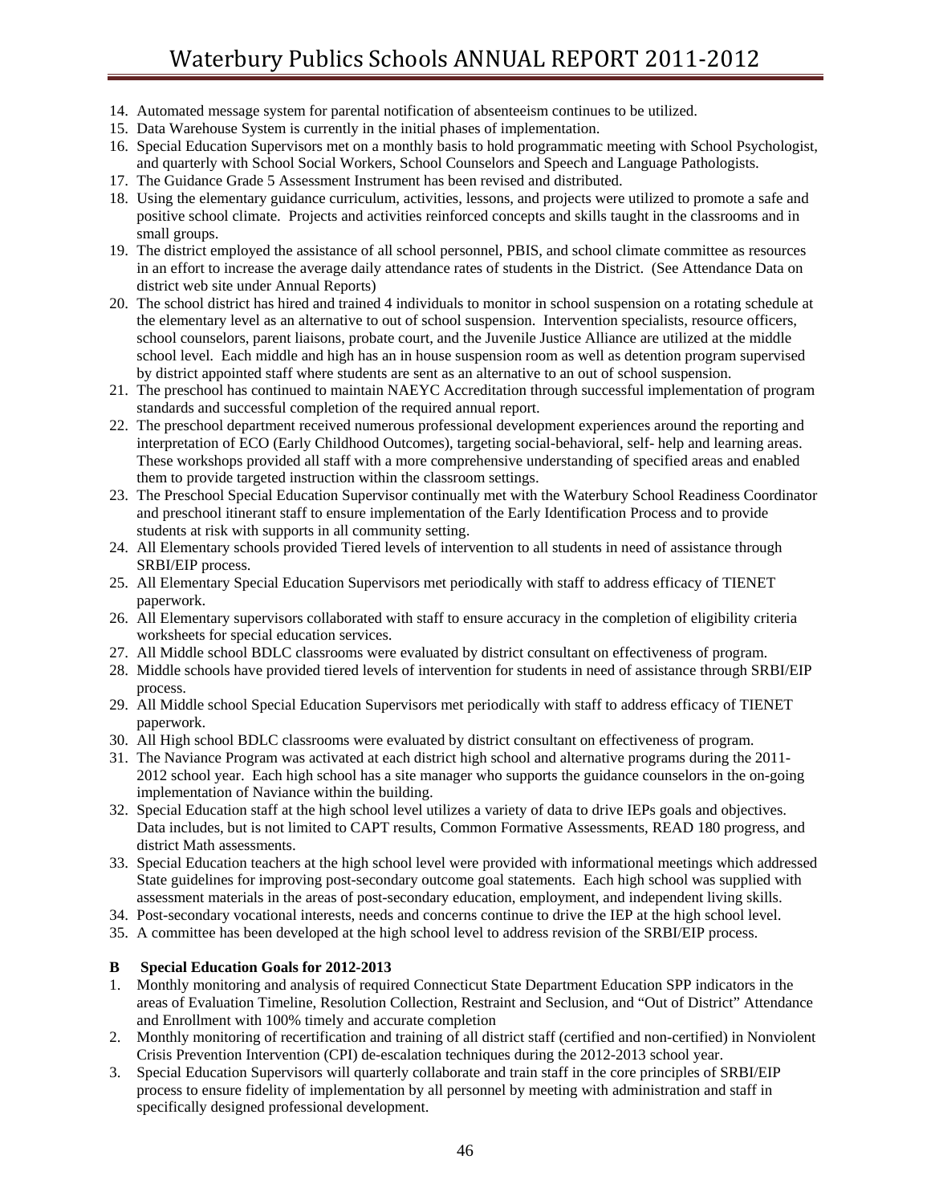14. Automated message system for parental notification of absenteeism continues to be utilized.
15. Data Warehouse System is currently in the initial phases of implementation.
16. Special Education Supervisors met on a monthly basis to hold programmatic meeting with School Psychologist, and quarterly with School Social Workers, School Counselors and Speech and Language Pathologists.
17. The Guidance Grade 5 Assessment Instrument has been revised and distributed.
18. Using the elementary guidance curriculum, activities, lessons, and projects were utilized to promote a safe and positive school climate. Projects and activities reinforced concepts and skills taught in the classrooms and in small groups.
19. The district employed the assistance of all school personnel, PBIS, and school climate committee as resources in an effort to increase the average daily attendance rates of students in the District. (See Attendance Data on district web site under Annual Reports)
20. The school district has hired and trained 4 individuals to monitor in school suspension on a rotating schedule at the elementary level as an alternative to out of school suspension. Intervention specialists, resource officers, school counselors, parent liaisons, probate court, and the Juvenile Justice Alliance are utilized at the middle school level. Each middle and high has an in house suspension room as well as detention program supervised by district appointed staff where students are sent as an alternative to an out of school suspension.
21. The preschool has continued to maintain NAEYC Accreditation through successful implementation of program standards and successful completion of the required annual report.
22. The preschool department received numerous professional development experiences around the reporting and interpretation of ECO (Early Childhood Outcomes), targeting social-behavioral, self- help and learning areas. These workshops provided all staff with a more comprehensive understanding of specified areas and enabled them to provide targeted instruction within the classroom settings.
23. The Preschool Special Education Supervisor continually met with the Waterbury School Readiness Coordinator and preschool itinerant staff to ensure implementation of the Early Identification Process and to provide students at risk with supports in all community setting.
24. All Elementary schools provided Tiered levels of intervention to all students in need of assistance through SRBI/EIP process.
25. All Elementary Special Education Supervisors met periodically with staff to address efficacy of TIENET paperwork.
26. All Elementary supervisors collaborated with staff to ensure accuracy in the completion of eligibility criteria worksheets for special education services.
27. All Middle school BDLC classrooms were evaluated by district consultant on effectiveness of program.
28. Middle schools have provided tiered levels of intervention for students in need of assistance through SRBI/EIP process.
29. All Middle school Special Education Supervisors met periodically with staff to address efficacy of TIENET paperwork.
30. All High school BDLC classrooms were evaluated by district consultant on effectiveness of program.
31. The Naviance Program was activated at each district high school and alternative programs during the 2011-2012 school year. Each high school has a site manager who supports the guidance counselors in the on-going implementation of Naviance within the building.
32. Special Education staff at the high school level utilizes a variety of data to drive IEPs goals and objectives. Data includes, but is not limited to CAPT results, Common Formative Assessments, READ 180 progress, and district Math assessments.
33. Special Education teachers at the high school level were provided with informational meetings which addressed State guidelines for improving post-secondary outcome goal statements. Each high school was supplied with assessment materials in the areas of post-secondary education, employment, and independent living skills.
34. Post-secondary vocational interests, needs and concerns continue to drive the IEP at the high school level.
35. A committee has been developed at the high school level to address revision of the SRBI/EIP process.

**B Special Education Goals for 2012-2013**

1. Monthly monitoring and analysis of required Connecticut State Department Education SPP indicators in the areas of Evaluation Timeline, Resolution Collection, Restraint and Seclusion, and "Out of District" Attendance and Enrollment with 100% timely and accurate completion
2. Monthly monitoring of recertification and training of all district staff (certified and non-certified) in Nonviolent Crisis Prevention Intervention (CPI) de-escalation techniques during the 2012-2013 school year.
3. Special Education Supervisors will quarterly collaborate and train staff in the core principles of SRBI/EIP process to ensure fidelity of implementation by all personnel by meeting with administration and staff in specifically designed professional development.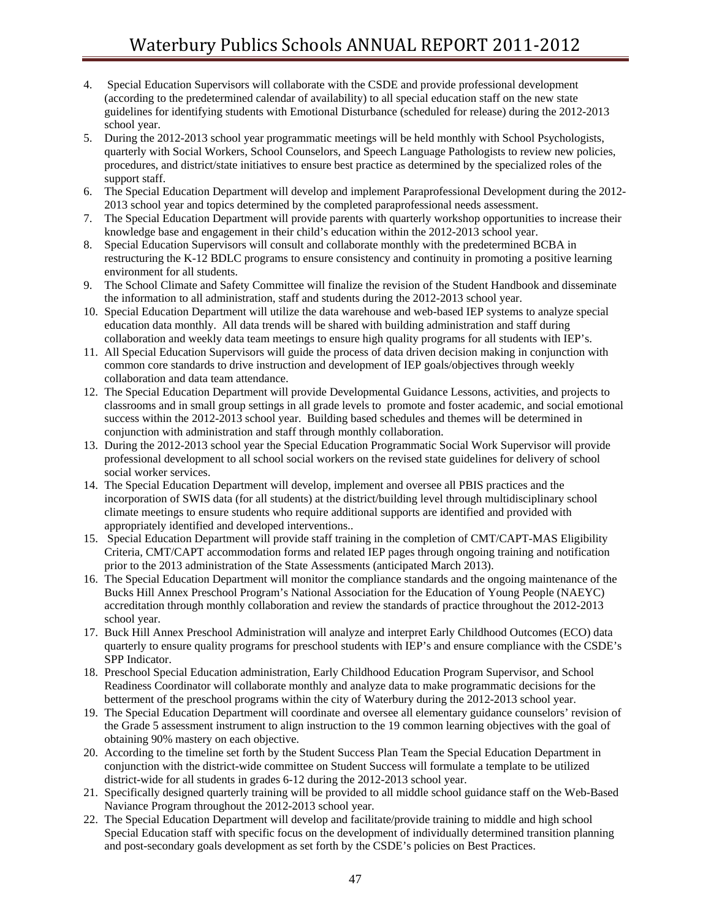4. Special Education Supervisors will collaborate with the CSDE and provide professional development (according to the predetermined calendar of availability) to all special education staff on the new state guidelines for identifying students with Emotional Disturbance (scheduled for release) during the 2012-2013 school year.
5. During the 2012-2013 school year programmatic meetings will be held monthly with School Psychologists, quarterly with Social Workers, School Counselors, and Speech Language Pathologists to review new policies, procedures, and district/state initiatives to ensure best practice as determined by the specialized roles of the support staff.
6. The Special Education Department will develop and implement Paraprofessional Development during the 2012-2013 school year and topics determined by the completed paraprofessional needs assessment.
7. The Special Education Department will provide parents with quarterly workshop opportunities to increase their knowledge base and engagement in their child's education within the 2012-2013 school year.
8. Special Education Supervisors will consult and collaborate monthly with the predetermined BCBA in restructuring the K-12 BDLC programs to ensure consistency and continuity in promoting a positive learning environment for all students.
9. The School Climate and Safety Committee will finalize the revision of the Student Handbook and disseminate the information to all administration, staff and students during the 2012-2013 school year.
10. Special Education Department will utilize the data warehouse and web-based IEP systems to analyze special education data monthly. All data trends will be shared with building administration and staff during collaboration and weekly data team meetings to ensure high quality programs for all students with IEP's.
11. All Special Education Supervisors will guide the process of data driven decision making in conjunction with common core standards to drive instruction and development of IEP goals/objectives through weekly collaboration and data team attendance.
12. The Special Education Department will provide Developmental Guidance Lessons, activities, and projects to classrooms and in small group settings in all grade levels to promote and foster academic, and social emotional success within the 2012-2013 school year. Building based schedules and themes will be determined in conjunction with administration and staff through monthly collaboration.
13. During the 2012-2013 school year the Special Education Programmatic Social Work Supervisor will provide professional development to all school social workers on the revised state guidelines for delivery of school social worker services.
14. The Special Education Department will develop, implement and oversee all PBIS practices and the incorporation of SWIS data (for all students) at the district/building level through multidisciplinary school climate meetings to ensure students who require additional supports are identified and provided with appropriately identified and developed interventions..
15. Special Education Department will provide staff training in the completion of CMT/CAPT-MAS Eligibility Criteria, CMT/CAPT accommodation forms and related IEP pages through ongoing training and notification prior to the 2013 administration of the State Assessments (anticipated March 2013).
16. The Special Education Department will monitor the compliance standards and the ongoing maintenance of the Bucks Hill Annex Preschool Program's National Association for the Education of Young People (NAEYC) accreditation through monthly collaboration and review the standards of practice throughout the 2012-2013 school year.
17. Buck Hill Annex Preschool Administration will analyze and interpret Early Childhood Outcomes (ECO) data quarterly to ensure quality programs for preschool students with IEP's and ensure compliance with the CSDE's SPP Indicator.
18. Preschool Special Education administration, Early Childhood Education Program Supervisor, and School Readiness Coordinator will collaborate monthly and analyze data to make programmatic decisions for the betterment of the preschool programs within the city of Waterbury during the 2012-2013 school year.
19. The Special Education Department will coordinate and oversee all elementary guidance counselors' revision of the Grade 5 assessment instrument to align instruction to the 19 common learning objectives with the goal of obtaining 90% mastery on each objective.
20. According to the timeline set forth by the Student Success Plan Team the Special Education Department in conjunction with the district-wide committee on Student Success will formulate a template to be utilized district-wide for all students in grades 6-12 during the 2012-2013 school year.
21. Specifically designed quarterly training will be provided to all middle school guidance staff on the Web-Based Naviance Program throughout the 2012-2013 school year.
22. The Special Education Department will develop and facilitate/provide training to middle and high school Special Education staff with specific focus on the development of individually determined transition planning and post-secondary goals development as set forth by the CSDE's policies on Best Practices.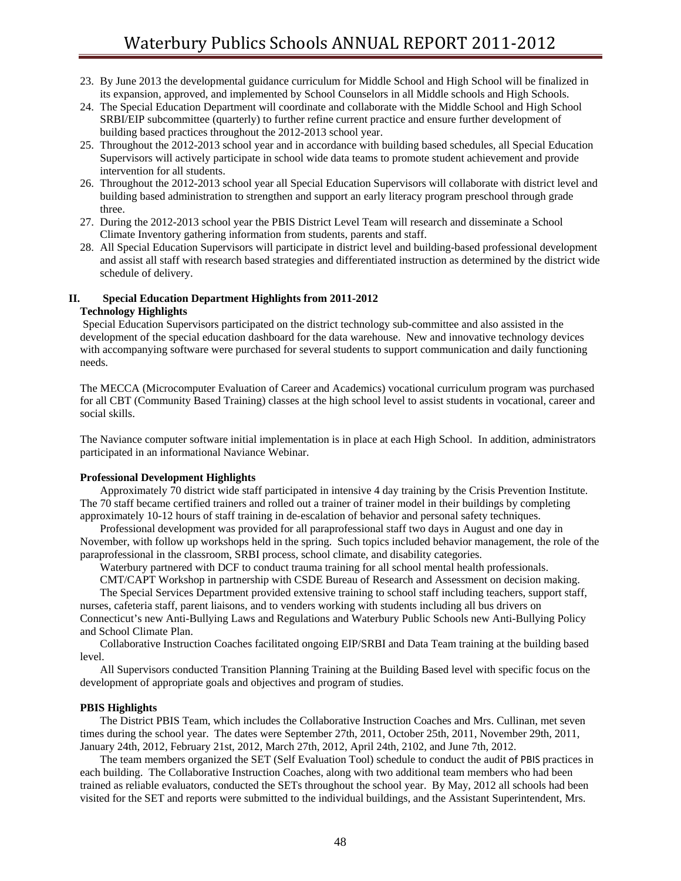23. By June 2013 the developmental guidance curriculum for Middle School and High School will be finalized in its expansion, approved, and implemented by School Counselors in all Middle schools and High Schools.
24. The Special Education Department will coordinate and collaborate with the Middle School and High School SRBI/EIP subcommittee (quarterly) to further refine current practice and ensure further development of building based practices throughout the 2012-2013 school year.
25. Throughout the 2012-2013 school year and in accordance with building based schedules, all Special Education Supervisors will actively participate in school wide data teams to promote student achievement and provide intervention for all students.
26. Throughout the 2012-2013 school year all Special Education Supervisors will collaborate with district level and building based administration to strengthen and support an early literacy program preschool through grade three.
27. During the 2012-2013 school year the PBIS District Level Team will research and disseminate a School Climate Inventory gathering information from students, parents and staff.
28. All Special Education Supervisors will participate in district level and building-based professional development and assist all staff with research based strategies and differentiated instruction as determined by the district wide schedule of delivery.

## II. Special Education Department Highlights from 2011-2012

### Technology Highlights

Special Education Supervisors participated on the district technology sub-committee and also assisted in the development of the special education dashboard for the data warehouse. New and innovative technology devices with accompanying software were purchased for several students to support communication and daily functioning needs.

The MECCA (Microcomputer Evaluation of Career and Academics) vocational curriculum program was purchased for all CBT (Community Based Training) classes at the high school level to assist students in vocational, career and social skills.

The Naviance computer software initial implementation is in place at each High School. In addition, administrators participated in an informational Naviance Webinar.

### Professional Development Highlights

Approximately 70 district wide staff participated in intensive 4 day training by the Crisis Prevention Institute. The 70 staff became certified trainers and rolled out a trainer of trainer model in their buildings by completing approximately 10-12 hours of staff training in de-escalation of behavior and personal safety techniques.

Professional development was provided for all paraprofessional staff two days in August and one day in November, with follow up workshops held in the spring. Such topics included behavior management, the role of the paraprofessional in the classroom, SRBI process, school climate, and disability categories.

Waterbury partnered with DCF to conduct trauma training for all school mental health professionals.

CMT/CAPT Workshop in partnership with CSDE Bureau of Research and Assessment on decision making.

The Special Services Department provided extensive training to school staff including teachers, support staff, nurses, cafeteria staff, parent liaisons, and to venders working with students including all bus drivers on Connecticut's new Anti-Bullying Laws and Regulations and Waterbury Public Schools new Anti-Bullying Policy and School Climate Plan.

Collaborative Instruction Coaches facilitated ongoing EIP/SRBI and Data Team training at the building based level.

All Supervisors conducted Transition Planning Training at the Building Based level with specific focus on the development of appropriate goals and objectives and program of studies.

### PBIS Highlights

The District PBIS Team, which includes the Collaborative Instruction Coaches and Mrs. Cullinan, met seven times during the school year. The dates were September 27th, 2011, October 25th, 2011, November 29th, 2011, January 24th, 2012, February 21st, 2012, March 27th, 2012, April 24th, 2102, and June 7th, 2012.

The team members organized the SET (Self Evaluation Tool) schedule to conduct the audit of PBIS practices in each building. The Collaborative Instruction Coaches, along with two additional team members who had been trained as reliable evaluators, conducted the SETs throughout the school year. By May, 2012 all schools had been visited for the SET and reports were submitted to the individual buildings, and the Assistant Superintendent, Mrs.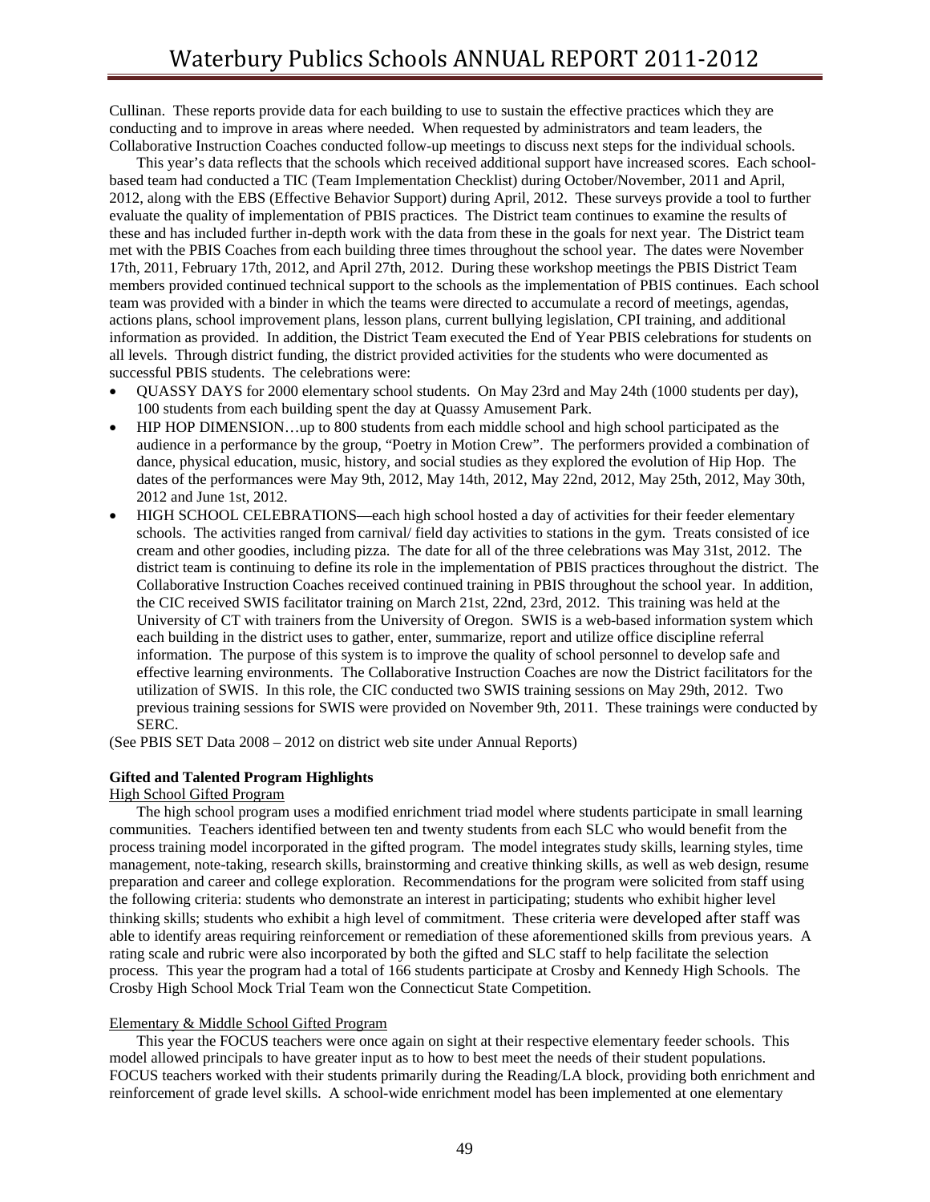Cullinan. These reports provide data for each building to use to sustain the effective practices which they are conducting and to improve in areas where needed. When requested by administrators and team leaders, the Collaborative Instruction Coaches conducted follow-up meetings to discuss next steps for the individual schools.

This year's data reflects that the schools which received additional support have increased scores. Each school-based team had conducted a TIC (Team Implementation Checklist) during October/November, 2011 and April, 2012, along with the EBS (Effective Behavior Support) during April, 2012. These surveys provide a tool to further evaluate the quality of implementation of PBIS practices. The District team continues to examine the results of these and has included further in-depth work with the data from these in the goals for next year. The District team met with the PBIS Coaches from each building three times throughout the school year. The dates were November 17th, 2011, February 17th, 2012, and April 27th, 2012. During these workshop meetings the PBIS District Team members provided continued technical support to the schools as the implementation of PBIS continues. Each school team was provided with a binder in which the teams were directed to accumulate a record of meetings, agendas, actions plans, school improvement plans, lesson plans, current bullying legislation, CPI training, and additional information as provided. In addition, the District Team executed the End of Year PBIS celebrations for students on all levels. Through district funding, the district provided activities for the students who were documented as successful PBIS students. The celebrations were:

- QUASSY DAYS for 2000 elementary school students. On May 23rd and May 24th (1000 students per day), 100 students from each building spent the day at Quassy Amusement Park.
- HIP HOP DIMENSION…up to 800 students from each middle school and high school participated as the audience in a performance by the group, "Poetry in Motion Crew". The performers provided a combination of dance, physical education, music, history, and social studies as they explored the evolution of Hip Hop. The dates of the performances were May 9th, 2012, May 14th, 2012, May 22nd, 2012, May 25th, 2012, May 30th, 2012 and June 1st, 2012.
- HIGH SCHOOL CELEBRATIONS—each high school hosted a day of activities for their feeder elementary schools. The activities ranged from carnival/ field day activities to stations in the gym. Treats consisted of ice cream and other goodies, including pizza. The date for all of the three celebrations was May 31st, 2012. The district team is continuing to define its role in the implementation of PBIS practices throughout the district. The Collaborative Instruction Coaches received continued training in PBIS throughout the school year. In addition, the CIC received SWIS facilitator training on March 21st, 22nd, 23rd, 2012. This training was held at the University of CT with trainers from the University of Oregon. SWIS is a web-based information system which each building in the district uses to gather, enter, summarize, report and utilize office discipline referral information. The purpose of this system is to improve the quality of school personnel to develop safe and effective learning environments. The Collaborative Instruction Coaches are now the District facilitators for the utilization of SWIS. In this role, the CIC conducted two SWIS training sessions on May 29th, 2012. Two previous training sessions for SWIS were provided on November 9th, 2011. These trainings were conducted by SERC.

(See PBIS SET Data 2008 – 2012 on district web site under Annual Reports)

**Gifted and Talented Program Highlights**

High School Gifted Program

The high school program uses a modified enrichment triad model where students participate in small learning communities. Teachers identified between ten and twenty students from each SLC who would benefit from the process training model incorporated in the gifted program. The model integrates study skills, learning styles, time management, note-taking, research skills, brainstorming and creative thinking skills, as well as web design, resume preparation and career and college exploration. Recommendations for the program were solicited from staff using the following criteria: students who demonstrate an interest in participating; students who exhibit higher level thinking skills; students who exhibit a high level of commitment. These criteria were developed after staff was able to identify areas requiring reinforcement or remediation of these aforementioned skills from previous years. A rating scale and rubric were also incorporated by both the gifted and SLC staff to help facilitate the selection process. This year the program had a total of 166 students participate at Crosby and Kennedy High Schools. The Crosby High School Mock Trial Team won the Connecticut State Competition.

Elementary & Middle School Gifted Program

This year the FOCUS teachers were once again on sight at their respective elementary feeder schools. This model allowed principals to have greater input as to how to best meet the needs of their student populations. FOCUS teachers worked with their students primarily during the Reading/LA block, providing both enrichment and reinforcement of grade level skills. A school-wide enrichment model has been implemented at one elementary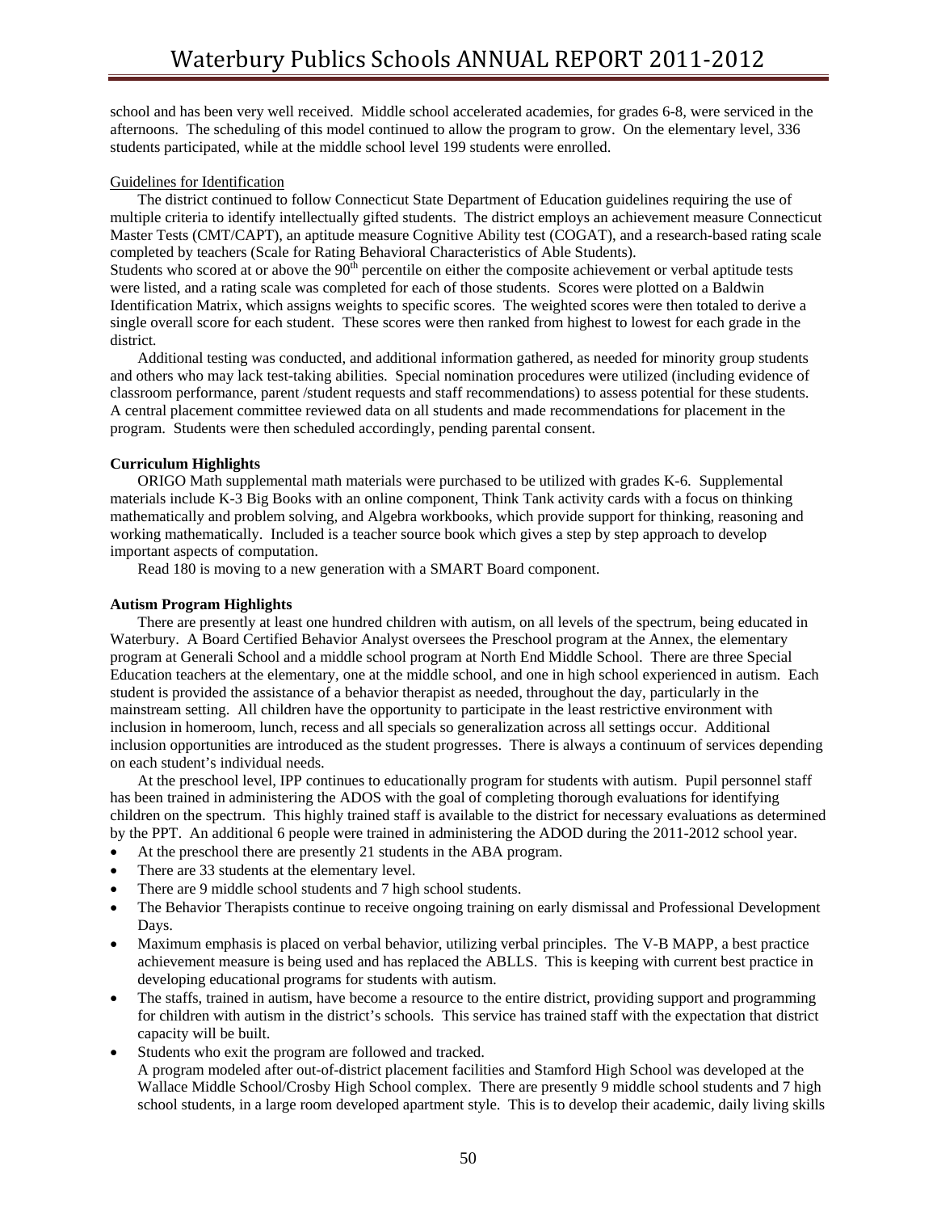school and has been very well received. Middle school accelerated academies, for grades 6-8, were serviced in the afternoons. The scheduling of this model continued to allow the program to grow. On the elementary level, 336 students participated, while at the middle school level 199 students were enrolled.

Guidelines for Identification

The district continued to follow Connecticut State Department of Education guidelines requiring the use of multiple criteria to identify intellectually gifted students. The district employs an achievement measure Connecticut Master Tests (CMT/CAPT), an aptitude measure Cognitive Ability test (COGAT), and a research-based rating scale completed by teachers (Scale for Rating Behavioral Characteristics of Able Students).
Students who scored at or above the 90th percentile on either the composite achievement or verbal aptitude tests were listed, and a rating scale was completed for each of those students. Scores were plotted on a Baldwin Identification Matrix, which assigns weights to specific scores. The weighted scores were then totaled to derive a single overall score for each student. These scores were then ranked from highest to lowest for each grade in the district.

Additional testing was conducted, and additional information gathered, as needed for minority group students and others who may lack test-taking abilities. Special nomination procedures were utilized (including evidence of classroom performance, parent /student requests and staff recommendations) to assess potential for these students. A central placement committee reviewed data on all students and made recommendations for placement in the program. Students were then scheduled accordingly, pending parental consent.

**Curriculum Highlights**

ORIGO Math supplemental math materials were purchased to be utilized with grades K-6. Supplemental materials include K-3 Big Books with an online component, Think Tank activity cards with a focus on thinking mathematically and problem solving, and Algebra workbooks, which provide support for thinking, reasoning and working mathematically. Included is a teacher source book which gives a step by step approach to develop important aspects of computation.

Read 180 is moving to a new generation with a SMART Board component.

**Autism Program Highlights**

There are presently at least one hundred children with autism, on all levels of the spectrum, being educated in Waterbury. A Board Certified Behavior Analyst oversees the Preschool program at the Annex, the elementary program at Generali School and a middle school program at North End Middle School. There are three Special Education teachers at the elementary, one at the middle school, and one in high school experienced in autism. Each student is provided the assistance of a behavior therapist as needed, throughout the day, particularly in the mainstream setting. All children have the opportunity to participate in the least restrictive environment with inclusion in homeroom, lunch, recess and all specials so generalization across all settings occur. Additional inclusion opportunities are introduced as the student progresses. There is always a continuum of services depending on each student's individual needs.

At the preschool level, IPP continues to educationally program for students with autism. Pupil personnel staff has been trained in administering the ADOS with the goal of completing thorough evaluations for identifying children on the spectrum. This highly trained staff is available to the district for necessary evaluations as determined by the PPT. An additional 6 people were trained in administering the ADOD during the 2011-2012 school year.

- At the preschool there are presently 21 students in the ABA program.
- There are 33 students at the elementary level.
- There are 9 middle school students and 7 high school students.
- The Behavior Therapists continue to receive ongoing training on early dismissal and Professional Development Days.
- Maximum emphasis is placed on verbal behavior, utilizing verbal principles. The V-B MAPP, a best practice achievement measure is being used and has replaced the ABLLS. This is keeping with current best practice in developing educational programs for students with autism.
- The staffs, trained in autism, have become a resource to the entire district, providing support and programming for children with autism in the district's schools. This service has trained staff with the expectation that district capacity will be built.
- Students who exit the program are followed and tracked.
  A program modeled after out-of-district placement facilities and Stamford High School was developed at the Wallace Middle School/Crosby High School complex. There are presently 9 middle school students and 7 high school students, in a large room developed apartment style. This is to develop their academic, daily living skills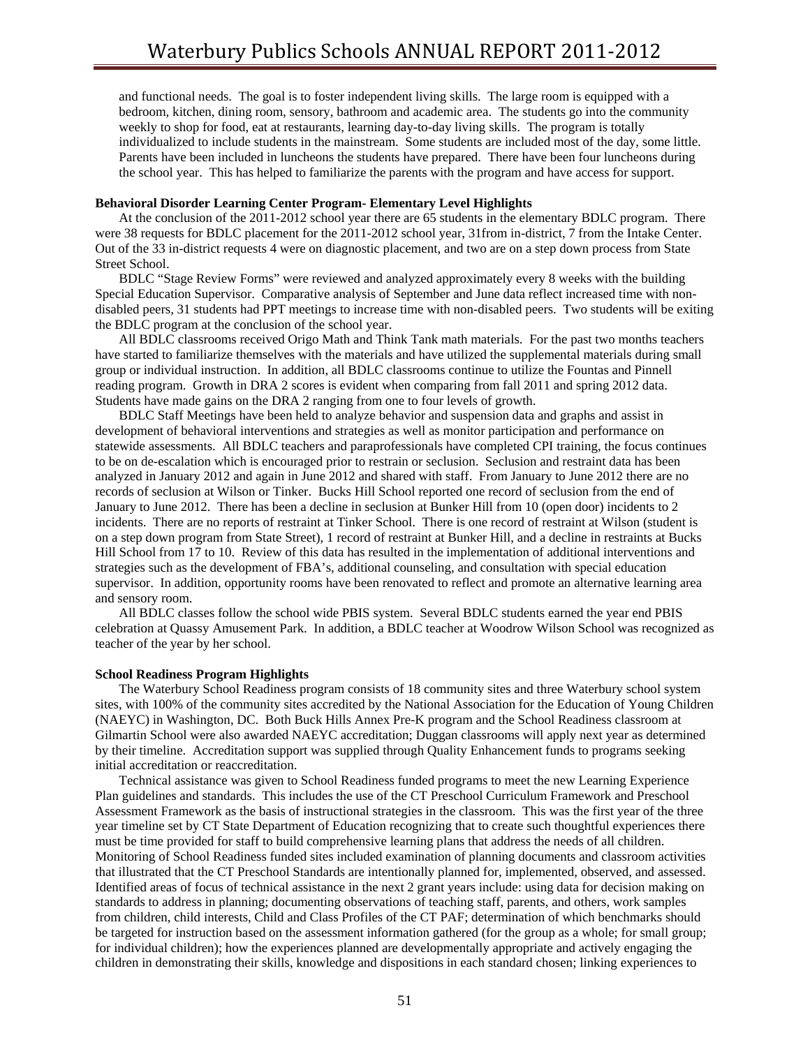and functional needs. The goal is to foster independent living skills. The large room is equipped with a bedroom, kitchen, dining room, sensory, bathroom and academic area. The students go into the community weekly to shop for food, eat at restaurants, learning day-to-day living skills. The program is totally individualized to include students in the mainstream. Some students are included most of the day, some little. Parents have been included in luncheons the students have prepared. There have been four luncheons during the school year. This has helped to familiarize the parents with the program and have access for support.

**Behavioral Disorder Learning Center Program- Elementary Level Highlights**

At the conclusion of the 2011-2012 school year there are 65 students in the elementary BDLC program. There were 38 requests for BDLC placement for the 2011-2012 school year, 31from in-district, 7 from the Intake Center. Out of the 33 in-district requests 4 were on diagnostic placement, and two are on a step down process from State Street School.

BDLC "Stage Review Forms" were reviewed and analyzed approximately every 8 weeks with the building Special Education Supervisor. Comparative analysis of September and June data reflect increased time with non-disabled peers, 31 students had PPT meetings to increase time with non-disabled peers. Two students will be exiting the BDLC program at the conclusion of the school year.

All BDLC classrooms received Origo Math and Think Tank math materials. For the past two months teachers have started to familiarize themselves with the materials and have utilized the supplemental materials during small group or individual instruction. In addition, all BDLC classrooms continue to utilize the Fountas and Pinnell reading program. Growth in DRA 2 scores is evident when comparing from fall 2011 and spring 2012 data. Students have made gains on the DRA 2 ranging from one to four levels of growth.

BDLC Staff Meetings have been held to analyze behavior and suspension data and graphs and assist in development of behavioral interventions and strategies as well as monitor participation and performance on statewide assessments. All BDLC teachers and paraprofessionals have completed CPI training, the focus continues to be on de-escalation which is encouraged prior to restrain or seclusion. Seclusion and restraint data has been analyzed in January 2012 and again in June 2012 and shared with staff. From January to June 2012 there are no records of seclusion at Wilson or Tinker. Bucks Hill School reported one record of seclusion from the end of January to June 2012. There has been a decline in seclusion at Bunker Hill from 10 (open door) incidents to 2 incidents. There are no reports of restraint at Tinker School. There is one record of restraint at Wilson (student is on a step down program from State Street), 1 record of restraint at Bunker Hill, and a decline in restraints at Bucks Hill School from 17 to 10. Review of this data has resulted in the implementation of additional interventions and strategies such as the development of FBA's, additional counseling, and consultation with special education supervisor. In addition, opportunity rooms have been renovated to reflect and promote an alternative learning area and sensory room.

All BDLC classes follow the school wide PBIS system. Several BDLC students earned the year end PBIS celebration at Quassy Amusement Park. In addition, a BDLC teacher at Woodrow Wilson School was recognized as teacher of the year by her school.

**School Readiness Program Highlights**

The Waterbury School Readiness program consists of 18 community sites and three Waterbury school system sites, with 100% of the community sites accredited by the National Association for the Education of Young Children (NAEYC) in Washington, DC. Both Buck Hills Annex Pre-K program and the School Readiness classroom at Gilmartin School were also awarded NAEYC accreditation; Duggan classrooms will apply next year as determined by their timeline. Accreditation support was supplied through Quality Enhancement funds to programs seeking initial accreditation or reaccreditation.

Technical assistance was given to School Readiness funded programs to meet the new Learning Experience Plan guidelines and standards. This includes the use of the CT Preschool Curriculum Framework and Preschool Assessment Framework as the basis of instructional strategies in the classroom. This was the first year of the three year timeline set by CT State Department of Education recognizing that to create such thoughtful experiences there must be time provided for staff to build comprehensive learning plans that address the needs of all children. Monitoring of School Readiness funded sites included examination of planning documents and classroom activities that illustrated that the CT Preschool Standards are intentionally planned for, implemented, observed, and assessed. Identified areas of focus of technical assistance in the next 2 grant years include: using data for decision making on standards to address in planning; documenting observations of teaching staff, parents, and others, work samples from children, child interests, Child and Class Profiles of the CT PAF; determination of which benchmarks should be targeted for instruction based on the assessment information gathered (for the group as a whole; for small group; for individual children); how the experiences planned are developmentally appropriate and actively engaging the children in demonstrating their skills, knowledge and dispositions in each standard chosen; linking experiences to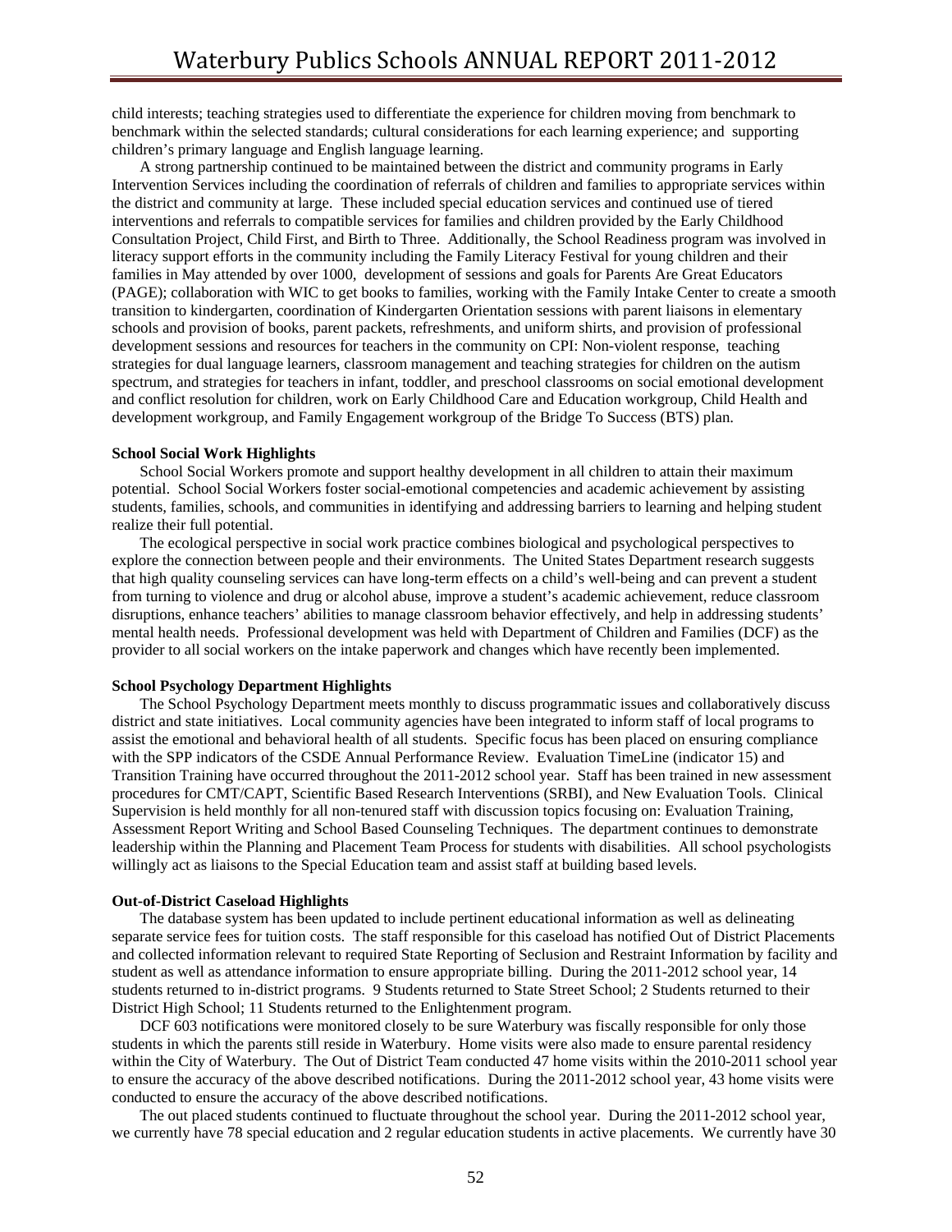child interests; teaching strategies used to differentiate the experience for children moving from benchmark to benchmark within the selected standards; cultural considerations for each learning experience; and supporting children's primary language and English language learning.

A strong partnership continued to be maintained between the district and community programs in Early Intervention Services including the coordination of referrals of children and families to appropriate services within the district and community at large. These included special education services and continued use of tiered interventions and referrals to compatible services for families and children provided by the Early Childhood Consultation Project, Child First, and Birth to Three. Additionally, the School Readiness program was involved in literacy support efforts in the community including the Family Literacy Festival for young children and their families in May attended by over 1000, development of sessions and goals for Parents Are Great Educators (PAGE); collaboration with WIC to get books to families, working with the Family Intake Center to create a smooth transition to kindergarten, coordination of Kindergarten Orientation sessions with parent liaisons in elementary schools and provision of books, parent packets, refreshments, and uniform shirts, and provision of professional development sessions and resources for teachers in the community on CPI: Non-violent response, teaching strategies for dual language learners, classroom management and teaching strategies for children on the autism spectrum, and strategies for teachers in infant, toddler, and preschool classrooms on social emotional development and conflict resolution for children, work on Early Childhood Care and Education workgroup, Child Health and development workgroup, and Family Engagement workgroup of the Bridge To Success (BTS) plan.

**School Social Work Highlights**

School Social Workers promote and support healthy development in all children to attain their maximum potential. School Social Workers foster social-emotional competencies and academic achievement by assisting students, families, schools, and communities in identifying and addressing barriers to learning and helping student realize their full potential.

The ecological perspective in social work practice combines biological and psychological perspectives to explore the connection between people and their environments. The United States Department research suggests that high quality counseling services can have long-term effects on a child's well-being and can prevent a student from turning to violence and drug or alcohol abuse, improve a student's academic achievement, reduce classroom disruptions, enhance teachers' abilities to manage classroom behavior effectively, and help in addressing students' mental health needs. Professional development was held with Department of Children and Families (DCF) as the provider to all social workers on the intake paperwork and changes which have recently been implemented.

**School Psychology Department Highlights**

The School Psychology Department meets monthly to discuss programmatic issues and collaboratively discuss district and state initiatives. Local community agencies have been integrated to inform staff of local programs to assist the emotional and behavioral health of all students. Specific focus has been placed on ensuring compliance with the SPP indicators of the CSDE Annual Performance Review. Evaluation TimeLine (indicator 15) and Transition Training have occurred throughout the 2011-2012 school year. Staff has been trained in new assessment procedures for CMT/CAPT, Scientific Based Research Interventions (SRBI), and New Evaluation Tools. Clinical Supervision is held monthly for all non-tenured staff with discussion topics focusing on: Evaluation Training, Assessment Report Writing and School Based Counseling Techniques. The department continues to demonstrate leadership within the Planning and Placement Team Process for students with disabilities. All school psychologists willingly act as liaisons to the Special Education team and assist staff at building based levels.

**Out-of-District Caseload Highlights**

The database system has been updated to include pertinent educational information as well as delineating separate service fees for tuition costs. The staff responsible for this caseload has notified Out of District Placements and collected information relevant to required State Reporting of Seclusion and Restraint Information by facility and student as well as attendance information to ensure appropriate billing. During the 2011-2012 school year, 14 students returned to in-district programs. 9 Students returned to State Street School; 2 Students returned to their District High School; 11 Students returned to the Enlightenment program.

DCF 603 notifications were monitored closely to be sure Waterbury was fiscally responsible for only those students in which the parents still reside in Waterbury. Home visits were also made to ensure parental residency within the City of Waterbury. The Out of District Team conducted 47 home visits within the 2010-2011 school year to ensure the accuracy of the above described notifications. During the 2011-2012 school year, 43 home visits were conducted to ensure the accuracy of the above described notifications.

The out placed students continued to fluctuate throughout the school year. During the 2011-2012 school year, we currently have 78 special education and 2 regular education students in active placements. We currently have 30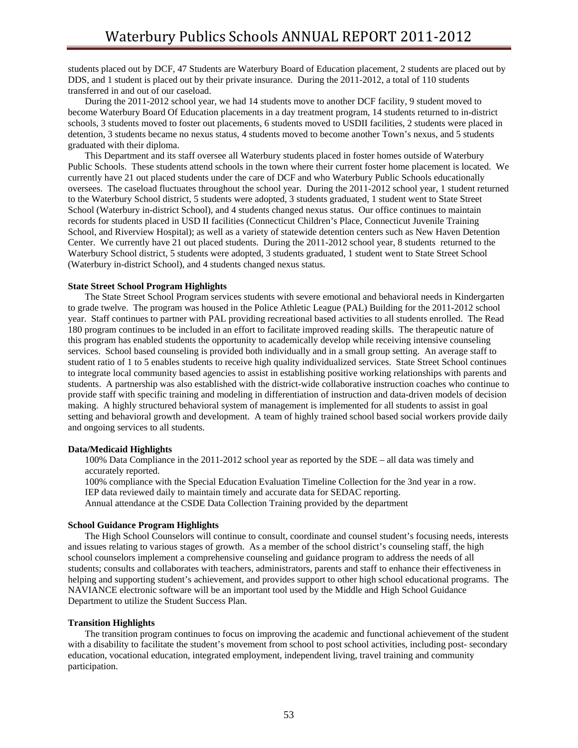students placed out by DCF, 47 Students are Waterbury Board of Education placement, 2 students are placed out by DDS, and 1 student is placed out by their private insurance. During the 2011-2012, a total of 110 students transferred in and out of our caseload.

During the 2011-2012 school year, we had 14 students move to another DCF facility, 9 student moved to become Waterbury Board Of Education placements in a day treatment program, 14 students returned to in-district schools, 3 students moved to foster out placements, 6 students moved to USDII facilities, 2 students were placed in detention, 3 students became no nexus status, 4 students moved to become another Town's nexus, and 5 students graduated with their diploma.

This Department and its staff oversee all Waterbury students placed in foster homes outside of Waterbury Public Schools. These students attend schools in the town where their current foster home placement is located. We currently have 21 out placed students under the care of DCF and who Waterbury Public Schools educationally oversees. The caseload fluctuates throughout the school year. During the 2011-2012 school year, 1 student returned to the Waterbury School district, 5 students were adopted, 3 students graduated, 1 student went to State Street School (Waterbury in-district School), and 4 students changed nexus status. Our office continues to maintain records for students placed in USD II facilities (Connecticut Children's Place, Connecticut Juvenile Training School, and Riverview Hospital); as well as a variety of statewide detention centers such as New Haven Detention Center. We currently have 21 out placed students. During the 2011-2012 school year, 8 students returned to the Waterbury School district, 5 students were adopted, 3 students graduated, 1 student went to State Street School (Waterbury in-district School), and 4 students changed nexus status.

**State Street School Program Highlights**

The State Street School Program services students with severe emotional and behavioral needs in Kindergarten to grade twelve. The program was housed in the Police Athletic League (PAL) Building for the 2011-2012 school year. Staff continues to partner with PAL providing recreational based activities to all students enrolled. The Read 180 program continues to be included in an effort to facilitate improved reading skills. The therapeutic nature of this program has enabled students the opportunity to academically develop while receiving intensive counseling services. School based counseling is provided both individually and in a small group setting. An average staff to student ratio of 1 to 5 enables students to receive high quality individualized services. State Street School continues to integrate local community based agencies to assist in establishing positive working relationships with parents and students. A partnership was also established with the district-wide collaborative instruction coaches who continue to provide staff with specific training and modeling in differentiation of instruction and data-driven models of decision making. A highly structured behavioral system of management is implemented for all students to assist in goal setting and behavioral growth and development. A team of highly trained school based social workers provide daily and ongoing services to all students.

**Data/Medicaid Highlights**

100% Data Compliance in the 2011-2012 school year as reported by the SDE – all data was timely and accurately reported.

100% compliance with the Special Education Evaluation Timeline Collection for the 3nd year in a row.

IEP data reviewed daily to maintain timely and accurate data for SEDAC reporting.

Annual attendance at the CSDE Data Collection Training provided by the department

**School Guidance Program Highlights**

The High School Counselors will continue to consult, coordinate and counsel student's focusing needs, interests and issues relating to various stages of growth. As a member of the school district's counseling staff, the high school counselors implement a comprehensive counseling and guidance program to address the needs of all students; consults and collaborates with teachers, administrators, parents and staff to enhance their effectiveness in helping and supporting student's achievement, and provides support to other high school educational programs. The NAVIANCE electronic software will be an important tool used by the Middle and High School Guidance Department to utilize the Student Success Plan.

**Transition Highlights**

The transition program continues to focus on improving the academic and functional achievement of the student with a disability to facilitate the student's movement from school to post school activities, including post- secondary education, vocational education, integrated employment, independent living, travel training and community participation.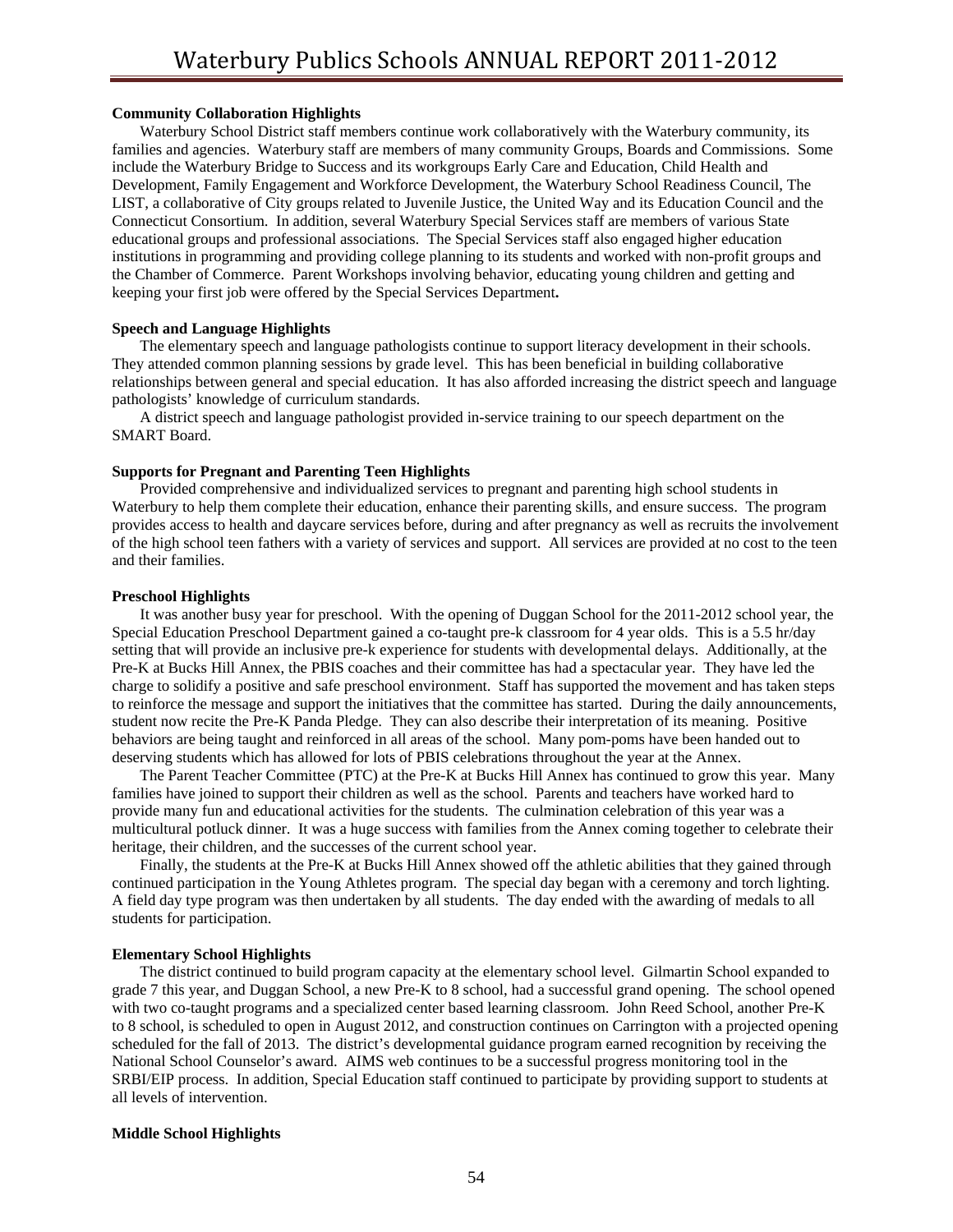**Community Collaboration Highlights**

Waterbury School District staff members continue work collaboratively with the Waterbury community, its families and agencies. Waterbury staff are members of many community Groups, Boards and Commissions. Some include the Waterbury Bridge to Success and its workgroups Early Care and Education, Child Health and Development, Family Engagement and Workforce Development, the Waterbury School Readiness Council, The LIST, a collaborative of City groups related to Juvenile Justice, the United Way and its Education Council and the Connecticut Consortium. In addition, several Waterbury Special Services staff are members of various State educational groups and professional associations. The Special Services staff also engaged higher education institutions in programming and providing college planning to its students and worked with non-profit groups and the Chamber of Commerce. Parent Workshops involving behavior, educating young children and getting and keeping your first job were offered by the Special Services Department**.**

**Speech and Language Highlights**

The elementary speech and language pathologists continue to support literacy development in their schools. They attended common planning sessions by grade level. This has been beneficial in building collaborative relationships between general and special education. It has also afforded increasing the district speech and language pathologists' knowledge of curriculum standards.

A district speech and language pathologist provided in-service training to our speech department on the SMART Board.

**Supports for Pregnant and Parenting Teen Highlights**

Provided comprehensive and individualized services to pregnant and parenting high school students in Waterbury to help them complete their education, enhance their parenting skills, and ensure success. The program provides access to health and daycare services before, during and after pregnancy as well as recruits the involvement of the high school teen fathers with a variety of services and support. All services are provided at no cost to the teen and their families.

**Preschool Highlights**

It was another busy year for preschool. With the opening of Duggan School for the 2011-2012 school year, the Special Education Preschool Department gained a co-taught pre-k classroom for 4 year olds. This is a 5.5 hr/day setting that will provide an inclusive pre-k experience for students with developmental delays. Additionally, at the Pre-K at Bucks Hill Annex, the PBIS coaches and their committee has had a spectacular year. They have led the charge to solidify a positive and safe preschool environment. Staff has supported the movement and has taken steps to reinforce the message and support the initiatives that the committee has started. During the daily announcements, student now recite the Pre-K Panda Pledge. They can also describe their interpretation of its meaning. Positive behaviors are being taught and reinforced in all areas of the school. Many pom-poms have been handed out to deserving students which has allowed for lots of PBIS celebrations throughout the year at the Annex.

The Parent Teacher Committee (PTC) at the Pre-K at Bucks Hill Annex has continued to grow this year. Many families have joined to support their children as well as the school. Parents and teachers have worked hard to provide many fun and educational activities for the students. The culmination celebration of this year was a multicultural potluck dinner. It was a huge success with families from the Annex coming together to celebrate their heritage, their children, and the successes of the current school year.

Finally, the students at the Pre-K at Bucks Hill Annex showed off the athletic abilities that they gained through continued participation in the Young Athletes program. The special day began with a ceremony and torch lighting. A field day type program was then undertaken by all students. The day ended with the awarding of medals to all students for participation.

**Elementary School Highlights**

The district continued to build program capacity at the elementary school level. Gilmartin School expanded to grade 7 this year, and Duggan School, a new Pre-K to 8 school, had a successful grand opening. The school opened with two co-taught programs and a specialized center based learning classroom. John Reed School, another Pre-K to 8 school, is scheduled to open in August 2012, and construction continues on Carrington with a projected opening scheduled for the fall of 2013. The district's developmental guidance program earned recognition by receiving the National School Counselor's award. AIMS web continues to be a successful progress monitoring tool in the SRBI/EIP process. In addition, Special Education staff continued to participate by providing support to students at all levels of intervention.

**Middle School Highlights**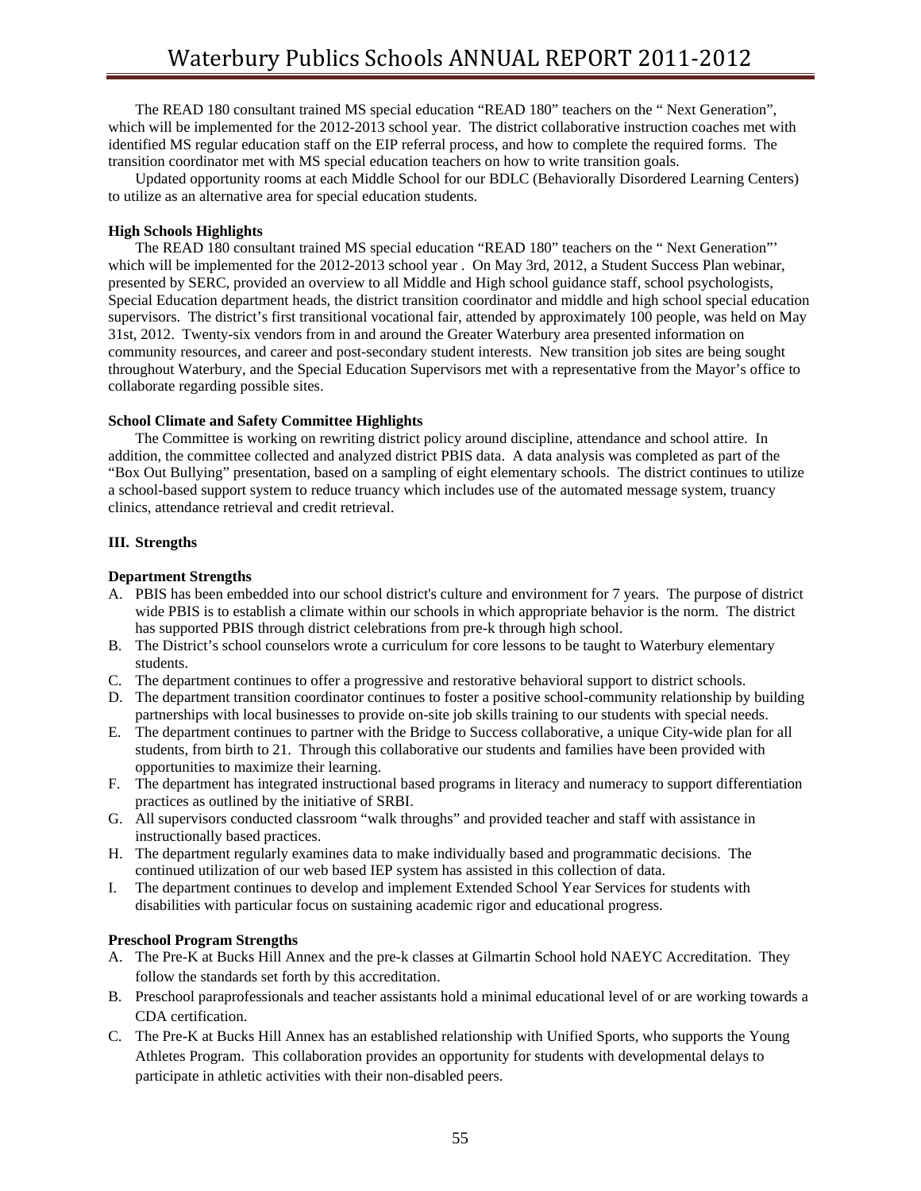The READ 180 consultant trained MS special education "READ 180" teachers on the " Next Generation", which will be implemented for the 2012-2013 school year. The district collaborative instruction coaches met with identified MS regular education staff on the EIP referral process, and how to complete the required forms. The transition coordinator met with MS special education teachers on how to write transition goals.

Updated opportunity rooms at each Middle School for our BDLC (Behaviorally Disordered Learning Centers) to utilize as an alternative area for special education students.

**High Schools Highlights**

The READ 180 consultant trained MS special education "READ 180" teachers on the " Next Generation"' which will be implemented for the 2012-2013 school year . On May 3rd, 2012, a Student Success Plan webinar, presented by SERC, provided an overview to all Middle and High school guidance staff, school psychologists, Special Education department heads, the district transition coordinator and middle and high school special education supervisors. The district's first transitional vocational fair, attended by approximately 100 people, was held on May 31st, 2012. Twenty-six vendors from in and around the Greater Waterbury area presented information on community resources, and career and post-secondary student interests. New transition job sites are being sought throughout Waterbury, and the Special Education Supervisors met with a representative from the Mayor's office to collaborate regarding possible sites.

**School Climate and Safety Committee Highlights**

The Committee is working on rewriting district policy around discipline, attendance and school attire. In addition, the committee collected and analyzed district PBIS data. A data analysis was completed as part of the "Box Out Bullying" presentation, based on a sampling of eight elementary schools. The district continues to utilize a school-based support system to reduce truancy which includes use of the automated message system, truancy clinics, attendance retrieval and credit retrieval.

## III. Strengths

**Department Strengths**

A. PBIS has been embedded into our school district's culture and environment for 7 years. The purpose of district wide PBIS is to establish a climate within our schools in which appropriate behavior is the norm. The district has supported PBIS through district celebrations from pre-k through high school.
B. The District's school counselors wrote a curriculum for core lessons to be taught to Waterbury elementary students.
C. The department continues to offer a progressive and restorative behavioral support to district schools.
D. The department transition coordinator continues to foster a positive school-community relationship by building partnerships with local businesses to provide on-site job skills training to our students with special needs.
E. The department continues to partner with the Bridge to Success collaborative, a unique City-wide plan for all students, from birth to 21. Through this collaborative our students and families have been provided with opportunities to maximize their learning.
F. The department has integrated instructional based programs in literacy and numeracy to support differentiation practices as outlined by the initiative of SRBI.
G. All supervisors conducted classroom "walk throughs" and provided teacher and staff with assistance in instructionally based practices.
H. The department regularly examines data to make individually based and programmatic decisions. The continued utilization of our web based IEP system has assisted in this collection of data.
I. The department continues to develop and implement Extended School Year Services for students with disabilities with particular focus on sustaining academic rigor and educational progress.

**Preschool Program Strengths**

A. The Pre-K at Bucks Hill Annex and the pre-k classes at Gilmartin School hold NAEYC Accreditation. They follow the standards set forth by this accreditation.
B. Preschool paraprofessionals and teacher assistants hold a minimal educational level of or are working towards a CDA certification.
C. The Pre-K at Bucks Hill Annex has an established relationship with Unified Sports, who supports the Young Athletes Program. This collaboration provides an opportunity for students with developmental delays to participate in athletic activities with their non-disabled peers.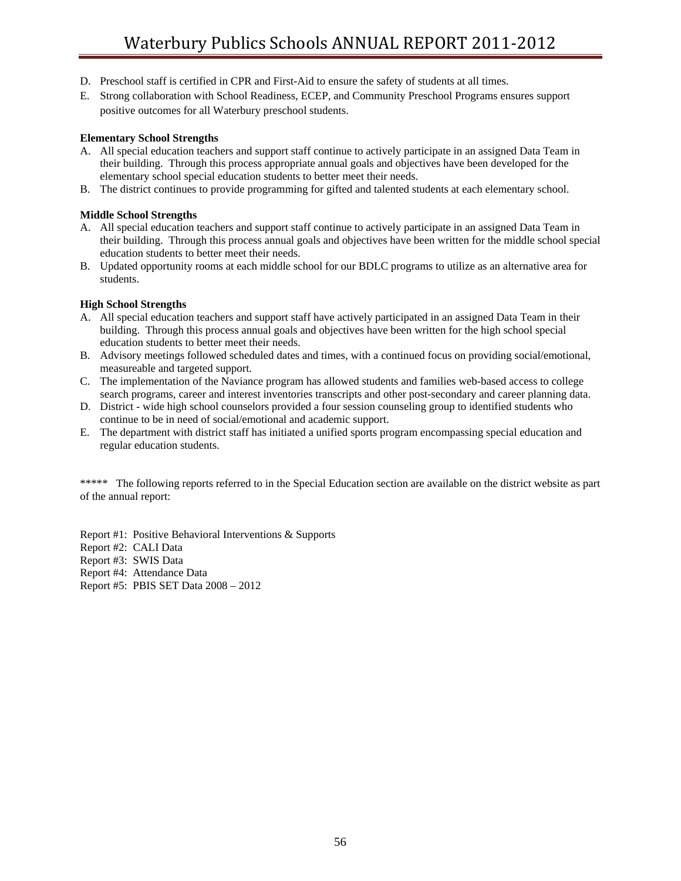D. Preschool staff is certified in CPR and First-Aid to ensure the safety of students at all times.
E. Strong collaboration with School Readiness, ECEP, and Community Preschool Programs ensures support positive outcomes for all Waterbury preschool students.

**Elementary School Strengths**

A. All special education teachers and support staff continue to actively participate in an assigned Data Team in their building. Through this process appropriate annual goals and objectives have been developed for the elementary school special education students to better meet their needs.
B. The district continues to provide programming for gifted and talented students at each elementary school.

**Middle School Strengths**

A. All special education teachers and support staff continue to actively participate in an assigned Data Team in their building. Through this process annual goals and objectives have been written for the middle school special education students to better meet their needs.
B. Updated opportunity rooms at each middle school for our BDLC programs to utilize as an alternative area for students.

**High School Strengths**

A. All special education teachers and support staff have actively participated in an assigned Data Team in their building. Through this process annual goals and objectives have been written for the high school special education students to better meet their needs.
B. Advisory meetings followed scheduled dates and times, with a continued focus on providing social/emotional, measureable and targeted support.
C. The implementation of the Naviance program has allowed students and families web-based access to college search programs, career and interest inventories transcripts and other post-secondary and career planning data.
D. District - wide high school counselors provided a four session counseling group to identified students who continue to be in need of social/emotional and academic support.
E. The department with district staff has initiated a unified sports program encompassing special education and regular education students.

***** The following reports referred to in the Special Education section are available on the district website as part of the annual report:

Report #1: Positive Behavioral Interventions & Supports
Report #2: CALI Data
Report #3: SWIS Data
Report #4: Attendance Data
Report #5: PBIS SET Data 2008 – 2012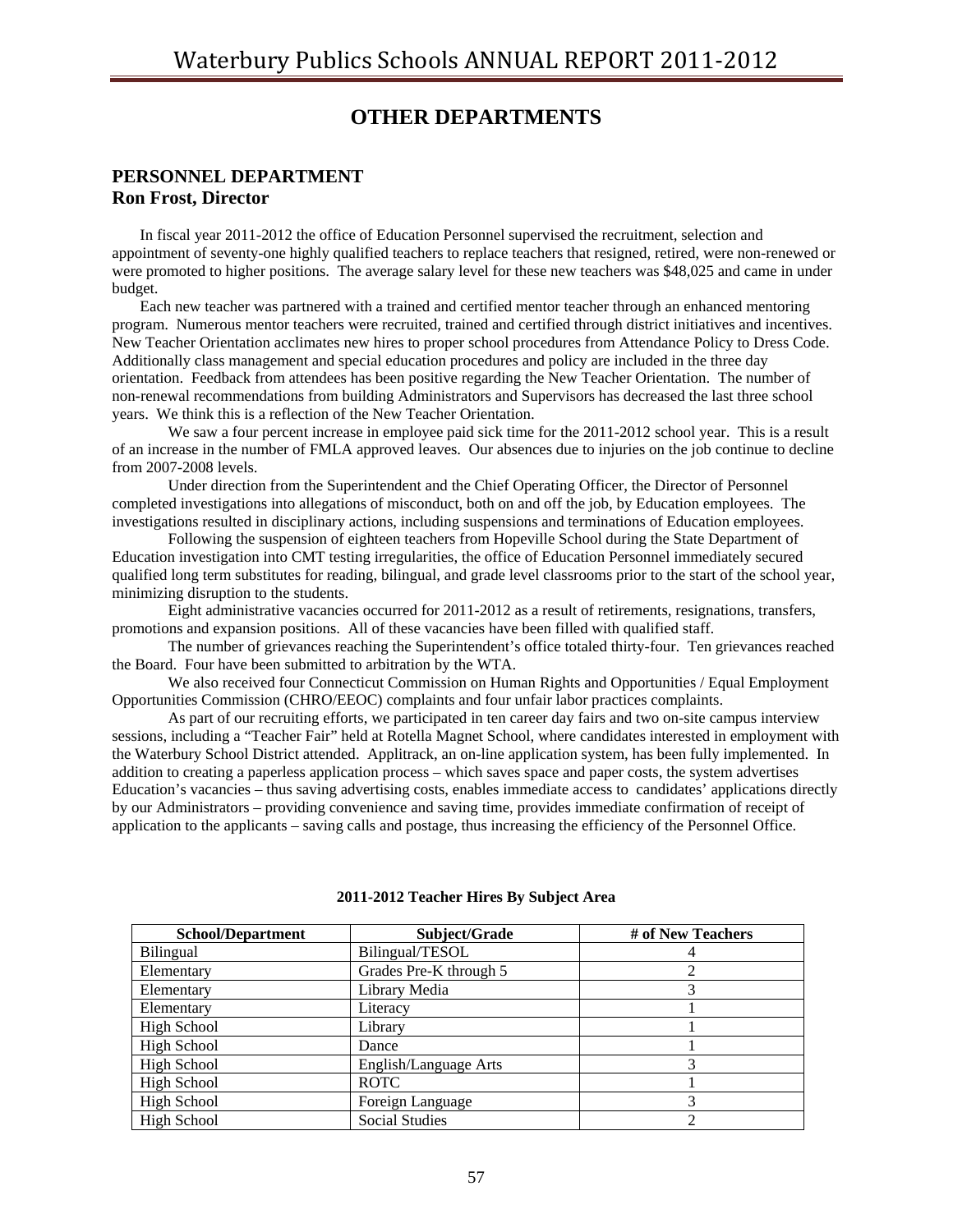# OTHER DEPARTMENTS

## PERSONNEL DEPARTMENT
**Ron Frost, Director**

In fiscal year 2011-2012 the office of Education Personnel supervised the recruitment, selection and appointment of seventy-one highly qualified teachers to replace teachers that resigned, retired, were non-renewed or were promoted to higher positions. The average salary level for these new teachers was $48,025 and came in under budget.

Each new teacher was partnered with a trained and certified mentor teacher through an enhanced mentoring program. Numerous mentor teachers were recruited, trained and certified through district initiatives and incentives. New Teacher Orientation acclimates new hires to proper school procedures from Attendance Policy to Dress Code. Additionally class management and special education procedures and policy are included in the three day orientation. Feedback from attendees has been positive regarding the New Teacher Orientation. The number of non-renewal recommendations from building Administrators and Supervisors has decreased the last three school years. We think this is a reflection of the New Teacher Orientation.

We saw a four percent increase in employee paid sick time for the 2011-2012 school year. This is a result of an increase in the number of FMLA approved leaves. Our absences due to injuries on the job continue to decline from 2007-2008 levels.

Under direction from the Superintendent and the Chief Operating Officer, the Director of Personnel completed investigations into allegations of misconduct, both on and off the job, by Education employees. The investigations resulted in disciplinary actions, including suspensions and terminations of Education employees.

Following the suspension of eighteen teachers from Hopeville School during the State Department of Education investigation into CMT testing irregularities, the office of Education Personnel immediately secured qualified long term substitutes for reading, bilingual, and grade level classrooms prior to the start of the school year, minimizing disruption to the students.

Eight administrative vacancies occurred for 2011-2012 as a result of retirements, resignations, transfers, promotions and expansion positions. All of these vacancies have been filled with qualified staff.

The number of grievances reaching the Superintendent's office totaled thirty-four. Ten grievances reached the Board. Four have been submitted to arbitration by the WTA.

We also received four Connecticut Commission on Human Rights and Opportunities / Equal Employment Opportunities Commission (CHRO/EEOC) complaints and four unfair labor practices complaints.

As part of our recruiting efforts, we participated in ten career day fairs and two on-site campus interview sessions, including a "Teacher Fair" held at Rotella Magnet School, where candidates interested in employment with the Waterbury School District attended. Applitrack, an on-line application system, has been fully implemented. In addition to creating a paperless application process – which saves space and paper costs, the system advertises Education's vacancies – thus saving advertising costs, enables immediate access to candidates' applications directly by our Administrators – providing convenience and saving time, provides immediate confirmation of receipt of application to the applicants – saving calls and postage, thus increasing the efficiency of the Personnel Office.

**2011-2012 Teacher Hires By Subject Area**

| School/Department | Subject/Grade | # of New Teachers |
|---|---|---|
| Bilingual | Bilingual/TESOL | 4 |
| Elementary | Grades Pre-K through 5 | 2 |
| Elementary | Library Media | 3 |
| Elementary | Literacy | 1 |
| High School | Library | 1 |
| High School | Dance | 1 |
| High School | English/Language Arts | 3 |
| High School | ROTC | 1 |
| High School | Foreign Language | 3 |
| High School | Social Studies | 2 |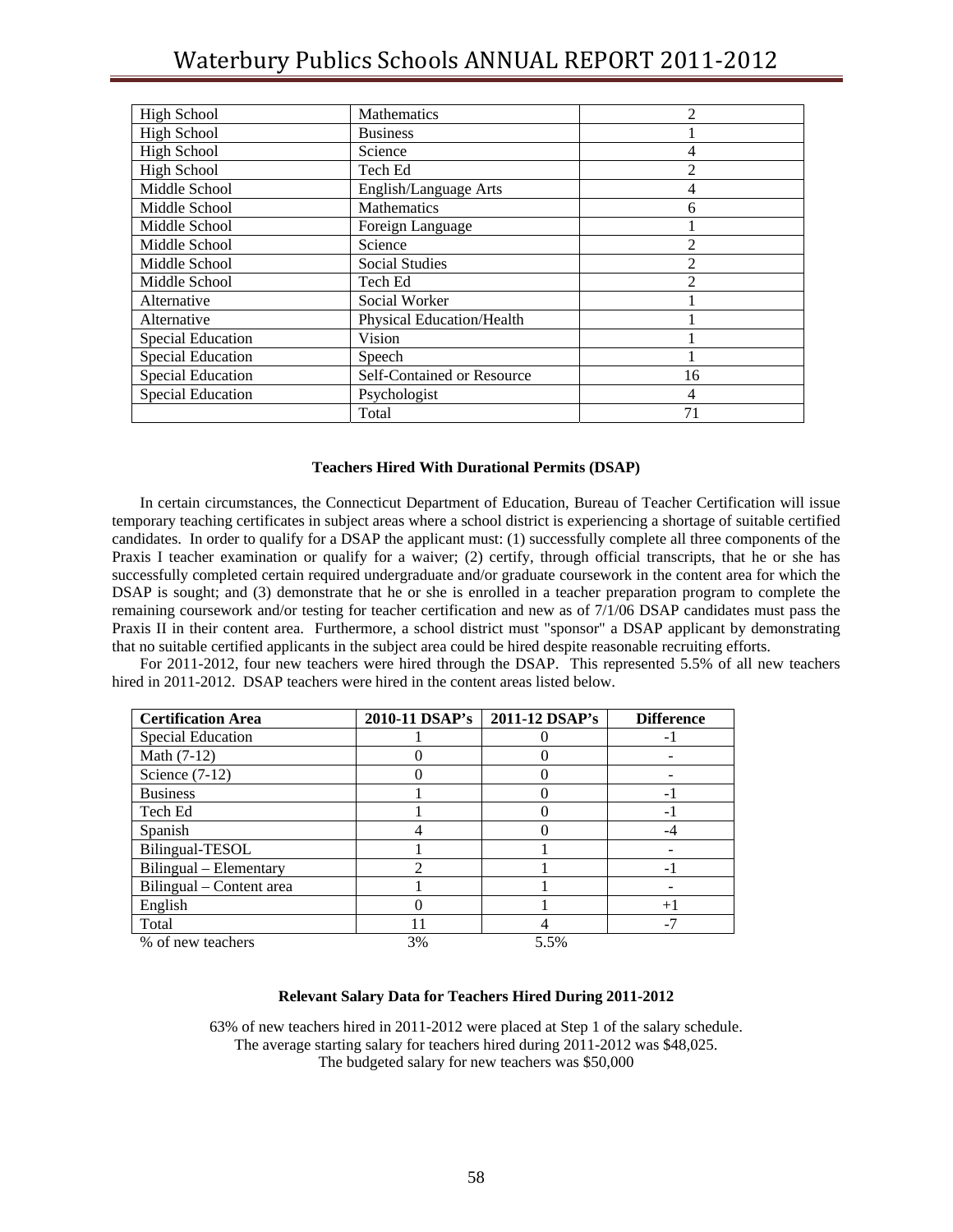| High School | Mathematics | 2 |
|---|---|---|
| High School | Business | 1 |
| High School | Science | 4 |
| High School | Tech Ed | 2 |
| Middle School | English/Language Arts | 4 |
| Middle School | Mathematics | 6 |
| Middle School | Foreign Language | 1 |
| Middle School | Science | 2 |
| Middle School | Social Studies | 2 |
| Middle School | Tech Ed | 2 |
| Alternative | Social Worker | 1 |
| Alternative | Physical Education/Health | 1 |
| Special Education | Vision | 1 |
| Special Education | Speech | 1 |
| Special Education | Self-Contained or Resource | 16 |
| Special Education | Psychologist | 4 |
| | Total | 71 |

**Teachers Hired With Durational Permits (DSAP)**

In certain circumstances, the Connecticut Department of Education, Bureau of Teacher Certification will issue temporary teaching certificates in subject areas where a school district is experiencing a shortage of suitable certified candidates. In order to qualify for a DSAP the applicant must: (1) successfully complete all three components of the Praxis I teacher examination or qualify for a waiver; (2) certify, through official transcripts, that he or she has successfully completed certain required undergraduate and/or graduate coursework in the content area for which the DSAP is sought; and (3) demonstrate that he or she is enrolled in a teacher preparation program to complete the remaining coursework and/or testing for teacher certification and new as of 7/1/06 DSAP candidates must pass the Praxis II in their content area. Furthermore, a school district must "sponsor" a DSAP applicant by demonstrating that no suitable certified applicants in the subject area could be hired despite reasonable recruiting efforts.

For 2011-2012, four new teachers were hired through the DSAP. This represented 5.5% of all new teachers hired in 2011-2012. DSAP teachers were hired in the content areas listed below.

| Certification Area | 2010-11 DSAP's | 2011-12 DSAP's | Difference |
|---|---|---|---|
| Special Education | 1 | 0 | -1 |
| Math (7-12) | 0 | 0 | - |
| Science (7-12) | 0 | 0 | - |
| Business | 1 | 0 | -1 |
| Tech Ed | 1 | 0 | -1 |
| Spanish | 4 | 0 | -4 |
| Bilingual-TESOL | 1 | 1 | - |
| Bilingual – Elementary | 2 | 1 | -1 |
| Bilingual – Content area | 1 | 1 | - |
| English | 0 | 1 | +1 |
| Total | 11 | 4 | -7 |
| % of new teachers | 3% | 5.5% | |

**Relevant Salary Data for Teachers Hired During 2011-2012**

63% of new teachers hired in 2011-2012 were placed at Step 1 of the salary schedule.
The average starting salary for teachers hired during 2011-2012 was $48,025.
The budgeted salary for new teachers was $50,000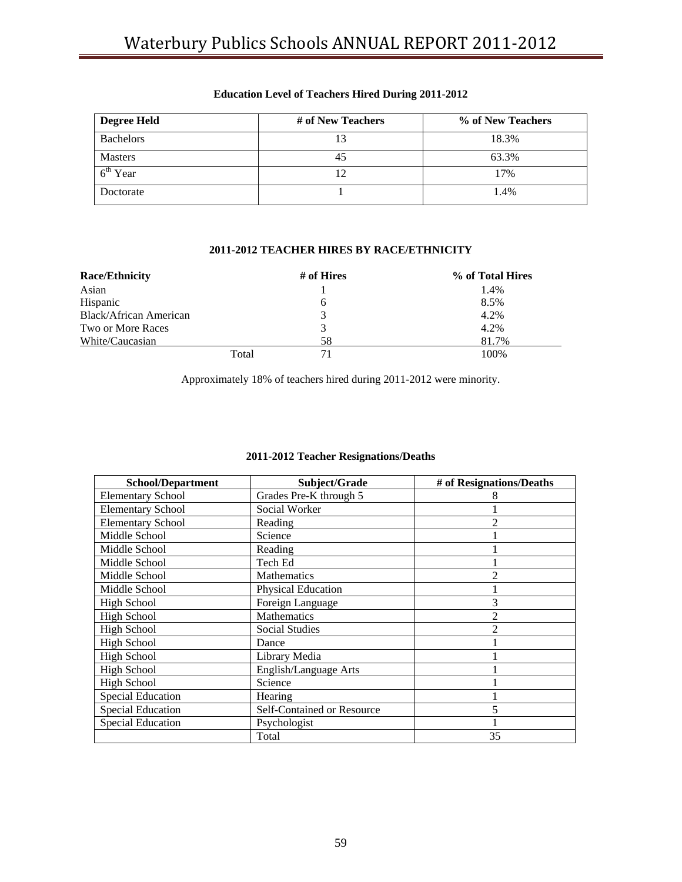**Education Level of Teachers Hired During 2011-2012**

| Degree Held | # of New Teachers | % of New Teachers |
|---|---|---|
| Bachelors | 13 | 18.3% |
| Masters | 45 | 63.3% |
| $6^{th}$ Year | 12 | 17% |
| Doctorate | 1 | 1.4% |

**2011-2012 TEACHER HIRES BY RACE/ETHNICITY**

| Race/Ethnicity | # of Hires | % of Total Hires |
|---|---|---|
| Asian | 1 | 1.4% |
| Hispanic | 6 | 8.5% |
| Black/African American | 3 | 4.2% |
| Two or More Races | 3 | 4.2% |
| White/Caucasian | 58 | 81.7% |
| Total | 71 | 100% |

Approximately 18% of teachers hired during 2011-2012 were minority.

**2011-2012 Teacher Resignations/Deaths**

| School/Department | Subject/Grade | # of Resignations/Deaths |
|---|---|---|
| Elementary School | Grades Pre-K through 5 | 8 |
| Elementary School | Social Worker | 1 |
| Elementary School | Reading | 2 |
| Middle School | Science | 1 |
| Middle School | Reading | 1 |
| Middle School | Tech Ed | 1 |
| Middle School | Mathematics | 2 |
| Middle School | Physical Education | 1 |
| High School | Foreign Language | 3 |
| High School | Mathematics | 2 |
| High School | Social Studies | 2 |
| High School | Dance | 1 |
| High School | Library Media | 1 |
| High School | English/Language Arts | 1 |
| High School | Science | 1 |
| Special Education | Hearing | 1 |
| Special Education | Self-Contained or Resource | 5 |
| Special Education | Psychologist | 1 |
| | Total | 35 |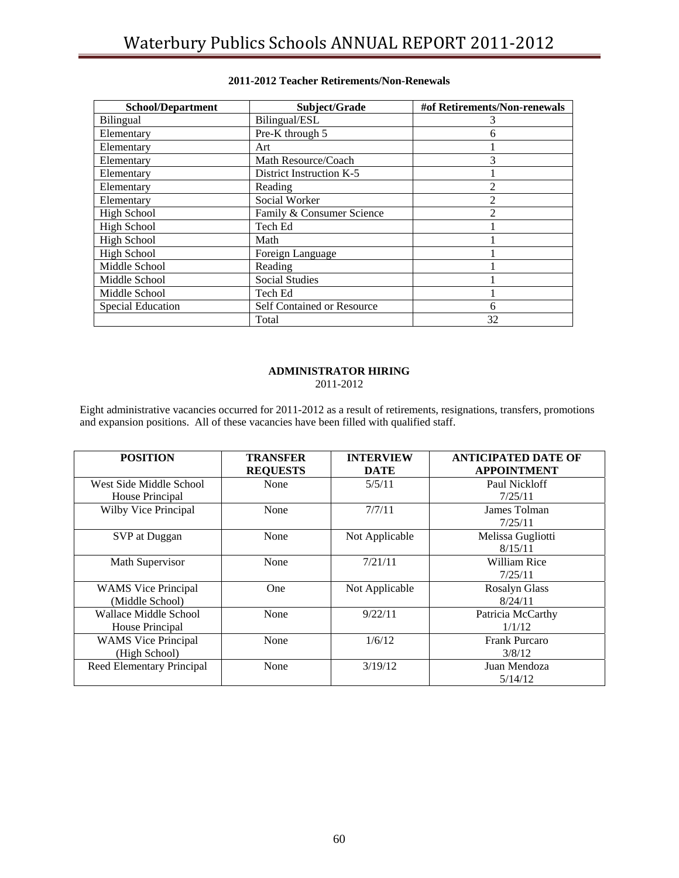**2011-2012 Teacher Retirements/Non-Renewals**

| School/Department | Subject/Grade | #of Retirements/Non-renewals |
|---|---|---|
| Bilingual | Bilingual/ESL | 3 |
| Elementary | Pre-K through 5 | 6 |
| Elementary | Art | 1 |
| Elementary | Math Resource/Coach | 3 |
| Elementary | District Instruction K-5 | 1 |
| Elementary | Reading | 2 |
| Elementary | Social Worker | 2 |
| High School | Family & Consumer Science | 2 |
| High School | Tech Ed | 1 |
| High School | Math | 1 |
| High School | Foreign Language | 1 |
| Middle School | Reading | 1 |
| Middle School | Social Studies | 1 |
| Middle School | Tech Ed | 1 |
| Special Education | Self Contained or Resource | 6 |
| | Total | 32 |

**ADMINISTRATOR HIRING**
2011-2012

Eight administrative vacancies occurred for 2011-2012 as a result of retirements, resignations, transfers, promotions and expansion positions. All of these vacancies have been filled with qualified staff.

| POSITION | TRANSFER REQUESTS | INTERVIEW DATE | ANTICIPATED DATE OF APPOINTMENT |
|---|---|---|---|
| West Side Middle School House Principal | None | 5/5/11 | Paul Nickloff 7/25/11 |
| Wilby Vice Principal | None | 7/7/11 | James Tolman 7/25/11 |
| SVP at Duggan | None | Not Applicable | Melissa Gugliotti 8/15/11 |
| Math Supervisor | None | 7/21/11 | William Rice 7/25/11 |
| WAMS Vice Principal (Middle School) | One | Not Applicable | Rosalyn Glass 8/24/11 |
| Wallace Middle School House Principal | None | 9/22/11 | Patricia McCarthy 1/1/12 |
| WAMS Vice Principal (High School) | None | 1/6/12 | Frank Purcaro 3/8/12 |
| Reed Elementary Principal | None | 3/19/12 | Juan Mendoza 5/14/12 |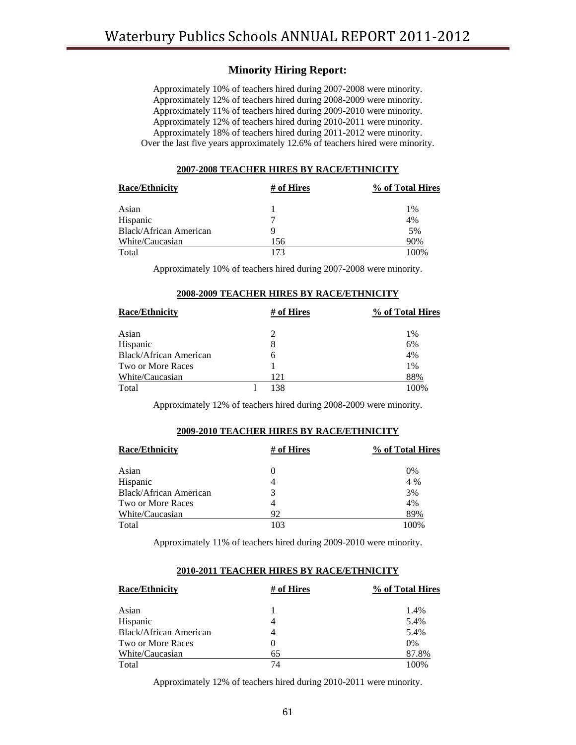## Minority Hiring Report:

Approximately 10% of teachers hired during 2007-2008 were minority.
Approximately 12% of teachers hired during 2008-2009 were minority.
Approximately 11% of teachers hired during 2009-2010 were minority.
Approximately 12% of teachers hired during 2010-2011 were minority.
Approximately 18% of teachers hired during 2011-2012 were minority.
Over the last five years approximately 12.6% of teachers hired were minority.

### 2007-2008 TEACHER HIRES BY RACE/ETHNICITY

| Race/Ethnicity | # of Hires | % of Total Hires |
|---|---|---|
| Asian | 1 | 1% |
| Hispanic | 7 | 4% |
| Black/African American | 9 | 5% |
| White/Caucasian | 156 | 90% |
| Total | 173 | 100% |

Approximately 10% of teachers hired during 2007-2008 were minority.

### 2008-2009 TEACHER HIRES BY RACE/ETHNICITY

| Race/Ethnicity | # of Hires | % of Total Hires |
|---|---|---|
| Asian | 2 | 1% |
| Hispanic | 8 | 6% |
| Black/African American | 6 | 4% |
| Two or More Races | 1 | 1% |
| White/Caucasian | 121 | 88% |
| Total | l 138 | 100% |

Approximately 12% of teachers hired during 2008-2009 were minority.

### 2009-2010 TEACHER HIRES BY RACE/ETHNICITY

| Race/Ethnicity | # of Hires | % of Total Hires |
|---|---|---|
| Asian | 0 | 0% |
| Hispanic | 4 | 4 % |
| Black/African American | 3 | 3% |
| Two or More Races | 4 | 4% |
| White/Caucasian | 92 | 89% |
| Total | 103 | 100% |

Approximately 11% of teachers hired during 2009-2010 were minority.

### 2010-2011 TEACHER HIRES BY RACE/ETHNICITY

| Race/Ethnicity | # of Hires | % of Total Hires |
|---|---|---|
| Asian | 1 | 1.4% |
| Hispanic | 4 | 5.4% |
| Black/African American | 4 | 5.4% |
| Two or More Races | 0 | 0% |
| White/Caucasian | 65 | 87.8% |
| Total | 74 | 100% |

Approximately 12% of teachers hired during 2010-2011 were minority.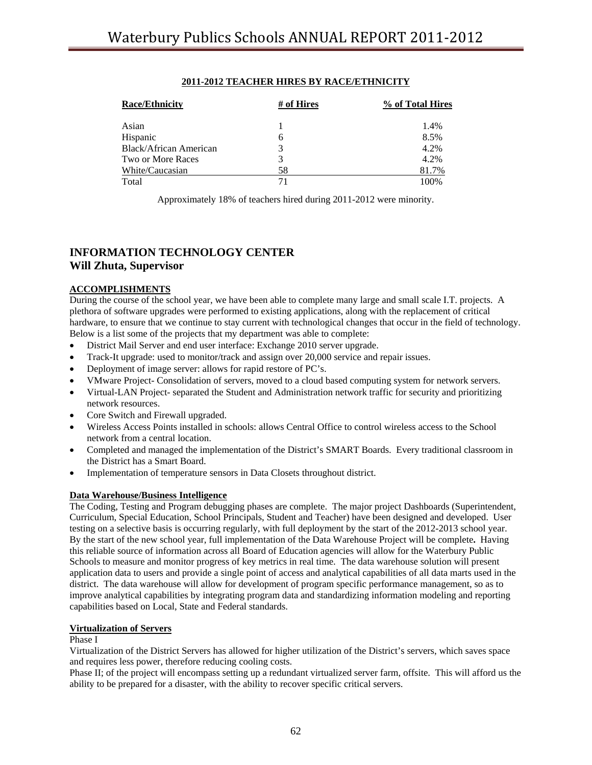**2011-2012 TEACHER HIRES BY RACE/ETHNICITY**

| Race/Ethnicity | # of Hires | % of Total Hires |
|---|---|---|
| Asian | 1 | 1.4% |
| Hispanic | 6 | 8.5% |
| Black/African American | 3 | 4.2% |
| Two or More Races | 3 | 4.2% |
| White/Caucasian | 58 | 81.7% |
| Total | 71 | 100% |

Approximately 18% of teachers hired during 2011-2012 were minority.

## INFORMATION TECHNOLOGY CENTER
## Will Zhuta, Supervisor

### ACCOMPLISHMENTS

During the course of the school year, we have been able to complete many large and small scale I.T. projects. A plethora of software upgrades were performed to existing applications, along with the replacement of critical hardware, to ensure that we continue to stay current with technological changes that occur in the field of technology. Below is a list some of the projects that my department was able to complete:

- District Mail Server and end user interface: Exchange 2010 server upgrade.
- Track-It upgrade: used to monitor/track and assign over 20,000 service and repair issues.
- Deployment of image server: allows for rapid restore of PC's.
- VMware Project- Consolidation of servers, moved to a cloud based computing system for network servers.
- Virtual-LAN Project- separated the Student and Administration network traffic for security and prioritizing network resources.
- Core Switch and Firewall upgraded.
- Wireless Access Points installed in schools: allows Central Office to control wireless access to the School network from a central location.
- Completed and managed the implementation of the District's SMART Boards. Every traditional classroom in the District has a Smart Board.
- Implementation of temperature sensors in Data Closets throughout district.

### Data Warehouse/Business Intelligence

The Coding, Testing and Program debugging phases are complete. The major project Dashboards (Superintendent, Curriculum, Special Education, School Principals, Student and Teacher) have been designed and developed. User testing on a selective basis is occurring regularly, with full deployment by the start of the 2012-2013 school year. By the start of the new school year, full implementation of the Data Warehouse Project will be complete**.** Having this reliable source of information across all Board of Education agencies will allow for the Waterbury Public Schools to measure and monitor progress of key metrics in real time. The data warehouse solution will present application data to users and provide a single point of access and analytical capabilities of all data marts used in the district. The data warehouse will allow for development of program specific performance management, so as to improve analytical capabilities by integrating program data and standardizing information modeling and reporting capabilities based on Local, State and Federal standards.

### Virtualization of Servers

Phase I

Virtualization of the District Servers has allowed for higher utilization of the District's servers, which saves space and requires less power, therefore reducing cooling costs.

Phase II; of the project will encompass setting up a redundant virtualized server farm, offsite. This will afford us the ability to be prepared for a disaster, with the ability to recover specific critical servers.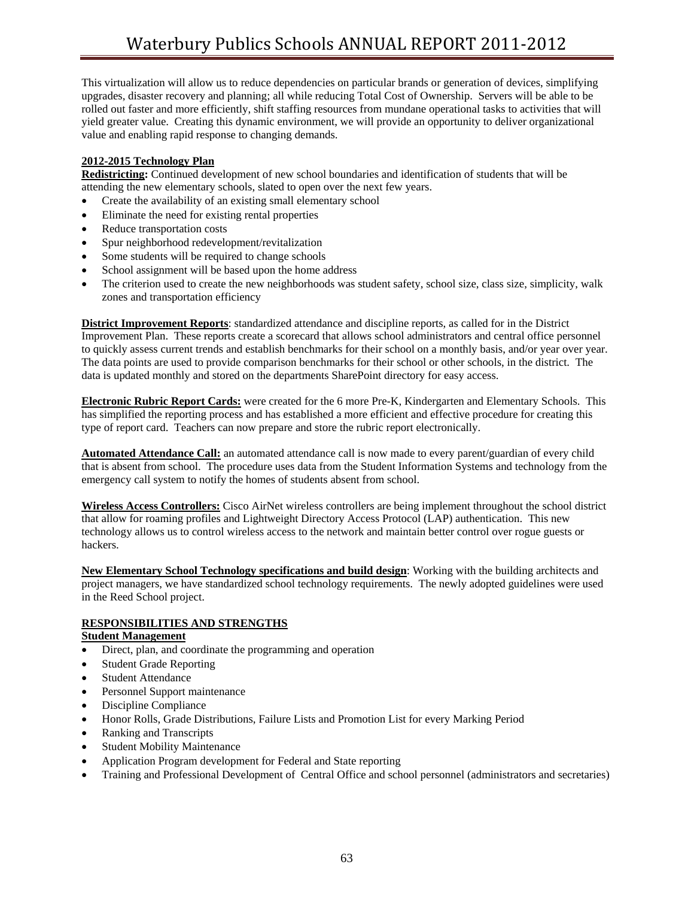This virtualization will allow us to reduce dependencies on particular brands or generation of devices, simplifying upgrades, disaster recovery and planning; all while reducing Total Cost of Ownership. Servers will be able to be rolled out faster and more efficiently, shift staffing resources from mundane operational tasks to activities that will yield greater value. Creating this dynamic environment, we will provide an opportunity to deliver organizational value and enabling rapid response to changing demands.

**2012-2015 Technology Plan**

**Redistricting:** Continued development of new school boundaries and identification of students that will be attending the new elementary schools, slated to open over the next few years.

- Create the availability of an existing small elementary school
- Eliminate the need for existing rental properties
- Reduce transportation costs
- Spur neighborhood redevelopment/revitalization
- Some students will be required to change schools
- School assignment will be based upon the home address
- The criterion used to create the new neighborhoods was student safety, school size, class size, simplicity, walk zones and transportation efficiency

**District Improvement Reports**: standardized attendance and discipline reports, as called for in the District Improvement Plan. These reports create a scorecard that allows school administrators and central office personnel to quickly assess current trends and establish benchmarks for their school on a monthly basis, and/or year over year. The data points are used to provide comparison benchmarks for their school or other schools, in the district. The data is updated monthly and stored on the departments SharePoint directory for easy access.

**Electronic Rubric Report Cards:** were created for the 6 more Pre-K, Kindergarten and Elementary Schools. This has simplified the reporting process and has established a more efficient and effective procedure for creating this type of report card. Teachers can now prepare and store the rubric report electronically.

**Automated Attendance Call:** an automated attendance call is now made to every parent/guardian of every child that is absent from school. The procedure uses data from the Student Information Systems and technology from the emergency call system to notify the homes of students absent from school.

**Wireless Access Controllers:** Cisco AirNet wireless controllers are being implement throughout the school district that allow for roaming profiles and Lightweight Directory Access Protocol (LAP) authentication. This new technology allows us to control wireless access to the network and maintain better control over rogue guests or hackers.

**New Elementary School Technology specifications and build design**: Working with the building architects and project managers, we have standardized school technology requirements. The newly adopted guidelines were used in the Reed School project.

**RESPONSIBILITIES AND STRENGTHS**

**Student Management**

- Direct, plan, and coordinate the programming and operation
- Student Grade Reporting
- Student Attendance
- Personnel Support maintenance
- Discipline Compliance
- Honor Rolls, Grade Distributions, Failure Lists and Promotion List for every Marking Period
- Ranking and Transcripts
- Student Mobility Maintenance
- Application Program development for Federal and State reporting
- Training and Professional Development of Central Office and school personnel (administrators and secretaries)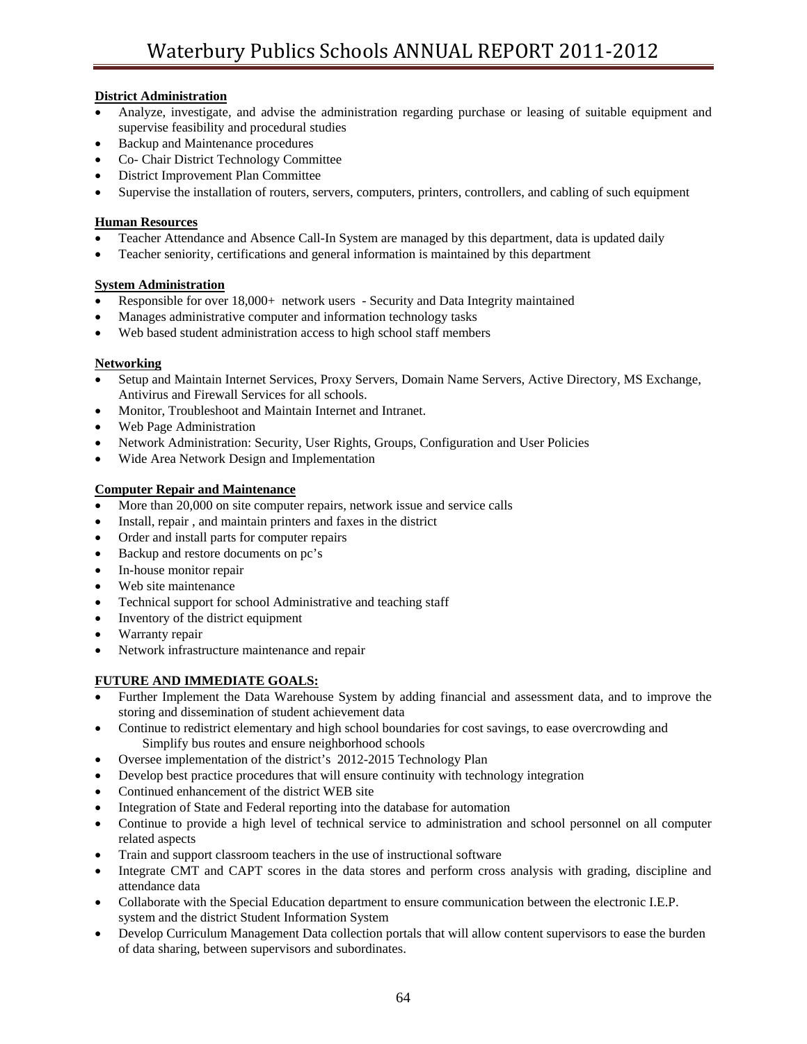**District Administration**

- Analyze, investigate, and advise the administration regarding purchase or leasing of suitable equipment and supervise feasibility and procedural studies
- Backup and Maintenance procedures
- Co- Chair District Technology Committee
- District Improvement Plan Committee
- Supervise the installation of routers, servers, computers, printers, controllers, and cabling of such equipment

**Human Resources**

- Teacher Attendance and Absence Call-In System are managed by this department, data is updated daily
- Teacher seniority, certifications and general information is maintained by this department

**System Administration**

- Responsible for over 18,000+ network users - Security and Data Integrity maintained
- Manages administrative computer and information technology tasks
- Web based student administration access to high school staff members

**Networking**

- Setup and Maintain Internet Services, Proxy Servers, Domain Name Servers, Active Directory, MS Exchange, Antivirus and Firewall Services for all schools.
- Monitor, Troubleshoot and Maintain Internet and Intranet.
- Web Page Administration
- Network Administration: Security, User Rights, Groups, Configuration and User Policies
- Wide Area Network Design and Implementation

**Computer Repair and Maintenance**

- More than 20,000 on site computer repairs, network issue and service calls
- Install, repair , and maintain printers and faxes in the district
- Order and install parts for computer repairs
- Backup and restore documents on pc's
- In-house monitor repair
- Web site maintenance
- Technical support for school Administrative and teaching staff
- Inventory of the district equipment
- Warranty repair
- Network infrastructure maintenance and repair

**FUTURE AND IMMEDIATE GOALS:**

- Further Implement the Data Warehouse System by adding financial and assessment data, and to improve the storing and dissemination of student achievement data
- Continue to redistrict elementary and high school boundaries for cost savings, to ease overcrowding and Simplify bus routes and ensure neighborhood schools
- Oversee implementation of the district's 2012-2015 Technology Plan
- Develop best practice procedures that will ensure continuity with technology integration
- Continued enhancement of the district WEB site
- Integration of State and Federal reporting into the database for automation
- Continue to provide a high level of technical service to administration and school personnel on all computer related aspects
- Train and support classroom teachers in the use of instructional software
- Integrate CMT and CAPT scores in the data stores and perform cross analysis with grading, discipline and attendance data
- Collaborate with the Special Education department to ensure communication between the electronic I.E.P. system and the district Student Information System
- Develop Curriculum Management Data collection portals that will allow content supervisors to ease the burden of data sharing, between supervisors and subordinates.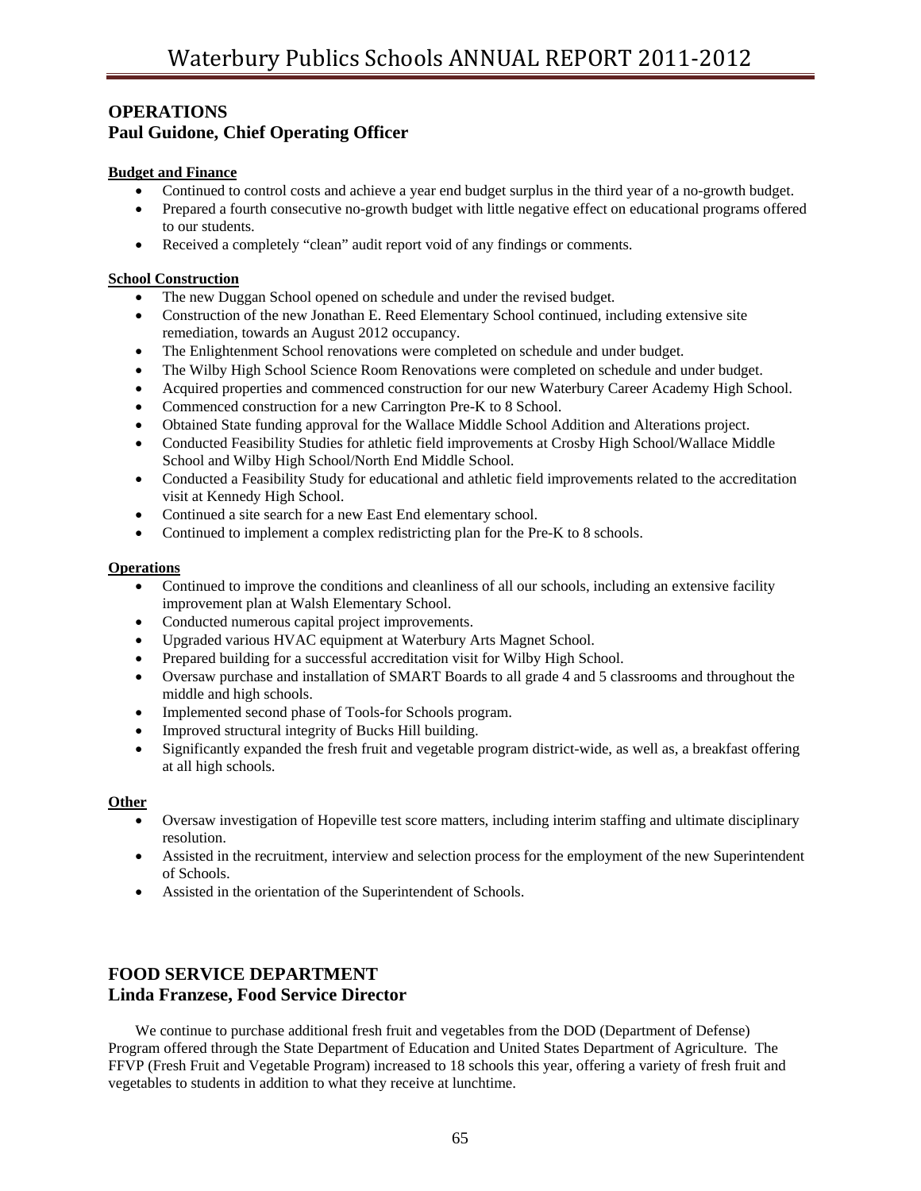## OPERATIONS
## Paul Guidone, Chief Operating Officer

**Budget and Finance**

- Continued to control costs and achieve a year end budget surplus in the third year of a no-growth budget.
- Prepared a fourth consecutive no-growth budget with little negative effect on educational programs offered to our students.
- Received a completely "clean" audit report void of any findings or comments.

**School Construction**

- The new Duggan School opened on schedule and under the revised budget.
- Construction of the new Jonathan E. Reed Elementary School continued, including extensive site remediation, towards an August 2012 occupancy.
- The Enlightenment School renovations were completed on schedule and under budget.
- The Wilby High School Science Room Renovations were completed on schedule and under budget.
- Acquired properties and commenced construction for our new Waterbury Career Academy High School.
- Commenced construction for a new Carrington Pre-K to 8 School.
- Obtained State funding approval for the Wallace Middle School Addition and Alterations project.
- Conducted Feasibility Studies for athletic field improvements at Crosby High School/Wallace Middle School and Wilby High School/North End Middle School.
- Conducted a Feasibility Study for educational and athletic field improvements related to the accreditation visit at Kennedy High School.
- Continued a site search for a new East End elementary school.
- Continued to implement a complex redistricting plan for the Pre-K to 8 schools.

**Operations**

- Continued to improve the conditions and cleanliness of all our schools, including an extensive facility improvement plan at Walsh Elementary School.
- Conducted numerous capital project improvements.
- Upgraded various HVAC equipment at Waterbury Arts Magnet School.
- Prepared building for a successful accreditation visit for Wilby High School.
- Oversaw purchase and installation of SMART Boards to all grade 4 and 5 classrooms and throughout the middle and high schools.
- Implemented second phase of Tools-for Schools program.
- Improved structural integrity of Bucks Hill building.
- Significantly expanded the fresh fruit and vegetable program district-wide, as well as, a breakfast offering at all high schools.

**Other**

- Oversaw investigation of Hopeville test score matters, including interim staffing and ultimate disciplinary resolution.
- Assisted in the recruitment, interview and selection process for the employment of the new Superintendent of Schools.
- Assisted in the orientation of the Superintendent of Schools.

## FOOD SERVICE DEPARTMENT
## Linda Franzese, Food Service Director

We continue to purchase additional fresh fruit and vegetables from the DOD (Department of Defense) Program offered through the State Department of Education and United States Department of Agriculture. The FFVP (Fresh Fruit and Vegetable Program) increased to 18 schools this year, offering a variety of fresh fruit and vegetables to students in addition to what they receive at lunchtime.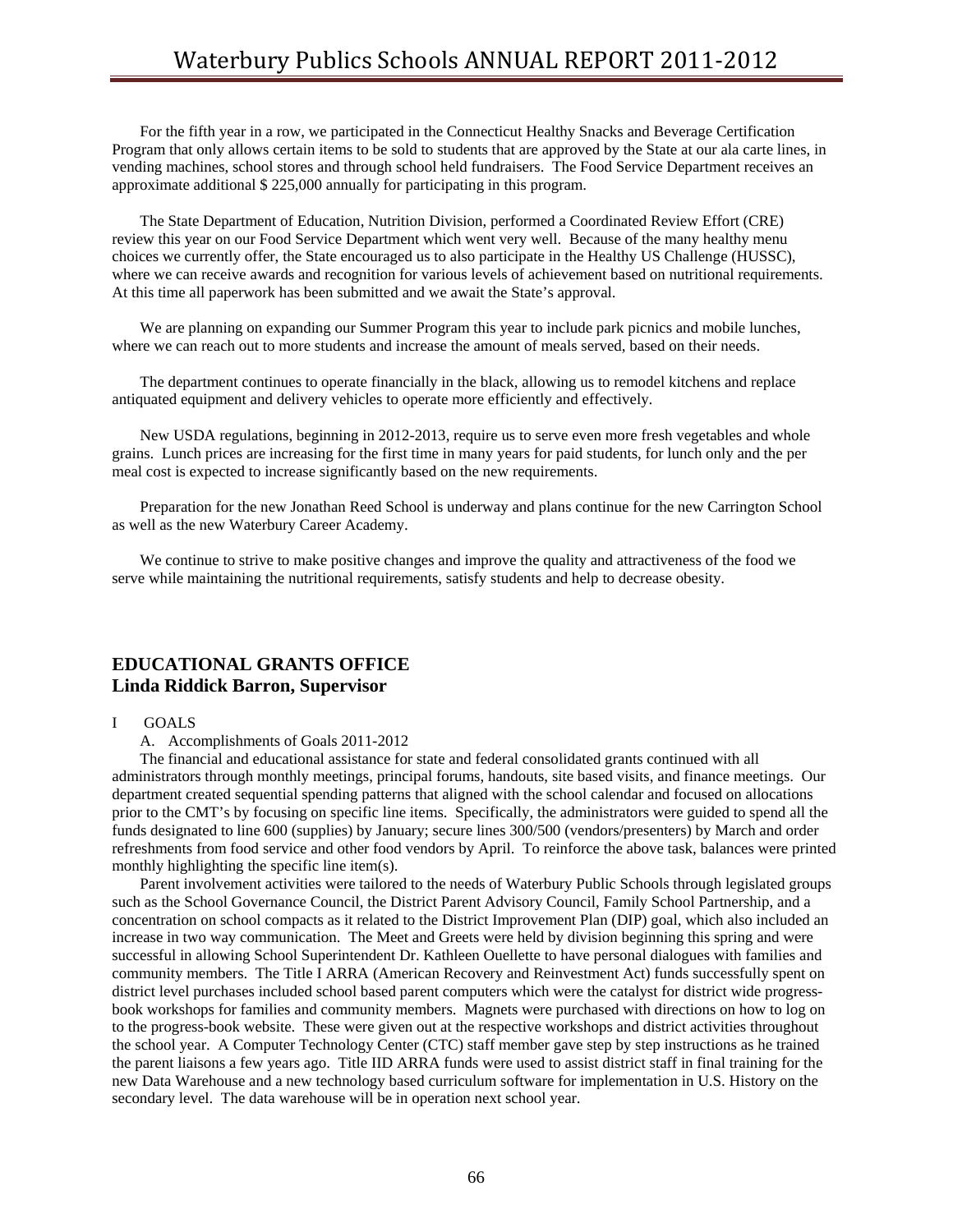For the fifth year in a row, we participated in the Connecticut Healthy Snacks and Beverage Certification Program that only allows certain items to be sold to students that are approved by the State at our ala carte lines, in vending machines, school stores and through school held fundraisers. The Food Service Department receives an approximate additional $ 225,000 annually for participating in this program.

The State Department of Education, Nutrition Division, performed a Coordinated Review Effort (CRE) review this year on our Food Service Department which went very well. Because of the many healthy menu choices we currently offer, the State encouraged us to also participate in the Healthy US Challenge (HUSSC), where we can receive awards and recognition for various levels of achievement based on nutritional requirements. At this time all paperwork has been submitted and we await the State's approval.

We are planning on expanding our Summer Program this year to include park picnics and mobile lunches, where we can reach out to more students and increase the amount of meals served, based on their needs.

The department continues to operate financially in the black, allowing us to remodel kitchens and replace antiquated equipment and delivery vehicles to operate more efficiently and effectively.

New USDA regulations, beginning in 2012-2013, require us to serve even more fresh vegetables and whole grains. Lunch prices are increasing for the first time in many years for paid students, for lunch only and the per meal cost is expected to increase significantly based on the new requirements.

Preparation for the new Jonathan Reed School is underway and plans continue for the new Carrington School as well as the new Waterbury Career Academy.

We continue to strive to make positive changes and improve the quality and attractiveness of the food we serve while maintaining the nutritional requirements, satisfy students and help to decrease obesity.

## EDUCATIONAL GRANTS OFFICE
## Linda Riddick Barron, Supervisor

I GOALS

A. Accomplishments of Goals 2011-2012

The financial and educational assistance for state and federal consolidated grants continued with all administrators through monthly meetings, principal forums, handouts, site based visits, and finance meetings. Our department created sequential spending patterns that aligned with the school calendar and focused on allocations prior to the CMT's by focusing on specific line items. Specifically, the administrators were guided to spend all the funds designated to line 600 (supplies) by January; secure lines 300/500 (vendors/presenters) by March and order refreshments from food service and other food vendors by April. To reinforce the above task, balances were printed monthly highlighting the specific line item(s).

Parent involvement activities were tailored to the needs of Waterbury Public Schools through legislated groups such as the School Governance Council, the District Parent Advisory Council, Family School Partnership, and a concentration on school compacts as it related to the District Improvement Plan (DIP) goal, which also included an increase in two way communication. The Meet and Greets were held by division beginning this spring and were successful in allowing School Superintendent Dr. Kathleen Ouellette to have personal dialogues with families and community members. The Title I ARRA (American Recovery and Reinvestment Act) funds successfully spent on district level purchases included school based parent computers which were the catalyst for district wide progress-book workshops for families and community members. Magnets were purchased with directions on how to log on to the progress-book website. These were given out at the respective workshops and district activities throughout the school year. A Computer Technology Center (CTC) staff member gave step by step instructions as he trained the parent liaisons a few years ago. Title IID ARRA funds were used to assist district staff in final training for the new Data Warehouse and a new technology based curriculum software for implementation in U.S. History on the secondary level. The data warehouse will be in operation next school year.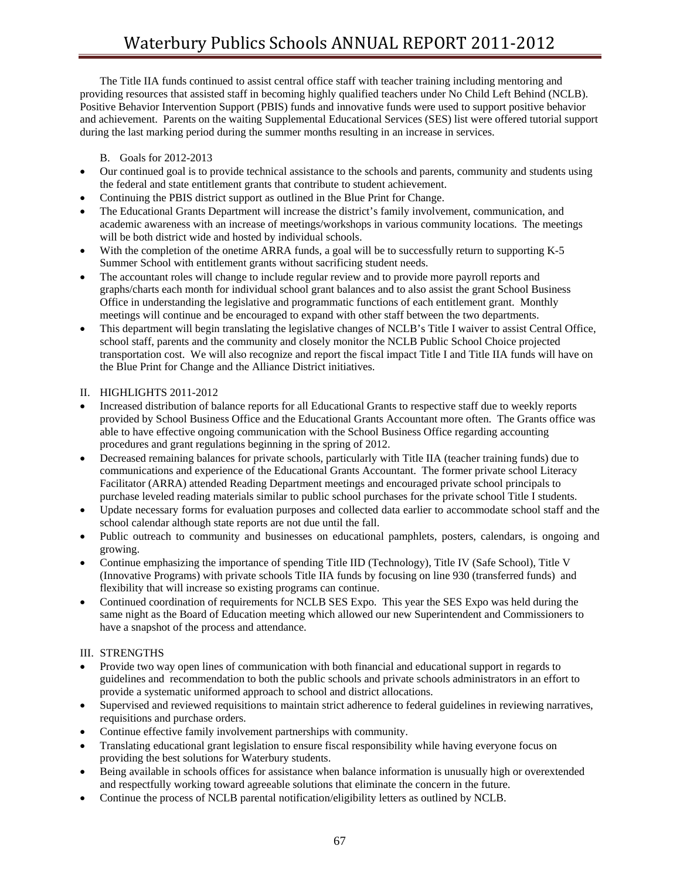The Title IIA funds continued to assist central office staff with teacher training including mentoring and providing resources that assisted staff in becoming highly qualified teachers under No Child Left Behind (NCLB). Positive Behavior Intervention Support (PBIS) funds and innovative funds were used to support positive behavior and achievement. Parents on the waiting Supplemental Educational Services (SES) list were offered tutorial support during the last marking period during the summer months resulting in an increase in services.

B. Goals for 2012-2013

- Our continued goal is to provide technical assistance to the schools and parents, community and students using the federal and state entitlement grants that contribute to student achievement.
- Continuing the PBIS district support as outlined in the Blue Print for Change.
- The Educational Grants Department will increase the district's family involvement, communication, and academic awareness with an increase of meetings/workshops in various community locations. The meetings will be both district wide and hosted by individual schools.
- With the completion of the onetime ARRA funds, a goal will be to successfully return to supporting K-5 Summer School with entitlement grants without sacrificing student needs.
- The accountant roles will change to include regular review and to provide more payroll reports and graphs/charts each month for individual school grant balances and to also assist the grant School Business Office in understanding the legislative and programmatic functions of each entitlement grant. Monthly meetings will continue and be encouraged to expand with other staff between the two departments.
- This department will begin translating the legislative changes of NCLB's Title I waiver to assist Central Office, school staff, parents and the community and closely monitor the NCLB Public School Choice projected transportation cost. We will also recognize and report the fiscal impact Title I and Title IIA funds will have on the Blue Print for Change and the Alliance District initiatives.

II. HIGHLIGHTS 2011-2012

- Increased distribution of balance reports for all Educational Grants to respective staff due to weekly reports provided by School Business Office and the Educational Grants Accountant more often. The Grants office was able to have effective ongoing communication with the School Business Office regarding accounting procedures and grant regulations beginning in the spring of 2012.
- Decreased remaining balances for private schools, particularly with Title IIA (teacher training funds) due to communications and experience of the Educational Grants Accountant. The former private school Literacy Facilitator (ARRA) attended Reading Department meetings and encouraged private school principals to purchase leveled reading materials similar to public school purchases for the private school Title I students.
- Update necessary forms for evaluation purposes and collected data earlier to accommodate school staff and the school calendar although state reports are not due until the fall.
- Public outreach to community and businesses on educational pamphlets, posters, calendars, is ongoing and growing.
- Continue emphasizing the importance of spending Title IID (Technology), Title IV (Safe School), Title V (Innovative Programs) with private schools Title IIA funds by focusing on line 930 (transferred funds) and flexibility that will increase so existing programs can continue.
- Continued coordination of requirements for NCLB SES Expo. This year the SES Expo was held during the same night as the Board of Education meeting which allowed our new Superintendent and Commissioners to have a snapshot of the process and attendance.

III. STRENGTHS

- Provide two way open lines of communication with both financial and educational support in regards to guidelines and recommendation to both the public schools and private schools administrators in an effort to provide a systematic uniformed approach to school and district allocations.
- Supervised and reviewed requisitions to maintain strict adherence to federal guidelines in reviewing narratives, requisitions and purchase orders.
- Continue effective family involvement partnerships with community.
- Translating educational grant legislation to ensure fiscal responsibility while having everyone focus on providing the best solutions for Waterbury students.
- Being available in schools offices for assistance when balance information is unusually high or overextended and respectfully working toward agreeable solutions that eliminate the concern in the future.
- Continue the process of NCLB parental notification/eligibility letters as outlined by NCLB.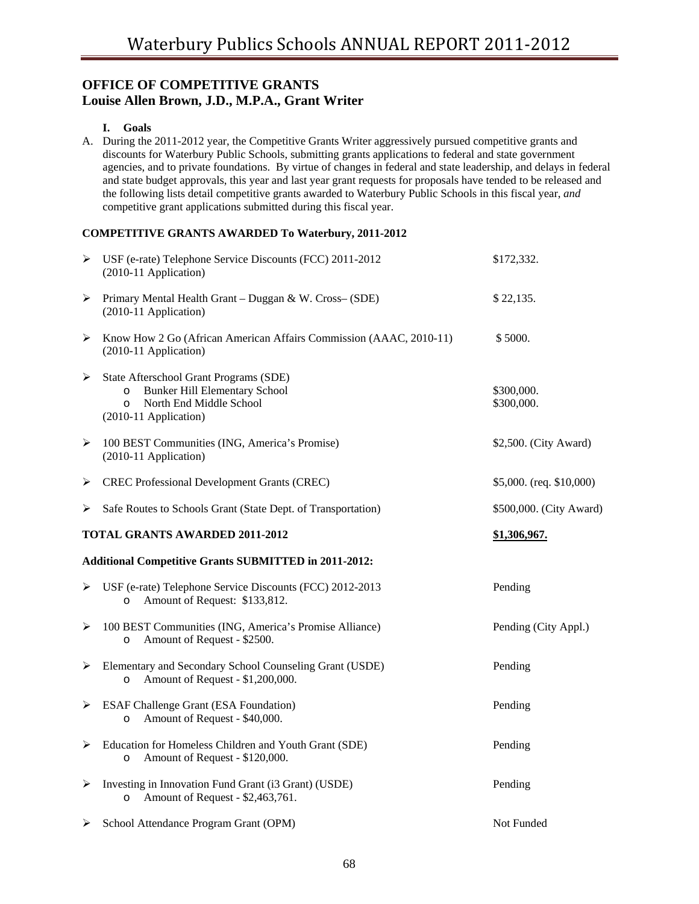## OFFICE OF COMPETITIVE GRANTS
## Louise Allen Brown, J.D., M.P.A., Grant Writer

### I. Goals

A. During the 2011-2012 year, the Competitive Grants Writer aggressively pursued competitive grants and discounts for Waterbury Public Schools, submitting grants applications to federal and state government agencies, and to private foundations. By virtue of changes in federal and state leadership, and delays in federal and state budget approvals, this year and last year grant requests for proposals have tended to be released and the following lists detail competitive grants awarded to Waterbury Public Schools in this fiscal year, *and* competitive grant applications submitted during this fiscal year.

**COMPETITIVE GRANTS AWARDED To Waterbury, 2011-2012**

- USF (e-rate) Telephone Service Discounts (FCC) 2011-2012 (2010-11 Application) — $172,332.
- Primary Mental Health Grant – Duggan & W. Cross– (SDE) (2010-11 Application) — $ 22,135.
- Know How 2 Go (African American Affairs Commission (AAAC, 2010-11) (2010-11 Application) — $ 5000.
- State Afterschool Grant Programs (SDE)
  - Bunker Hill Elementary School — $300,000.
  - North End Middle School — $300,000.

  (2010-11 Application)
- 100 BEST Communities (ING, America's Promise) (2010-11 Application) — $2,500. (City Award)
- CREC Professional Development Grants (CREC) — $5,000. (req. $10,000)
- Safe Routes to Schools Grant (State Dept. of Transportation) — $500,000. (City Award)

**TOTAL GRANTS AWARDED 2011-2012** — **$1,306,967.**

**Additional Competitive Grants SUBMITTED in 2011-2012:**

- USF (e-rate) Telephone Service Discounts (FCC) 2012-2013 — Pending
  - Amount of Request: $133,812.
- 100 BEST Communities (ING, America's Promise Alliance) — Pending (City Appl.)
  - Amount of Request - $2500.
- Elementary and Secondary School Counseling Grant (USDE) — Pending
  - Amount of Request - $1,200,000.
- ESAF Challenge Grant (ESA Foundation) — Pending
  - Amount of Request - $40,000.
- Education for Homeless Children and Youth Grant (SDE) — Pending
  - Amount of Request - $120,000.
- Investing in Innovation Fund Grant (i3 Grant) (USDE) — Pending
  - Amount of Request - $2,463,761.
- School Attendance Program Grant (OPM) — Not Funded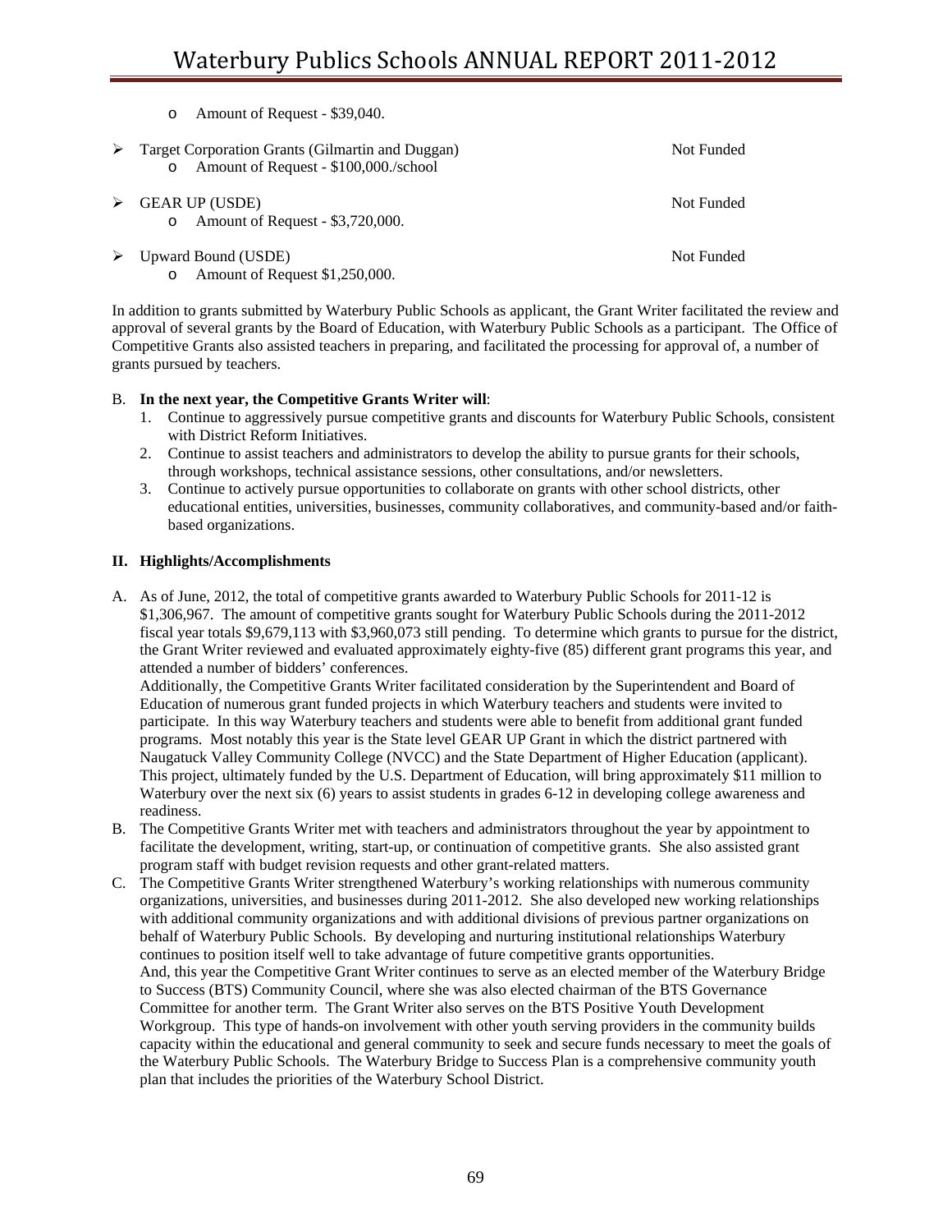- Amount of Request - $39,040.

- Target Corporation Grants (Gilmartin and Duggan) — Not Funded
  - Amount of Request - $100,000./school

- GEAR UP (USDE) — Not Funded
  - Amount of Request - $3,720,000.

- Upward Bound (USDE) — Not Funded
  - Amount of Request $1,250,000.

In addition to grants submitted by Waterbury Public Schools as applicant, the Grant Writer facilitated the review and approval of several grants by the Board of Education, with Waterbury Public Schools as a participant. The Office of Competitive Grants also assisted teachers in preparing, and facilitated the processing for approval of, a number of grants pursued by teachers.

B. **In the next year, the Competitive Grants Writer will**:

1. Continue to aggressively pursue competitive grants and discounts for Waterbury Public Schools, consistent with District Reform Initiatives.
2. Continue to assist teachers and administrators to develop the ability to pursue grants for their schools, through workshops, technical assistance sessions, other consultations, and/or newsletters.
3. Continue to actively pursue opportunities to collaborate on grants with other school districts, other educational entities, universities, businesses, community collaboratives, and community-based and/or faith-based organizations.

**II. Highlights/Accomplishments**

A. As of June, 2012, the total of competitive grants awarded to Waterbury Public Schools for 2011-12 is $1,306,967. The amount of competitive grants sought for Waterbury Public Schools during the 2011-2012 fiscal year totals $9,679,113 with $3,960,073 still pending. To determine which grants to pursue for the district, the Grant Writer reviewed and evaluated approximately eighty-five (85) different grant programs this year, and attended a number of bidders' conferences.
Additionally, the Competitive Grants Writer facilitated consideration by the Superintendent and Board of Education of numerous grant funded projects in which Waterbury teachers and students were invited to participate. In this way Waterbury teachers and students were able to benefit from additional grant funded programs. Most notably this year is the State level GEAR UP Grant in which the district partnered with Naugatuck Valley Community College (NVCC) and the State Department of Higher Education (applicant). This project, ultimately funded by the U.S. Department of Education, will bring approximately $11 million to Waterbury over the next six (6) years to assist students in grades 6-12 in developing college awareness and readiness.

B. The Competitive Grants Writer met with teachers and administrators throughout the year by appointment to facilitate the development, writing, start-up, or continuation of competitive grants. She also assisted grant program staff with budget revision requests and other grant-related matters.

C. The Competitive Grants Writer strengthened Waterbury's working relationships with numerous community organizations, universities, and businesses during 2011-2012. She also developed new working relationships with additional community organizations and with additional divisions of previous partner organizations on behalf of Waterbury Public Schools. By developing and nurturing institutional relationships Waterbury continues to position itself well to take advantage of future competitive grants opportunities.
And, this year the Competitive Grant Writer continues to serve as an elected member of the Waterbury Bridge to Success (BTS) Community Council, where she was also elected chairman of the BTS Governance Committee for another term. The Grant Writer also serves on the BTS Positive Youth Development Workgroup. This type of hands-on involvement with other youth serving providers in the community builds capacity within the educational and general community to seek and secure funds necessary to meet the goals of the Waterbury Public Schools. The Waterbury Bridge to Success Plan is a comprehensive community youth plan that includes the priorities of the Waterbury School District.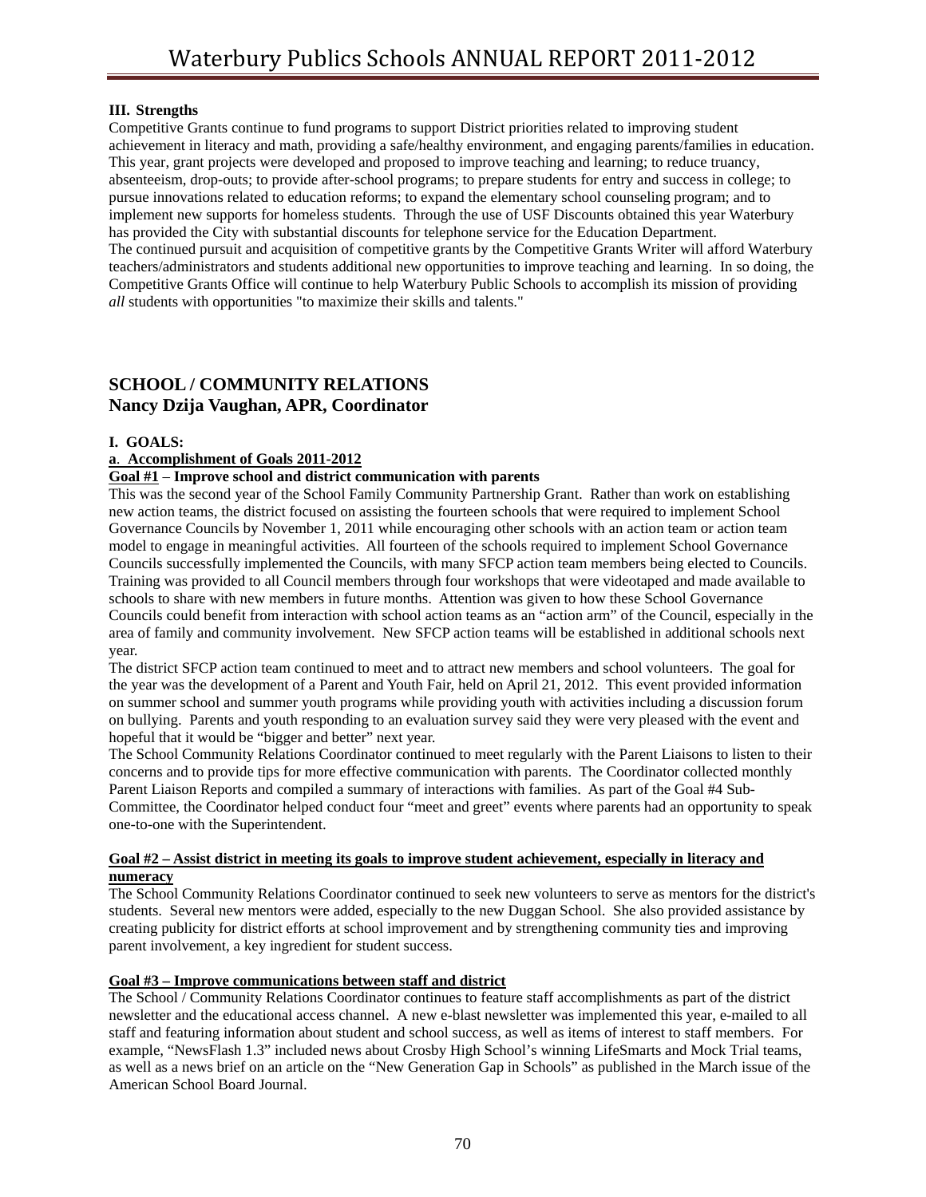### III. Strengths

Competitive Grants continue to fund programs to support District priorities related to improving student achievement in literacy and math, providing a safe/healthy environment, and engaging parents/families in education. This year, grant projects were developed and proposed to improve teaching and learning; to reduce truancy, absenteeism, drop-outs; to provide after-school programs; to prepare students for entry and success in college; to pursue innovations related to education reforms; to expand the elementary school counseling program; and to implement new supports for homeless students. Through the use of USF Discounts obtained this year Waterbury has provided the City with substantial discounts for telephone service for the Education Department.
The continued pursuit and acquisition of competitive grants by the Competitive Grants Writer will afford Waterbury teachers/administrators and students additional new opportunities to improve teaching and learning. In so doing, the Competitive Grants Office will continue to help Waterbury Public Schools to accomplish its mission of providing *all* students with opportunities "to maximize their skills and talents."

## SCHOOL / COMMUNITY RELATIONS
## Nancy Dzija Vaughan, APR, Coordinator

### I. GOALS:

**a. Accomplishment of Goals 2011-2012**

**Goal #1 – Improve school and district communication with parents**

This was the second year of the School Family Community Partnership Grant. Rather than work on establishing new action teams, the district focused on assisting the fourteen schools that were required to implement School Governance Councils by November 1, 2011 while encouraging other schools with an action team or action team model to engage in meaningful activities. All fourteen of the schools required to implement School Governance Councils successfully implemented the Councils, with many SFCP action team members being elected to Councils. Training was provided to all Council members through four workshops that were videotaped and made available to schools to share with new members in future months. Attention was given to how these School Governance Councils could benefit from interaction with school action teams as an "action arm" of the Council, especially in the area of family and community involvement. New SFCP action teams will be established in additional schools next year.
The district SFCP action team continued to meet and to attract new members and school volunteers. The goal for the year was the development of a Parent and Youth Fair, held on April 21, 2012. This event provided information on summer school and summer youth programs while providing youth with activities including a discussion forum on bullying. Parents and youth responding to an evaluation survey said they were very pleased with the event and hopeful that it would be "bigger and better" next year.
The School Community Relations Coordinator continued to meet regularly with the Parent Liaisons to listen to their concerns and to provide tips for more effective communication with parents. The Coordinator collected monthly Parent Liaison Reports and compiled a summary of interactions with families. As part of the Goal #4 Sub-Committee, the Coordinator helped conduct four "meet and greet" events where parents had an opportunity to speak one-to-one with the Superintendent.

**Goal #2 – Assist district in meeting its goals to improve student achievement, especially in literacy and numeracy**

The School Community Relations Coordinator continued to seek new volunteers to serve as mentors for the district's students. Several new mentors were added, especially to the new Duggan School. She also provided assistance by creating publicity for district efforts at school improvement and by strengthening community ties and improving parent involvement, a key ingredient for student success.

**Goal #3 – Improve communications between staff and district**

The School / Community Relations Coordinator continues to feature staff accomplishments as part of the district newsletter and the educational access channel. A new e-blast newsletter was implemented this year, e-mailed to all staff and featuring information about student and school success, as well as items of interest to staff members. For example, "NewsFlash 1.3" included news about Crosby High School's winning LifeSmarts and Mock Trial teams, as well as a news brief on an article on the "New Generation Gap in Schools" as published in the March issue of the American School Board Journal.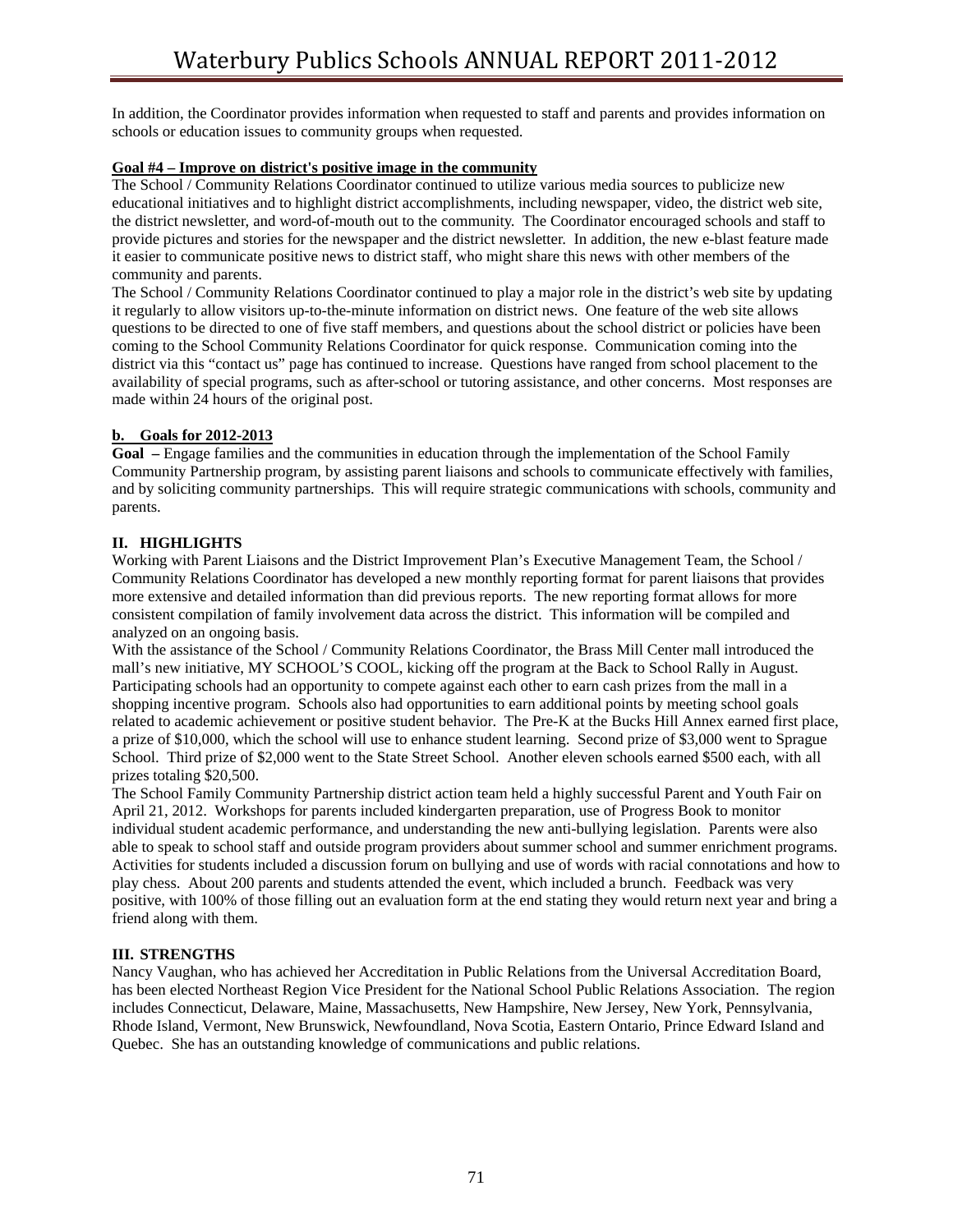In addition, the Coordinator provides information when requested to staff and parents and provides information on schools or education issues to community groups when requested.

**Goal #4 – Improve on district's positive image in the community**

The School / Community Relations Coordinator continued to utilize various media sources to publicize new educational initiatives and to highlight district accomplishments, including newspaper, video, the district web site, the district newsletter, and word-of-mouth out to the community. The Coordinator encouraged schools and staff to provide pictures and stories for the newspaper and the district newsletter. In addition, the new e-blast feature made it easier to communicate positive news to district staff, who might share this news with other members of the community and parents.

The School / Community Relations Coordinator continued to play a major role in the district's web site by updating it regularly to allow visitors up-to-the-minute information on district news. One feature of the web site allows questions to be directed to one of five staff members, and questions about the school district or policies have been coming to the School Community Relations Coordinator for quick response. Communication coming into the district via this "contact us" page has continued to increase. Questions have ranged from school placement to the availability of special programs, such as after-school or tutoring assistance, and other concerns. Most responses are made within 24 hours of the original post.

**b. Goals for 2012-2013**

**Goal –** Engage families and the communities in education through the implementation of the School Family Community Partnership program, by assisting parent liaisons and schools to communicate effectively with families, and by soliciting community partnerships. This will require strategic communications with schools, community and parents.

## II. HIGHLIGHTS

Working with Parent Liaisons and the District Improvement Plan's Executive Management Team, the School / Community Relations Coordinator has developed a new monthly reporting format for parent liaisons that provides more extensive and detailed information than did previous reports. The new reporting format allows for more consistent compilation of family involvement data across the district. This information will be compiled and analyzed on an ongoing basis.

With the assistance of the School / Community Relations Coordinator, the Brass Mill Center mall introduced the mall's new initiative, MY SCHOOL'S COOL, kicking off the program at the Back to School Rally in August. Participating schools had an opportunity to compete against each other to earn cash prizes from the mall in a shopping incentive program. Schools also had opportunities to earn additional points by meeting school goals related to academic achievement or positive student behavior. The Pre-K at the Bucks Hill Annex earned first place, a prize of $10,000, which the school will use to enhance student learning. Second prize of $3,000 went to Sprague School. Third prize of $2,000 went to the State Street School. Another eleven schools earned $500 each, with all prizes totaling $20,500.

The School Family Community Partnership district action team held a highly successful Parent and Youth Fair on April 21, 2012. Workshops for parents included kindergarten preparation, use of Progress Book to monitor individual student academic performance, and understanding the new anti-bullying legislation. Parents were also able to speak to school staff and outside program providers about summer school and summer enrichment programs. Activities for students included a discussion forum on bullying and use of words with racial connotations and how to play chess. About 200 parents and students attended the event, which included a brunch. Feedback was very positive, with 100% of those filling out an evaluation form at the end stating they would return next year and bring a friend along with them.

## III. STRENGTHS

Nancy Vaughan, who has achieved her Accreditation in Public Relations from the Universal Accreditation Board, has been elected Northeast Region Vice President for the National School Public Relations Association. The region includes Connecticut, Delaware, Maine, Massachusetts, New Hampshire, New Jersey, New York, Pennsylvania, Rhode Island, Vermont, New Brunswick, Newfoundland, Nova Scotia, Eastern Ontario, Prince Edward Island and Quebec. She has an outstanding knowledge of communications and public relations.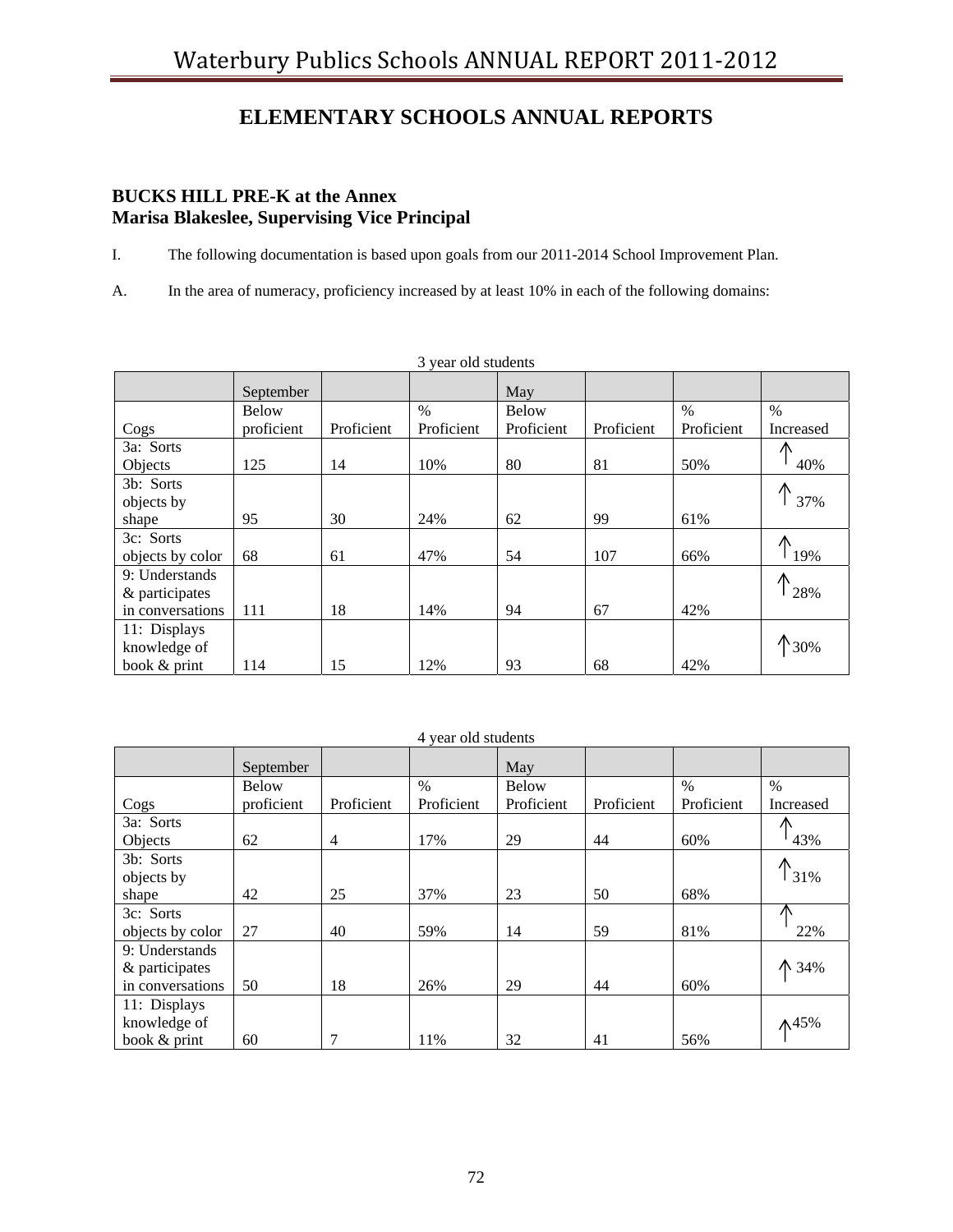# ELEMENTARY SCHOOLS ANNUAL REPORTS

## BUCKS HILL PRE-K at the Annex
## Marisa Blakeslee, Supervising Vice Principal

I. The following documentation is based upon goals from our 2011-2014 School Improvement Plan.

A. In the area of numeracy, proficiency increased by at least 10% in each of the following domains:

3 year old students

| | September | | | May | | | |
|---|---|---|---|---|---|---|---|
| Cogs | Below proficient | Proficient | % Proficient | Below Proficient | Proficient | % Proficient | % Increased |
| 3a: Sorts Objects | 125 | 14 | 10% | 80 | 81 | 50% | ↑ 40% |
| 3b: Sorts objects by shape | 95 | 30 | 24% | 62 | 99 | 61% | ↑ 37% |
| 3c: Sorts objects by color | 68 | 61 | 47% | 54 | 107 | 66% | ↑ 19% |
| 9: Understands & participates in conversations | 111 | 18 | 14% | 94 | 67 | 42% | ↑ 28% |
| 11: Displays knowledge of book & print | 114 | 15 | 12% | 93 | 68 | 42% | ↑ 30% |

4 year old students

| | September | | | May | | | |
|---|---|---|---|---|---|---|---|
| Cogs | Below proficient | Proficient | % Proficient | Below Proficient | Proficient | % Proficient | % Increased |
| 3a: Sorts Objects | 62 | 4 | 17% | 29 | 44 | 60% | ↑ 43% |
| 3b: Sorts objects by shape | 42 | 25 | 37% | 23 | 50 | 68% | ↑ 31% |
| 3c: Sorts objects by color | 27 | 40 | 59% | 14 | 59 | 81% | ↑ 22% |
| 9: Understands & participates in conversations | 50 | 18 | 26% | 29 | 44 | 60% | ↑ 34% |
| 11: Displays knowledge of book & print | 60 | 7 | 11% | 32 | 41 | 56% | ↑ 45% |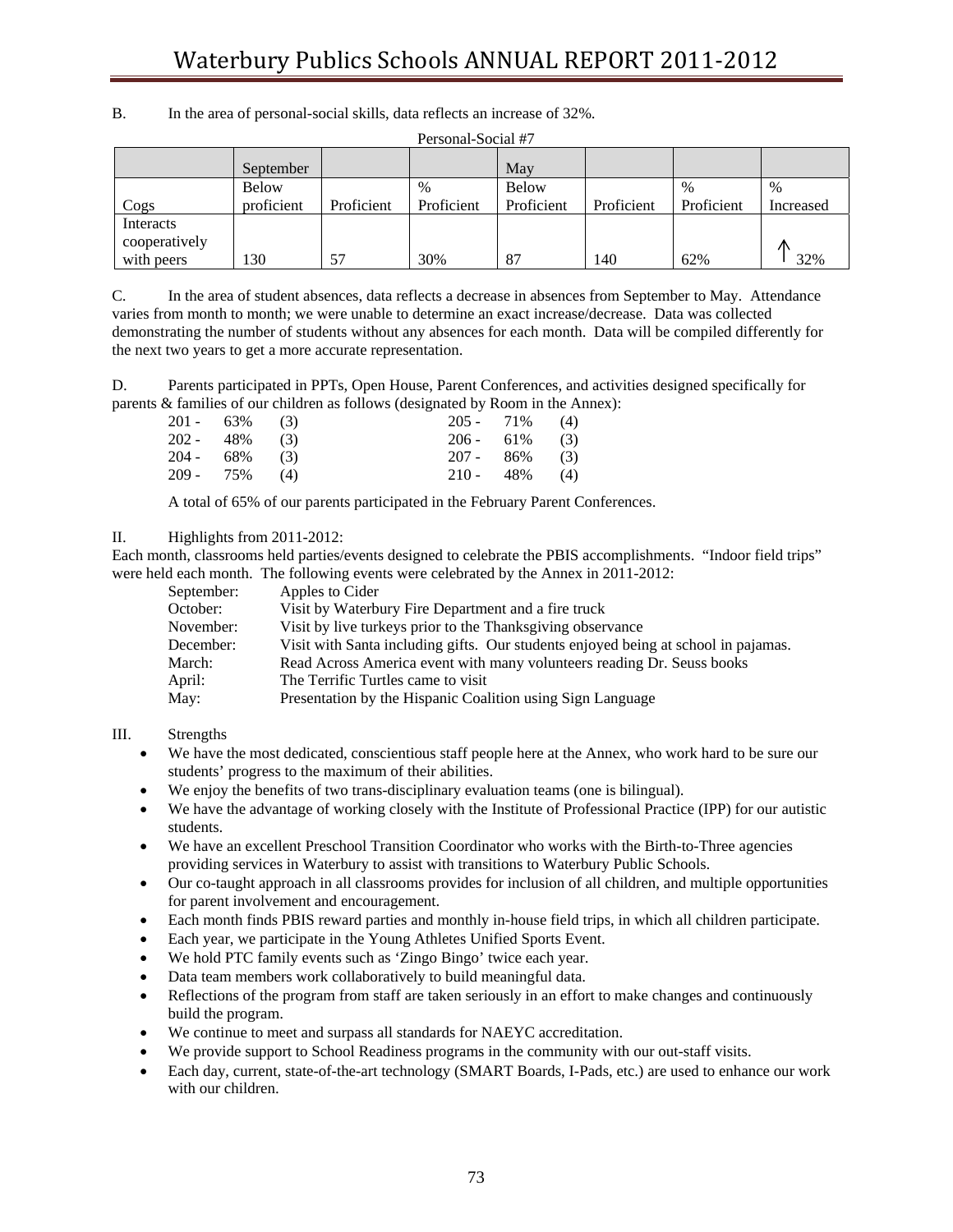B. In the area of personal-social skills, data reflects an increase of 32%.

Personal-Social #7

| | September | | | May | | | |
|---|---|---|---|---|---|---|---|
| Cogs | Below proficient | Proficient | % Proficient | Below Proficient | Proficient | % Proficient | % Increased |
| Interacts cooperatively with peers | 130 | 57 | 30% | 87 | 140 | 62% | ↑ 32% |

C. In the area of student absences, data reflects a decrease in absences from September to May. Attendance varies from month to month; we were unable to determine an exact increase/decrease. Data was collected demonstrating the number of students without any absences for each month. Data will be compiled differently for the next two years to get a more accurate representation.

D. Parents participated in PPTs, Open House, Parent Conferences, and activities designed specifically for parents & families of our children as follows (designated by Room in the Annex):

- 201 - 63% (3)
- 202 - 48% (3)
- 204 - 68% (3)
- 209 - 75% (4)
- 205 - 71% (4)
- 206 - 61% (3)
- 207 - 86% (3)
- 210 - 48% (4)

A total of 65% of our parents participated in the February Parent Conferences.

II. Highlights from 2011-2012:

Each month, classrooms held parties/events designed to celebrate the PBIS accomplishments. "Indoor field trips" were held each month. The following events were celebrated by the Annex in 2011-2012:

- September: Apples to Cider
- October: Visit by Waterbury Fire Department and a fire truck
- November: Visit by live turkeys prior to the Thanksgiving observance
- December: Visit with Santa including gifts. Our students enjoyed being at school in pajamas.
- March: Read Across America event with many volunteers reading Dr. Seuss books
- April: The Terrific Turtles came to visit
- May: Presentation by the Hispanic Coalition using Sign Language

III. Strengths

- We have the most dedicated, conscientious staff people here at the Annex, who work hard to be sure our students' progress to the maximum of their abilities.
- We enjoy the benefits of two trans-disciplinary evaluation teams (one is bilingual).
- We have the advantage of working closely with the Institute of Professional Practice (IPP) for our autistic students.
- We have an excellent Preschool Transition Coordinator who works with the Birth-to-Three agencies providing services in Waterbury to assist with transitions to Waterbury Public Schools.
- Our co-taught approach in all classrooms provides for inclusion of all children, and multiple opportunities for parent involvement and encouragement.
- Each month finds PBIS reward parties and monthly in-house field trips, in which all children participate.
- Each year, we participate in the Young Athletes Unified Sports Event.
- We hold PTC family events such as 'Zingo Bingo' twice each year.
- Data team members work collaboratively to build meaningful data.
- Reflections of the program from staff are taken seriously in an effort to make changes and continuously build the program.
- We continue to meet and surpass all standards for NAEYC accreditation.
- We provide support to School Readiness programs in the community with our out-staff visits.
- Each day, current, state-of-the-art technology (SMART Boards, I-Pads, etc.) are used to enhance our work with our children.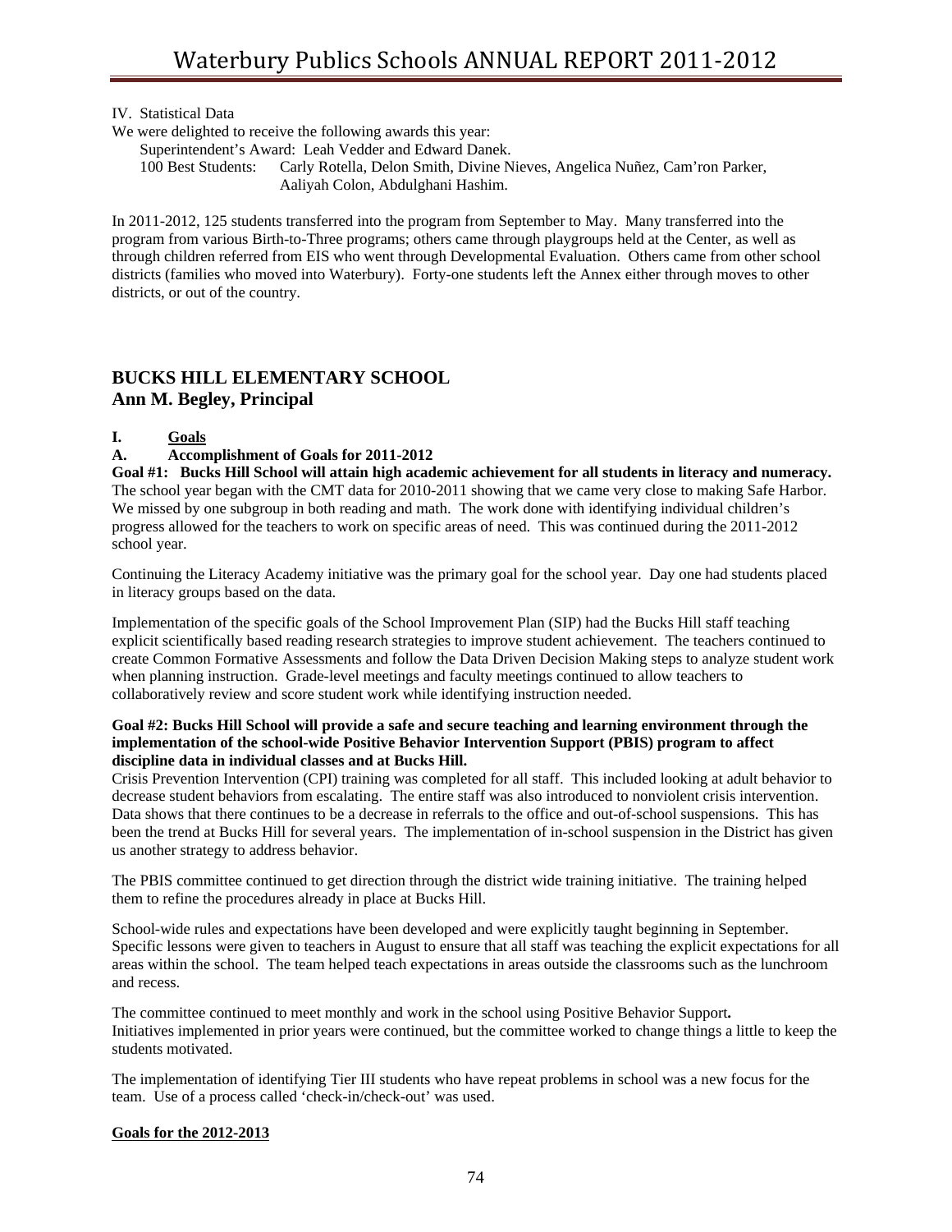IV. Statistical Data

We were delighted to receive the following awards this year:

Superintendent's Award: Leah Vedder and Edward Danek.

100 Best Students: Carly Rotella, Delon Smith, Divine Nieves, Angelica Nuñez, Cam'ron Parker, Aaliyah Colon, Abdulghani Hashim.

In 2011-2012, 125 students transferred into the program from September to May. Many transferred into the program from various Birth-to-Three programs; others came through playgroups held at the Center, as well as through children referred from EIS who went through Developmental Evaluation. Others came from other school districts (families who moved into Waterbury). Forty-one students left the Annex either through moves to other districts, or out of the country.

## BUCKS HILL ELEMENTARY SCHOOL
## Ann M. Begley, Principal

### I. Goals

### A. Accomplishment of Goals for 2011-2012

**Goal #1: Bucks Hill School will attain high academic achievement for all students in literacy and numeracy.** The school year began with the CMT data for 2010-2011 showing that we came very close to making Safe Harbor. We missed by one subgroup in both reading and math. The work done with identifying individual children's progress allowed for the teachers to work on specific areas of need. This was continued during the 2011-2012 school year.

Continuing the Literacy Academy initiative was the primary goal for the school year. Day one had students placed in literacy groups based on the data.

Implementation of the specific goals of the School Improvement Plan (SIP) had the Bucks Hill staff teaching explicit scientifically based reading research strategies to improve student achievement. The teachers continued to create Common Formative Assessments and follow the Data Driven Decision Making steps to analyze student work when planning instruction. Grade-level meetings and faculty meetings continued to allow teachers to collaboratively review and score student work while identifying instruction needed.

**Goal #2: Bucks Hill School will provide a safe and secure teaching and learning environment through the implementation of the school-wide Positive Behavior Intervention Support (PBIS) program to affect discipline data in individual classes and at Bucks Hill.**

Crisis Prevention Intervention (CPI) training was completed for all staff. This included looking at adult behavior to decrease student behaviors from escalating. The entire staff was also introduced to nonviolent crisis intervention. Data shows that there continues to be a decrease in referrals to the office and out-of-school suspensions. This has been the trend at Bucks Hill for several years. The implementation of in-school suspension in the District has given us another strategy to address behavior.

The PBIS committee continued to get direction through the district wide training initiative. The training helped them to refine the procedures already in place at Bucks Hill.

School-wide rules and expectations have been developed and were explicitly taught beginning in September. Specific lessons were given to teachers in August to ensure that all staff was teaching the explicit expectations for all areas within the school. The team helped teach expectations in areas outside the classrooms such as the lunchroom and recess.

The committee continued to meet monthly and work in the school using Positive Behavior Support. Initiatives implemented in prior years were continued, but the committee worked to change things a little to keep the students motivated.

The implementation of identifying Tier III students who have repeat problems in school was a new focus for the team. Use of a process called 'check-in/check-out' was used.

**Goals for the 2012-2013**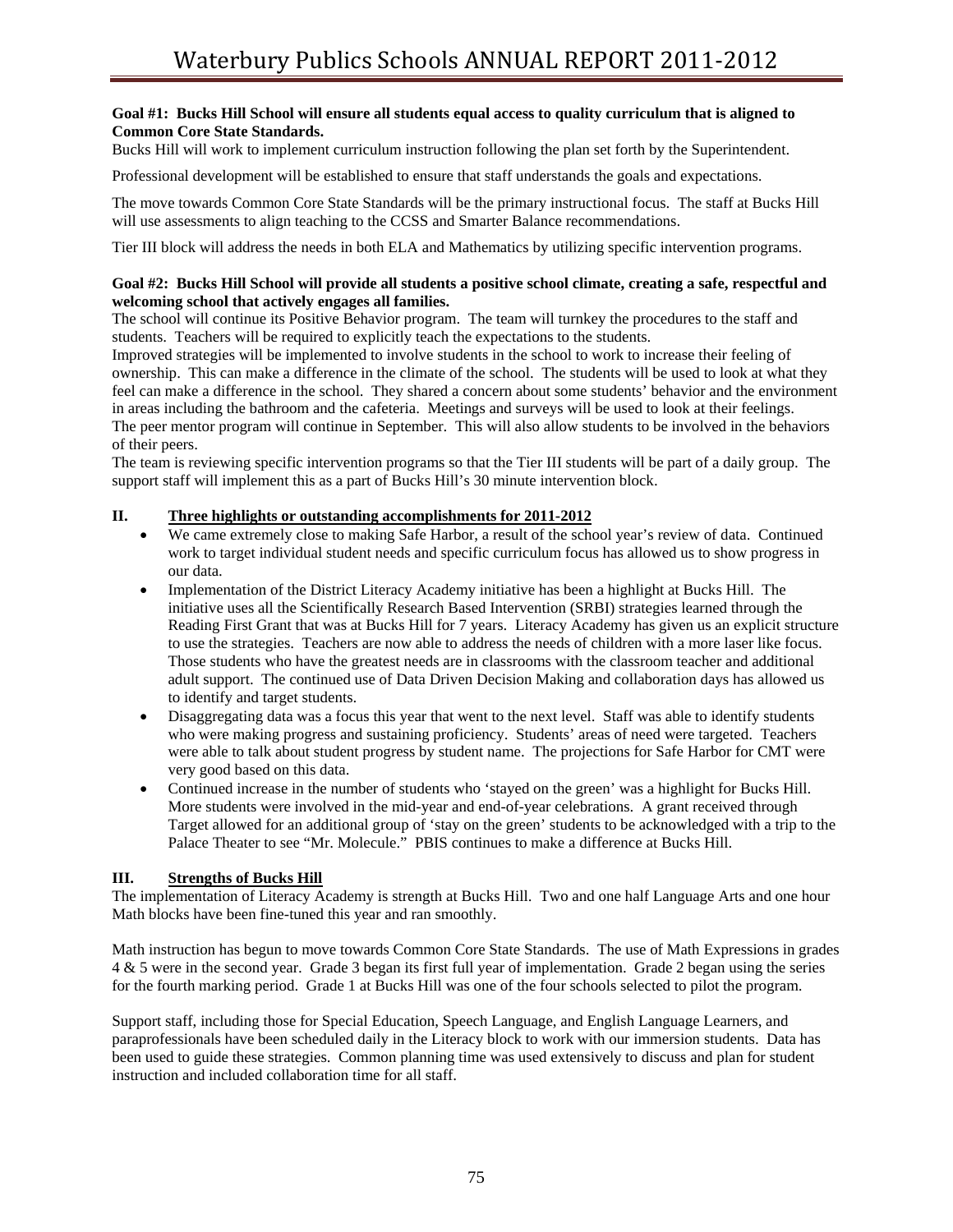**Goal #1: Bucks Hill School will ensure all students equal access to quality curriculum that is aligned to Common Core State Standards.**

Bucks Hill will work to implement curriculum instruction following the plan set forth by the Superintendent.

Professional development will be established to ensure that staff understands the goals and expectations.

The move towards Common Core State Standards will be the primary instructional focus. The staff at Bucks Hill will use assessments to align teaching to the CCSS and Smarter Balance recommendations.

Tier III block will address the needs in both ELA and Mathematics by utilizing specific intervention programs.

**Goal #2: Bucks Hill School will provide all students a positive school climate, creating a safe, respectful and welcoming school that actively engages all families.**

The school will continue its Positive Behavior program. The team will turnkey the procedures to the staff and students. Teachers will be required to explicitly teach the expectations to the students.

Improved strategies will be implemented to involve students in the school to work to increase their feeling of ownership. This can make a difference in the climate of the school. The students will be used to look at what they feel can make a difference in the school. They shared a concern about some students' behavior and the environment in areas including the bathroom and the cafeteria. Meetings and surveys will be used to look at their feelings.

The peer mentor program will continue in September. This will also allow students to be involved in the behaviors of their peers.

The team is reviewing specific intervention programs so that the Tier III students will be part of a daily group. The support staff will implement this as a part of Bucks Hill's 30 minute intervention block.

## II. Three highlights or outstanding accomplishments for 2011-2012

- We came extremely close to making Safe Harbor, a result of the school year's review of data. Continued work to target individual student needs and specific curriculum focus has allowed us to show progress in our data.
- Implementation of the District Literacy Academy initiative has been a highlight at Bucks Hill. The initiative uses all the Scientifically Research Based Intervention (SRBI) strategies learned through the Reading First Grant that was at Bucks Hill for 7 years. Literacy Academy has given us an explicit structure to use the strategies. Teachers are now able to address the needs of children with a more laser like focus. Those students who have the greatest needs are in classrooms with the classroom teacher and additional adult support. The continued use of Data Driven Decision Making and collaboration days has allowed us to identify and target students.
- Disaggregating data was a focus this year that went to the next level. Staff was able to identify students who were making progress and sustaining proficiency. Students' areas of need were targeted. Teachers were able to talk about student progress by student name. The projections for Safe Harbor for CMT were very good based on this data.
- Continued increase in the number of students who 'stayed on the green' was a highlight for Bucks Hill. More students were involved in the mid-year and end-of-year celebrations. A grant received through Target allowed for an additional group of 'stay on the green' students to be acknowledged with a trip to the Palace Theater to see "Mr. Molecule." PBIS continues to make a difference at Bucks Hill.

## III. Strengths of Bucks Hill

The implementation of Literacy Academy is strength at Bucks Hill. Two and one half Language Arts and one hour Math blocks have been fine-tuned this year and ran smoothly.

Math instruction has begun to move towards Common Core State Standards. The use of Math Expressions in grades 4 & 5 were in the second year. Grade 3 began its first full year of implementation. Grade 2 began using the series for the fourth marking period. Grade 1 at Bucks Hill was one of the four schools selected to pilot the program.

Support staff, including those for Special Education, Speech Language, and English Language Learners, and paraprofessionals have been scheduled daily in the Literacy block to work with our immersion students. Data has been used to guide these strategies. Common planning time was used extensively to discuss and plan for student instruction and included collaboration time for all staff.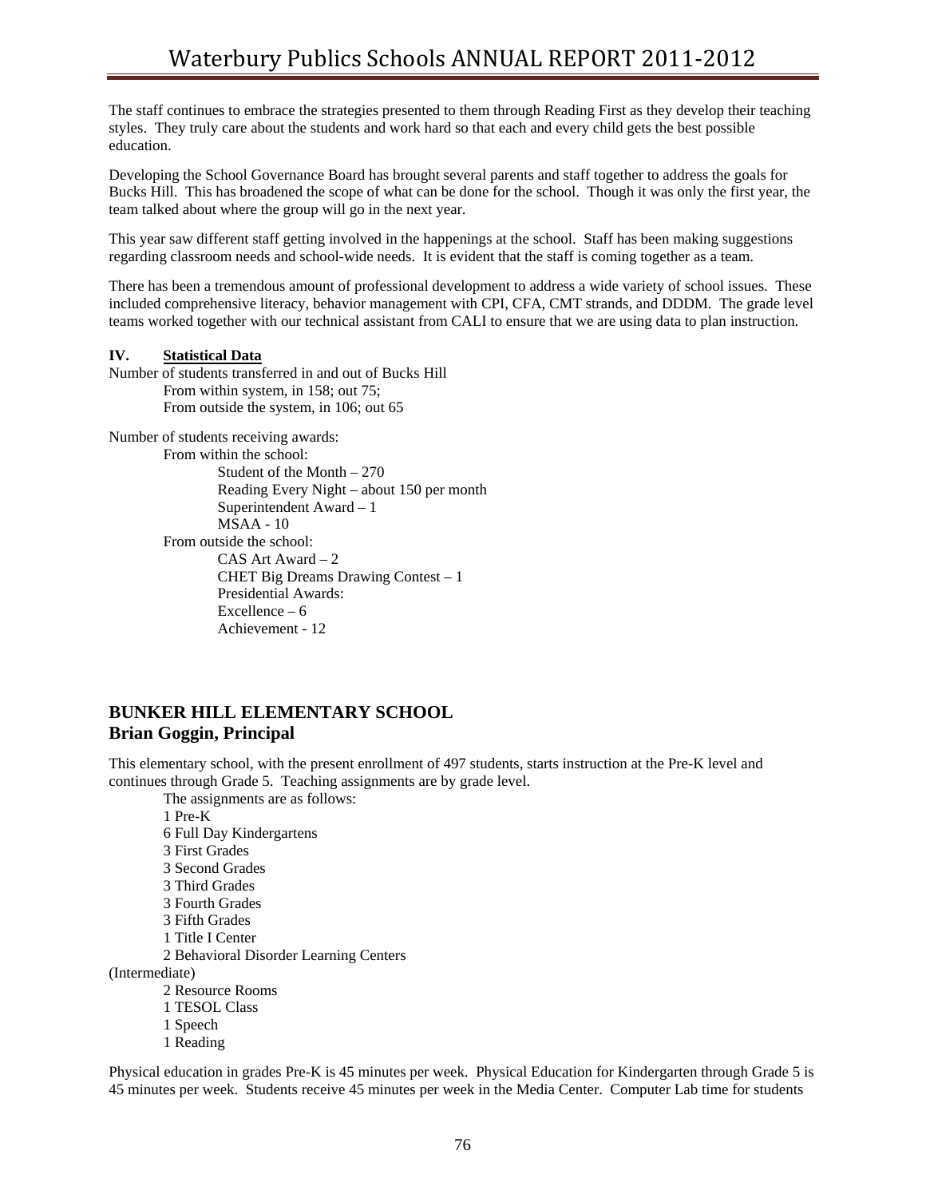The staff continues to embrace the strategies presented to them through Reading First as they develop their teaching styles. They truly care about the students and work hard so that each and every child gets the best possible education.

Developing the School Governance Board has brought several parents and staff together to address the goals for Bucks Hill. This has broadened the scope of what can be done for the school. Though it was only the first year, the team talked about where the group will go in the next year.

This year saw different staff getting involved in the happenings at the school. Staff has been making suggestions regarding classroom needs and school-wide needs. It is evident that the staff is coming together as a team.

There has been a tremendous amount of professional development to address a wide variety of school issues. These included comprehensive literacy, behavior management with CPI, CFA, CMT strands, and DDDM. The grade level teams worked together with our technical assistant from CALI to ensure that we are using data to plan instruction.

**IV. Statistical Data**

Number of students transferred in and out of Bucks Hill

- From within system, in 158; out 75;
- From outside the system, in 106; out 65

Number of students receiving awards:

- From within the school:
  - Student of the Month – 270
  - Reading Every Night – about 150 per month
  - Superintendent Award – 1
  - MSAA - 10
- From outside the school:
  - CAS Art Award – 2
  - CHET Big Dreams Drawing Contest – 1
  - Presidential Awards:
  - Excellence – 6
  - Achievement - 12

## BUNKER HILL ELEMENTARY SCHOOL
## Brian Goggin, Principal

This elementary school, with the present enrollment of 497 students, starts instruction at the Pre-K level and continues through Grade 5. Teaching assignments are by grade level.

The assignments are as follows:

- 1 Pre-K
- 6 Full Day Kindergartens
- 3 First Grades
- 3 Second Grades
- 3 Third Grades
- 3 Fourth Grades
- 3 Fifth Grades
- 1 Title I Center
- 2 Behavioral Disorder Learning Centers (Intermediate)
- 2 Resource Rooms
- 1 TESOL Class
- 1 Speech
- 1 Reading

Physical education in grades Pre-K is 45 minutes per week. Physical Education for Kindergarten through Grade 5 is 45 minutes per week. Students receive 45 minutes per week in the Media Center. Computer Lab time for students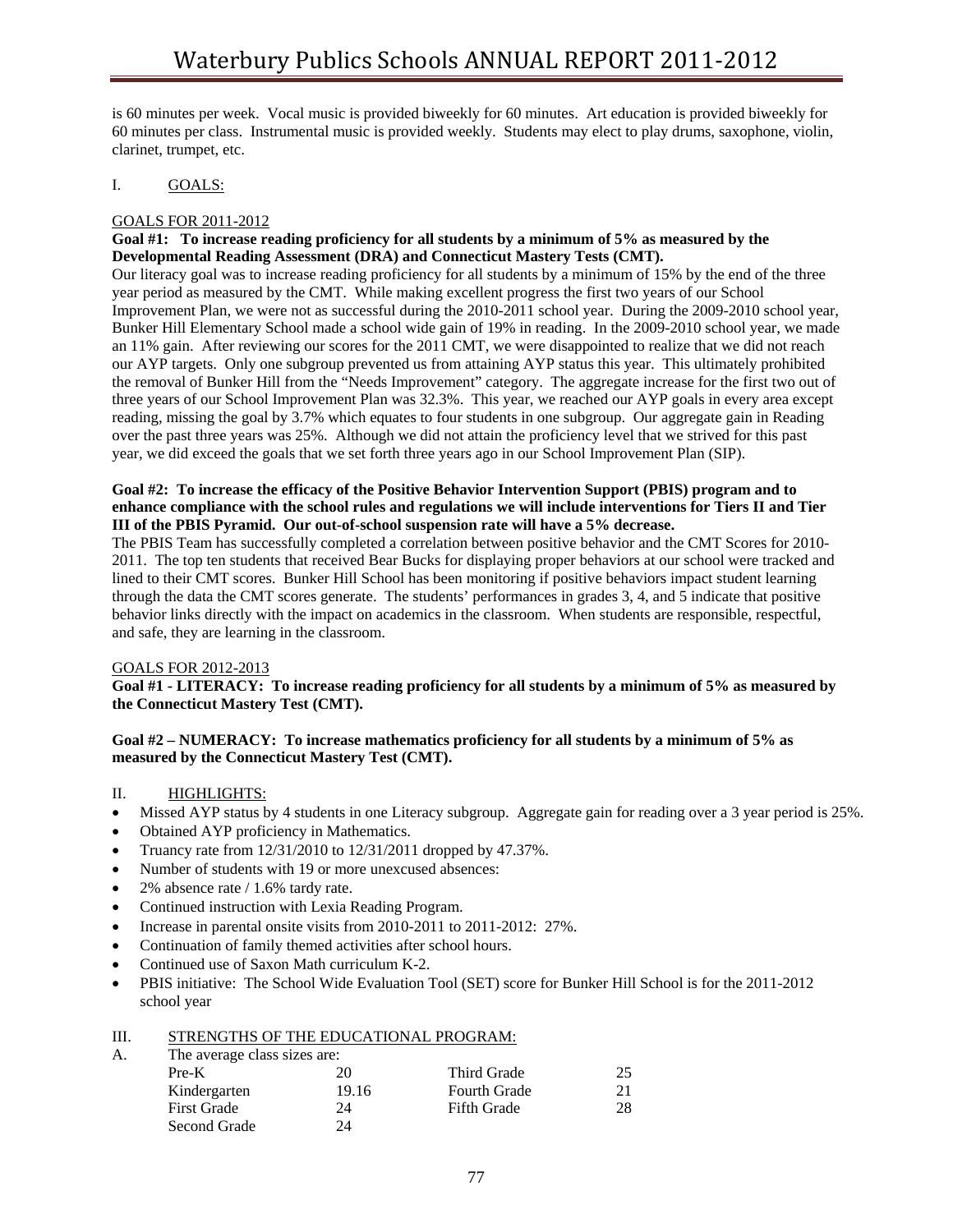is 60 minutes per week. Vocal music is provided biweekly for 60 minutes. Art education is provided biweekly for 60 minutes per class. Instrumental music is provided weekly. Students may elect to play drums, saxophone, violin, clarinet, trumpet, etc.

## I. GOALS:

### GOALS FOR 2011-2012

**Goal #1: To increase reading proficiency for all students by a minimum of 5% as measured by the Developmental Reading Assessment (DRA) and Connecticut Mastery Tests (CMT).**

Our literacy goal was to increase reading proficiency for all students by a minimum of 15% by the end of the three year period as measured by the CMT. While making excellent progress the first two years of our School Improvement Plan, we were not as successful during the 2010-2011 school year. During the 2009-2010 school year, Bunker Hill Elementary School made a school wide gain of 19% in reading. In the 2009-2010 school year, we made an 11% gain. After reviewing our scores for the 2011 CMT, we were disappointed to realize that we did not reach our AYP targets. Only one subgroup prevented us from attaining AYP status this year. This ultimately prohibited the removal of Bunker Hill from the "Needs Improvement" category. The aggregate increase for the first two out of three years of our School Improvement Plan was 32.3%. This year, we reached our AYP goals in every area except reading, missing the goal by 3.7% which equates to four students in one subgroup. Our aggregate gain in Reading over the past three years was 25%. Although we did not attain the proficiency level that we strived for this past year, we did exceed the goals that we set forth three years ago in our School Improvement Plan (SIP).

**Goal #2: To increase the efficacy of the Positive Behavior Intervention Support (PBIS) program and to enhance compliance with the school rules and regulations we will include interventions for Tiers II and Tier III of the PBIS Pyramid. Our out-of-school suspension rate will have a 5% decrease.**

The PBIS Team has successfully completed a correlation between positive behavior and the CMT Scores for 2010-2011. The top ten students that received Bear Bucks for displaying proper behaviors at our school were tracked and lined to their CMT scores. Bunker Hill School has been monitoring if positive behaviors impact student learning through the data the CMT scores generate. The students' performances in grades 3, 4, and 5 indicate that positive behavior links directly with the impact on academics in the classroom. When students are responsible, respectful, and safe, they are learning in the classroom.

### GOALS FOR 2012-2013

**Goal #1 - LITERACY: To increase reading proficiency for all students by a minimum of 5% as measured by the Connecticut Mastery Test (CMT).**

**Goal #2 – NUMERACY: To increase mathematics proficiency for all students by a minimum of 5% as measured by the Connecticut Mastery Test (CMT).**

## II. HIGHLIGHTS:

- Missed AYP status by 4 students in one Literacy subgroup. Aggregate gain for reading over a 3 year period is 25%.
- Obtained AYP proficiency in Mathematics.
- Truancy rate from 12/31/2010 to 12/31/2011 dropped by 47.37%.
- Number of students with 19 or more unexcused absences:
- 2% absence rate / 1.6% tardy rate.
- Continued instruction with Lexia Reading Program.
- Increase in parental onsite visits from 2010-2011 to 2011-2012: 27%.
- Continuation of family themed activities after school hours.
- Continued use of Saxon Math curriculum K-2.
- PBIS initiative: The School Wide Evaluation Tool (SET) score for Bunker Hill School is for the 2011-2012 school year

## III. STRENGTHS OF THE EDUCATIONAL PROGRAM:

A. The average class sizes are:

| Grade | Size | Grade | Size |
|---|---|---|---|
| Pre-K | 20 | Third Grade | 25 |
| Kindergarten | 19.16 | Fourth Grade | 21 |
| First Grade | 24 | Fifth Grade | 28 |
| Second Grade | 24 | | |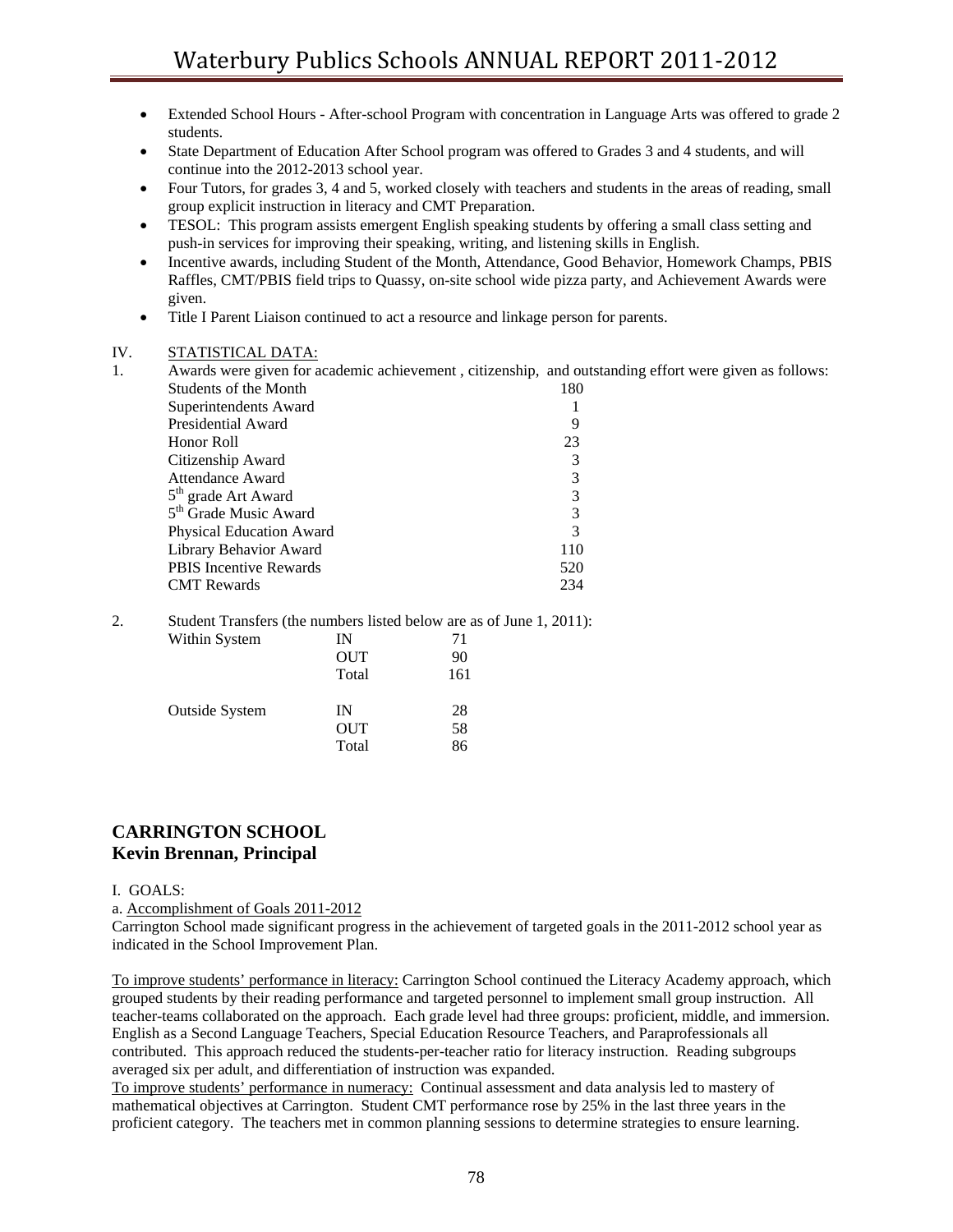- Extended School Hours - After-school Program with concentration in Language Arts was offered to grade 2 students.
- State Department of Education After School program was offered to Grades 3 and 4 students, and will continue into the 2012-2013 school year.
- Four Tutors, for grades 3, 4 and 5, worked closely with teachers and students in the areas of reading, small group explicit instruction in literacy and CMT Preparation.
- TESOL: This program assists emergent English speaking students by offering a small class setting and push-in services for improving their speaking, writing, and listening skills in English.
- Incentive awards, including Student of the Month, Attendance, Good Behavior, Homework Champs, PBIS Raffles, CMT/PBIS field trips to Quassy, on-site school wide pizza party, and Achievement Awards were given.
- Title I Parent Liaison continued to act a resource and linkage person for parents.

IV. STATISTICAL DATA:

1. Awards were given for academic achievement , citizenship, and outstanding effort were given as follows:

| Award | Number |
|---|---|
| Students of the Month | 180 |
| Superintendents Award | 1 |
| Presidential Award | 9 |
| Honor Roll | 23 |
| Citizenship Award | 3 |
| Attendance Award | 3 |
| 5th grade Art Award | 3 |
| 5th Grade Music Award | 3 |
| Physical Education Award | 3 |
| Library Behavior Award | 110 |
| PBIS Incentive Rewards | 520 |
| CMT Rewards | 234 |

2. Student Transfers (the numbers listed below are as of June 1, 2011):

| | | |
|---|---|---|
| Within System | IN | 71 |
| | OUT | 90 |
| | Total | 161 |
| Outside System | IN | 28 |
| | OUT | 58 |
| | Total | 86 |

## CARRINGTON SCHOOL
## Kevin Brennan, Principal

I. GOALS:

a. Accomplishment of Goals 2011-2012

Carrington School made significant progress in the achievement of targeted goals in the 2011-2012 school year as indicated in the School Improvement Plan.

To improve students' performance in literacy: Carrington School continued the Literacy Academy approach, which grouped students by their reading performance and targeted personnel to implement small group instruction. All teacher-teams collaborated on the approach. Each grade level had three groups: proficient, middle, and immersion. English as a Second Language Teachers, Special Education Resource Teachers, and Paraprofessionals all contributed. This approach reduced the students-per-teacher ratio for literacy instruction. Reading subgroups averaged six per adult, and differentiation of instruction was expanded.

To improve students' performance in numeracy: Continual assessment and data analysis led to mastery of mathematical objectives at Carrington. Student CMT performance rose by 25% in the last three years in the proficient category. The teachers met in common planning sessions to determine strategies to ensure learning.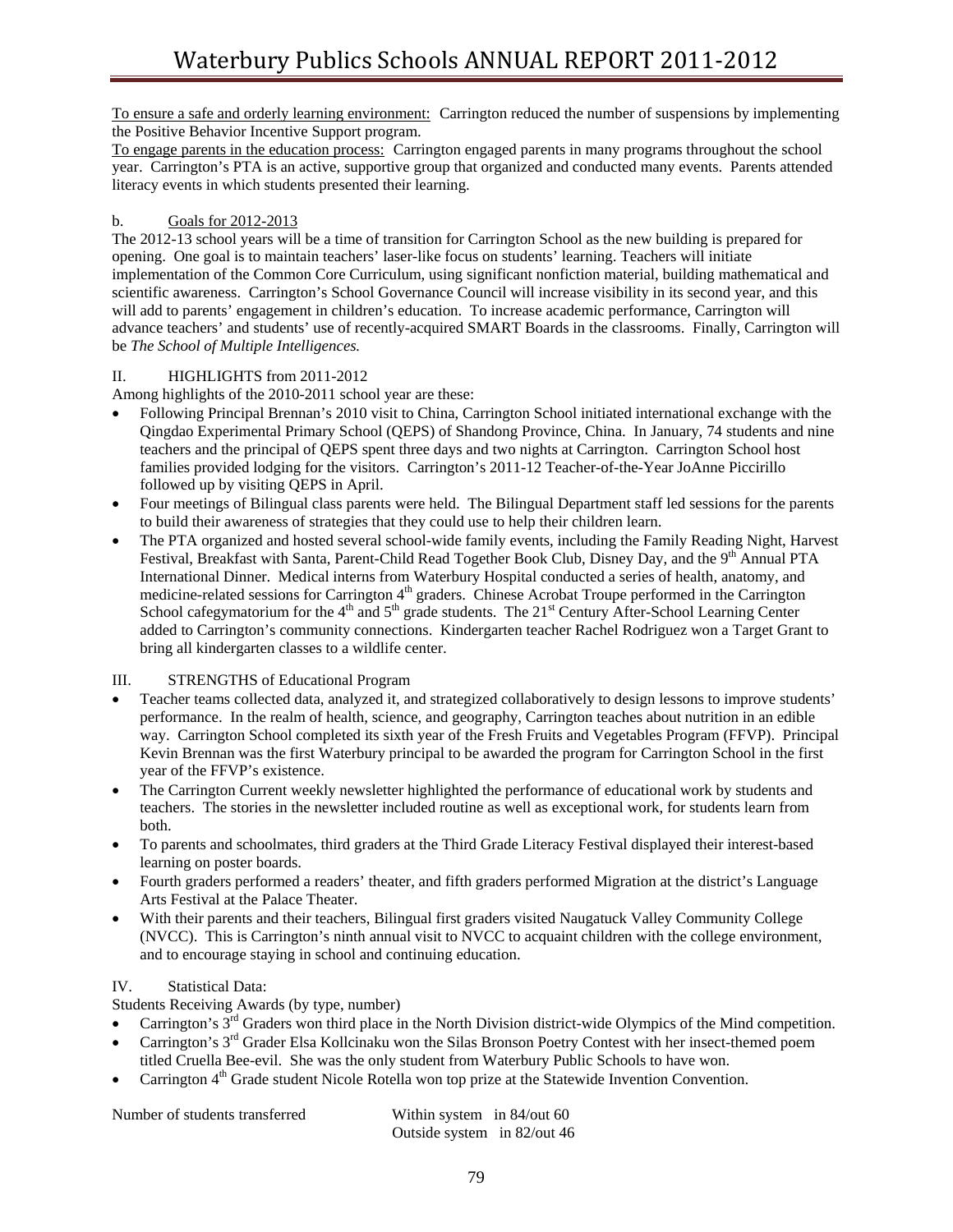To ensure a safe and orderly learning environment: Carrington reduced the number of suspensions by implementing the Positive Behavior Incentive Support program.

To engage parents in the education process: Carrington engaged parents in many programs throughout the school year. Carrington's PTA is an active, supportive group that organized and conducted many events. Parents attended literacy events in which students presented their learning.

b. Goals for 2012-2013

The 2012-13 school years will be a time of transition for Carrington School as the new building is prepared for opening. One goal is to maintain teachers' laser-like focus on students' learning. Teachers will initiate implementation of the Common Core Curriculum, using significant nonfiction material, building mathematical and scientific awareness. Carrington's School Governance Council will increase visibility in its second year, and this will add to parents' engagement in children's education. To increase academic performance, Carrington will advance teachers' and students' use of recently-acquired SMART Boards in the classrooms. Finally, Carrington will be *The School of Multiple Intelligences.*

## II. HIGHLIGHTS from 2011-2012

Among highlights of the 2010-2011 school year are these:

- Following Principal Brennan's 2010 visit to China, Carrington School initiated international exchange with the Qingdao Experimental Primary School (QEPS) of Shandong Province, China. In January, 74 students and nine teachers and the principal of QEPS spent three days and two nights at Carrington. Carrington School host families provided lodging for the visitors. Carrington's 2011-12 Teacher-of-the-Year JoAnne Piccirillo followed up by visiting QEPS in April.
- Four meetings of Bilingual class parents were held. The Bilingual Department staff led sessions for the parents to build their awareness of strategies that they could use to help their children learn.
- The PTA organized and hosted several school-wide family events, including the Family Reading Night, Harvest Festival, Breakfast with Santa, Parent-Child Read Together Book Club, Disney Day, and the 9th Annual PTA International Dinner. Medical interns from Waterbury Hospital conducted a series of health, anatomy, and medicine-related sessions for Carrington 4th graders. Chinese Acrobat Troupe performed in the Carrington School cafegymatorium for the 4th and 5th grade students. The 21st Century After-School Learning Center added to Carrington's community connections. Kindergarten teacher Rachel Rodriguez won a Target Grant to bring all kindergarten classes to a wildlife center.

## III. STRENGTHS of Educational Program

- Teacher teams collected data, analyzed it, and strategized collaboratively to design lessons to improve students' performance. In the realm of health, science, and geography, Carrington teaches about nutrition in an edible way. Carrington School completed its sixth year of the Fresh Fruits and Vegetables Program (FFVP). Principal Kevin Brennan was the first Waterbury principal to be awarded the program for Carrington School in the first year of the FFVP's existence.
- The Carrington Current weekly newsletter highlighted the performance of educational work by students and teachers. The stories in the newsletter included routine as well as exceptional work, for students learn from both.
- To parents and schoolmates, third graders at the Third Grade Literacy Festival displayed their interest-based learning on poster boards.
- Fourth graders performed a readers' theater, and fifth graders performed Migration at the district's Language Arts Festival at the Palace Theater.
- With their parents and their teachers, Bilingual first graders visited Naugatuck Valley Community College (NVCC). This is Carrington's ninth annual visit to NVCC to acquaint children with the college environment, and to encourage staying in school and continuing education.

## IV. Statistical Data:

Students Receiving Awards (by type, number)

- Carrington's 3rd Graders won third place in the North Division district-wide Olympics of the Mind competition.
- Carrington's 3rd Grader Elsa Kollcinaku won the Silas Bronson Poetry Contest with her insect-themed poem titled Cruella Bee-evil. She was the only student from Waterbury Public Schools to have won.
- Carrington 4th Grade student Nicole Rotella won top prize at the Statewide Invention Convention.

Number of students transferred — Within system in 84/out 60; Outside system in 82/out 46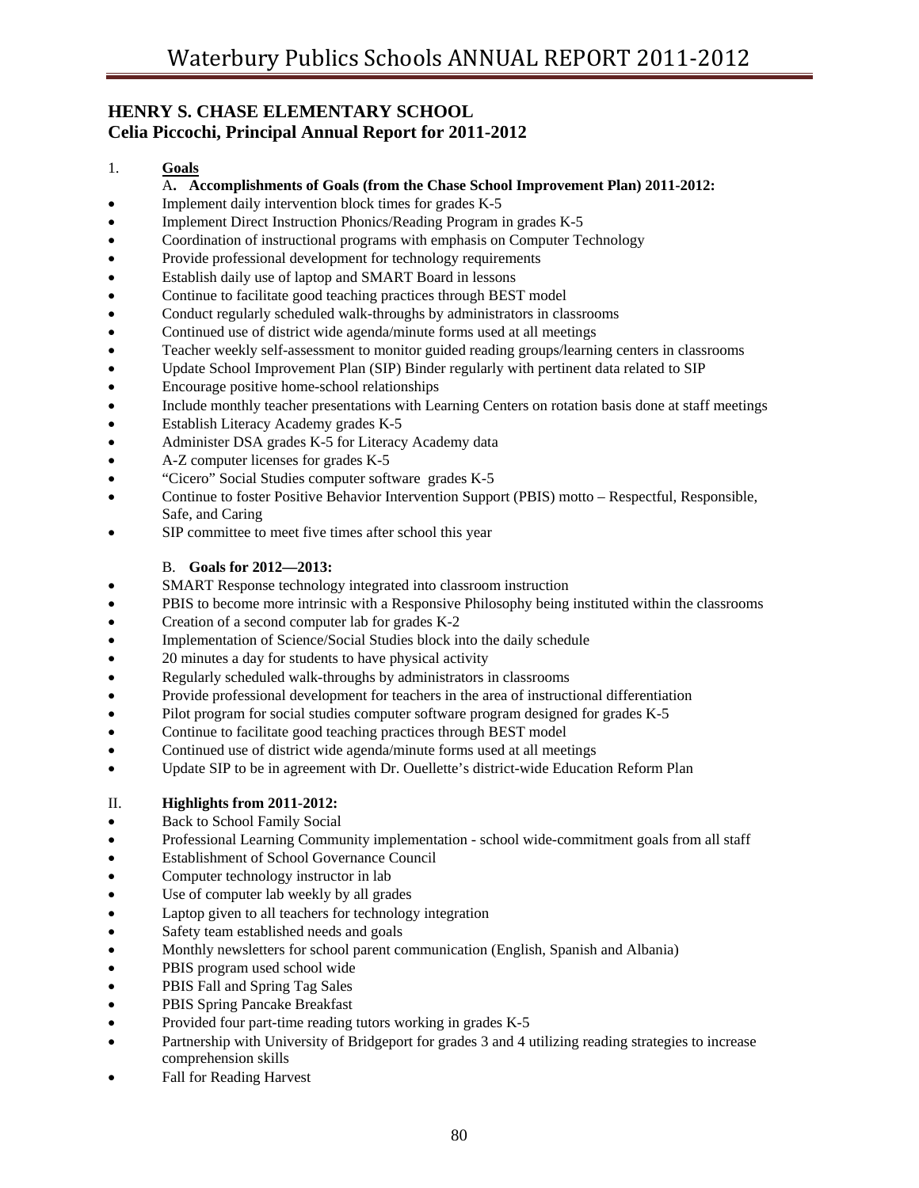## HENRY S. CHASE ELEMENTARY SCHOOL
## Celia Piccochi, Principal Annual Report for 2011-2012

1. **Goals**

   A. **Accomplishments of Goals (from the Chase School Improvement Plan) 2011-2012:**

- Implement daily intervention block times for grades K-5
- Implement Direct Instruction Phonics/Reading Program in grades K-5
- Coordination of instructional programs with emphasis on Computer Technology
- Provide professional development for technology requirements
- Establish daily use of laptop and SMART Board in lessons
- Continue to facilitate good teaching practices through BEST model
- Conduct regularly scheduled walk-throughs by administrators in classrooms
- Continued use of district wide agenda/minute forms used at all meetings
- Teacher weekly self-assessment to monitor guided reading groups/learning centers in classrooms
- Update School Improvement Plan (SIP) Binder regularly with pertinent data related to SIP
- Encourage positive home-school relationships
- Include monthly teacher presentations with Learning Centers on rotation basis done at staff meetings
- Establish Literacy Academy grades K-5
- Administer DSA grades K-5 for Literacy Academy data
- A-Z computer licenses for grades K-5
- "Cicero" Social Studies computer software grades K-5
- Continue to foster Positive Behavior Intervention Support (PBIS) motto – Respectful, Responsible, Safe, and Caring
- SIP committee to meet five times after school this year

   B. **Goals for 2012—2013:**

- SMART Response technology integrated into classroom instruction
- PBIS to become more intrinsic with a Responsive Philosophy being instituted within the classrooms
- Creation of a second computer lab for grades K-2
- Implementation of Science/Social Studies block into the daily schedule
- 20 minutes a day for students to have physical activity
- Regularly scheduled walk-throughs by administrators in classrooms
- Provide professional development for teachers in the area of instructional differentiation
- Pilot program for social studies computer software program designed for grades K-5
- Continue to facilitate good teaching practices through BEST model
- Continued use of district wide agenda/minute forms used at all meetings
- Update SIP to be in agreement with Dr. Ouellette's district-wide Education Reform Plan

II. **Highlights from 2011-2012:**

- Back to School Family Social
- Professional Learning Community implementation - school wide-commitment goals from all staff
- Establishment of School Governance Council
- Computer technology instructor in lab
- Use of computer lab weekly by all grades
- Laptop given to all teachers for technology integration
- Safety team established needs and goals
- Monthly newsletters for school parent communication (English, Spanish and Albania)
- PBIS program used school wide
- PBIS Fall and Spring Tag Sales
- PBIS Spring Pancake Breakfast
- Provided four part-time reading tutors working in grades K-5
- Partnership with University of Bridgeport for grades 3 and 4 utilizing reading strategies to increase comprehension skills
- Fall for Reading Harvest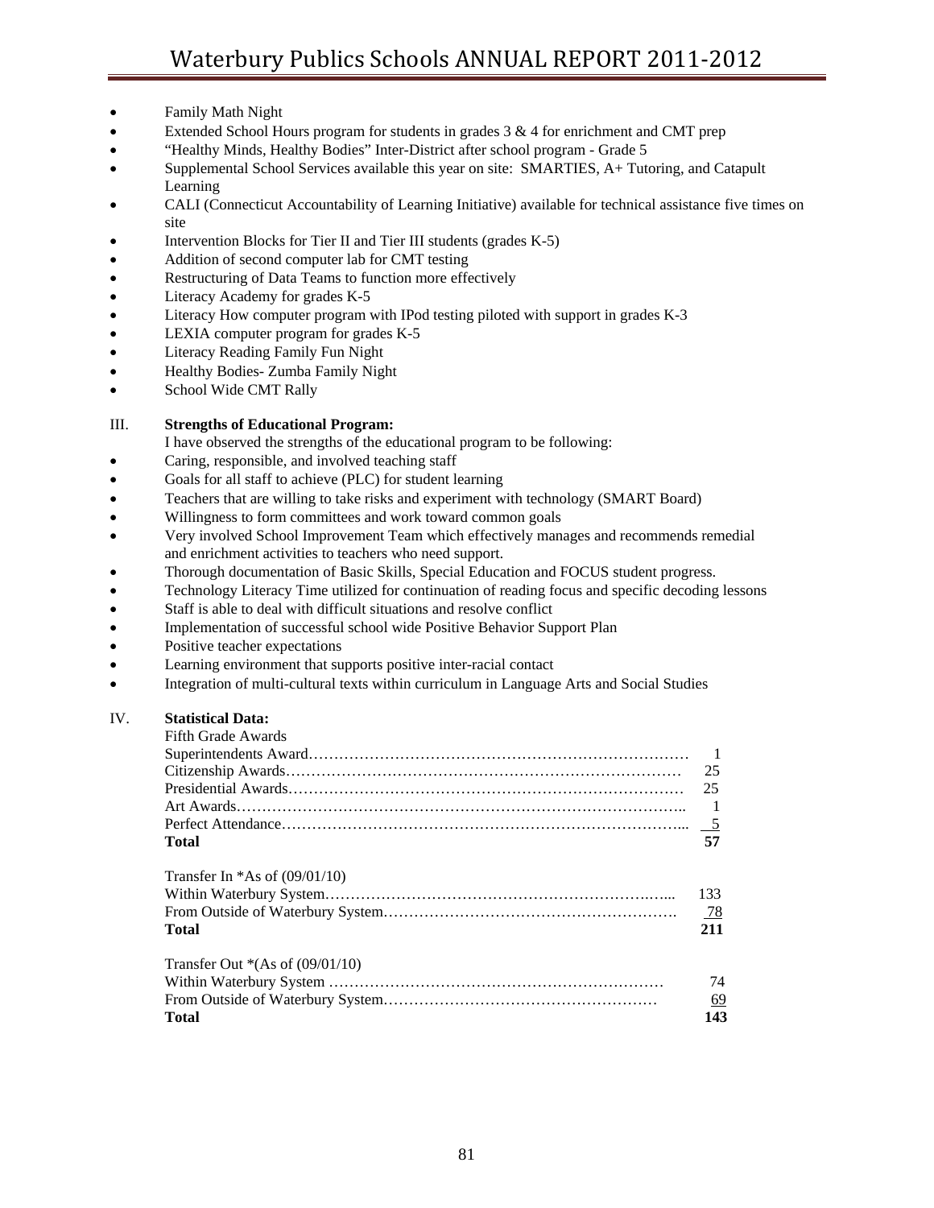- Family Math Night
- Extended School Hours program for students in grades 3 & 4 for enrichment and CMT prep
- "Healthy Minds, Healthy Bodies" Inter-District after school program - Grade 5
- Supplemental School Services available this year on site: SMARTIES, A+ Tutoring, and Catapult Learning
- CALI (Connecticut Accountability of Learning Initiative) available for technical assistance five times on site
- Intervention Blocks for Tier II and Tier III students (grades K-5)
- Addition of second computer lab for CMT testing
- Restructuring of Data Teams to function more effectively
- Literacy Academy for grades K-5
- Literacy How computer program with IPod testing piloted with support in grades K-3
- LEXIA computer program for grades K-5
- Literacy Reading Family Fun Night
- Healthy Bodies- Zumba Family Night
- School Wide CMT Rally

III. **Strengths of Educational Program:**

I have observed the strengths of the educational program to be following:

- Caring, responsible, and involved teaching staff
- Goals for all staff to achieve (PLC) for student learning
- Teachers that are willing to take risks and experiment with technology (SMART Board)
- Willingness to form committees and work toward common goals
- Very involved School Improvement Team which effectively manages and recommends remedial and enrichment activities to teachers who need support.
- Thorough documentation of Basic Skills, Special Education and FOCUS student progress.
- Technology Literacy Time utilized for continuation of reading focus and specific decoding lessons
- Staff is able to deal with difficult situations and resolve conflict
- Implementation of successful school wide Positive Behavior Support Plan
- Positive teacher expectations
- Learning environment that supports positive inter-racial contact
- Integration of multi-cultural texts within curriculum in Language Arts and Social Studies

IV. **Statistical Data:**

| Fifth Grade Awards | |
|---|---|
| Superintendents Award | 1 |
| Citizenship Awards | 25 |
| Presidential Awards | 25 |
| Art Awards | 1 |
| Perfect Attendance | 5 |
| **Total** | **57** |

| Transfer In *As of (09/01/10) | |
|---|---|
| Within Waterbury System | 133 |
| From Outside of Waterbury System | 78 |
| **Total** | **211** |

| Transfer Out *(As of (09/01/10) | |
|---|---|
| Within Waterbury System | 74 |
| From Outside of Waterbury System | 69 |
| **Total** | **143** |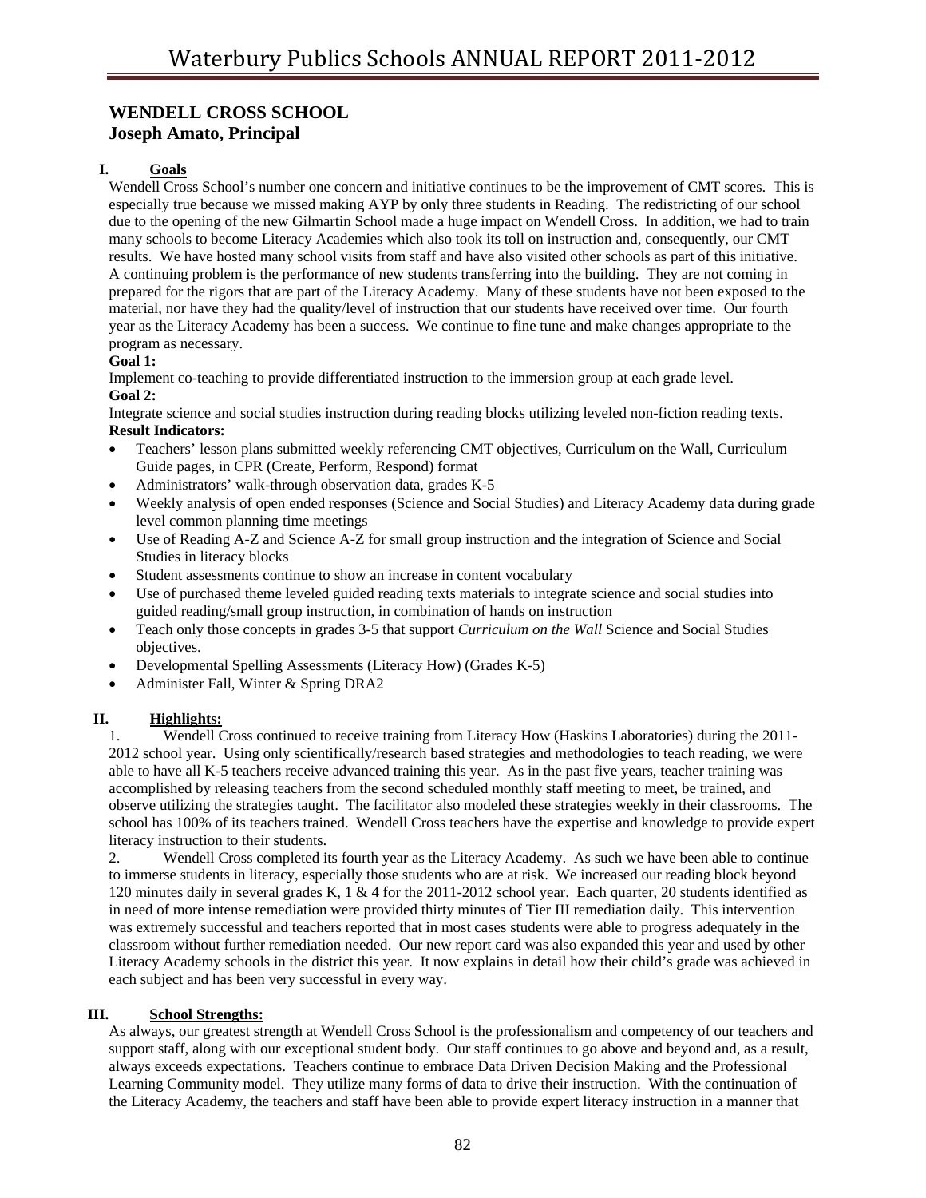## WENDELL CROSS SCHOOL
## Joseph Amato, Principal

### I. Goals

Wendell Cross School's number one concern and initiative continues to be the improvement of CMT scores. This is especially true because we missed making AYP by only three students in Reading. The redistricting of our school due to the opening of the new Gilmartin School made a huge impact on Wendell Cross. In addition, we had to train many schools to become Literacy Academies which also took its toll on instruction and, consequently, our CMT results. We have hosted many school visits from staff and have also visited other schools as part of this initiative. A continuing problem is the performance of new students transferring into the building. They are not coming in prepared for the rigors that are part of the Literacy Academy. Many of these students have not been exposed to the material, nor have they had the quality/level of instruction that our students have received over time. Our fourth year as the Literacy Academy has been a success. We continue to fine tune and make changes appropriate to the program as necessary.

**Goal 1:**

Implement co-teaching to provide differentiated instruction to the immersion group at each grade level.

**Goal 2:**

Integrate science and social studies instruction during reading blocks utilizing leveled non-fiction reading texts.

**Result Indicators:**

- Teachers' lesson plans submitted weekly referencing CMT objectives, Curriculum on the Wall, Curriculum Guide pages, in CPR (Create, Perform, Respond) format
- Administrators' walk-through observation data, grades K-5
- Weekly analysis of open ended responses (Science and Social Studies) and Literacy Academy data during grade level common planning time meetings
- Use of Reading A-Z and Science A-Z for small group instruction and the integration of Science and Social Studies in literacy blocks
- Student assessments continue to show an increase in content vocabulary
- Use of purchased theme leveled guided reading texts materials to integrate science and social studies into guided reading/small group instruction, in combination of hands on instruction
- Teach only those concepts in grades 3-5 that support *Curriculum on the Wall* Science and Social Studies objectives.
- Developmental Spelling Assessments (Literacy How) (Grades K-5)
- Administer Fall, Winter & Spring DRA2

### II. Highlights:

1. Wendell Cross continued to receive training from Literacy How (Haskins Laboratories) during the 2011-2012 school year. Using only scientifically/research based strategies and methodologies to teach reading, we were able to have all K-5 teachers receive advanced training this year. As in the past five years, teacher training was accomplished by releasing teachers from the second scheduled monthly staff meeting to meet, be trained, and observe utilizing the strategies taught. The facilitator also modeled these strategies weekly in their classrooms. The school has 100% of its teachers trained. Wendell Cross teachers have the expertise and knowledge to provide expert literacy instruction to their students.
2. Wendell Cross completed its fourth year as the Literacy Academy. As such we have been able to continue to immerse students in literacy, especially those students who are at risk. We increased our reading block beyond 120 minutes daily in several grades K, 1 & 4 for the 2011-2012 school year. Each quarter, 20 students identified as in need of more intense remediation were provided thirty minutes of Tier III remediation daily. This intervention was extremely successful and teachers reported that in most cases students were able to progress adequately in the classroom without further remediation needed. Our new report card was also expanded this year and used by other Literacy Academy schools in the district this year. It now explains in detail how their child's grade was achieved in each subject and has been very successful in every way.

### III. School Strengths:

As always, our greatest strength at Wendell Cross School is the professionalism and competency of our teachers and support staff, along with our exceptional student body. Our staff continues to go above and beyond and, as a result, always exceeds expectations. Teachers continue to embrace Data Driven Decision Making and the Professional Learning Community model. They utilize many forms of data to drive their instruction. With the continuation of the Literacy Academy, the teachers and staff have been able to provide expert literacy instruction in a manner that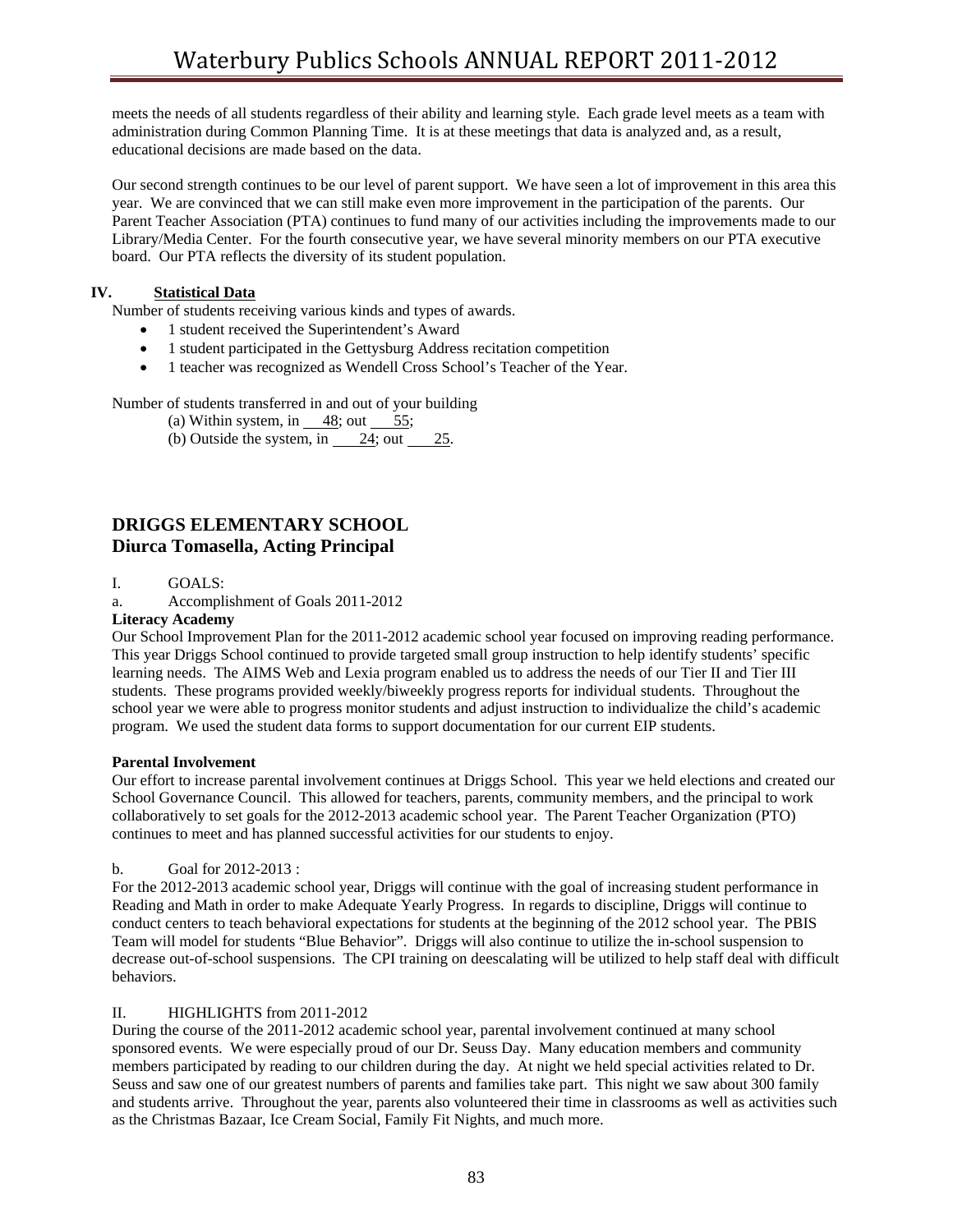meets the needs of all students regardless of their ability and learning style. Each grade level meets as a team with administration during Common Planning Time. It is at these meetings that data is analyzed and, as a result, educational decisions are made based on the data.

Our second strength continues to be our level of parent support. We have seen a lot of improvement in this area this year. We are convinced that we can still make even more improvement in the participation of the parents. Our Parent Teacher Association (PTA) continues to fund many of our activities including the improvements made to our Library/Media Center. For the fourth consecutive year, we have several minority members on our PTA executive board. Our PTA reflects the diversity of its student population.

**IV. Statistical Data**

Number of students receiving various kinds and types of awards.

- 1 student received the Superintendent's Award
- 1 student participated in the Gettysburg Address recitation competition
- 1 teacher was recognized as Wendell Cross School's Teacher of the Year.

Number of students transferred in and out of your building

(a) Within system, in 48; out 55;

(b) Outside the system, in 24; out 25.

## DRIGGS ELEMENTARY SCHOOL
## Diurca Tomasella, Acting Principal

I. GOALS:

a. Accomplishment of Goals 2011-2012

**Literacy Academy**

Our School Improvement Plan for the 2011-2012 academic school year focused on improving reading performance. This year Driggs School continued to provide targeted small group instruction to help identify students' specific learning needs. The AIMS Web and Lexia program enabled us to address the needs of our Tier II and Tier III students. These programs provided weekly/biweekly progress reports for individual students. Throughout the school year we were able to progress monitor students and adjust instruction to individualize the child's academic program. We used the student data forms to support documentation for our current EIP students.

**Parental Involvement**

Our effort to increase parental involvement continues at Driggs School. This year we held elections and created our School Governance Council. This allowed for teachers, parents, community members, and the principal to work collaboratively to set goals for the 2012-2013 academic school year. The Parent Teacher Organization (PTO) continues to meet and has planned successful activities for our students to enjoy.

b. Goal for 2012-2013 :

For the 2012-2013 academic school year, Driggs will continue with the goal of increasing student performance in Reading and Math in order to make Adequate Yearly Progress. In regards to discipline, Driggs will continue to conduct centers to teach behavioral expectations for students at the beginning of the 2012 school year. The PBIS Team will model for students "Blue Behavior". Driggs will also continue to utilize the in-school suspension to decrease out-of-school suspensions. The CPI training on deescalating will be utilized to help staff deal with difficult behaviors.

II. HIGHLIGHTS from 2011-2012

During the course of the 2011-2012 academic school year, parental involvement continued at many school sponsored events. We were especially proud of our Dr. Seuss Day. Many education members and community members participated by reading to our children during the day. At night we held special activities related to Dr. Seuss and saw one of our greatest numbers of parents and families take part. This night we saw about 300 family and students arrive. Throughout the year, parents also volunteered their time in classrooms as well as activities such as the Christmas Bazaar, Ice Cream Social, Family Fit Nights, and much more.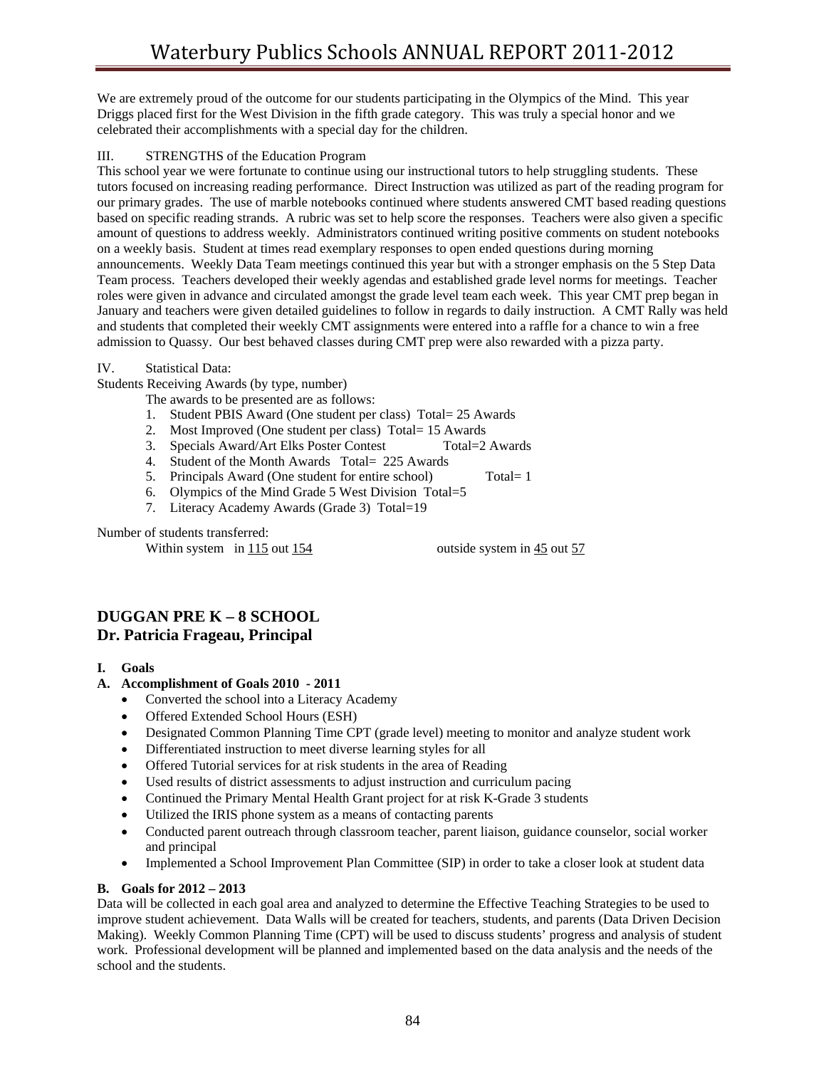We are extremely proud of the outcome for our students participating in the Olympics of the Mind. This year Driggs placed first for the West Division in the fifth grade category. This was truly a special honor and we celebrated their accomplishments with a special day for the children.

III. STRENGTHS of the Education Program

This school year we were fortunate to continue using our instructional tutors to help struggling students. These tutors focused on increasing reading performance. Direct Instruction was utilized as part of the reading program for our primary grades. The use of marble notebooks continued where students answered CMT based reading questions based on specific reading strands. A rubric was set to help score the responses. Teachers were also given a specific amount of questions to address weekly. Administrators continued writing positive comments on student notebooks on a weekly basis. Student at times read exemplary responses to open ended questions during morning announcements. Weekly Data Team meetings continued this year but with a stronger emphasis on the 5 Step Data Team process. Teachers developed their weekly agendas and established grade level norms for meetings. Teacher roles were given in advance and circulated amongst the grade level team each week. This year CMT prep began in January and teachers were given detailed guidelines to follow in regards to daily instruction. A CMT Rally was held and students that completed their weekly CMT assignments were entered into a raffle for a chance to win a free admission to Quassy. Our best behaved classes during CMT prep were also rewarded with a pizza party.

IV. Statistical Data:

Students Receiving Awards (by type, number)

The awards to be presented are as follows:

1. Student PBIS Award (One student per class) Total= 25 Awards
2. Most Improved (One student per class) Total= 15 Awards
3. Specials Award/Art Elks Poster Contest Total=2 Awards
4. Student of the Month Awards Total= 225 Awards
5. Principals Award (One student for entire school) Total= 1
6. Olympics of the Mind Grade 5 West Division Total=5
7. Literacy Academy Awards (Grade 3) Total=19

Number of students transferred:

Within system in 115 out 154 outside system in 45 out 57

## DUGGAN PRE K – 8 SCHOOL
## Dr. Patricia Frageau, Principal

**I. Goals**

**A. Accomplishment of Goals 2010 - 2011**

- Converted the school into a Literacy Academy
- Offered Extended School Hours (ESH)
- Designated Common Planning Time CPT (grade level) meeting to monitor and analyze student work
- Differentiated instruction to meet diverse learning styles for all
- Offered Tutorial services for at risk students in the area of Reading
- Used results of district assessments to adjust instruction and curriculum pacing
- Continued the Primary Mental Health Grant project for at risk K-Grade 3 students
- Utilized the IRIS phone system as a means of contacting parents
- Conducted parent outreach through classroom teacher, parent liaison, guidance counselor, social worker and principal
- Implemented a School Improvement Plan Committee (SIP) in order to take a closer look at student data

**B. Goals for 2012 – 2013**

Data will be collected in each goal area and analyzed to determine the Effective Teaching Strategies to be used to improve student achievement. Data Walls will be created for teachers, students, and parents (Data Driven Decision Making). Weekly Common Planning Time (CPT) will be used to discuss students' progress and analysis of student work. Professional development will be planned and implemented based on the data analysis and the needs of the school and the students.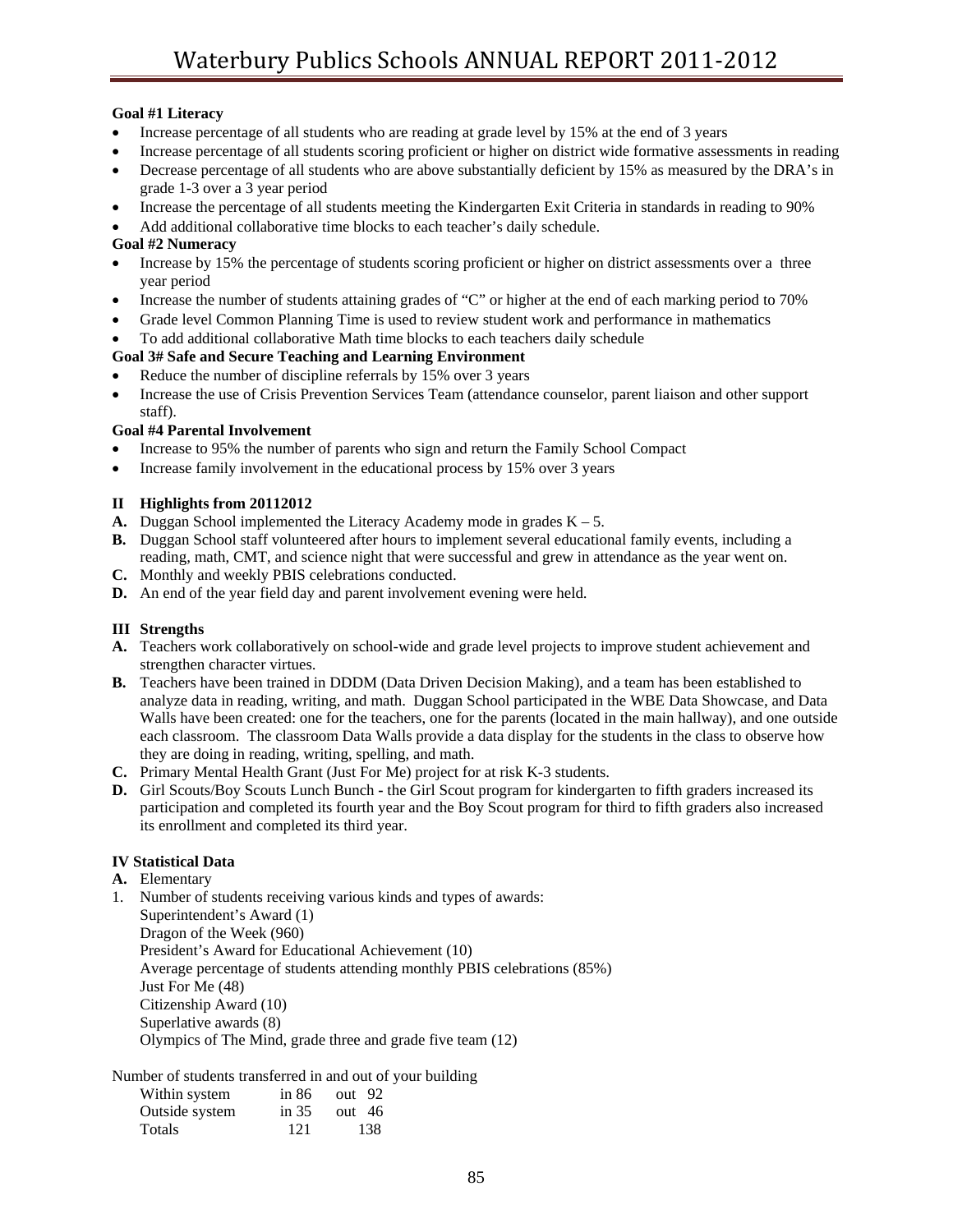**Goal #1 Literacy**

- Increase percentage of all students who are reading at grade level by 15% at the end of 3 years
- Increase percentage of all students scoring proficient or higher on district wide formative assessments in reading
- Decrease percentage of all students who are above substantially deficient by 15% as measured by the DRA's in grade 1-3 over a 3 year period
- Increase the percentage of all students meeting the Kindergarten Exit Criteria in standards in reading to 90%
- Add additional collaborative time blocks to each teacher's daily schedule.

**Goal #2 Numeracy**

- Increase by 15% the percentage of students scoring proficient or higher on district assessments over a three year period
- Increase the number of students attaining grades of "C" or higher at the end of each marking period to 70%
- Grade level Common Planning Time is used to review student work and performance in mathematics
- To add additional collaborative Math time blocks to each teachers daily schedule

**Goal 3# Safe and Secure Teaching and Learning Environment**

- Reduce the number of discipline referrals by 15% over 3 years
- Increase the use of Crisis Prevention Services Team (attendance counselor, parent liaison and other support staff).

**Goal #4 Parental Involvement**

- Increase to 95% the number of parents who sign and return the Family School Compact
- Increase family involvement in the educational process by 15% over 3 years

**II Highlights from 20112012**

**A.** Duggan School implemented the Literacy Academy mode in grades K – 5.
**B.** Duggan School staff volunteered after hours to implement several educational family events, including a reading, math, CMT, and science night that were successful and grew in attendance as the year went on.
**C.** Monthly and weekly PBIS celebrations conducted.
**D.** An end of the year field day and parent involvement evening were held.

**III Strengths**

**A.** Teachers work collaboratively on school-wide and grade level projects to improve student achievement and strengthen character virtues.
**B.** Teachers have been trained in DDDM (Data Driven Decision Making), and a team has been established to analyze data in reading, writing, and math. Duggan School participated in the WBE Data Showcase, and Data Walls have been created: one for the teachers, one for the parents (located in the main hallway), and one outside each classroom. The classroom Data Walls provide a data display for the students in the class to observe how they are doing in reading, writing, spelling, and math.
**C.** Primary Mental Health Grant (Just For Me) project for at risk K-3 students.
**D.** Girl Scouts/Boy Scouts Lunch Bunch - the Girl Scout program for kindergarten to fifth graders increased its participation and completed its fourth year and the Boy Scout program for third to fifth graders also increased its enrollment and completed its third year.

**IV Statistical Data**

**A.** Elementary

1. Number of students receiving various kinds and types of awards:
   Superintendent's Award (1)
   Dragon of the Week (960)
   President's Award for Educational Achievement (10)
   Average percentage of students attending monthly PBIS celebrations (85%)
   Just For Me (48)
   Citizenship Award (10)
   Superlative awards (8)
   Olympics of The Mind, grade three and grade five team (12)

Number of students transferred in and out of your building

| | | |
|---|---|---|
| Within system | in 86 | out 92 |
| Outside system | in 35 | out 46 |
| Totals | 121 | 138 |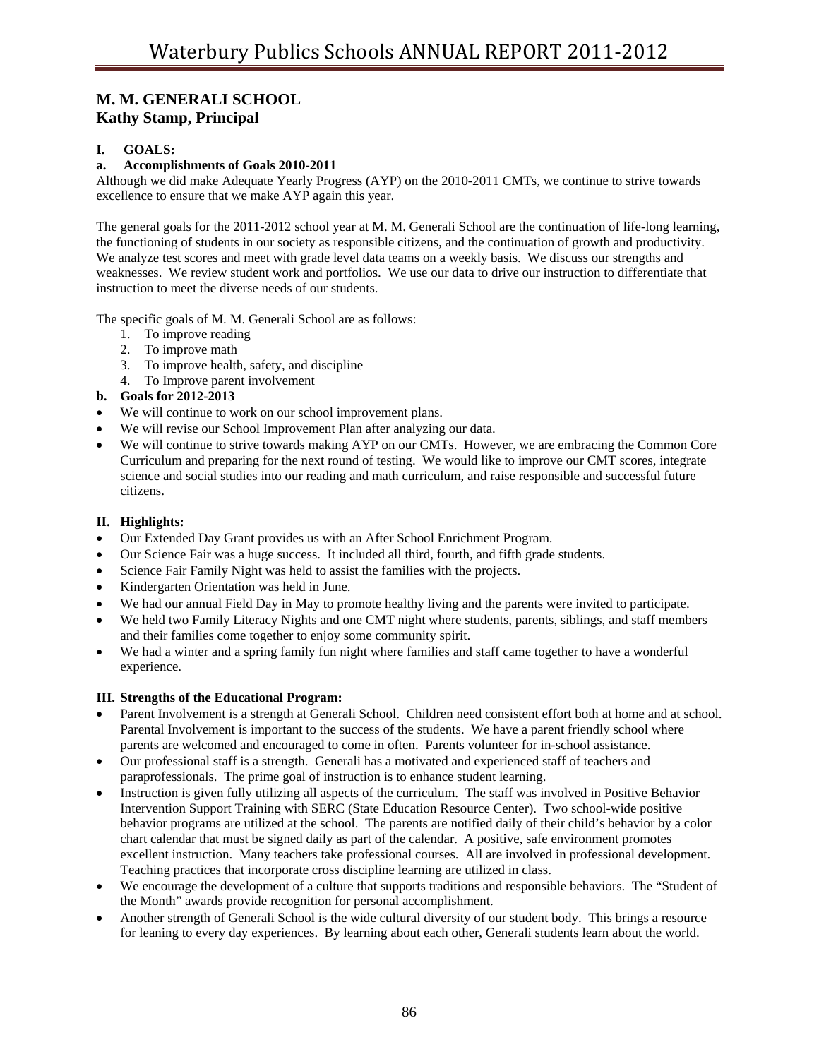## M. M. GENERALI SCHOOL
## Kathy Stamp, Principal

### I. GOALS:

**a. Accomplishments of Goals 2010-2011**

Although we did make Adequate Yearly Progress (AYP) on the 2010-2011 CMTs, we continue to strive towards excellence to ensure that we make AYP again this year.

The general goals for the 2011-2012 school year at M. M. Generali School are the continuation of life-long learning, the functioning of students in our society as responsible citizens, and the continuation of growth and productivity. We analyze test scores and meet with grade level data teams on a weekly basis. We discuss our strengths and weaknesses. We review student work and portfolios. We use our data to drive our instruction to differentiate that instruction to meet the diverse needs of our students.

The specific goals of M. M. Generali School are as follows:

1. To improve reading
2. To improve math
3. To improve health, safety, and discipline
4. To Improve parent involvement

**b. Goals for 2012-2013**

- We will continue to work on our school improvement plans.
- We will revise our School Improvement Plan after analyzing our data.
- We will continue to strive towards making AYP on our CMTs. However, we are embracing the Common Core Curriculum and preparing for the next round of testing. We would like to improve our CMT scores, integrate science and social studies into our reading and math curriculum, and raise responsible and successful future citizens.

### II. Highlights:

- Our Extended Day Grant provides us with an After School Enrichment Program.
- Our Science Fair was a huge success. It included all third, fourth, and fifth grade students.
- Science Fair Family Night was held to assist the families with the projects.
- Kindergarten Orientation was held in June.
- We had our annual Field Day in May to promote healthy living and the parents were invited to participate.
- We held two Family Literacy Nights and one CMT night where students, parents, siblings, and staff members and their families come together to enjoy some community spirit.
- We had a winter and a spring family fun night where families and staff came together to have a wonderful experience.

### III. Strengths of the Educational Program:

- Parent Involvement is a strength at Generali School. Children need consistent effort both at home and at school. Parental Involvement is important to the success of the students. We have a parent friendly school where parents are welcomed and encouraged to come in often. Parents volunteer for in-school assistance.
- Our professional staff is a strength. Generali has a motivated and experienced staff of teachers and paraprofessionals. The prime goal of instruction is to enhance student learning.
- Instruction is given fully utilizing all aspects of the curriculum. The staff was involved in Positive Behavior Intervention Support Training with SERC (State Education Resource Center). Two school-wide positive behavior programs are utilized at the school. The parents are notified daily of their child's behavior by a color chart calendar that must be signed daily as part of the calendar. A positive, safe environment promotes excellent instruction. Many teachers take professional courses. All are involved in professional development. Teaching practices that incorporate cross discipline learning are utilized in class.
- We encourage the development of a culture that supports traditions and responsible behaviors. The "Student of the Month" awards provide recognition for personal accomplishment.
- Another strength of Generali School is the wide cultural diversity of our student body. This brings a resource for leaning to every day experiences. By learning about each other, Generali students learn about the world.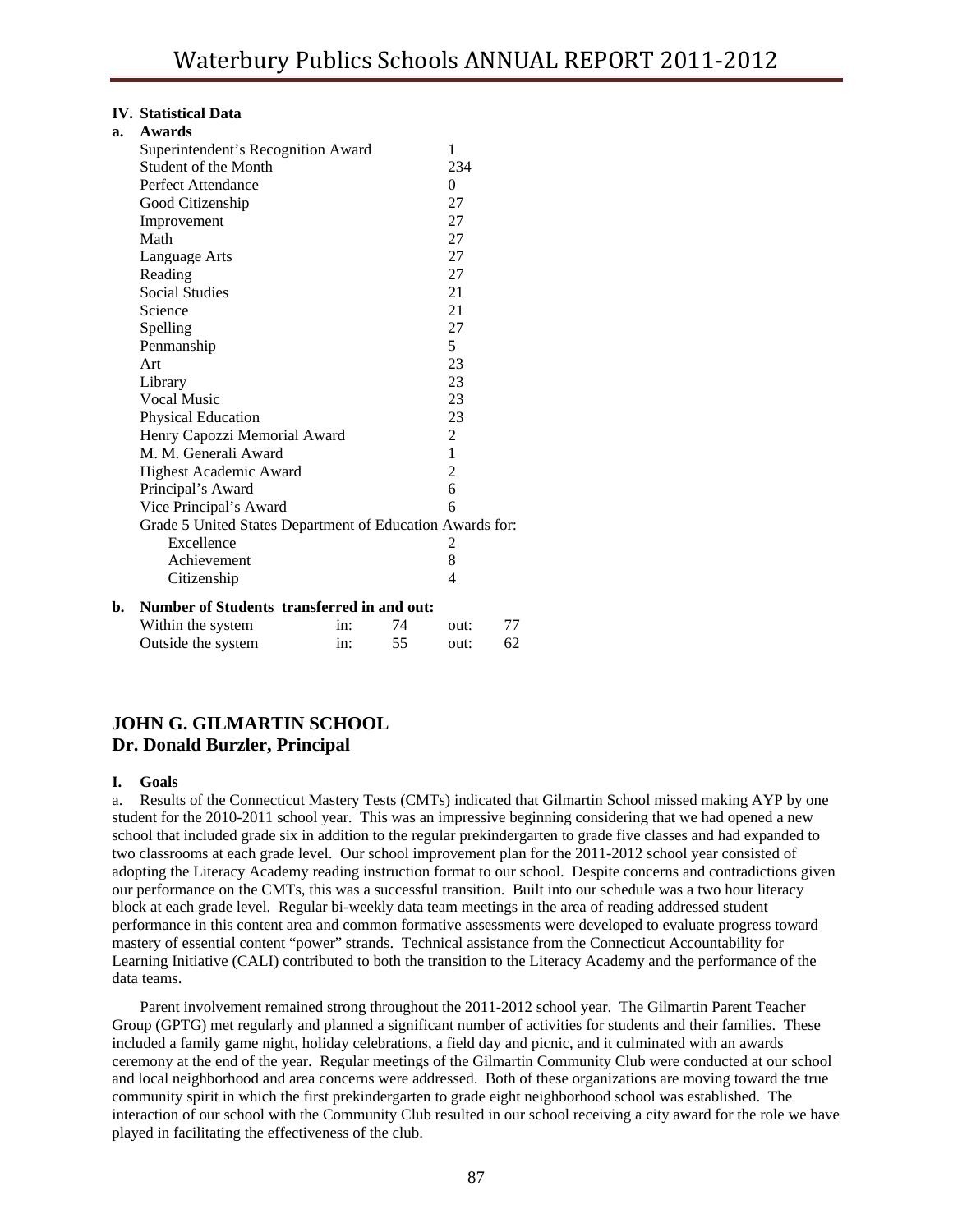## IV. Statistical Data

### a. Awards

| Award | Number |
|---|---|
| Superintendent's Recognition Award | 1 |
| Student of the Month | 234 |
| Perfect Attendance | 0 |
| Good Citizenship | 27 |
| Improvement | 27 |
| Math | 27 |
| Language Arts | 27 |
| Reading | 27 |
| Social Studies | 21 |
| Science | 21 |
| Spelling | 27 |
| Penmanship | 5 |
| Art | 23 |
| Library | 23 |
| Vocal Music | 23 |
| Physical Education | 23 |
| Henry Capozzi Memorial Award | 2 |
| M. M. Generali Award | 1 |
| Highest Academic Award | 2 |
| Principal's Award | 6 |
| Vice Principal's Award | 6 |
| Grade 5 United States Department of Education Awards for: | |
| Excellence | 2 |
| Achievement | 8 |
| Citizenship | 4 |

### b. Number of Students transferred in and out:

| | in: | | out: | |
|---|---|---|---|---|
| Within the system | in: | 74 | out: | 77 |
| Outside the system | in: | 55 | out: | 62 |

# JOHN G. GILMARTIN SCHOOL
## Dr. Donald Burzler, Principal

### I. Goals

a. Results of the Connecticut Mastery Tests (CMTs) indicated that Gilmartin School missed making AYP by one student for the 2010-2011 school year. This was an impressive beginning considering that we had opened a new school that included grade six in addition to the regular prekindergarten to grade five classes and had expanded to two classrooms at each grade level. Our school improvement plan for the 2011-2012 school year consisted of adopting the Literacy Academy reading instruction format to our school. Despite concerns and contradictions given our performance on the CMTs, this was a successful transition. Built into our schedule was a two hour literacy block at each grade level. Regular bi-weekly data team meetings in the area of reading addressed student performance in this content area and common formative assessments were developed to evaluate progress toward mastery of essential content "power" strands. Technical assistance from the Connecticut Accountability for Learning Initiative (CALI) contributed to both the transition to the Literacy Academy and the performance of the data teams.

Parent involvement remained strong throughout the 2011-2012 school year. The Gilmartin Parent Teacher Group (GPTG) met regularly and planned a significant number of activities for students and their families. These included a family game night, holiday celebrations, a field day and picnic, and it culminated with an awards ceremony at the end of the year. Regular meetings of the Gilmartin Community Club were conducted at our school and local neighborhood and area concerns were addressed. Both of these organizations are moving toward the true community spirit in which the first prekindergarten to grade eight neighborhood school was established. The interaction of our school with the Community Club resulted in our school receiving a city award for the role we have played in facilitating the effectiveness of the club.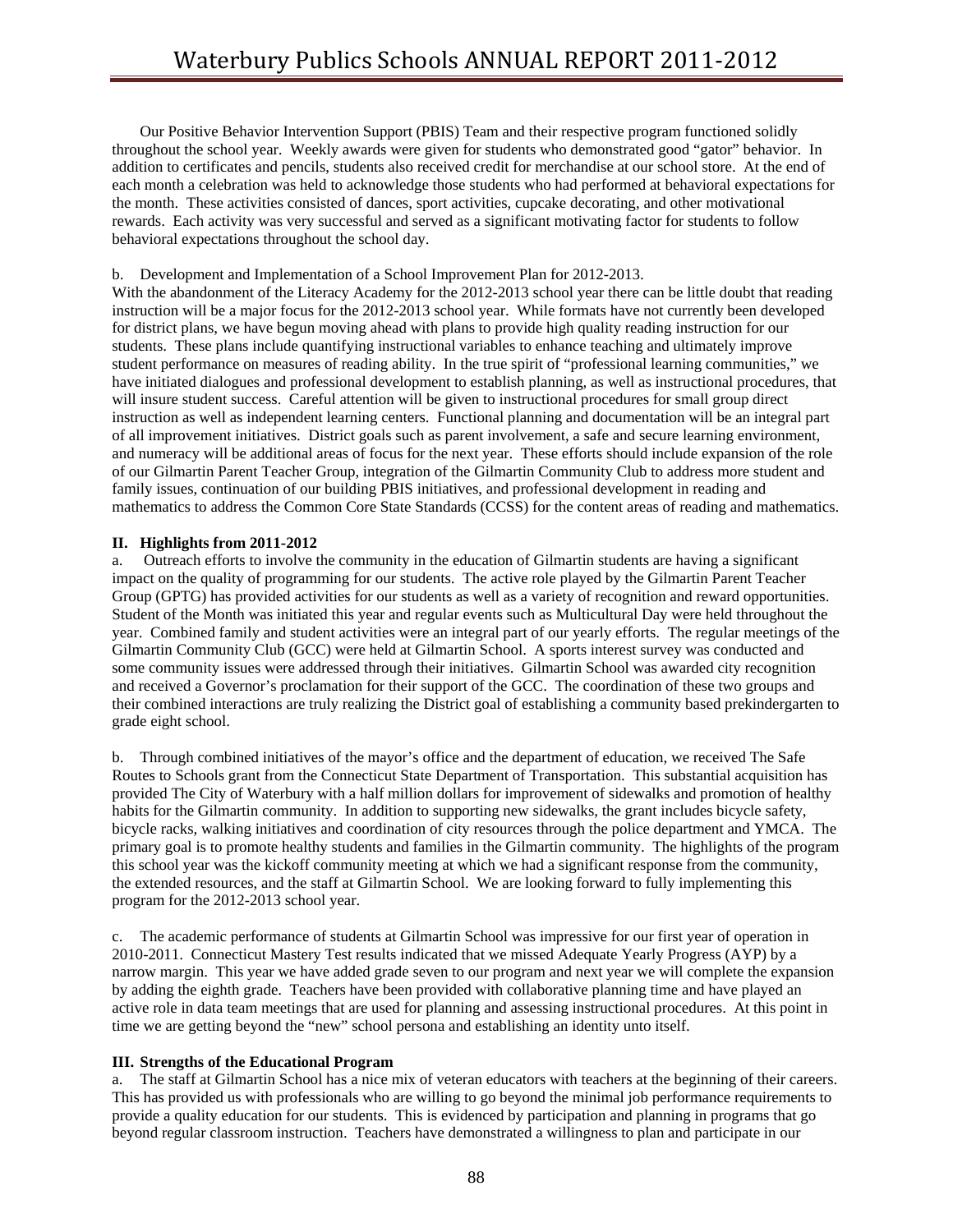Our Positive Behavior Intervention Support (PBIS) Team and their respective program functioned solidly throughout the school year. Weekly awards were given for students who demonstrated good "gator" behavior. In addition to certificates and pencils, students also received credit for merchandise at our school store. At the end of each month a celebration was held to acknowledge those students who had performed at behavioral expectations for the month. These activities consisted of dances, sport activities, cupcake decorating, and other motivational rewards. Each activity was very successful and served as a significant motivating factor for students to follow behavioral expectations throughout the school day.

b. Development and Implementation of a School Improvement Plan for 2012-2013.

With the abandonment of the Literacy Academy for the 2012-2013 school year there can be little doubt that reading instruction will be a major focus for the 2012-2013 school year. While formats have not currently been developed for district plans, we have begun moving ahead with plans to provide high quality reading instruction for our students. These plans include quantifying instructional variables to enhance teaching and ultimately improve student performance on measures of reading ability. In the true spirit of "professional learning communities," we have initiated dialogues and professional development to establish planning, as well as instructional procedures, that will insure student success. Careful attention will be given to instructional procedures for small group direct instruction as well as independent learning centers. Functional planning and documentation will be an integral part of all improvement initiatives. District goals such as parent involvement, a safe and secure learning environment, and numeracy will be additional areas of focus for the next year. These efforts should include expansion of the role of our Gilmartin Parent Teacher Group, integration of the Gilmartin Community Club to address more student and family issues, continuation of our building PBIS initiatives, and professional development in reading and mathematics to address the Common Core State Standards (CCSS) for the content areas of reading and mathematics.

**II. Highlights from 2011-2012**

a. Outreach efforts to involve the community in the education of Gilmartin students are having a significant impact on the quality of programming for our students. The active role played by the Gilmartin Parent Teacher Group (GPTG) has provided activities for our students as well as a variety of recognition and reward opportunities. Student of the Month was initiated this year and regular events such as Multicultural Day were held throughout the year. Combined family and student activities were an integral part of our yearly efforts. The regular meetings of the Gilmartin Community Club (GCC) were held at Gilmartin School. A sports interest survey was conducted and some community issues were addressed through their initiatives. Gilmartin School was awarded city recognition and received a Governor's proclamation for their support of the GCC. The coordination of these two groups and their combined interactions are truly realizing the District goal of establishing a community based prekindergarten to grade eight school.

b. Through combined initiatives of the mayor's office and the department of education, we received The Safe Routes to Schools grant from the Connecticut State Department of Transportation. This substantial acquisition has provided The City of Waterbury with a half million dollars for improvement of sidewalks and promotion of healthy habits for the Gilmartin community. In addition to supporting new sidewalks, the grant includes bicycle safety, bicycle racks, walking initiatives and coordination of city resources through the police department and YMCA. The primary goal is to promote healthy students and families in the Gilmartin community. The highlights of the program this school year was the kickoff community meeting at which we had a significant response from the community, the extended resources, and the staff at Gilmartin School. We are looking forward to fully implementing this program for the 2012-2013 school year.

c. The academic performance of students at Gilmartin School was impressive for our first year of operation in 2010-2011. Connecticut Mastery Test results indicated that we missed Adequate Yearly Progress (AYP) by a narrow margin. This year we have added grade seven to our program and next year we will complete the expansion by adding the eighth grade. Teachers have been provided with collaborative planning time and have played an active role in data team meetings that are used for planning and assessing instructional procedures. At this point in time we are getting beyond the "new" school persona and establishing an identity unto itself.

**III. Strengths of the Educational Program**

a. The staff at Gilmartin School has a nice mix of veteran educators with teachers at the beginning of their careers. This has provided us with professionals who are willing to go beyond the minimal job performance requirements to provide a quality education for our students. This is evidenced by participation and planning in programs that go beyond regular classroom instruction. Teachers have demonstrated a willingness to plan and participate in our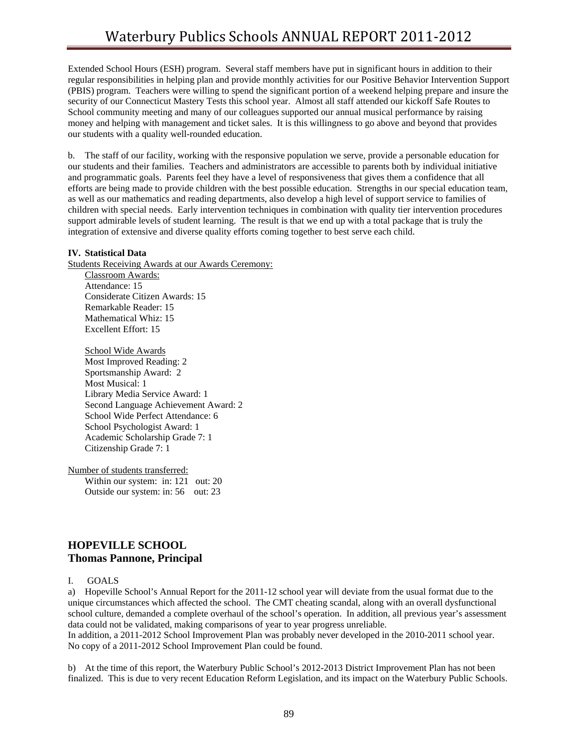Extended School Hours (ESH) program. Several staff members have put in significant hours in addition to their regular responsibilities in helping plan and provide monthly activities for our Positive Behavior Intervention Support (PBIS) program. Teachers were willing to spend the significant portion of a weekend helping prepare and insure the security of our Connecticut Mastery Tests this school year. Almost all staff attended our kickoff Safe Routes to School community meeting and many of our colleagues supported our annual musical performance by raising money and helping with management and ticket sales. It is this willingness to go above and beyond that provides our students with a quality well-rounded education.

b. The staff of our facility, working with the responsive population we serve, provide a personable education for our students and their families. Teachers and administrators are accessible to parents both by individual initiative and programmatic goals. Parents feel they have a level of responsiveness that gives them a confidence that all efforts are being made to provide children with the best possible education. Strengths in our special education team, as well as our mathematics and reading departments, also develop a high level of support service to families of children with special needs. Early intervention techniques in combination with quality tier intervention procedures support admirable levels of student learning. The result is that we end up with a total package that is truly the integration of extensive and diverse quality efforts coming together to best serve each child.

**IV. Statistical Data**

Students Receiving Awards at our Awards Ceremony:

Classroom Awards:
Attendance: 15
Considerate Citizen Awards: 15
Remarkable Reader: 15
Mathematical Whiz: 15
Excellent Effort: 15

School Wide Awards
Most Improved Reading: 2
Sportsmanship Award: 2
Most Musical: 1
Library Media Service Award: 1
Second Language Achievement Award: 2
School Wide Perfect Attendance: 6
School Psychologist Award: 1
Academic Scholarship Grade 7: 1
Citizenship Grade 7: 1

Number of students transferred:
Within our system: in: 121 out: 20
Outside our system: in: 56 out: 23

## HOPEVILLE SCHOOL
## Thomas Pannone, Principal

I. GOALS

a) Hopeville School's Annual Report for the 2011-12 school year will deviate from the usual format due to the unique circumstances which affected the school. The CMT cheating scandal, along with an overall dysfunctional school culture, demanded a complete overhaul of the school's operation. In addition, all previous year's assessment data could not be validated, making comparisons of year to year progress unreliable.
In addition, a 2011-2012 School Improvement Plan was probably never developed in the 2010-2011 school year. No copy of a 2011-2012 School Improvement Plan could be found.

b) At the time of this report, the Waterbury Public School's 2012-2013 District Improvement Plan has not been finalized. This is due to very recent Education Reform Legislation, and its impact on the Waterbury Public Schools.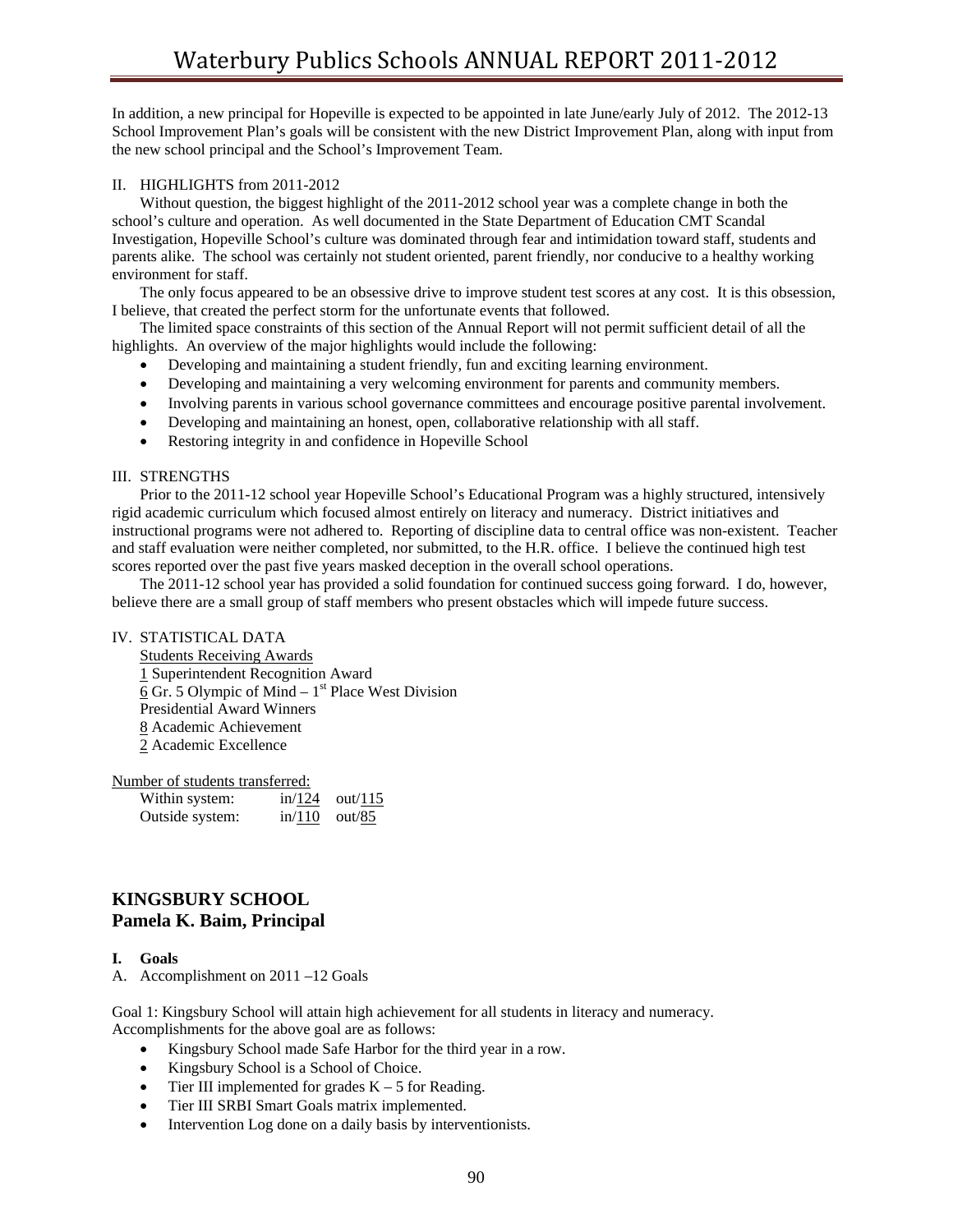In addition, a new principal for Hopeville is expected to be appointed in late June/early July of 2012. The 2012-13 School Improvement Plan's goals will be consistent with the new District Improvement Plan, along with input from the new school principal and the School's Improvement Team.

II. HIGHLIGHTS from 2011-2012

Without question, the biggest highlight of the 2011-2012 school year was a complete change in both the school's culture and operation. As well documented in the State Department of Education CMT Scandal Investigation, Hopeville School's culture was dominated through fear and intimidation toward staff, students and parents alike. The school was certainly not student oriented, parent friendly, nor conducive to a healthy working environment for staff.

The only focus appeared to be an obsessive drive to improve student test scores at any cost. It is this obsession, I believe, that created the perfect storm for the unfortunate events that followed.

The limited space constraints of this section of the Annual Report will not permit sufficient detail of all the highlights. An overview of the major highlights would include the following:

- Developing and maintaining a student friendly, fun and exciting learning environment.
- Developing and maintaining a very welcoming environment for parents and community members.
- Involving parents in various school governance committees and encourage positive parental involvement.
- Developing and maintaining an honest, open, collaborative relationship with all staff.
- Restoring integrity in and confidence in Hopeville School

III. STRENGTHS

Prior to the 2011-12 school year Hopeville School's Educational Program was a highly structured, intensively rigid academic curriculum which focused almost entirely on literacy and numeracy. District initiatives and instructional programs were not adhered to. Reporting of discipline data to central office was non-existent. Teacher and staff evaluation were neither completed, nor submitted, to the H.R. office. I believe the continued high test scores reported over the past five years masked deception in the overall school operations.

The 2011-12 school year has provided a solid foundation for continued success going forward. I do, however, believe there are a small group of staff members who present obstacles which will impede future success.

IV. STATISTICAL DATA

Students Receiving Awards
1 Superintendent Recognition Award
6 Gr. 5 Olympic of Mind – 1st Place West Division
Presidential Award Winners
8 Academic Achievement
2 Academic Excellence

Number of students transferred:

| | | |
|---|---|---|
| Within system: | in/124 | out/115 |
| Outside system: | in/110 | out/85 |

## KINGSBURY SCHOOL
## Pamela K. Baim, Principal

**I. Goals**

A. Accomplishment on 2011 –12 Goals

Goal 1: Kingsbury School will attain high achievement for all students in literacy and numeracy.
Accomplishments for the above goal are as follows:

- Kingsbury School made Safe Harbor for the third year in a row.
- Kingsbury School is a School of Choice.
- Tier III implemented for grades K – 5 for Reading.
- Tier III SRBI Smart Goals matrix implemented.
- Intervention Log done on a daily basis by interventionists.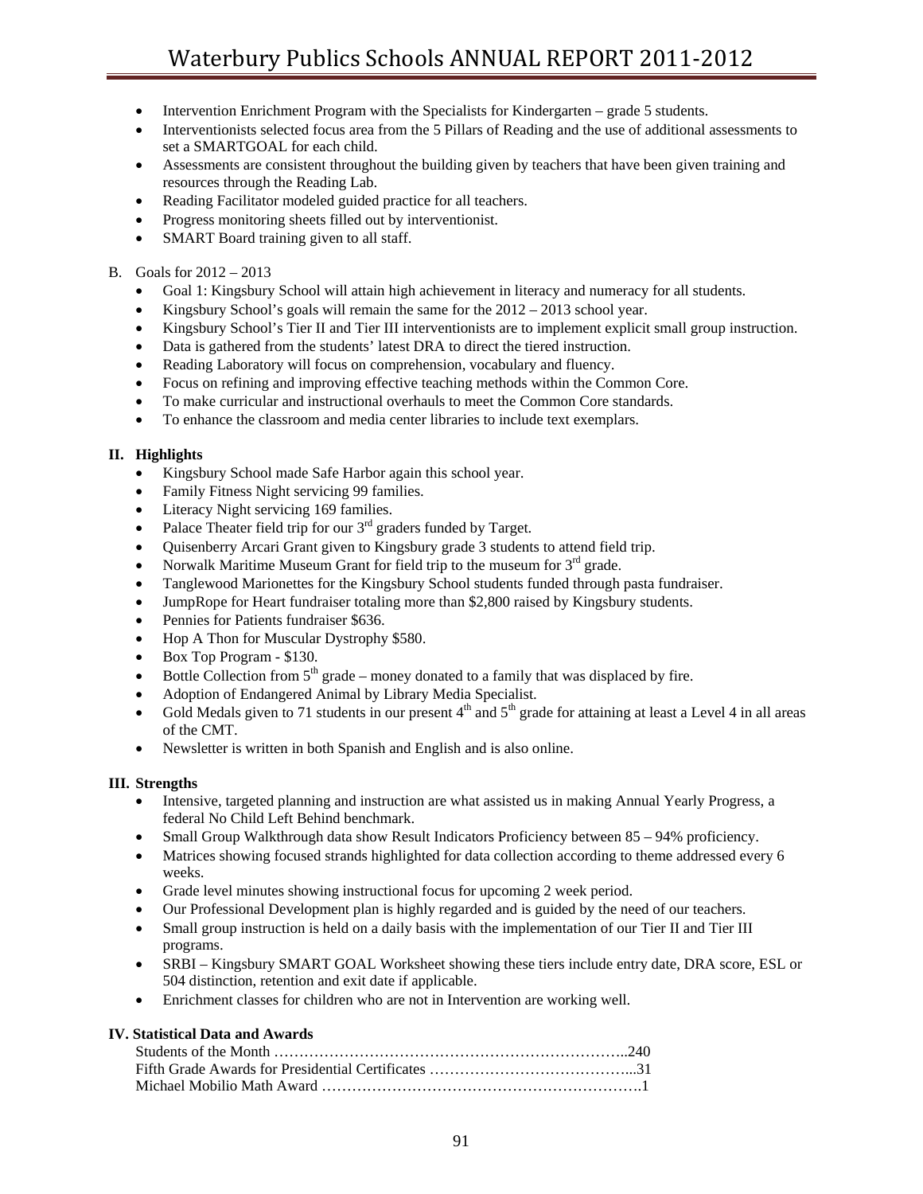- Intervention Enrichment Program with the Specialists for Kindergarten – grade 5 students.
- Interventionists selected focus area from the 5 Pillars of Reading and the use of additional assessments to set a SMARTGOAL for each child.
- Assessments are consistent throughout the building given by teachers that have been given training and resources through the Reading Lab.
- Reading Facilitator modeled guided practice for all teachers.
- Progress monitoring sheets filled out by interventionist.
- SMART Board training given to all staff.

B. Goals for 2012 – 2013

- Goal 1: Kingsbury School will attain high achievement in literacy and numeracy for all students.
- Kingsbury School's goals will remain the same for the 2012 – 2013 school year.
- Kingsbury School's Tier II and Tier III interventionists are to implement explicit small group instruction.
- Data is gathered from the students' latest DRA to direct the tiered instruction.
- Reading Laboratory will focus on comprehension, vocabulary and fluency.
- Focus on refining and improving effective teaching methods within the Common Core.
- To make curricular and instructional overhauls to meet the Common Core standards.
- To enhance the classroom and media center libraries to include text exemplars.

## II. Highlights

- Kingsbury School made Safe Harbor again this school year.
- Family Fitness Night servicing 99 families.
- Literacy Night servicing 169 families.
- Palace Theater field trip for our 3rd graders funded by Target.
- Quisenberry Arcari Grant given to Kingsbury grade 3 students to attend field trip.
- Norwalk Maritime Museum Grant for field trip to the museum for 3rd grade.
- Tanglewood Marionettes for the Kingsbury School students funded through pasta fundraiser.
- JumpRope for Heart fundraiser totaling more than $2,800 raised by Kingsbury students.
- Pennies for Patients fundraiser $636.
- Hop A Thon for Muscular Dystrophy $580.
- Box Top Program - $130.
- Bottle Collection from 5th grade – money donated to a family that was displaced by fire.
- Adoption of Endangered Animal by Library Media Specialist.
- Gold Medals given to 71 students in our present 4th and 5th grade for attaining at least a Level 4 in all areas of the CMT.
- Newsletter is written in both Spanish and English and is also online.

## III. Strengths

- Intensive, targeted planning and instruction are what assisted us in making Annual Yearly Progress, a federal No Child Left Behind benchmark.
- Small Group Walkthrough data show Result Indicators Proficiency between 85 – 94% proficiency.
- Matrices showing focused strands highlighted for data collection according to theme addressed every 6 weeks.
- Grade level minutes showing instructional focus for upcoming 2 week period.
- Our Professional Development plan is highly regarded and is guided by the need of our teachers.
- Small group instruction is held on a daily basis with the implementation of our Tier II and Tier III programs.
- SRBI – Kingsbury SMART GOAL Worksheet showing these tiers include entry date, DRA score, ESL or 504 distinction, retention and exit date if applicable.
- Enrichment classes for children who are not in Intervention are working well.

## IV. Statistical Data and Awards

Students of the Month ……………………………………………………………..240
Fifth Grade Awards for Presidential Certificates …………………………………...31
Michael Mobilio Math Award ……………………………………………………….1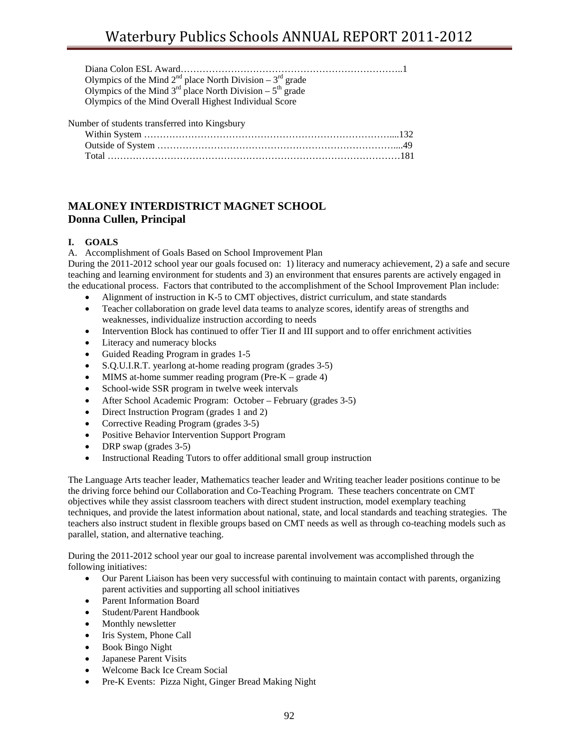Diana Colon ESL Award……………………………………………………………..1
Olympics of the Mind 2nd place North Division – 3rd grade
Olympics of the Mind 3rd place North Division – 5th grade
Olympics of the Mind Overall Highest Individual Score

Number of students transferred into Kingsbury
Within System ……………………………………………………………………....132
Outside of System ……………………………………………………………….....49
Total ……………………………………………………………………………………181

## MALONEY INTERDISTRICT MAGNET SCHOOL
## Donna Cullen, Principal

**I. GOALS**

A. Accomplishment of Goals Based on School Improvement Plan

During the 2011-2012 school year our goals focused on: 1) literacy and numeracy achievement, 2) a safe and secure teaching and learning environment for students and 3) an environment that ensures parents are actively engaged in the educational process. Factors that contributed to the accomplishment of the School Improvement Plan include:

- Alignment of instruction in K-5 to CMT objectives, district curriculum, and state standards
- Teacher collaboration on grade level data teams to analyze scores, identify areas of strengths and weaknesses, individualize instruction according to needs
- Intervention Block has continued to offer Tier II and III support and to offer enrichment activities
- Literacy and numeracy blocks
- Guided Reading Program in grades 1-5
- S.Q.U.I.R.T. yearlong at-home reading program (grades 3-5)
- MIMS at-home summer reading program (Pre-K – grade 4)
- School-wide SSR program in twelve week intervals
- After School Academic Program: October – February (grades 3-5)
- Direct Instruction Program (grades 1 and 2)
- Corrective Reading Program (grades 3-5)
- Positive Behavior Intervention Support Program
- DRP swap (grades 3-5)
- Instructional Reading Tutors to offer additional small group instruction

The Language Arts teacher leader, Mathematics teacher leader and Writing teacher leader positions continue to be the driving force behind our Collaboration and Co-Teaching Program. These teachers concentrate on CMT objectives while they assist classroom teachers with direct student instruction, model exemplary teaching techniques, and provide the latest information about national, state, and local standards and teaching strategies. The teachers also instruct student in flexible groups based on CMT needs as well as through co-teaching models such as parallel, station, and alternative teaching.

During the 2011-2012 school year our goal to increase parental involvement was accomplished through the following initiatives:

- Our Parent Liaison has been very successful with continuing to maintain contact with parents, organizing parent activities and supporting all school initiatives
- Parent Information Board
- Student/Parent Handbook
- Monthly newsletter
- Iris System, Phone Call
- Book Bingo Night
- Japanese Parent Visits
- Welcome Back Ice Cream Social
- Pre-K Events: Pizza Night, Ginger Bread Making Night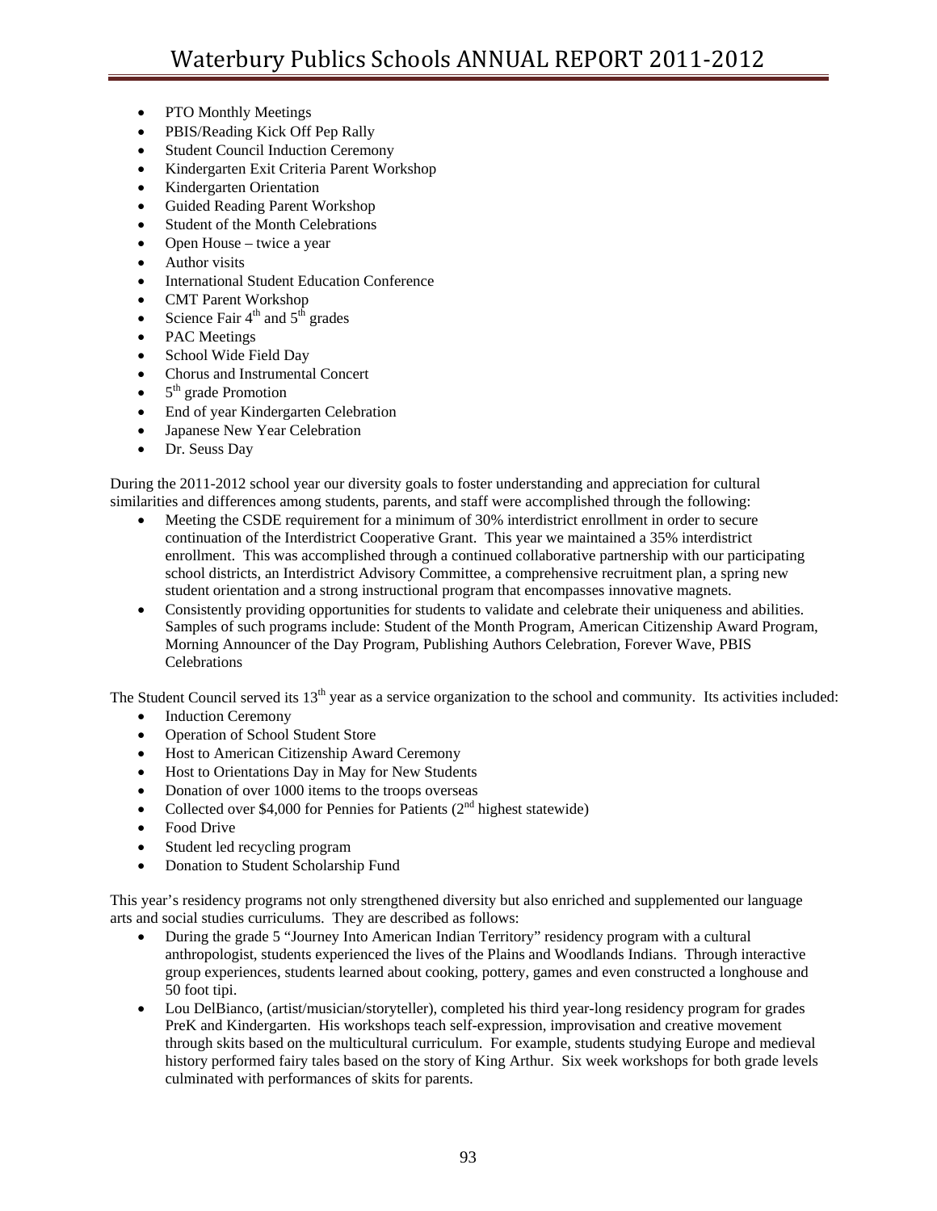- PTO Monthly Meetings
- PBIS/Reading Kick Off Pep Rally
- Student Council Induction Ceremony
- Kindergarten Exit Criteria Parent Workshop
- Kindergarten Orientation
- Guided Reading Parent Workshop
- Student of the Month Celebrations
- Open House – twice a year
- Author visits
- International Student Education Conference
- CMT Parent Workshop
- Science Fair 4th and 5th grades
- PAC Meetings
- School Wide Field Day
- Chorus and Instrumental Concert
- 5th grade Promotion
- End of year Kindergarten Celebration
- Japanese New Year Celebration
- Dr. Seuss Day

During the 2011-2012 school year our diversity goals to foster understanding and appreciation for cultural similarities and differences among students, parents, and staff were accomplished through the following:

- Meeting the CSDE requirement for a minimum of 30% interdistrict enrollment in order to secure continuation of the Interdistrict Cooperative Grant. This year we maintained a 35% interdistrict enrollment. This was accomplished through a continued collaborative partnership with our participating school districts, an Interdistrict Advisory Committee, a comprehensive recruitment plan, a spring new student orientation and a strong instructional program that encompasses innovative magnets.
- Consistently providing opportunities for students to validate and celebrate their uniqueness and abilities. Samples of such programs include: Student of the Month Program, American Citizenship Award Program, Morning Announcer of the Day Program, Publishing Authors Celebration, Forever Wave, PBIS Celebrations

The Student Council served its 13th year as a service organization to the school and community. Its activities included:

- Induction Ceremony
- Operation of School Student Store
- Host to American Citizenship Award Ceremony
- Host to Orientations Day in May for New Students
- Donation of over 1000 items to the troops overseas
- Collected over $4,000 for Pennies for Patients (2nd highest statewide)
- Food Drive
- Student led recycling program
- Donation to Student Scholarship Fund

This year's residency programs not only strengthened diversity but also enriched and supplemented our language arts and social studies curriculums. They are described as follows:

- During the grade 5 "Journey Into American Indian Territory" residency program with a cultural anthropologist, students experienced the lives of the Plains and Woodlands Indians. Through interactive group experiences, students learned about cooking, pottery, games and even constructed a longhouse and 50 foot tipi.
- Lou DelBianco, (artist/musician/storyteller), completed his third year-long residency program for grades PreK and Kindergarten. His workshops teach self-expression, improvisation and creative movement through skits based on the multicultural curriculum. For example, students studying Europe and medieval history performed fairy tales based on the story of King Arthur. Six week workshops for both grade levels culminated with performances of skits for parents.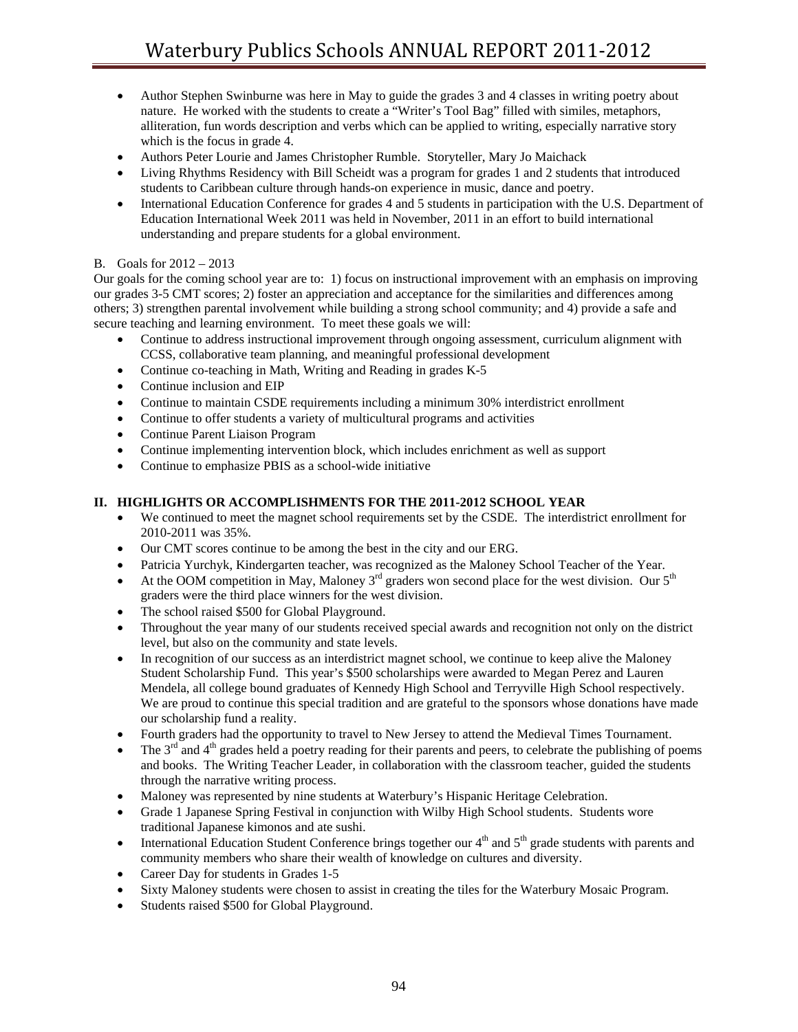- Author Stephen Swinburne was here in May to guide the grades 3 and 4 classes in writing poetry about nature. He worked with the students to create a "Writer's Tool Bag" filled with similes, metaphors, alliteration, fun words description and verbs which can be applied to writing, especially narrative story which is the focus in grade 4.
- Authors Peter Lourie and James Christopher Rumble. Storyteller, Mary Jo Maichack
- Living Rhythms Residency with Bill Scheidt was a program for grades 1 and 2 students that introduced students to Caribbean culture through hands-on experience in music, dance and poetry.
- International Education Conference for grades 4 and 5 students in participation with the U.S. Department of Education International Week 2011 was held in November, 2011 in an effort to build international understanding and prepare students for a global environment.

B. Goals for 2012 – 2013

Our goals for the coming school year are to: 1) focus on instructional improvement with an emphasis on improving our grades 3-5 CMT scores; 2) foster an appreciation and acceptance for the similarities and differences among others; 3) strengthen parental involvement while building a strong school community; and 4) provide a safe and secure teaching and learning environment. To meet these goals we will:

- Continue to address instructional improvement through ongoing assessment, curriculum alignment with CCSS, collaborative team planning, and meaningful professional development
- Continue co-teaching in Math, Writing and Reading in grades K-5
- Continue inclusion and EIP
- Continue to maintain CSDE requirements including a minimum 30% interdistrict enrollment
- Continue to offer students a variety of multicultural programs and activities
- Continue Parent Liaison Program
- Continue implementing intervention block, which includes enrichment as well as support
- Continue to emphasize PBIS as a school-wide initiative

## II. HIGHLIGHTS OR ACCOMPLISHMENTS FOR THE 2011-2012 SCHOOL YEAR

- We continued to meet the magnet school requirements set by the CSDE. The interdistrict enrollment for 2010-2011 was 35%.
- Our CMT scores continue to be among the best in the city and our ERG.
- Patricia Yurchyk, Kindergarten teacher, was recognized as the Maloney School Teacher of the Year.
- At the OOM competition in May, Maloney 3rd graders won second place for the west division. Our 5th graders were the third place winners for the west division.
- The school raised $500 for Global Playground.
- Throughout the year many of our students received special awards and recognition not only on the district level, but also on the community and state levels.
- In recognition of our success as an interdistrict magnet school, we continue to keep alive the Maloney Student Scholarship Fund. This year's $500 scholarships were awarded to Megan Perez and Lauren Mendela, all college bound graduates of Kennedy High School and Terryville High School respectively. We are proud to continue this special tradition and are grateful to the sponsors whose donations have made our scholarship fund a reality.
- Fourth graders had the opportunity to travel to New Jersey to attend the Medieval Times Tournament.
- The 3rd and 4th grades held a poetry reading for their parents and peers, to celebrate the publishing of poems and books. The Writing Teacher Leader, in collaboration with the classroom teacher, guided the students through the narrative writing process.
- Maloney was represented by nine students at Waterbury's Hispanic Heritage Celebration.
- Grade 1 Japanese Spring Festival in conjunction with Wilby High School students. Students wore traditional Japanese kimonos and ate sushi.
- International Education Student Conference brings together our 4th and 5th grade students with parents and community members who share their wealth of knowledge on cultures and diversity.
- Career Day for students in Grades 1-5
- Sixty Maloney students were chosen to assist in creating the tiles for the Waterbury Mosaic Program.
- Students raised $500 for Global Playground.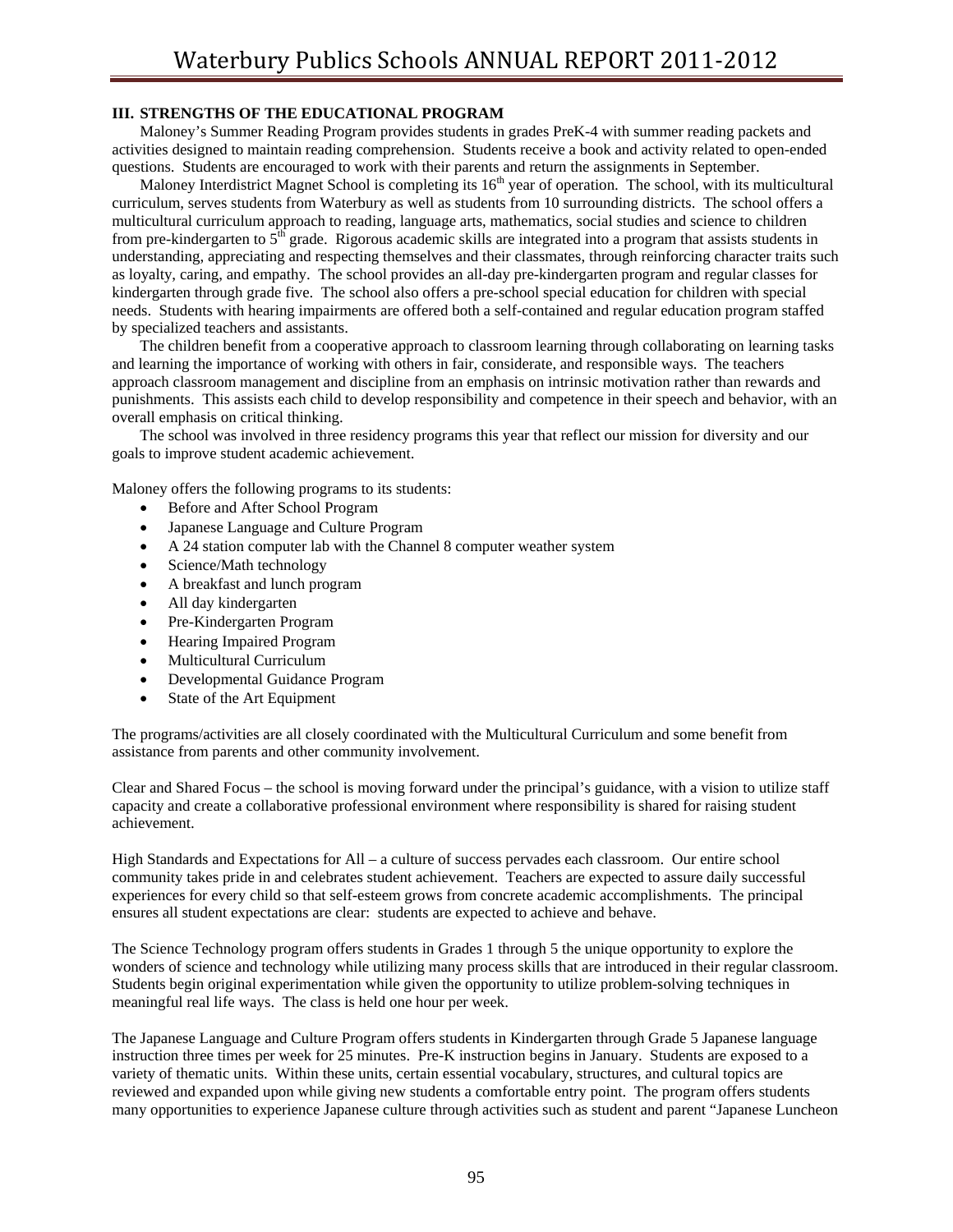### III. STRENGTHS OF THE EDUCATIONAL PROGRAM

Maloney's Summer Reading Program provides students in grades PreK-4 with summer reading packets and activities designed to maintain reading comprehension. Students receive a book and activity related to open-ended questions. Students are encouraged to work with their parents and return the assignments in September.

Maloney Interdistrict Magnet School is completing its 16th year of operation. The school, with its multicultural curriculum, serves students from Waterbury as well as students from 10 surrounding districts. The school offers a multicultural curriculum approach to reading, language arts, mathematics, social studies and science to children from pre-kindergarten to 5th grade. Rigorous academic skills are integrated into a program that assists students in understanding, appreciating and respecting themselves and their classmates, through reinforcing character traits such as loyalty, caring, and empathy. The school provides an all-day pre-kindergarten program and regular classes for kindergarten through grade five. The school also offers a pre-school special education for children with special needs. Students with hearing impairments are offered both a self-contained and regular education program staffed by specialized teachers and assistants.

The children benefit from a cooperative approach to classroom learning through collaborating on learning tasks and learning the importance of working with others in fair, considerate, and responsible ways. The teachers approach classroom management and discipline from an emphasis on intrinsic motivation rather than rewards and punishments. This assists each child to develop responsibility and competence in their speech and behavior, with an overall emphasis on critical thinking.

The school was involved in three residency programs this year that reflect our mission for diversity and our goals to improve student academic achievement.

Maloney offers the following programs to its students:

- Before and After School Program
- Japanese Language and Culture Program
- A 24 station computer lab with the Channel 8 computer weather system
- Science/Math technology
- A breakfast and lunch program
- All day kindergarten
- Pre-Kindergarten Program
- Hearing Impaired Program
- Multicultural Curriculum
- Developmental Guidance Program
- State of the Art Equipment

The programs/activities are all closely coordinated with the Multicultural Curriculum and some benefit from assistance from parents and other community involvement.

Clear and Shared Focus – the school is moving forward under the principal's guidance, with a vision to utilize staff capacity and create a collaborative professional environment where responsibility is shared for raising student achievement.

High Standards and Expectations for All – a culture of success pervades each classroom. Our entire school community takes pride in and celebrates student achievement. Teachers are expected to assure daily successful experiences for every child so that self-esteem grows from concrete academic accomplishments. The principal ensures all student expectations are clear: students are expected to achieve and behave.

The Science Technology program offers students in Grades 1 through 5 the unique opportunity to explore the wonders of science and technology while utilizing many process skills that are introduced in their regular classroom. Students begin original experimentation while given the opportunity to utilize problem-solving techniques in meaningful real life ways. The class is held one hour per week.

The Japanese Language and Culture Program offers students in Kindergarten through Grade 5 Japanese language instruction three times per week for 25 minutes. Pre-K instruction begins in January. Students are exposed to a variety of thematic units. Within these units, certain essential vocabulary, structures, and cultural topics are reviewed and expanded upon while giving new students a comfortable entry point. The program offers students many opportunities to experience Japanese culture through activities such as student and parent "Japanese Luncheon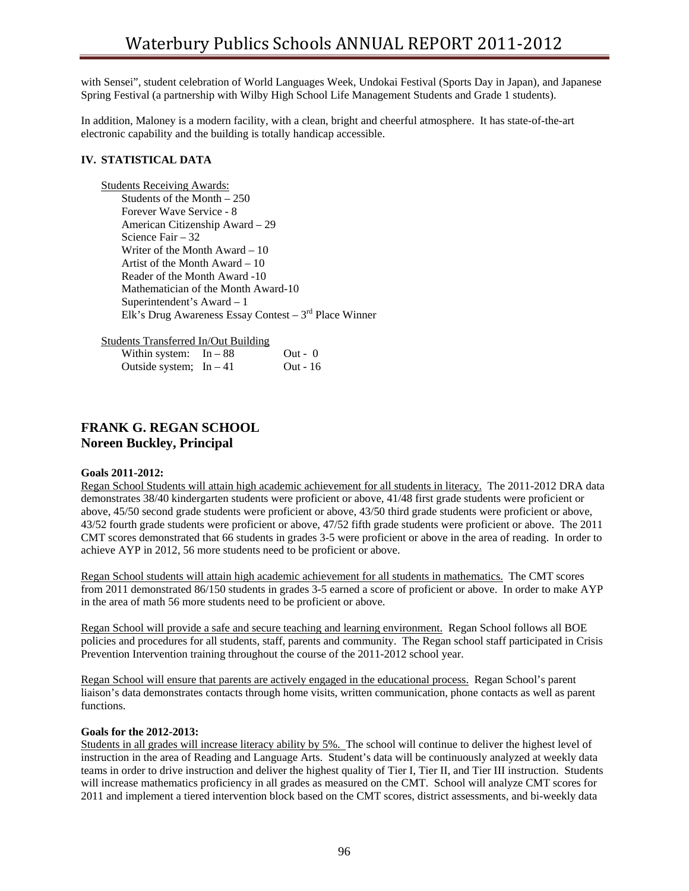with Sensei", student celebration of World Languages Week, Undokai Festival (Sports Day in Japan), and Japanese Spring Festival (a partnership with Wilby High School Life Management Students and Grade 1 students).

In addition, Maloney is a modern facility, with a clean, bright and cheerful atmosphere. It has state-of-the-art electronic capability and the building is totally handicap accessible.

### IV. STATISTICAL DATA

<u>Students Receiving Awards:</u>

- Students of the Month – 250
- Forever Wave Service - 8
- American Citizenship Award – 29
- Science Fair – 32
- Writer of the Month Award – 10
- Artist of the Month Award – 10
- Reader of the Month Award -10
- Mathematician of the Month Award-10
- Superintendent's Award – 1
- Elk's Drug Awareness Essay Contest – 3rd Place Winner

<u>Students Transferred In/Out Building</u>

| | | |
|---|---|---|
| Within system: | In – 88 | Out - 0 |
| Outside system; | In – 41 | Out - 16 |

## FRANK G. REGAN SCHOOL
## Noreen Buckley, Principal

**Goals 2011-2012:**

<u>Regan School Students will attain high academic achievement for all students in literacy.</u> The 2011-2012 DRA data demonstrates 38/40 kindergarten students were proficient or above, 41/48 first grade students were proficient or above, 45/50 second grade students were proficient or above, 43/50 third grade students were proficient or above, 43/52 fourth grade students were proficient or above, 47/52 fifth grade students were proficient or above. The 2011 CMT scores demonstrated that 66 students in grades 3-5 were proficient or above in the area of reading. In order to achieve AYP in 2012, 56 more students need to be proficient or above.

<u>Regan School students will attain high academic achievement for all students in mathematics.</u> The CMT scores from 2011 demonstrated 86/150 students in grades 3-5 earned a score of proficient or above. In order to make AYP in the area of math 56 more students need to be proficient or above.

<u>Regan School will provide a safe and secure teaching and learning environment.</u> Regan School follows all BOE policies and procedures for all students, staff, parents and community. The Regan school staff participated in Crisis Prevention Intervention training throughout the course of the 2011-2012 school year.

<u>Regan School will ensure that parents are actively engaged in the educational process.</u> Regan School's parent liaison's data demonstrates contacts through home visits, written communication, phone contacts as well as parent functions.

**Goals for the 2012-2013:**

<u>Students in all grades will increase literacy ability by 5%.</u> The school will continue to deliver the highest level of instruction in the area of Reading and Language Arts. Student's data will be continuously analyzed at weekly data teams in order to drive instruction and deliver the highest quality of Tier I, Tier II, and Tier III instruction. Students will increase mathematics proficiency in all grades as measured on the CMT. School will analyze CMT scores for 2011 and implement a tiered intervention block based on the CMT scores, district assessments, and bi-weekly data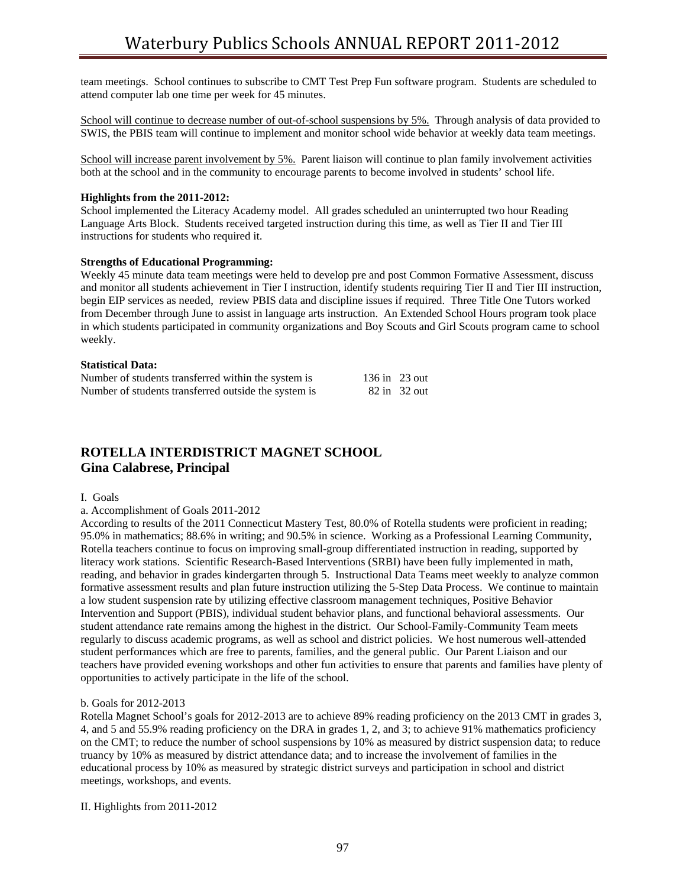team meetings. School continues to subscribe to CMT Test Prep Fun software program. Students are scheduled to attend computer lab one time per week for 45 minutes.

School will continue to decrease number of out-of-school suspensions by 5%. Through analysis of data provided to SWIS, the PBIS team will continue to implement and monitor school wide behavior at weekly data team meetings.

School will increase parent involvement by 5%. Parent liaison will continue to plan family involvement activities both at the school and in the community to encourage parents to become involved in students' school life.

**Highlights from the 2011-2012:**
School implemented the Literacy Academy model. All grades scheduled an uninterrupted two hour Reading Language Arts Block. Students received targeted instruction during this time, as well as Tier II and Tier III instructions for students who required it.

**Strengths of Educational Programming:**
Weekly 45 minute data team meetings were held to develop pre and post Common Formative Assessment, discuss and monitor all students achievement in Tier I instruction, identify students requiring Tier II and Tier III instruction, begin EIP services as needed, review PBIS data and discipline issues if required. Three Title One Tutors worked from December through June to assist in language arts instruction. An Extended School Hours program took place in which students participated in community organizations and Boy Scouts and Girl Scouts program came to school weekly.

**Statistical Data:**

| | |
|---|---|
| Number of students transferred within the system is | 136 in 23 out |
| Number of students transferred outside the system is | 82 in 32 out |

## ROTELLA INTERDISTRICT MAGNET SCHOOL
## Gina Calabrese, Principal

I. Goals

a. Accomplishment of Goals 2011-2012

According to results of the 2011 Connecticut Mastery Test, 80.0% of Rotella students were proficient in reading; 95.0% in mathematics; 88.6% in writing; and 90.5% in science. Working as a Professional Learning Community, Rotella teachers continue to focus on improving small-group differentiated instruction in reading, supported by literacy work stations. Scientific Research-Based Interventions (SRBI) have been fully implemented in math, reading, and behavior in grades kindergarten through 5. Instructional Data Teams meet weekly to analyze common formative assessment results and plan future instruction utilizing the 5-Step Data Process. We continue to maintain a low student suspension rate by utilizing effective classroom management techniques, Positive Behavior Intervention and Support (PBIS), individual student behavior plans, and functional behavioral assessments. Our student attendance rate remains among the highest in the district. Our School-Family-Community Team meets regularly to discuss academic programs, as well as school and district policies. We host numerous well-attended student performances which are free to parents, families, and the general public. Our Parent Liaison and our teachers have provided evening workshops and other fun activities to ensure that parents and families have plenty of opportunities to actively participate in the life of the school.

b. Goals for 2012-2013

Rotella Magnet School's goals for 2012-2013 are to achieve 89% reading proficiency on the 2013 CMT in grades 3, 4, and 5 and 55.9% reading proficiency on the DRA in grades 1, 2, and 3; to achieve 91% mathematics proficiency on the CMT; to reduce the number of school suspensions by 10% as measured by district suspension data; to reduce truancy by 10% as measured by district attendance data; and to increase the involvement of families in the educational process by 10% as measured by strategic district surveys and participation in school and district meetings, workshops, and events.

II. Highlights from 2011-2012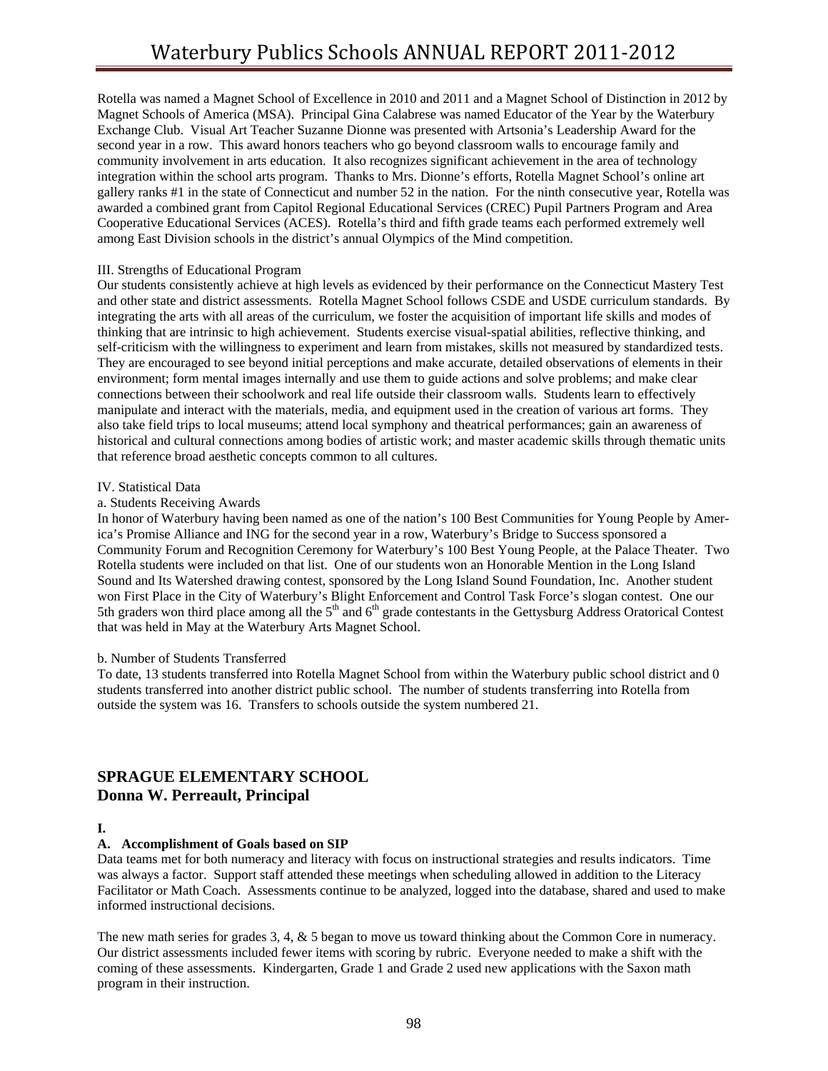Rotella was named a Magnet School of Excellence in 2010 and 2011 and a Magnet School of Distinction in 2012 by Magnet Schools of America (MSA). Principal Gina Calabrese was named Educator of the Year by the Waterbury Exchange Club. Visual Art Teacher Suzanne Dionne was presented with Artsonia's Leadership Award for the second year in a row. This award honors teachers who go beyond classroom walls to encourage family and community involvement in arts education. It also recognizes significant achievement in the area of technology integration within the school arts program. Thanks to Mrs. Dionne's efforts, Rotella Magnet School's online art gallery ranks #1 in the state of Connecticut and number 52 in the nation. For the ninth consecutive year, Rotella was awarded a combined grant from Capitol Regional Educational Services (CREC) Pupil Partners Program and Area Cooperative Educational Services (ACES). Rotella's third and fifth grade teams each performed extremely well among East Division schools in the district's annual Olympics of the Mind competition.

III. Strengths of Educational Program

Our students consistently achieve at high levels as evidenced by their performance on the Connecticut Mastery Test and other state and district assessments. Rotella Magnet School follows CSDE and USDE curriculum standards. By integrating the arts with all areas of the curriculum, we foster the acquisition of important life skills and modes of thinking that are intrinsic to high achievement. Students exercise visual-spatial abilities, reflective thinking, and self-criticism with the willingness to experiment and learn from mistakes, skills not measured by standardized tests. They are encouraged to see beyond initial perceptions and make accurate, detailed observations of elements in their environment; form mental images internally and use them to guide actions and solve problems; and make clear connections between their schoolwork and real life outside their classroom walls. Students learn to effectively manipulate and interact with the materials, media, and equipment used in the creation of various art forms. They also take field trips to local museums; attend local symphony and theatrical performances; gain an awareness of historical and cultural connections among bodies of artistic work; and master academic skills through thematic units that reference broad aesthetic concepts common to all cultures.

IV. Statistical Data

a. Students Receiving Awards

In honor of Waterbury having been named as one of the nation's 100 Best Communities for Young People by America's Promise Alliance and ING for the second year in a row, Waterbury's Bridge to Success sponsored a Community Forum and Recognition Ceremony for Waterbury's 100 Best Young People, at the Palace Theater. Two Rotella students were included on that list. One of our students won an Honorable Mention in the Long Island Sound and Its Watershed drawing contest, sponsored by the Long Island Sound Foundation, Inc. Another student won First Place in the City of Waterbury's Blight Enforcement and Control Task Force's slogan contest. One our 5th graders won third place among all the 5th and 6th grade contestants in the Gettysburg Address Oratorical Contest that was held in May at the Waterbury Arts Magnet School.

b. Number of Students Transferred

To date, 13 students transferred into Rotella Magnet School from within the Waterbury public school district and 0 students transferred into another district public school. The number of students transferring into Rotella from outside the system was 16. Transfers to schools outside the system numbered 21.

## SPRAGUE ELEMENTARY SCHOOL
## Donna W. Perreault, Principal

**I.**

**A. Accomplishment of Goals based on SIP**

Data teams met for both numeracy and literacy with focus on instructional strategies and results indicators. Time was always a factor. Support staff attended these meetings when scheduling allowed in addition to the Literacy Facilitator or Math Coach. Assessments continue to be analyzed, logged into the database, shared and used to make informed instructional decisions.

The new math series for grades 3, 4, & 5 began to move us toward thinking about the Common Core in numeracy. Our district assessments included fewer items with scoring by rubric. Everyone needed to make a shift with the coming of these assessments. Kindergarten, Grade 1 and Grade 2 used new applications with the Saxon math program in their instruction.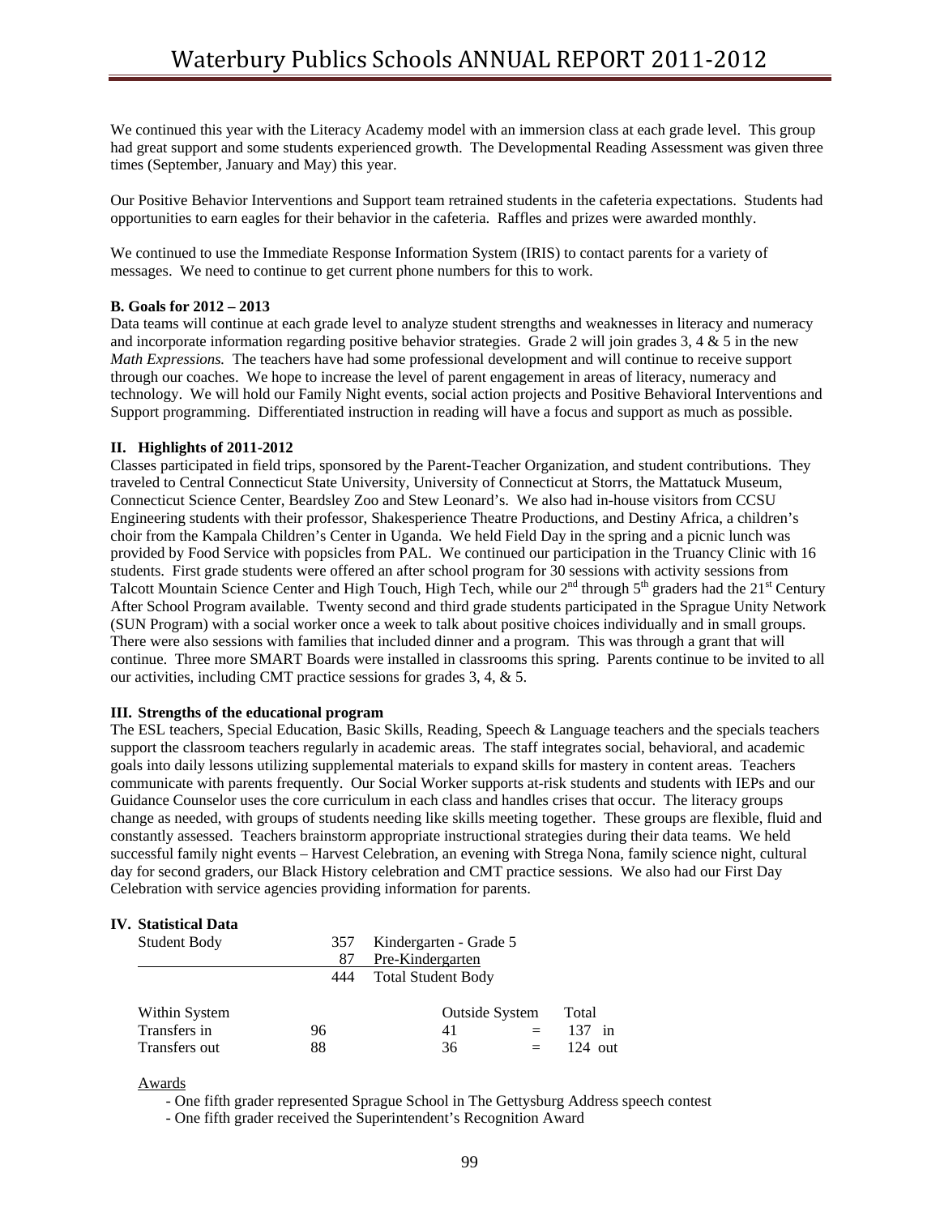We continued this year with the Literacy Academy model with an immersion class at each grade level. This group had great support and some students experienced growth. The Developmental Reading Assessment was given three times (September, January and May) this year.

Our Positive Behavior Interventions and Support team retrained students in the cafeteria expectations. Students had opportunities to earn eagles for their behavior in the cafeteria. Raffles and prizes were awarded monthly.

We continued to use the Immediate Response Information System (IRIS) to contact parents for a variety of messages. We need to continue to get current phone numbers for this to work.

**B. Goals for 2012 – 2013**

Data teams will continue at each grade level to analyze student strengths and weaknesses in literacy and numeracy and incorporate information regarding positive behavior strategies. Grade 2 will join grades 3, 4 & 5 in the new *Math Expressions.* The teachers have had some professional development and will continue to receive support through our coaches. We hope to increase the level of parent engagement in areas of literacy, numeracy and technology. We will hold our Family Night events, social action projects and Positive Behavioral Interventions and Support programming. Differentiated instruction in reading will have a focus and support as much as possible.

**II. Highlights of 2011-2012**

Classes participated in field trips, sponsored by the Parent-Teacher Organization, and student contributions. They traveled to Central Connecticut State University, University of Connecticut at Storrs, the Mattatuck Museum, Connecticut Science Center, Beardsley Zoo and Stew Leonard's. We also had in-house visitors from CCSU Engineering students with their professor, Shakesperience Theatre Productions, and Destiny Africa, a children's choir from the Kampala Children's Center in Uganda. We held Field Day in the spring and a picnic lunch was provided by Food Service with popsicles from PAL. We continued our participation in the Truancy Clinic with 16 students. First grade students were offered an after school program for 30 sessions with activity sessions from Talcott Mountain Science Center and High Touch, High Tech, while our 2nd through 5th graders had the 21st Century After School Program available. Twenty second and third grade students participated in the Sprague Unity Network (SUN Program) with a social worker once a week to talk about positive choices individually and in small groups. There were also sessions with families that included dinner and a program. This was through a grant that will continue. Three more SMART Boards were installed in classrooms this spring. Parents continue to be invited to all our activities, including CMT practice sessions for grades 3, 4, & 5.

**III. Strengths of the educational program**

The ESL teachers, Special Education, Basic Skills, Reading, Speech & Language teachers and the specials teachers support the classroom teachers regularly in academic areas. The staff integrates social, behavioral, and academic goals into daily lessons utilizing supplemental materials to expand skills for mastery in content areas. Teachers communicate with parents frequently. Our Social Worker supports at-risk students and students with IEPs and our Guidance Counselor uses the core curriculum in each class and handles crises that occur. The literacy groups change as needed, with groups of students needing like skills meeting together. These groups are flexible, fluid and constantly assessed. Teachers brainstorm appropriate instructional strategies during their data teams. We held successful family night events – Harvest Celebration, an evening with Strega Nona, family science night, cultural day for second graders, our Black History celebration and CMT practice sessions. We also had our First Day Celebration with service agencies providing information for parents.

**IV. Statistical Data**

| Student Body | | |
|---|---|---|
| | 357 | Kindergarten - Grade 5 |
| | 87 | Pre-Kindergarten |
| | 444 | Total Student Body |

| | Within System | Outside System | | Total |
|---|---|---|---|---|
| Transfers in | 96 | 41 | = | 137 in |
| Transfers out | 88 | 36 | = | 124 out |

Awards

- One fifth grader represented Sprague School in The Gettysburg Address speech contest
- One fifth grader received the Superintendent's Recognition Award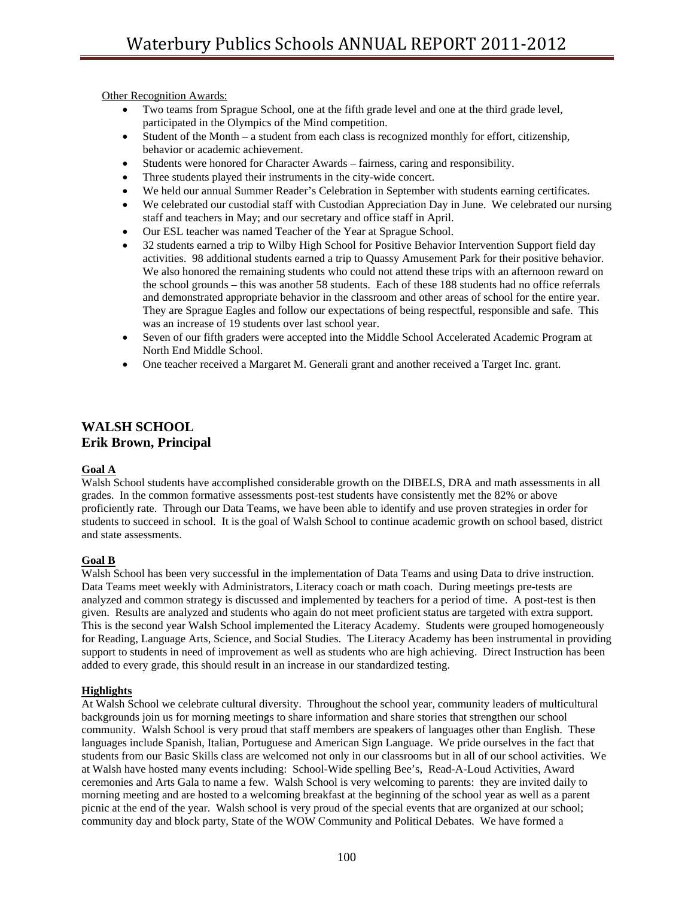Other Recognition Awards:

- Two teams from Sprague School, one at the fifth grade level and one at the third grade level, participated in the Olympics of the Mind competition.
- Student of the Month – a student from each class is recognized monthly for effort, citizenship, behavior or academic achievement.
- Students were honored for Character Awards – fairness, caring and responsibility.
- Three students played their instruments in the city-wide concert.
- We held our annual Summer Reader's Celebration in September with students earning certificates.
- We celebrated our custodial staff with Custodian Appreciation Day in June. We celebrated our nursing staff and teachers in May; and our secretary and office staff in April.
- Our ESL teacher was named Teacher of the Year at Sprague School.
- 32 students earned a trip to Wilby High School for Positive Behavior Intervention Support field day activities. 98 additional students earned a trip to Quassy Amusement Park for their positive behavior. We also honored the remaining students who could not attend these trips with an afternoon reward on the school grounds – this was another 58 students. Each of these 188 students had no office referrals and demonstrated appropriate behavior in the classroom and other areas of school for the entire year. They are Sprague Eagles and follow our expectations of being respectful, responsible and safe. This was an increase of 19 students over last school year.
- Seven of our fifth graders were accepted into the Middle School Accelerated Academic Program at North End Middle School.
- One teacher received a Margaret M. Generali grant and another received a Target Inc. grant.

## WALSH SCHOOL
## Erik Brown, Principal

**Goal A**

Walsh School students have accomplished considerable growth on the DIBELS, DRA and math assessments in all grades. In the common formative assessments post-test students have consistently met the 82% or above proficiently rate. Through our Data Teams, we have been able to identify and use proven strategies in order for students to succeed in school. It is the goal of Walsh School to continue academic growth on school based, district and state assessments.

**Goal B**

Walsh School has been very successful in the implementation of Data Teams and using Data to drive instruction. Data Teams meet weekly with Administrators, Literacy coach or math coach. During meetings pre-tests are analyzed and common strategy is discussed and implemented by teachers for a period of time. A post-test is then given. Results are analyzed and students who again do not meet proficient status are targeted with extra support. This is the second year Walsh School implemented the Literacy Academy. Students were grouped homogeneously for Reading, Language Arts, Science, and Social Studies. The Literacy Academy has been instrumental in providing support to students in need of improvement as well as students who are high achieving. Direct Instruction has been added to every grade, this should result in an increase in our standardized testing.

**Highlights**

At Walsh School we celebrate cultural diversity. Throughout the school year, community leaders of multicultural backgrounds join us for morning meetings to share information and share stories that strengthen our school community. Walsh School is very proud that staff members are speakers of languages other than English. These languages include Spanish, Italian, Portuguese and American Sign Language. We pride ourselves in the fact that students from our Basic Skills class are welcomed not only in our classrooms but in all of our school activities. We at Walsh have hosted many events including: School-Wide spelling Bee's, Read-A-Loud Activities, Award ceremonies and Arts Gala to name a few. Walsh School is very welcoming to parents: they are invited daily to morning meeting and are hosted to a welcoming breakfast at the beginning of the school year as well as a parent picnic at the end of the year. Walsh school is very proud of the special events that are organized at our school; community day and block party, State of the WOW Community and Political Debates. We have formed a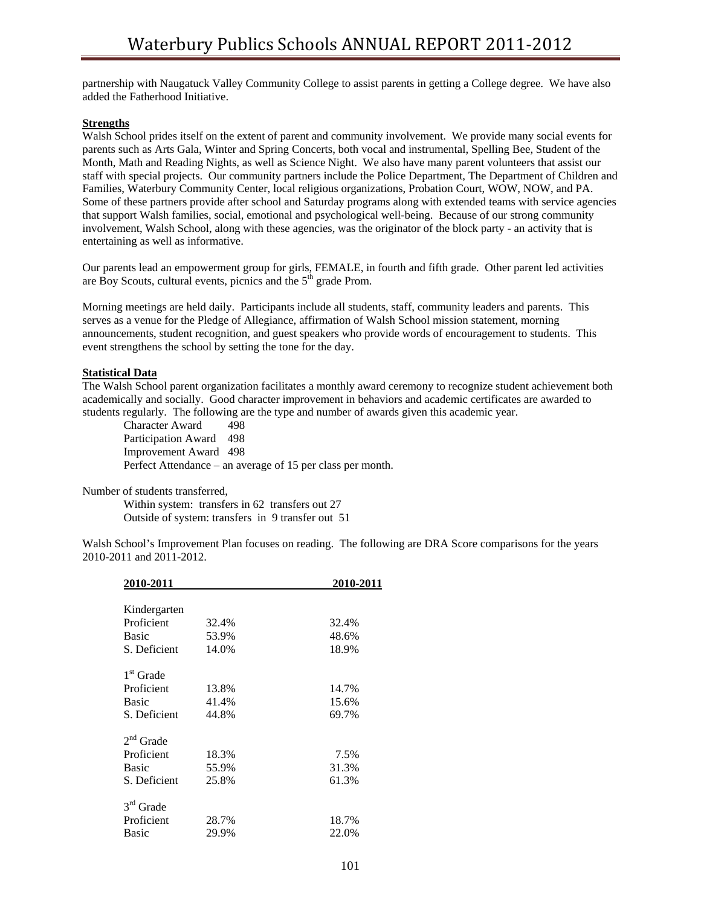partnership with Naugatuck Valley Community College to assist parents in getting a College degree. We have also added the Fatherhood Initiative.

**Strengths**

Walsh School prides itself on the extent of parent and community involvement. We provide many social events for parents such as Arts Gala, Winter and Spring Concerts, both vocal and instrumental, Spelling Bee, Student of the Month, Math and Reading Nights, as well as Science Night. We also have many parent volunteers that assist our staff with special projects. Our community partners include the Police Department, The Department of Children and Families, Waterbury Community Center, local religious organizations, Probation Court, WOW, NOW, and PA. Some of these partners provide after school and Saturday programs along with extended teams with service agencies that support Walsh families, social, emotional and psychological well-being. Because of our strong community involvement, Walsh School, along with these agencies, was the originator of the block party - an activity that is entertaining as well as informative.

Our parents lead an empowerment group for girls, FEMALE, in fourth and fifth grade. Other parent led activities are Boy Scouts, cultural events, picnics and the 5th grade Prom.

Morning meetings are held daily. Participants include all students, staff, community leaders and parents. This serves as a venue for the Pledge of Allegiance, affirmation of Walsh School mission statement, morning announcements, student recognition, and guest speakers who provide words of encouragement to students. This event strengthens the school by setting the tone for the day.

**Statistical Data**

The Walsh School parent organization facilitates a monthly award ceremony to recognize student achievement both academically and socially. Good character improvement in behaviors and academic certificates are awarded to students regularly. The following are the type and number of awards given this academic year.

Character Award 498
Participation Award 498
Improvement Award 498
Perfect Attendance – an average of 15 per class per month.

Number of students transferred,

Within system: transfers in 62 transfers out 27
Outside of system: transfers in 9 transfer out 51

Walsh School's Improvement Plan focuses on reading. The following are DRA Score comparisons for the years 2010-2011 and 2011-2012.

| 2010-2011 | | 2010-2011 |
|---|---|---|
| Kindergarten | | |
| Proficient | 32.4% | 32.4% |
| Basic | 53.9% | 48.6% |
| S. Deficient | 14.0% | 18.9% |
| 1st Grade | | |
| Proficient | 13.8% | 14.7% |
| Basic | 41.4% | 15.6% |
| S. Deficient | 44.8% | 69.7% |
| 2nd Grade | | |
| Proficient | 18.3% | 7.5% |
| Basic | 55.9% | 31.3% |
| S. Deficient | 25.8% | 61.3% |
| 3rd Grade | | |
| Proficient | 28.7% | 18.7% |
| Basic | 29.9% | 22.0% |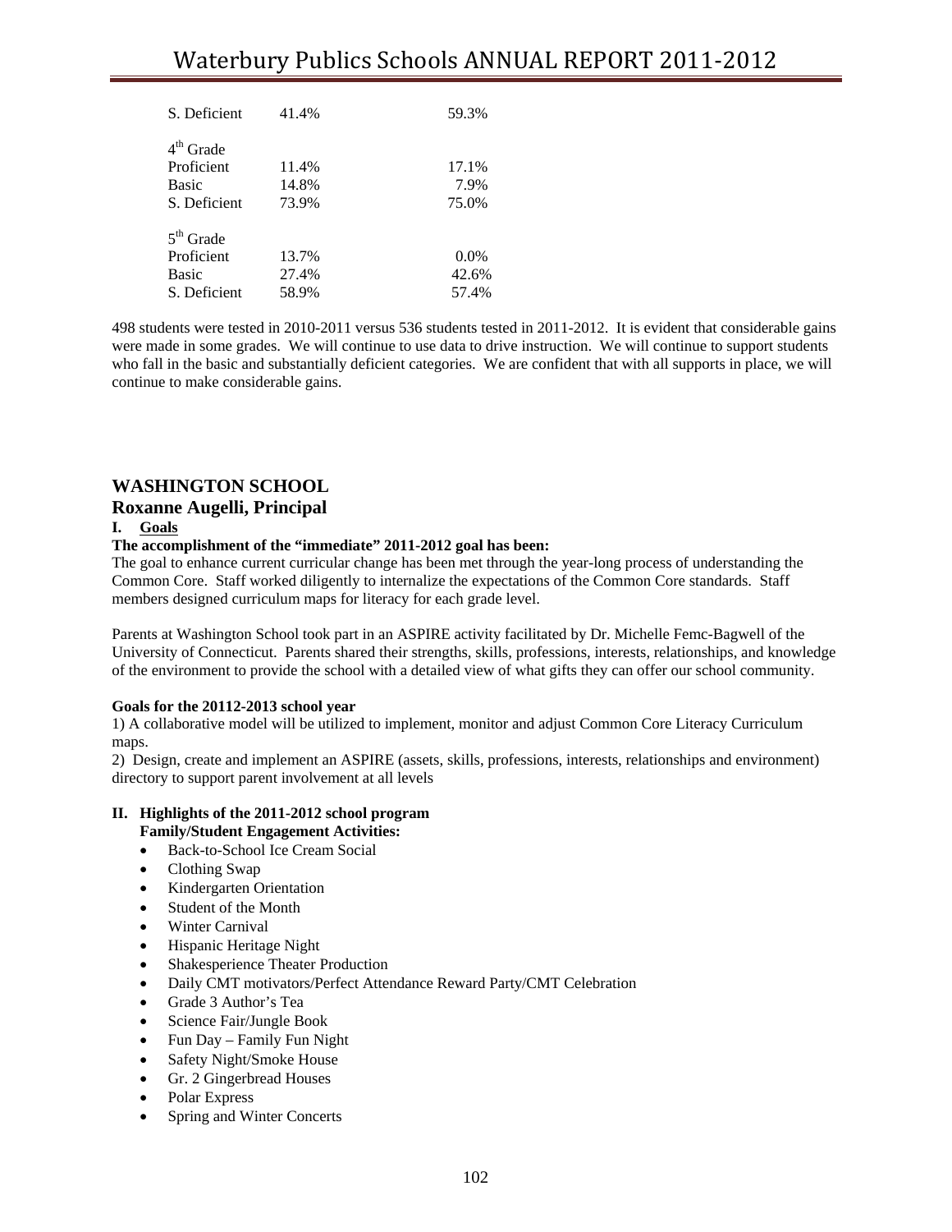| | | |
|---|---|---|
| S. Deficient | 41.4% | 59.3% |
| 4th Grade | | |
| Proficient | 11.4% | 17.1% |
| Basic | 14.8% | 7.9% |
| S. Deficient | 73.9% | 75.0% |
| 5th Grade | | |
| Proficient | 13.7% | 0.0% |
| Basic | 27.4% | 42.6% |
| S. Deficient | 58.9% | 57.4% |

498 students were tested in 2010-2011 versus 536 students tested in 2011-2012. It is evident that considerable gains were made in some grades. We will continue to use data to drive instruction. We will continue to support students who fall in the basic and substantially deficient categories. We are confident that with all supports in place, we will continue to make considerable gains.

## WASHINGTON SCHOOL

### Roxanne Augelli, Principal

**I. Goals**

**The accomplishment of the "immediate" 2011-2012 goal has been:**

The goal to enhance current curricular change has been met through the year-long process of understanding the Common Core. Staff worked diligently to internalize the expectations of the Common Core standards. Staff members designed curriculum maps for literacy for each grade level.

Parents at Washington School took part in an ASPIRE activity facilitated by Dr. Michelle Femc-Bagwell of the University of Connecticut. Parents shared their strengths, skills, professions, interests, relationships, and knowledge of the environment to provide the school with a detailed view of what gifts they can offer our school community.

**Goals for the 20112-2013 school year**

1) A collaborative model will be utilized to implement, monitor and adjust Common Core Literacy Curriculum maps.

2) Design, create and implement an ASPIRE (assets, skills, professions, interests, relationships and environment) directory to support parent involvement at all levels

**II. Highlights of the 2011-2012 school program**

**Family/Student Engagement Activities:**

- Back-to-School Ice Cream Social
- Clothing Swap
- Kindergarten Orientation
- Student of the Month
- Winter Carnival
- Hispanic Heritage Night
- Shakesperience Theater Production
- Daily CMT motivators/Perfect Attendance Reward Party/CMT Celebration
- Grade 3 Author's Tea
- Science Fair/Jungle Book
- Fun Day – Family Fun Night
- Safety Night/Smoke House
- Gr. 2 Gingerbread Houses
- Polar Express
- Spring and Winter Concerts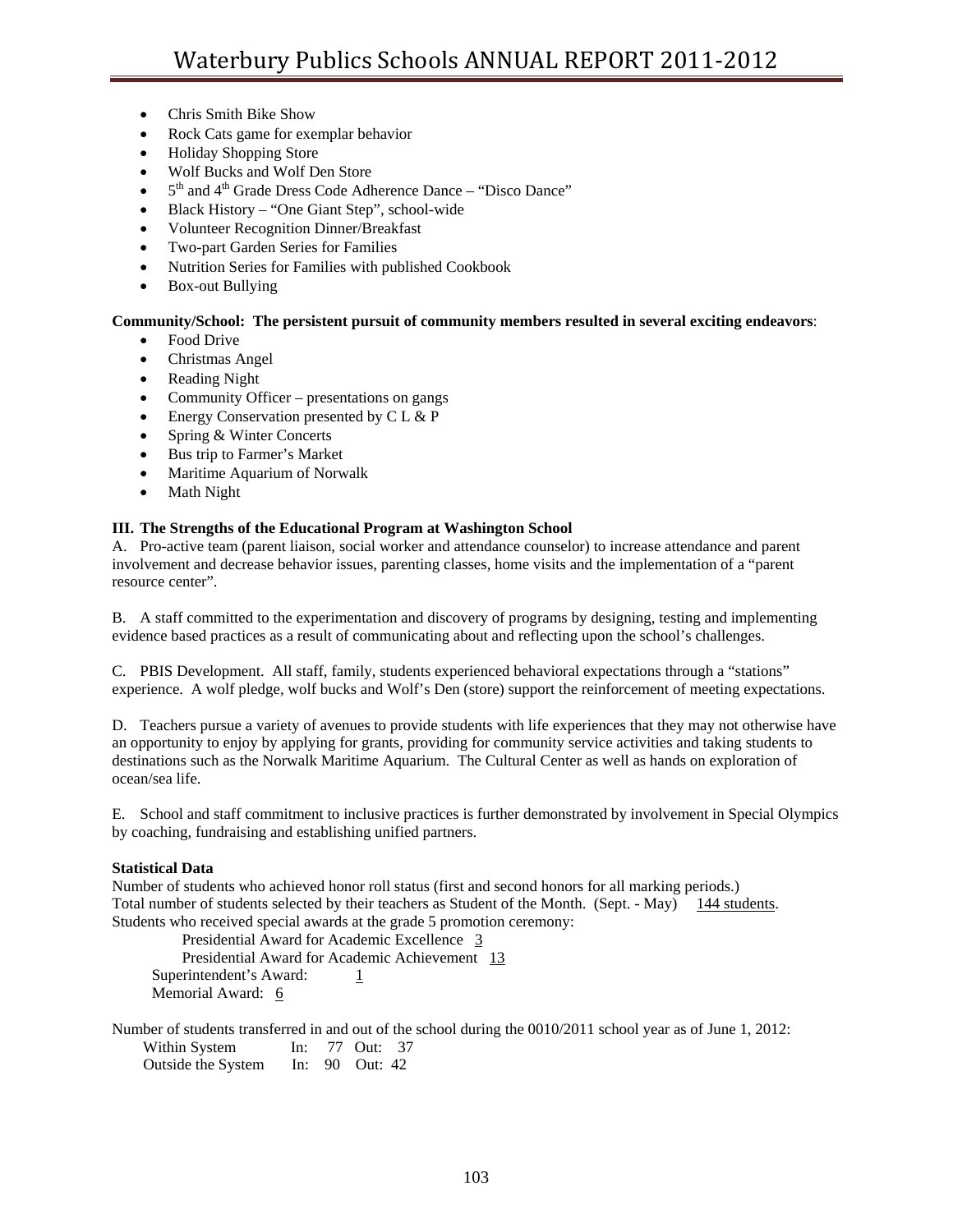- Chris Smith Bike Show
- Rock Cats game for exemplar behavior
- Holiday Shopping Store
- Wolf Bucks and Wolf Den Store
- 5th and 4th Grade Dress Code Adherence Dance – "Disco Dance"
- Black History – "One Giant Step", school-wide
- Volunteer Recognition Dinner/Breakfast
- Two-part Garden Series for Families
- Nutrition Series for Families with published Cookbook
- Box-out Bullying

**Community/School: The persistent pursuit of community members resulted in several exciting endeavors**:

- Food Drive
- Christmas Angel
- Reading Night
- Community Officer – presentations on gangs
- Energy Conservation presented by C L & P
- Spring & Winter Concerts
- Bus trip to Farmer's Market
- Maritime Aquarium of Norwalk
- Math Night

### III. The Strengths of the Educational Program at Washington School

A. Pro-active team (parent liaison, social worker and attendance counselor) to increase attendance and parent involvement and decrease behavior issues, parenting classes, home visits and the implementation of a "parent resource center".

B. A staff committed to the experimentation and discovery of programs by designing, testing and implementing evidence based practices as a result of communicating about and reflecting upon the school's challenges.

C. PBIS Development. All staff, family, students experienced behavioral expectations through a "stations" experience. A wolf pledge, wolf bucks and Wolf's Den (store) support the reinforcement of meeting expectations.

D. Teachers pursue a variety of avenues to provide students with life experiences that they may not otherwise have an opportunity to enjoy by applying for grants, providing for community service activities and taking students to destinations such as the Norwalk Maritime Aquarium. The Cultural Center as well as hands on exploration of ocean/sea life.

E. School and staff commitment to inclusive practices is further demonstrated by involvement in Special Olympics by coaching, fundraising and establishing unified partners.

**Statistical Data**

Number of students who achieved honor roll status (first and second honors for all marking periods.)
Total number of students selected by their teachers as Student of the Month. (Sept. - May) 144 students.
Students who received special awards at the grade 5 promotion ceremony:

Presidential Award for Academic Excellence 3
Presidential Award for Academic Achievement 13
Superintendent's Award: 1
Memorial Award: 6

Number of students transferred in and out of the school during the 0010/2011 school year as of June 1, 2012:

| | In | Out |
|---|---|---|
| Within System | 77 | 37 |
| Outside the System | 90 | 42 |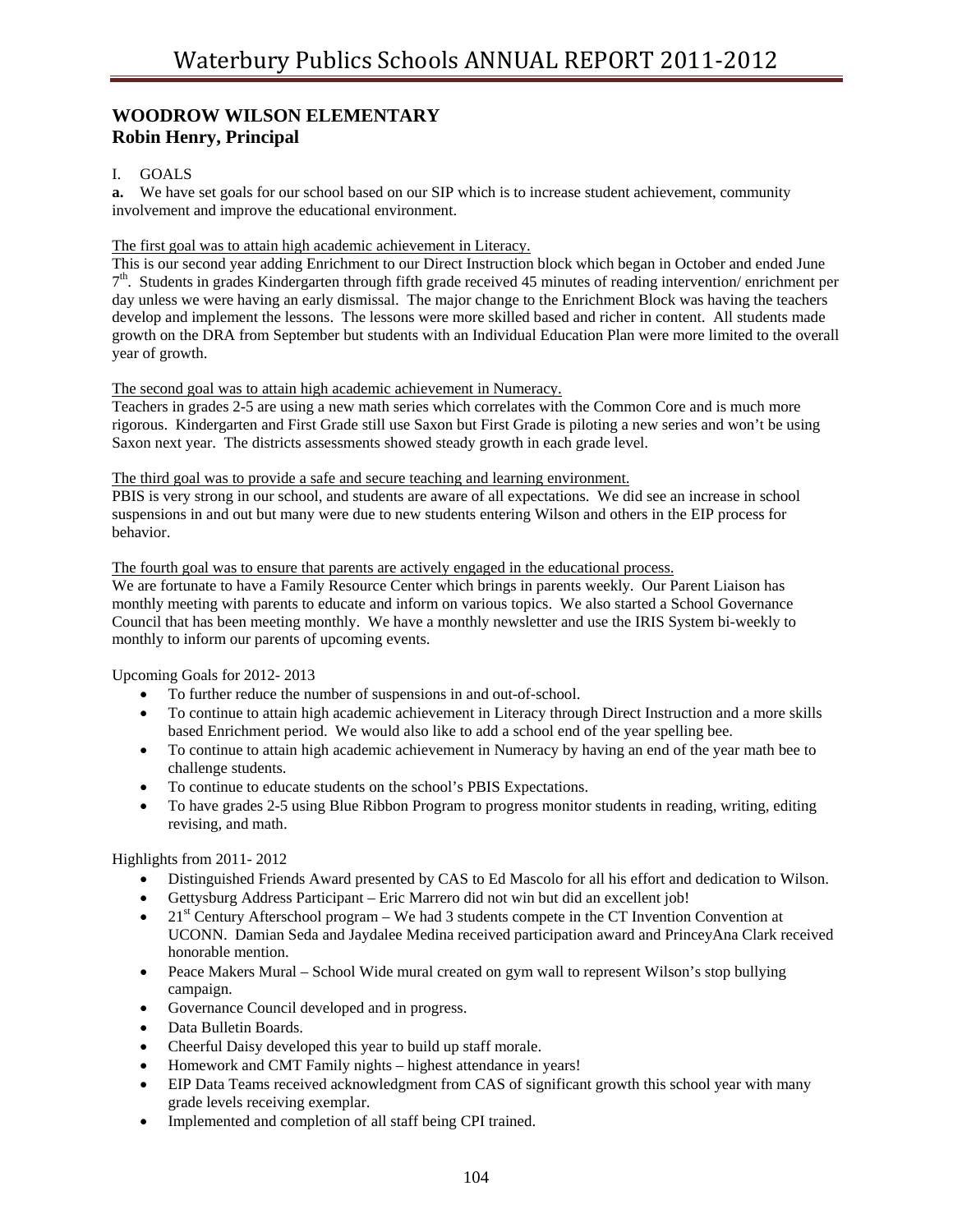## WOODROW WILSON ELEMENTARY
## Robin Henry, Principal

I. GOALS

**a.** We have set goals for our school based on our SIP which is to increase student achievement, community involvement and improve the educational environment.

The first goal was to attain high academic achievement in Literacy.

This is our second year adding Enrichment to our Direct Instruction block which began in October and ended June 7th. Students in grades Kindergarten through fifth grade received 45 minutes of reading intervention/ enrichment per day unless we were having an early dismissal. The major change to the Enrichment Block was having the teachers develop and implement the lessons. The lessons were more skilled based and richer in content. All students made growth on the DRA from September but students with an Individual Education Plan were more limited to the overall year of growth.

The second goal was to attain high academic achievement in Numeracy.

Teachers in grades 2-5 are using a new math series which correlates with the Common Core and is much more rigorous. Kindergarten and First Grade still use Saxon but First Grade is piloting a new series and won't be using Saxon next year. The districts assessments showed steady growth in each grade level.

The third goal was to provide a safe and secure teaching and learning environment.

PBIS is very strong in our school, and students are aware of all expectations. We did see an increase in school suspensions in and out but many were due to new students entering Wilson and others in the EIP process for behavior.

The fourth goal was to ensure that parents are actively engaged in the educational process.

We are fortunate to have a Family Resource Center which brings in parents weekly. Our Parent Liaison has monthly meeting with parents to educate and inform on various topics. We also started a School Governance Council that has been meeting monthly. We have a monthly newsletter and use the IRIS System bi-weekly to monthly to inform our parents of upcoming events.

Upcoming Goals for 2012- 2013

- To further reduce the number of suspensions in and out-of-school.
- To continue to attain high academic achievement in Literacy through Direct Instruction and a more skills based Enrichment period. We would also like to add a school end of the year spelling bee.
- To continue to attain high academic achievement in Numeracy by having an end of the year math bee to challenge students.
- To continue to educate students on the school's PBIS Expectations.
- To have grades 2-5 using Blue Ribbon Program to progress monitor students in reading, writing, editing revising, and math.

Highlights from 2011- 2012

- Distinguished Friends Award presented by CAS to Ed Mascolo for all his effort and dedication to Wilson.
- Gettysburg Address Participant – Eric Marrero did not win but did an excellent job!
- 21st Century Afterschool program – We had 3 students compete in the CT Invention Convention at UCONN. Damian Seda and Jaydalee Medina received participation award and PrinceyAna Clark received honorable mention.
- Peace Makers Mural – School Wide mural created on gym wall to represent Wilson's stop bullying campaign.
- Governance Council developed and in progress.
- Data Bulletin Boards.
- Cheerful Daisy developed this year to build up staff morale.
- Homework and CMT Family nights – highest attendance in years!
- EIP Data Teams received acknowledgment from CAS of significant growth this school year with many grade levels receiving exemplar.
- Implemented and completion of all staff being CPI trained.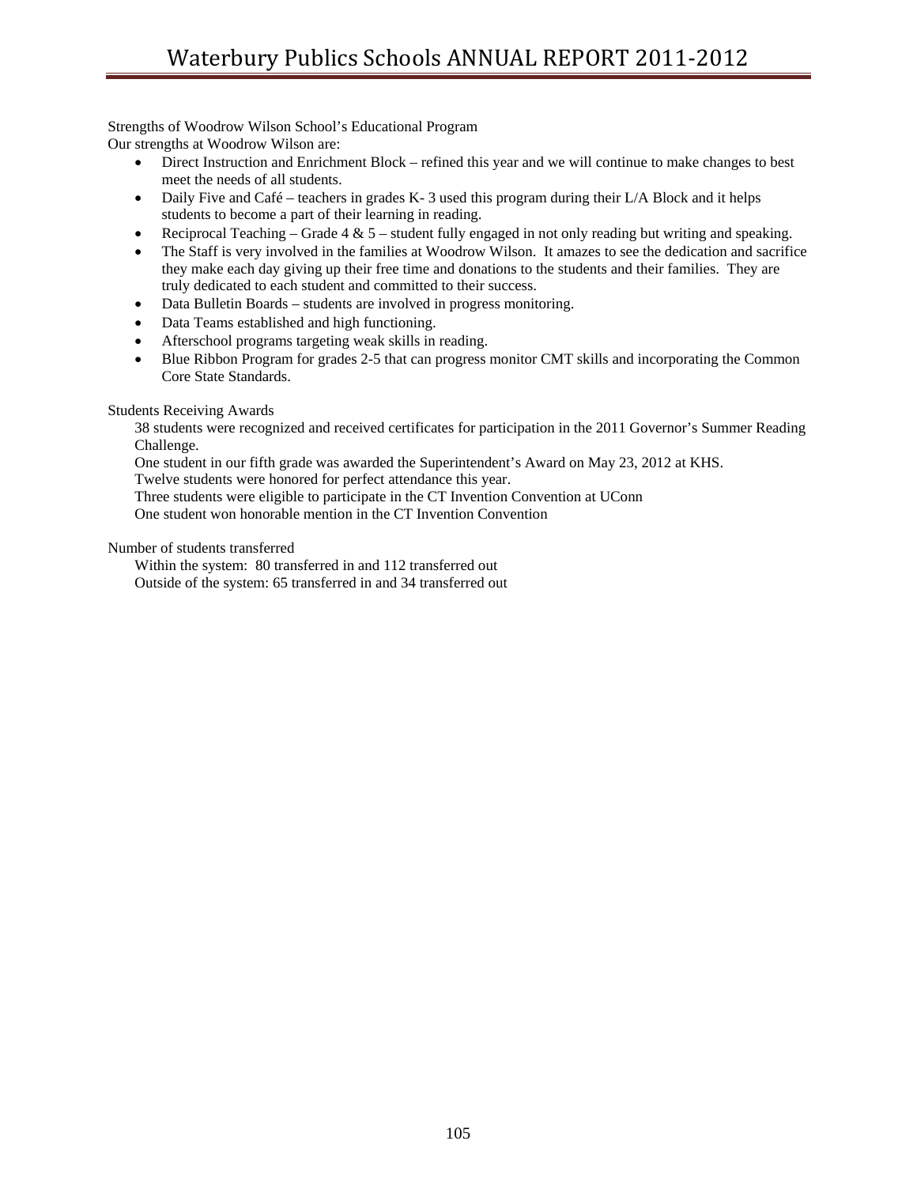Strengths of Woodrow Wilson School's Educational Program

Our strengths at Woodrow Wilson are:

- Direct Instruction and Enrichment Block – refined this year and we will continue to make changes to best meet the needs of all students.
- Daily Five and Café – teachers in grades K- 3 used this program during their L/A Block and it helps students to become a part of their learning in reading.
- Reciprocal Teaching – Grade 4 & 5 – student fully engaged in not only reading but writing and speaking.
- The Staff is very involved in the families at Woodrow Wilson. It amazes to see the dedication and sacrifice they make each day giving up their free time and donations to the students and their families. They are truly dedicated to each student and committed to their success.
- Data Bulletin Boards – students are involved in progress monitoring.
- Data Teams established and high functioning.
- Afterschool programs targeting weak skills in reading.
- Blue Ribbon Program for grades 2-5 that can progress monitor CMT skills and incorporating the Common Core State Standards.

Students Receiving Awards

38 students were recognized and received certificates for participation in the 2011 Governor's Summer Reading Challenge.

One student in our fifth grade was awarded the Superintendent's Award on May 23, 2012 at KHS.

Twelve students were honored for perfect attendance this year.

Three students were eligible to participate in the CT Invention Convention at UConn

One student won honorable mention in the CT Invention Convention

Number of students transferred

Within the system: 80 transferred in and 112 transferred out

Outside of the system: 65 transferred in and 34 transferred out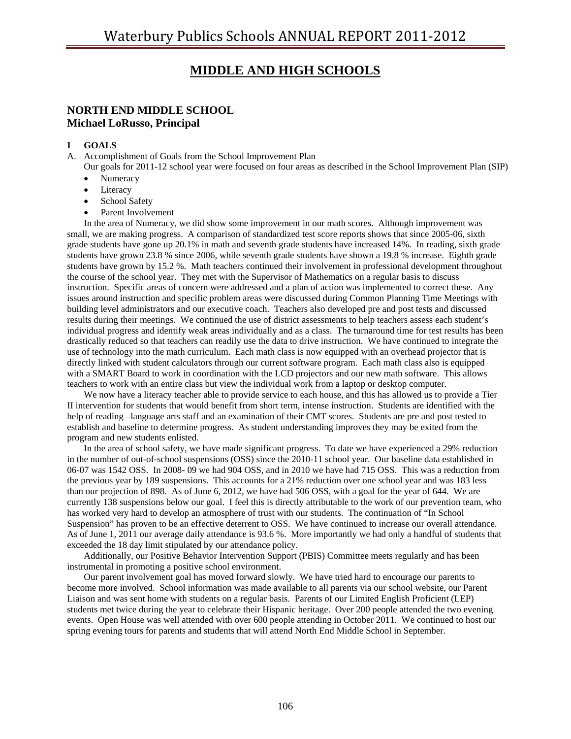# MIDDLE AND HIGH SCHOOLS

## NORTH END MIDDLE SCHOOL
**Michael LoRusso, Principal**

### I GOALS

A. Accomplishment of Goals from the School Improvement Plan

Our goals for 2011-12 school year were focused on four areas as described in the School Improvement Plan (SIP)

- Numeracy
- Literacy
- School Safety
- Parent Involvement

In the area of Numeracy, we did show some improvement in our math scores. Although improvement was small, we are making progress. A comparison of standardized test score reports shows that since 2005-06, sixth grade students have gone up 20.1% in math and seventh grade students have increased 14%. In reading, sixth grade students have grown 23.8 % since 2006, while seventh grade students have shown a 19.8 % increase. Eighth grade students have grown by 15.2 %. Math teachers continued their involvement in professional development throughout the course of the school year. They met with the Supervisor of Mathematics on a regular basis to discuss instruction. Specific areas of concern were addressed and a plan of action was implemented to correct these. Any issues around instruction and specific problem areas were discussed during Common Planning Time Meetings with building level administrators and our executive coach. Teachers also developed pre and post tests and discussed results during their meetings. We continued the use of district assessments to help teachers assess each student's individual progress and identify weak areas individually and as a class. The turnaround time for test results has been drastically reduced so that teachers can readily use the data to drive instruction. We have continued to integrate the use of technology into the math curriculum. Each math class is now equipped with an overhead projector that is directly linked with student calculators through our current software program. Each math class also is equipped with a SMART Board to work in coordination with the LCD projectors and our new math software. This allows teachers to work with an entire class but view the individual work from a laptop or desktop computer.

We now have a literacy teacher able to provide service to each house, and this has allowed us to provide a Tier II intervention for students that would benefit from short term, intense instruction. Students are identified with the help of reading –language arts staff and an examination of their CMT scores. Students are pre and post tested to establish and baseline to determine progress. As student understanding improves they may be exited from the program and new students enlisted.

In the area of school safety, we have made significant progress. To date we have experienced a 29% reduction in the number of out-of-school suspensions (OSS) since the 2010-11 school year. Our baseline data established in 06-07 was 1542 OSS. In 2008- 09 we had 904 OSS, and in 2010 we have had 715 OSS. This was a reduction from the previous year by 189 suspensions. This accounts for a 21% reduction over one school year and was 183 less than our projection of 898. As of June 6, 2012, we have had 506 OSS, with a goal for the year of 644. We are currently 138 suspensions below our goal. I feel this is directly attributable to the work of our prevention team, who has worked very hard to develop an atmosphere of trust with our students. The continuation of "In School Suspension" has proven to be an effective deterrent to OSS. We have continued to increase our overall attendance. As of June 1, 2011 our average daily attendance is 93.6 %. More importantly we had only a handful of students that exceeded the 18 day limit stipulated by our attendance policy.

Additionally, our Positive Behavior Intervention Support (PBIS) Committee meets regularly and has been instrumental in promoting a positive school environment.

Our parent involvement goal has moved forward slowly. We have tried hard to encourage our parents to become more involved. School information was made available to all parents via our school website, our Parent Liaison and was sent home with students on a regular basis. Parents of our Limited English Proficient (LEP) students met twice during the year to celebrate their Hispanic heritage. Over 200 people attended the two evening events. Open House was well attended with over 600 people attending in October 2011. We continued to host our spring evening tours for parents and students that will attend North End Middle School in September.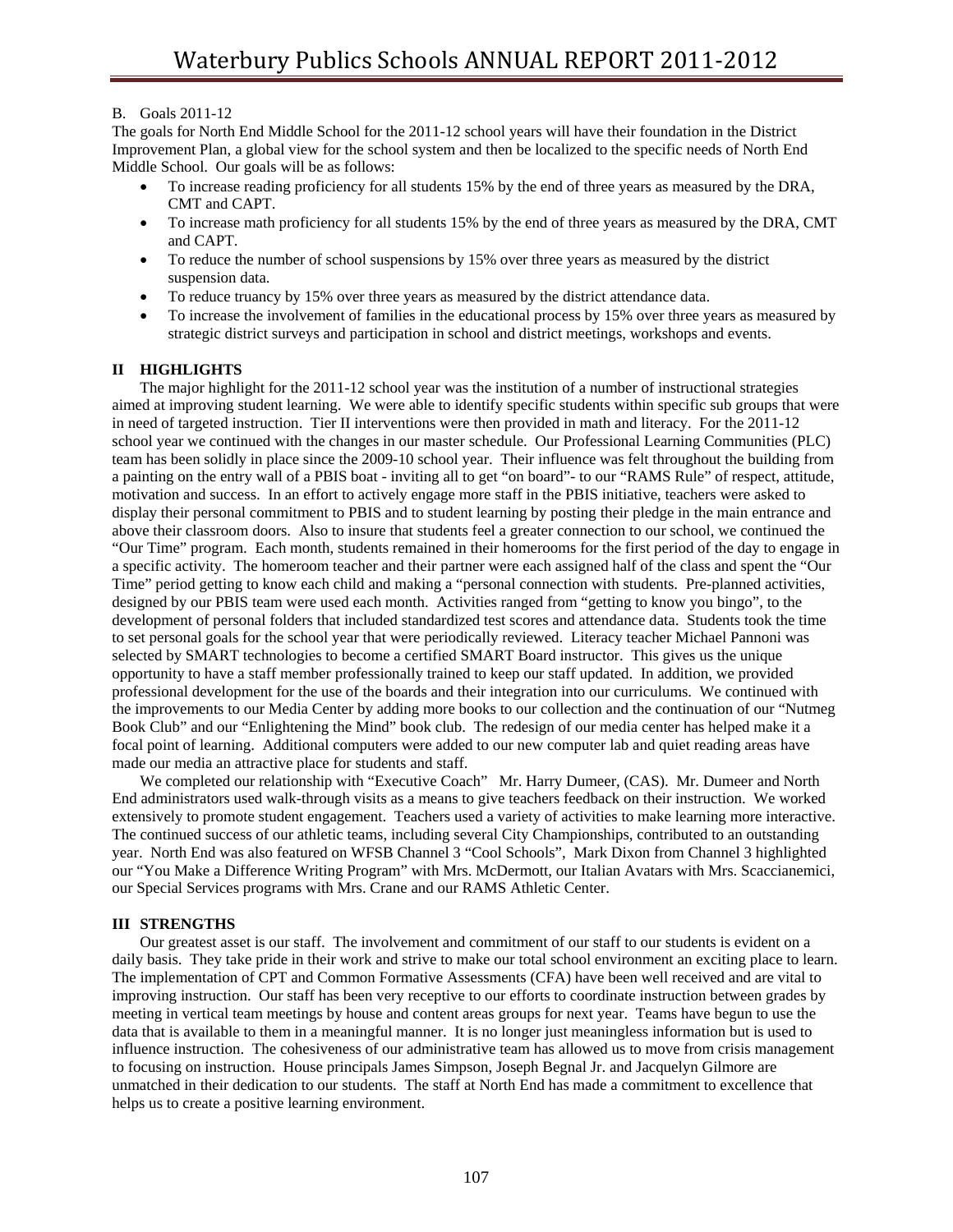B. Goals 2011-12

The goals for North End Middle School for the 2011-12 school years will have their foundation in the District Improvement Plan, a global view for the school system and then be localized to the specific needs of North End Middle School. Our goals will be as follows:

- To increase reading proficiency for all students 15% by the end of three years as measured by the DRA, CMT and CAPT.
- To increase math proficiency for all students 15% by the end of three years as measured by the DRA, CMT and CAPT.
- To reduce the number of school suspensions by 15% over three years as measured by the district suspension data.
- To reduce truancy by 15% over three years as measured by the district attendance data.
- To increase the involvement of families in the educational process by 15% over three years as measured by strategic district surveys and participation in school and district meetings, workshops and events.

## II HIGHLIGHTS

The major highlight for the 2011-12 school year was the institution of a number of instructional strategies aimed at improving student learning. We were able to identify specific students within specific sub groups that were in need of targeted instruction. Tier II interventions were then provided in math and literacy. For the 2011-12 school year we continued with the changes in our master schedule. Our Professional Learning Communities (PLC) team has been solidly in place since the 2009-10 school year. Their influence was felt throughout the building from a painting on the entry wall of a PBIS boat - inviting all to get "on board"- to our "RAMS Rule" of respect, attitude, motivation and success. In an effort to actively engage more staff in the PBIS initiative, teachers were asked to display their personal commitment to PBIS and to student learning by posting their pledge in the main entrance and above their classroom doors. Also to insure that students feel a greater connection to our school, we continued the "Our Time" program. Each month, students remained in their homerooms for the first period of the day to engage in a specific activity. The homeroom teacher and their partner were each assigned half of the class and spent the "Our Time" period getting to know each child and making a "personal connection with students. Pre-planned activities, designed by our PBIS team were used each month. Activities ranged from "getting to know you bingo", to the development of personal folders that included standardized test scores and attendance data. Students took the time to set personal goals for the school year that were periodically reviewed. Literacy teacher Michael Pannoni was selected by SMART technologies to become a certified SMART Board instructor. This gives us the unique opportunity to have a staff member professionally trained to keep our staff updated. In addition, we provided professional development for the use of the boards and their integration into our curriculums. We continued with the improvements to our Media Center by adding more books to our collection and the continuation of our "Nutmeg Book Club" and our "Enlightening the Mind" book club. The redesign of our media center has helped make it a focal point of learning. Additional computers were added to our new computer lab and quiet reading areas have made our media an attractive place for students and staff.

We completed our relationship with "Executive Coach" Mr. Harry Dumeer, (CAS). Mr. Dumeer and North End administrators used walk-through visits as a means to give teachers feedback on their instruction. We worked extensively to promote student engagement. Teachers used a variety of activities to make learning more interactive. The continued success of our athletic teams, including several City Championships, contributed to an outstanding year. North End was also featured on WFSB Channel 3 "Cool Schools", Mark Dixon from Channel 3 highlighted our "You Make a Difference Writing Program" with Mrs. McDermott, our Italian Avatars with Mrs. Scaccianemici, our Special Services programs with Mrs. Crane and our RAMS Athletic Center.

## III STRENGTHS

Our greatest asset is our staff. The involvement and commitment of our staff to our students is evident on a daily basis. They take pride in their work and strive to make our total school environment an exciting place to learn. The implementation of CPT and Common Formative Assessments (CFA) have been well received and are vital to improving instruction. Our staff has been very receptive to our efforts to coordinate instruction between grades by meeting in vertical team meetings by house and content areas groups for next year. Teams have begun to use the data that is available to them in a meaningful manner. It is no longer just meaningless information but is used to influence instruction. The cohesiveness of our administrative team has allowed us to move from crisis management to focusing on instruction. House principals James Simpson, Joseph Begnal Jr. and Jacquelyn Gilmore are unmatched in their dedication to our students. The staff at North End has made a commitment to excellence that helps us to create a positive learning environment.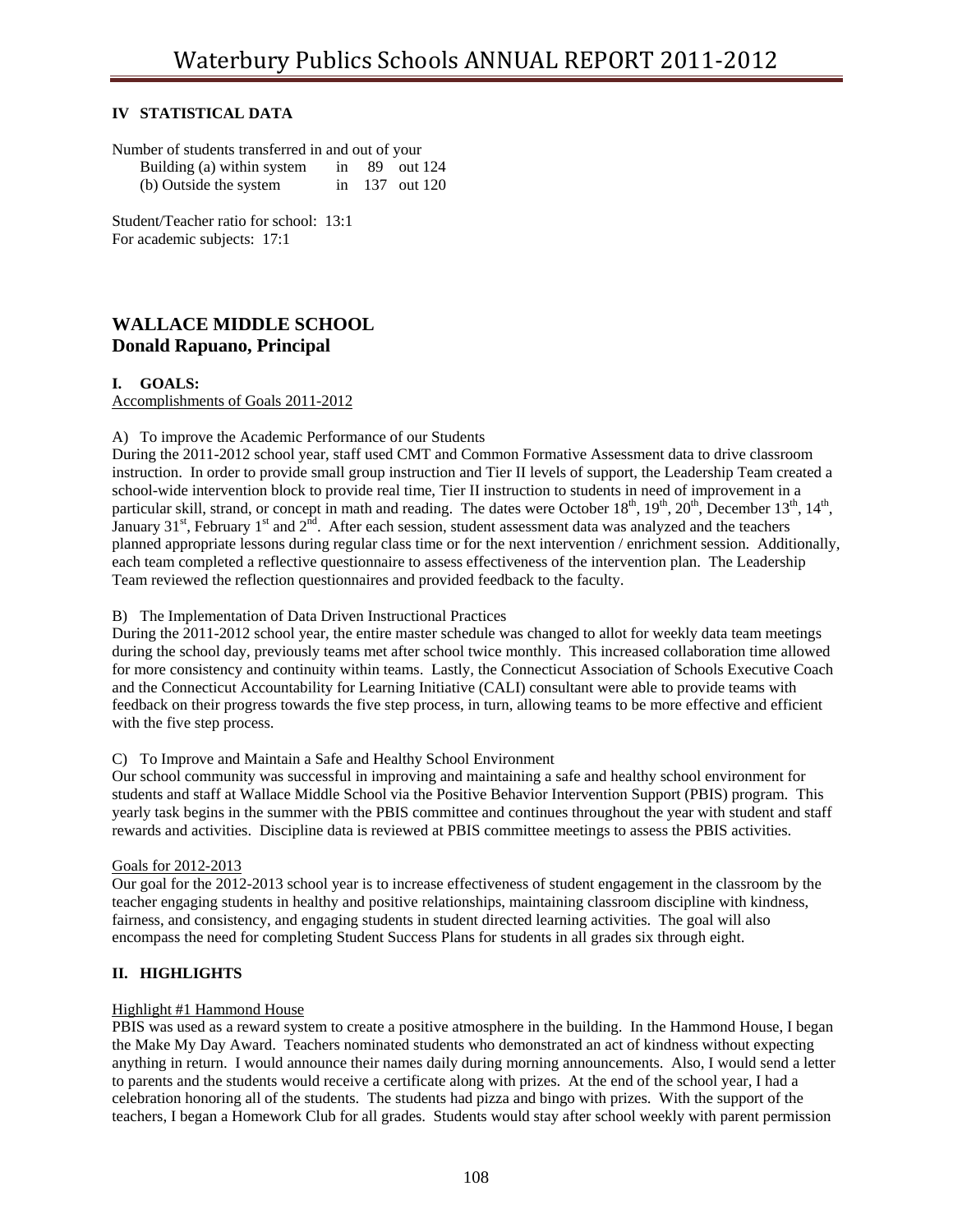### IV STATISTICAL DATA

Number of students transferred in and out of your

| | | | |
|---|---|---|---|
| Building (a) within system | in | 89 | out 124 |
| (b) Outside the system | in | 137 | out 120 |

Student/Teacher ratio for school: 13:1
For academic subjects: 17:1

## WALLACE MIDDLE SCHOOL
## Donald Rapuano, Principal

### I. GOALS:

Accomplishments of Goals 2011-2012

A) To improve the Academic Performance of our Students

During the 2011-2012 school year, staff used CMT and Common Formative Assessment data to drive classroom instruction. In order to provide small group instruction and Tier II levels of support, the Leadership Team created a school-wide intervention block to provide real time, Tier II instruction to students in need of improvement in a particular skill, strand, or concept in math and reading. The dates were October 18th, 19th, 20th, December 13th, 14th, January 31st, February 1st and 2nd. After each session, student assessment data was analyzed and the teachers planned appropriate lessons during regular class time or for the next intervention / enrichment session. Additionally, each team completed a reflective questionnaire to assess effectiveness of the intervention plan. The Leadership Team reviewed the reflection questionnaires and provided feedback to the faculty.

B) The Implementation of Data Driven Instructional Practices

During the 2011-2012 school year, the entire master schedule was changed to allot for weekly data team meetings during the school day, previously teams met after school twice monthly. This increased collaboration time allowed for more consistency and continuity within teams. Lastly, the Connecticut Association of Schools Executive Coach and the Connecticut Accountability for Learning Initiative (CALI) consultant were able to provide teams with feedback on their progress towards the five step process, in turn, allowing teams to be more effective and efficient with the five step process.

C) To Improve and Maintain a Safe and Healthy School Environment

Our school community was successful in improving and maintaining a safe and healthy school environment for students and staff at Wallace Middle School via the Positive Behavior Intervention Support (PBIS) program. This yearly task begins in the summer with the PBIS committee and continues throughout the year with student and staff rewards and activities. Discipline data is reviewed at PBIS committee meetings to assess the PBIS activities.

Goals for 2012-2013

Our goal for the 2012-2013 school year is to increase effectiveness of student engagement in the classroom by the teacher engaging students in healthy and positive relationships, maintaining classroom discipline with kindness, fairness, and consistency, and engaging students in student directed learning activities. The goal will also encompass the need for completing Student Success Plans for students in all grades six through eight.

### II. HIGHLIGHTS

Highlight #1 Hammond House

PBIS was used as a reward system to create a positive atmosphere in the building. In the Hammond House, I began the Make My Day Award. Teachers nominated students who demonstrated an act of kindness without expecting anything in return. I would announce their names daily during morning announcements. Also, I would send a letter to parents and the students would receive a certificate along with prizes. At the end of the school year, I had a celebration honoring all of the students. The students had pizza and bingo with prizes. With the support of the teachers, I began a Homework Club for all grades. Students would stay after school weekly with parent permission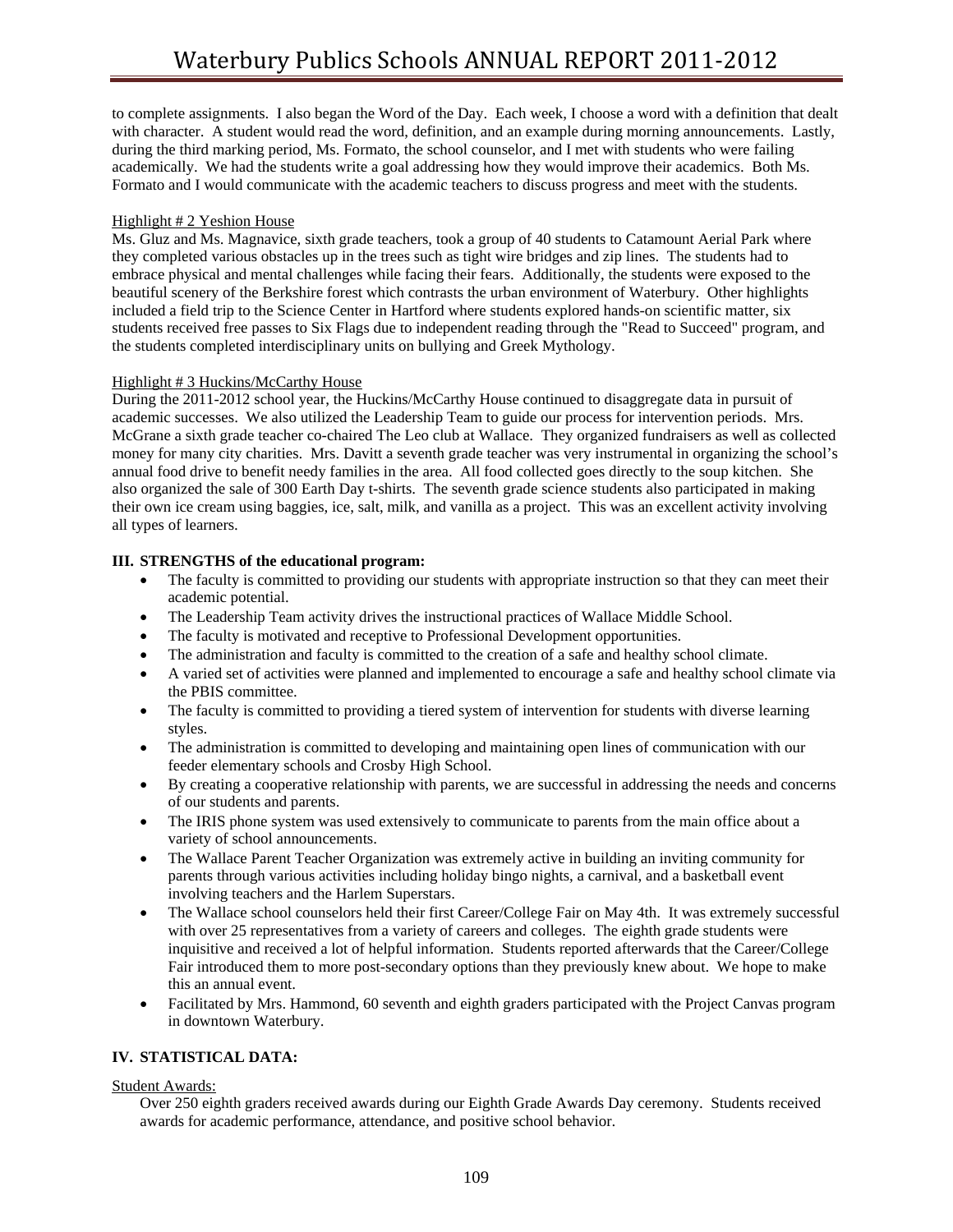to complete assignments. I also began the Word of the Day. Each week, I choose a word with a definition that dealt with character. A student would read the word, definition, and an example during morning announcements. Lastly, during the third marking period, Ms. Formato, the school counselor, and I met with students who were failing academically. We had the students write a goal addressing how they would improve their academics. Both Ms. Formato and I would communicate with the academic teachers to discuss progress and meet with the students.

Highlight # 2 Yeshion House

Ms. Gluz and Ms. Magnavice, sixth grade teachers, took a group of 40 students to Catamount Aerial Park where they completed various obstacles up in the trees such as tight wire bridges and zip lines. The students had to embrace physical and mental challenges while facing their fears. Additionally, the students were exposed to the beautiful scenery of the Berkshire forest which contrasts the urban environment of Waterbury. Other highlights included a field trip to the Science Center in Hartford where students explored hands-on scientific matter, six students received free passes to Six Flags due to independent reading through the "Read to Succeed" program, and the students completed interdisciplinary units on bullying and Greek Mythology.

Highlight # 3 Huckins/McCarthy House

During the 2011-2012 school year, the Huckins/McCarthy House continued to disaggregate data in pursuit of academic successes. We also utilized the Leadership Team to guide our process for intervention periods. Mrs. McGrane a sixth grade teacher co-chaired The Leo club at Wallace. They organized fundraisers as well as collected money for many city charities. Mrs. Davitt a seventh grade teacher was very instrumental in organizing the school's annual food drive to benefit needy families in the area. All food collected goes directly to the soup kitchen. She also organized the sale of 300 Earth Day t-shirts. The seventh grade science students also participated in making their own ice cream using baggies, ice, salt, milk, and vanilla as a project. This was an excellent activity involving all types of learners.

**III. STRENGTHS of the educational program:**

- The faculty is committed to providing our students with appropriate instruction so that they can meet their academic potential.
- The Leadership Team activity drives the instructional practices of Wallace Middle School.
- The faculty is motivated and receptive to Professional Development opportunities.
- The administration and faculty is committed to the creation of a safe and healthy school climate.
- A varied set of activities were planned and implemented to encourage a safe and healthy school climate via the PBIS committee.
- The faculty is committed to providing a tiered system of intervention for students with diverse learning styles.
- The administration is committed to developing and maintaining open lines of communication with our feeder elementary schools and Crosby High School.
- By creating a cooperative relationship with parents, we are successful in addressing the needs and concerns of our students and parents.
- The IRIS phone system was used extensively to communicate to parents from the main office about a variety of school announcements.
- The Wallace Parent Teacher Organization was extremely active in building an inviting community for parents through various activities including holiday bingo nights, a carnival, and a basketball event involving teachers and the Harlem Superstars.
- The Wallace school counselors held their first Career/College Fair on May 4th. It was extremely successful with over 25 representatives from a variety of careers and colleges. The eighth grade students were inquisitive and received a lot of helpful information. Students reported afterwards that the Career/College Fair introduced them to more post-secondary options than they previously knew about. We hope to make this an annual event.
- Facilitated by Mrs. Hammond, 60 seventh and eighth graders participated with the Project Canvas program in downtown Waterbury.

**IV. STATISTICAL DATA:**

Student Awards:

Over 250 eighth graders received awards during our Eighth Grade Awards Day ceremony. Students received awards for academic performance, attendance, and positive school behavior.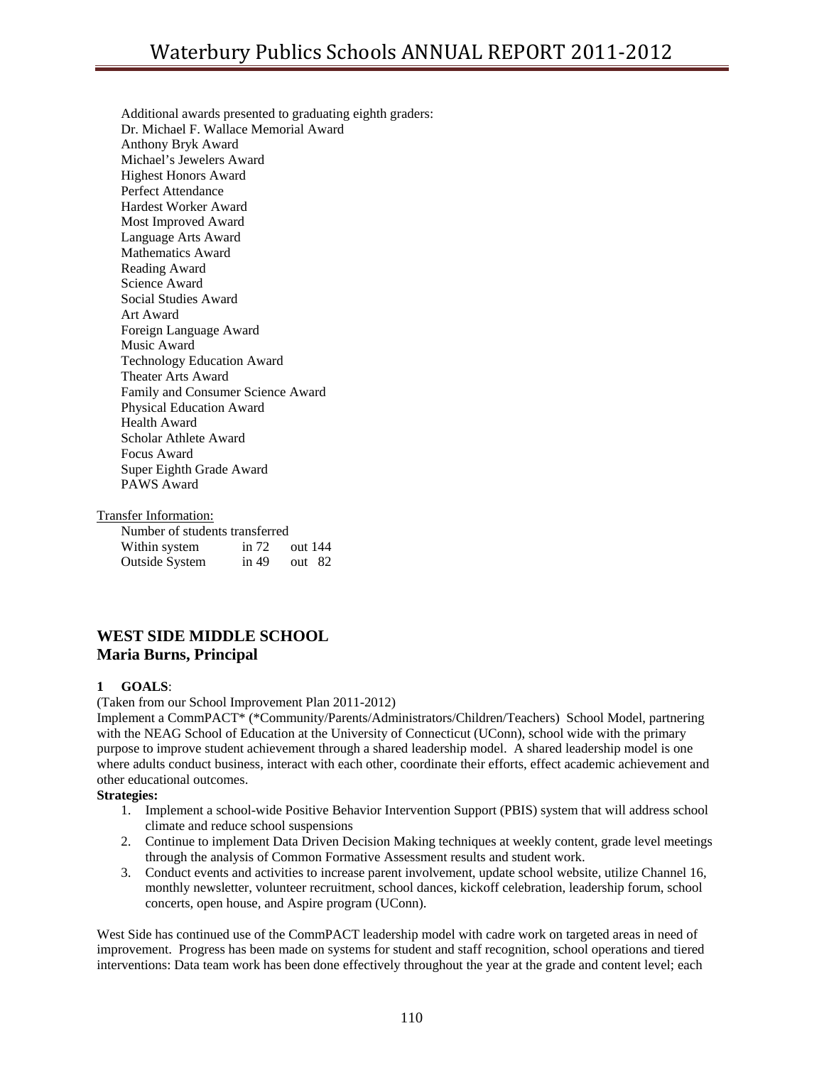Additional awards presented to graduating eighth graders:
Dr. Michael F. Wallace Memorial Award
Anthony Bryk Award
Michael's Jewelers Award
Highest Honors Award
Perfect Attendance
Hardest Worker Award
Most Improved Award
Language Arts Award
Mathematics Award
Reading Award
Science Award
Social Studies Award
Art Award
Foreign Language Award
Music Award
Technology Education Award
Theater Arts Award
Family and Consumer Science Award
Physical Education Award
Health Award
Scholar Athlete Award
Focus Award
Super Eighth Grade Award
PAWS Award

Transfer Information:

Number of students transferred

| | | |
|---|---|---|
| Within system | in 72 | out 144 |
| Outside System | in 49 | out 82 |

## WEST SIDE MIDDLE SCHOOL
## Maria Burns, Principal

**1 GOALS**:

(Taken from our School Improvement Plan 2011-2012)

Implement a CommPACT* (*Community/Parents/Administrators/Children/Teachers) School Model, partnering with the NEAG School of Education at the University of Connecticut (UConn), school wide with the primary purpose to improve student achievement through a shared leadership model. A shared leadership model is one where adults conduct business, interact with each other, coordinate their efforts, effect academic achievement and other educational outcomes.

**Strategies:**

1. Implement a school-wide Positive Behavior Intervention Support (PBIS) system that will address school climate and reduce school suspensions
2. Continue to implement Data Driven Decision Making techniques at weekly content, grade level meetings through the analysis of Common Formative Assessment results and student work.
3. Conduct events and activities to increase parent involvement, update school website, utilize Channel 16, monthly newsletter, volunteer recruitment, school dances, kickoff celebration, leadership forum, school concerts, open house, and Aspire program (UConn).

West Side has continued use of the CommPACT leadership model with cadre work on targeted areas in need of improvement. Progress has been made on systems for student and staff recognition, school operations and tiered interventions: Data team work has been done effectively throughout the year at the grade and content level; each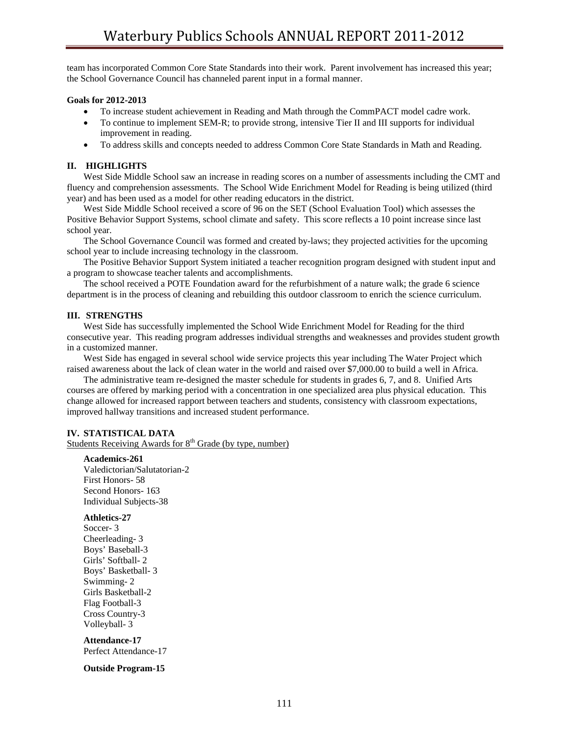team has incorporated Common Core State Standards into their work. Parent involvement has increased this year; the School Governance Council has channeled parent input in a formal manner.

**Goals for 2012-2013**

- To increase student achievement in Reading and Math through the CommPACT model cadre work.
- To continue to implement SEM-R; to provide strong, intensive Tier II and III supports for individual improvement in reading.
- To address skills and concepts needed to address Common Core State Standards in Math and Reading.

## II. HIGHLIGHTS

West Side Middle School saw an increase in reading scores on a number of assessments including the CMT and fluency and comprehension assessments. The School Wide Enrichment Model for Reading is being utilized (third year) and has been used as a model for other reading educators in the district.

West Side Middle School received a score of 96 on the SET (School Evaluation Tool) which assesses the Positive Behavior Support Systems, school climate and safety. This score reflects a 10 point increase since last school year.

The School Governance Council was formed and created by-laws; they projected activities for the upcoming school year to include increasing technology in the classroom.

The Positive Behavior Support System initiated a teacher recognition program designed with student input and a program to showcase teacher talents and accomplishments.

The school received a POTE Foundation award for the refurbishment of a nature walk; the grade 6 science department is in the process of cleaning and rebuilding this outdoor classroom to enrich the science curriculum.

## III. STRENGTHS

West Side has successfully implemented the School Wide Enrichment Model for Reading for the third consecutive year. This reading program addresses individual strengths and weaknesses and provides student growth in a customized manner.

West Side has engaged in several school wide service projects this year including The Water Project which raised awareness about the lack of clean water in the world and raised over $7,000.00 to build a well in Africa.

The administrative team re-designed the master schedule for students in grades 6, 7, and 8. Unified Arts courses are offered by marking period with a concentration in one specialized area plus physical education. This change allowed for increased rapport between teachers and students, consistency with classroom expectations, improved hallway transitions and increased student performance.

## IV. STATISTICAL DATA

Students Receiving Awards for 8th Grade (by type, number)

**Academics-261**
Valedictorian/Salutatorian-2
First Honors- 58
Second Honors- 163
Individual Subjects-38

**Athletics-27**
Soccer- 3
Cheerleading- 3
Boys' Baseball-3
Girls' Softball- 2
Boys' Basketball- 3
Swimming- 2
Girls Basketball-2
Flag Football-3
Cross Country-3
Volleyball- 3

**Attendance-17**
Perfect Attendance-17

**Outside Program-15**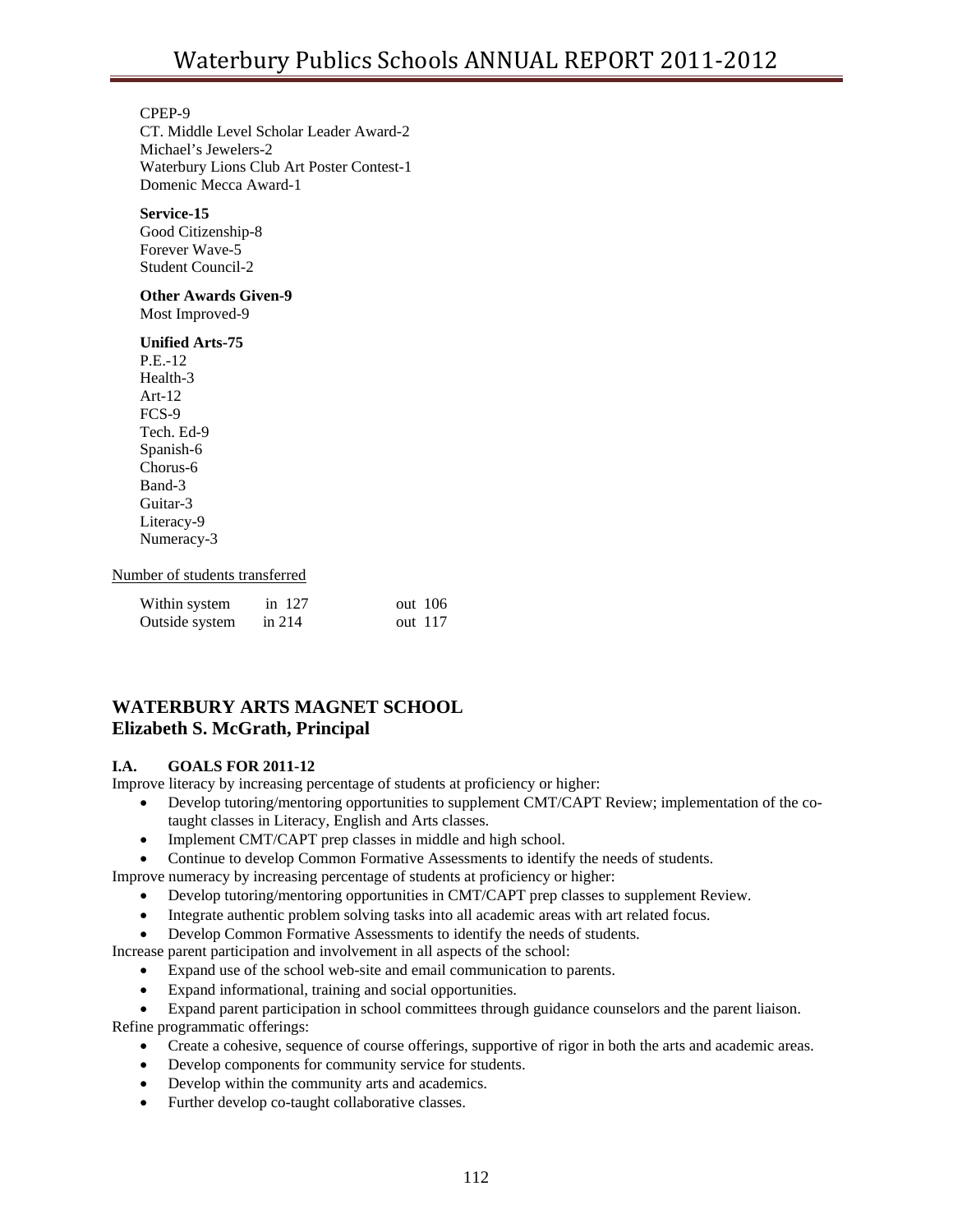CPEP-9
CT. Middle Level Scholar Leader Award-2
Michael's Jewelers-2
Waterbury Lions Club Art Poster Contest-1
Domenic Mecca Award-1

**Service-15**
Good Citizenship-8
Forever Wave-5
Student Council-2

**Other Awards Given-9**
Most Improved-9

**Unified Arts-75**
P.E.-12
Health-3
Art-12
FCS-9
Tech. Ed-9
Spanish-6
Chorus-6
Band-3
Guitar-3
Literacy-9
Numeracy-3

Number of students transferred

| | | |
|---|---|---|
| Within system | in 127 | out 106 |
| Outside system | in 214 | out 117 |

## WATERBURY ARTS MAGNET SCHOOL
## Elizabeth S. McGrath, Principal

### I.A. GOALS FOR 2011-12

Improve literacy by increasing percentage of students at proficiency or higher:

- Develop tutoring/mentoring opportunities to supplement CMT/CAPT Review; implementation of the co-taught classes in Literacy, English and Arts classes.
- Implement CMT/CAPT prep classes in middle and high school.
- Continue to develop Common Formative Assessments to identify the needs of students.

Improve numeracy by increasing percentage of students at proficiency or higher:

- Develop tutoring/mentoring opportunities in CMT/CAPT prep classes to supplement Review.
- Integrate authentic problem solving tasks into all academic areas with art related focus.
- Develop Common Formative Assessments to identify the needs of students.

Increase parent participation and involvement in all aspects of the school:

- Expand use of the school web-site and email communication to parents.
- Expand informational, training and social opportunities.
- Expand parent participation in school committees through guidance counselors and the parent liaison.

Refine programmatic offerings:

- Create a cohesive, sequence of course offerings, supportive of rigor in both the arts and academic areas.
- Develop components for community service for students.
- Develop within the community arts and academics.
- Further develop co-taught collaborative classes.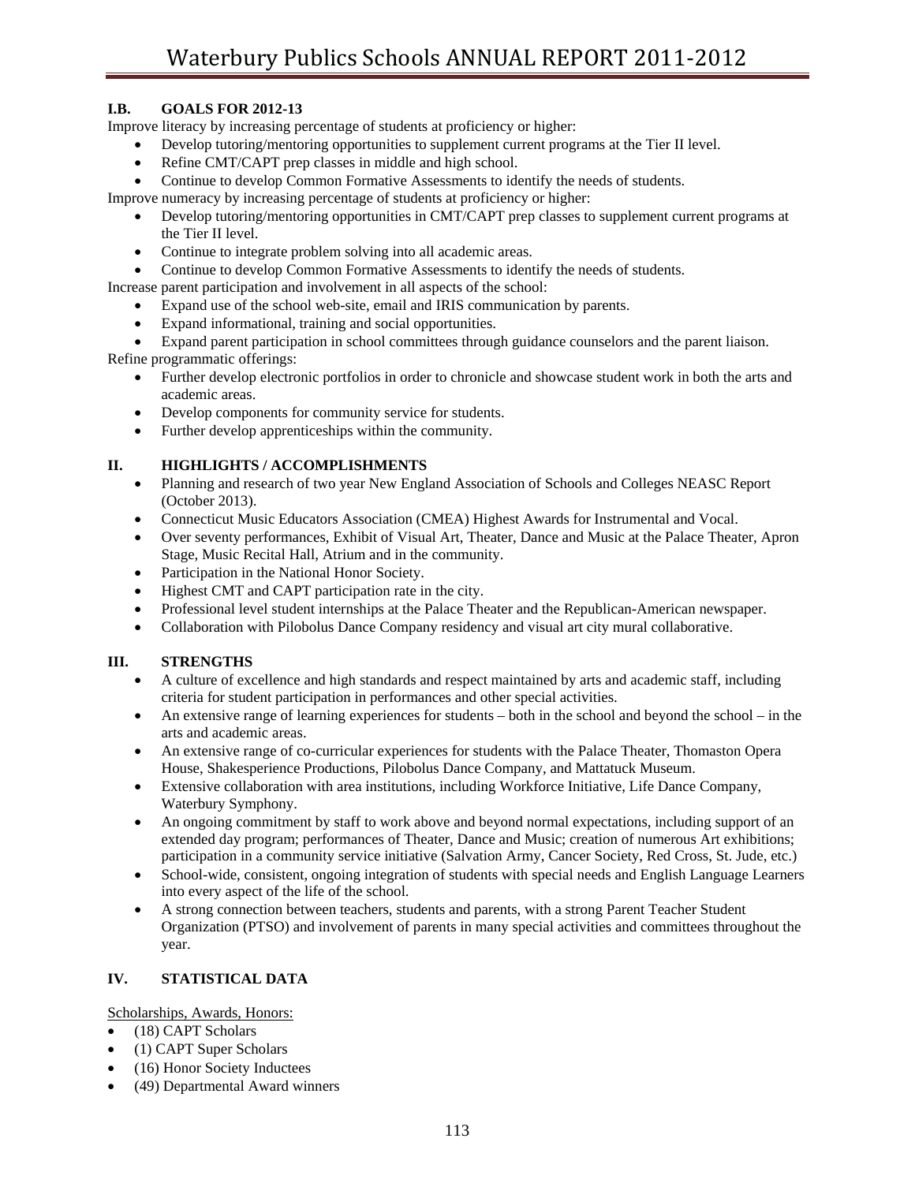### I.B. GOALS FOR 2012-13

Improve literacy by increasing percentage of students at proficiency or higher:

- Develop tutoring/mentoring opportunities to supplement current programs at the Tier II level.
- Refine CMT/CAPT prep classes in middle and high school.
- Continue to develop Common Formative Assessments to identify the needs of students.

Improve numeracy by increasing percentage of students at proficiency or higher:

- Develop tutoring/mentoring opportunities in CMT/CAPT prep classes to supplement current programs at the Tier II level.
- Continue to integrate problem solving into all academic areas.
- Continue to develop Common Formative Assessments to identify the needs of students.

Increase parent participation and involvement in all aspects of the school:

- Expand use of the school web-site, email and IRIS communication by parents.
- Expand informational, training and social opportunities.
- Expand parent participation in school committees through guidance counselors and the parent liaison.

Refine programmatic offerings:

- Further develop electronic portfolios in order to chronicle and showcase student work in both the arts and academic areas.
- Develop components for community service for students.
- Further develop apprenticeships within the community.

### II. HIGHLIGHTS / ACCOMPLISHMENTS

- Planning and research of two year New England Association of Schools and Colleges NEASC Report (October 2013).
- Connecticut Music Educators Association (CMEA) Highest Awards for Instrumental and Vocal.
- Over seventy performances, Exhibit of Visual Art, Theater, Dance and Music at the Palace Theater, Apron Stage, Music Recital Hall, Atrium and in the community.
- Participation in the National Honor Society.
- Highest CMT and CAPT participation rate in the city.
- Professional level student internships at the Palace Theater and the Republican-American newspaper.
- Collaboration with Pilobolus Dance Company residency and visual art city mural collaborative.

### III. STRENGTHS

- A culture of excellence and high standards and respect maintained by arts and academic staff, including criteria for student participation in performances and other special activities.
- An extensive range of learning experiences for students – both in the school and beyond the school – in the arts and academic areas.
- An extensive range of co-curricular experiences for students with the Palace Theater, Thomaston Opera House, Shakesperience Productions, Pilobolus Dance Company, and Mattatuck Museum.
- Extensive collaboration with area institutions, including Workforce Initiative, Life Dance Company, Waterbury Symphony.
- An ongoing commitment by staff to work above and beyond normal expectations, including support of an extended day program; performances of Theater, Dance and Music; creation of numerous Art exhibitions; participation in a community service initiative (Salvation Army, Cancer Society, Red Cross, St. Jude, etc.)
- School-wide, consistent, ongoing integration of students with special needs and English Language Learners into every aspect of the life of the school.
- A strong connection between teachers, students and parents, with a strong Parent Teacher Student Organization (PTSO) and involvement of parents in many special activities and committees throughout the year.

### IV. STATISTICAL DATA

Scholarships, Awards, Honors:

- (18) CAPT Scholars
- (1) CAPT Super Scholars
- (16) Honor Society Inductees
- (49) Departmental Award winners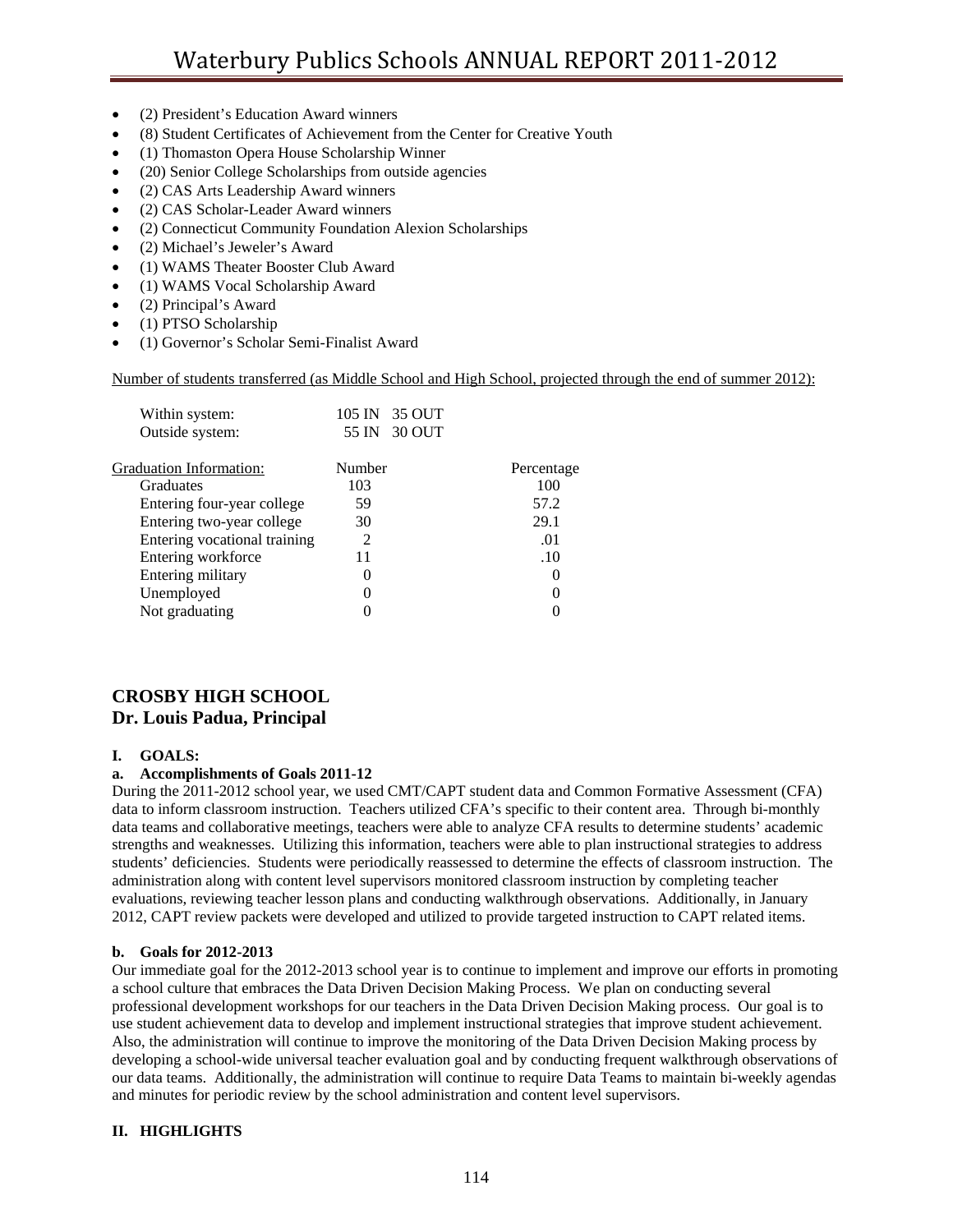- (2) President's Education Award winners
- (8) Student Certificates of Achievement from the Center for Creative Youth
- (1) Thomaston Opera House Scholarship Winner
- (20) Senior College Scholarships from outside agencies
- (2) CAS Arts Leadership Award winners
- (2) CAS Scholar-Leader Award winners
- (2) Connecticut Community Foundation Alexion Scholarships
- (2) Michael's Jeweler's Award
- (1) WAMS Theater Booster Club Award
- (1) WAMS Vocal Scholarship Award
- (2) Principal's Award
- (1) PTSO Scholarship
- (1) Governor's Scholar Semi-Finalist Award

Number of students transferred (as Middle School and High School, projected through the end of summer 2012):

| | | |
|---|---|---|
| Within system: | 105 IN | 35 OUT |
| Outside system: | 55 IN | 30 OUT |

| Graduation Information: | Number | Percentage |
|---|---|---|
| Graduates | 103 | 100 |
| Entering four-year college | 59 | 57.2 |
| Entering two-year college | 30 | 29.1 |
| Entering vocational training | 2 | .01 |
| Entering workforce | 11 | .10 |
| Entering military | 0 | 0 |
| Unemployed | 0 | 0 |
| Not graduating | 0 | 0 |

## CROSBY HIGH SCHOOL
## Dr. Louis Padua, Principal

### I. GOALS:

#### a. Accomplishments of Goals 2011-12

During the 2011-2012 school year, we used CMT/CAPT student data and Common Formative Assessment (CFA) data to inform classroom instruction. Teachers utilized CFA's specific to their content area. Through bi-monthly data teams and collaborative meetings, teachers were able to analyze CFA results to determine students' academic strengths and weaknesses. Utilizing this information, teachers were able to plan instructional strategies to address students' deficiencies. Students were periodically reassessed to determine the effects of classroom instruction. The administration along with content level supervisors monitored classroom instruction by completing teacher evaluations, reviewing teacher lesson plans and conducting walkthrough observations. Additionally, in January 2012, CAPT review packets were developed and utilized to provide targeted instruction to CAPT related items.

#### b. Goals for 2012-2013

Our immediate goal for the 2012-2013 school year is to continue to implement and improve our efforts in promoting a school culture that embraces the Data Driven Decision Making Process. We plan on conducting several professional development workshops for our teachers in the Data Driven Decision Making process. Our goal is to use student achievement data to develop and implement instructional strategies that improve student achievement. Also, the administration will continue to improve the monitoring of the Data Driven Decision Making process by developing a school-wide universal teacher evaluation goal and by conducting frequent walkthrough observations of our data teams. Additionally, the administration will continue to require Data Teams to maintain bi-weekly agendas and minutes for periodic review by the school administration and content level supervisors.

### II. HIGHLIGHTS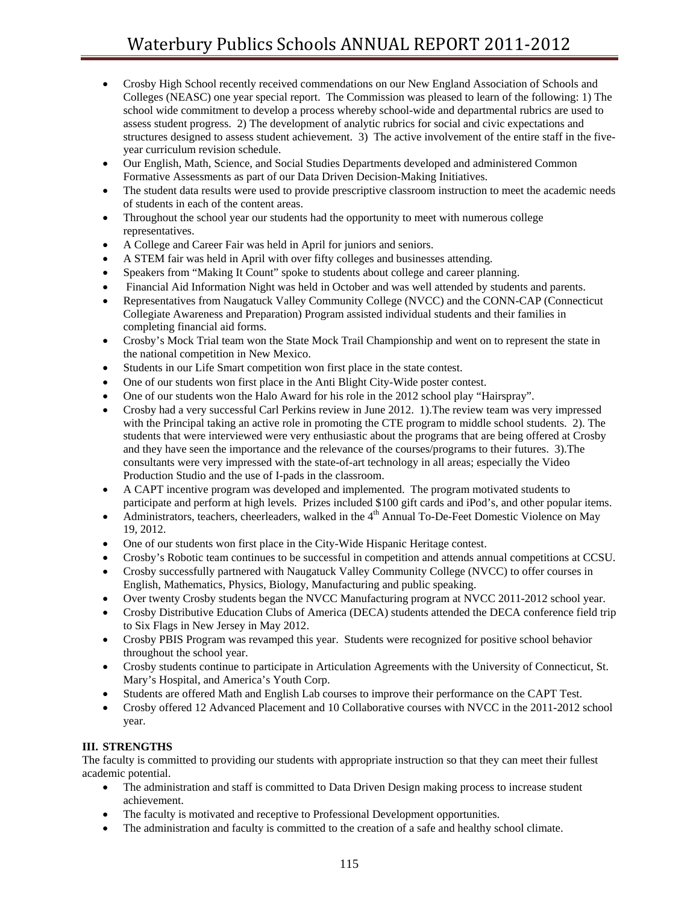- Crosby High School recently received commendations on our New England Association of Schools and Colleges (NEASC) one year special report. The Commission was pleased to learn of the following: 1) The school wide commitment to develop a process whereby school-wide and departmental rubrics are used to assess student progress. 2) The development of analytic rubrics for social and civic expectations and structures designed to assess student achievement. 3) The active involvement of the entire staff in the five-year curriculum revision schedule.
- Our English, Math, Science, and Social Studies Departments developed and administered Common Formative Assessments as part of our Data Driven Decision-Making Initiatives.
- The student data results were used to provide prescriptive classroom instruction to meet the academic needs of students in each of the content areas.
- Throughout the school year our students had the opportunity to meet with numerous college representatives.
- A College and Career Fair was held in April for juniors and seniors.
- A STEM fair was held in April with over fifty colleges and businesses attending.
- Speakers from "Making It Count" spoke to students about college and career planning.
- Financial Aid Information Night was held in October and was well attended by students and parents.
- Representatives from Naugatuck Valley Community College (NVCC) and the CONN-CAP (Connecticut Collegiate Awareness and Preparation) Program assisted individual students and their families in completing financial aid forms.
- Crosby's Mock Trial team won the State Mock Trail Championship and went on to represent the state in the national competition in New Mexico.
- Students in our Life Smart competition won first place in the state contest.
- One of our students won first place in the Anti Blight City-Wide poster contest.
- One of our students won the Halo Award for his role in the 2012 school play "Hairspray".
- Crosby had a very successful Carl Perkins review in June 2012. 1).The review team was very impressed with the Principal taking an active role in promoting the CTE program to middle school students. 2). The students that were interviewed were very enthusiastic about the programs that are being offered at Crosby and they have seen the importance and the relevance of the courses/programs to their futures. 3).The consultants were very impressed with the state-of-art technology in all areas; especially the Video Production Studio and the use of I-pads in the classroom.
- A CAPT incentive program was developed and implemented. The program motivated students to participate and perform at high levels. Prizes included $100 gift cards and iPod's, and other popular items.
- Administrators, teachers, cheerleaders, walked in the 4th Annual To-De-Feet Domestic Violence on May 19, 2012.
- One of our students won first place in the City-Wide Hispanic Heritage contest.
- Crosby's Robotic team continues to be successful in competition and attends annual competitions at CCSU.
- Crosby successfully partnered with Naugatuck Valley Community College (NVCC) to offer courses in English, Mathematics, Physics, Biology, Manufacturing and public speaking.
- Over twenty Crosby students began the NVCC Manufacturing program at NVCC 2011-2012 school year.
- Crosby Distributive Education Clubs of America (DECA) students attended the DECA conference field trip to Six Flags in New Jersey in May 2012.
- Crosby PBIS Program was revamped this year. Students were recognized for positive school behavior throughout the school year.
- Crosby students continue to participate in Articulation Agreements with the University of Connecticut, St. Mary's Hospital, and America's Youth Corp.
- Students are offered Math and English Lab courses to improve their performance on the CAPT Test.
- Crosby offered 12 Advanced Placement and 10 Collaborative courses with NVCC in the 2011-2012 school year.

**III. STRENGTHS**

The faculty is committed to providing our students with appropriate instruction so that they can meet their fullest academic potential.

- The administration and staff is committed to Data Driven Design making process to increase student achievement.
- The faculty is motivated and receptive to Professional Development opportunities.
- The administration and faculty is committed to the creation of a safe and healthy school climate.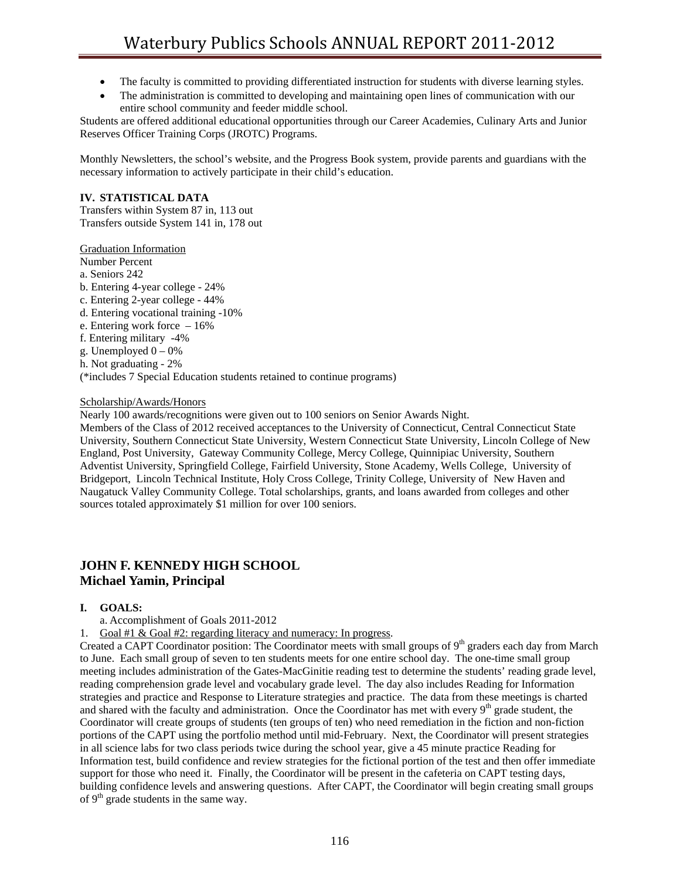- The faculty is committed to providing differentiated instruction for students with diverse learning styles.
- The administration is committed to developing and maintaining open lines of communication with our entire school community and feeder middle school.

Students are offered additional educational opportunities through our Career Academies, Culinary Arts and Junior Reserves Officer Training Corps (JROTC) Programs.

Monthly Newsletters, the school's website, and the Progress Book system, provide parents and guardians with the necessary information to actively participate in their child's education.

**IV. STATISTICAL DATA**

Transfers within System 87 in, 113 out
Transfers outside System 141 in, 178 out

Graduation Information

Number Percent
a. Seniors 242
b. Entering 4-year college - 24%
c. Entering 2-year college - 44%
d. Entering vocational training -10%
e. Entering work force – 16%
f. Entering military -4%
g. Unemployed 0 – 0%
h. Not graduating - 2%
(*includes 7 Special Education students retained to continue programs)

Scholarship/Awards/Honors

Nearly 100 awards/recognitions were given out to 100 seniors on Senior Awards Night.
Members of the Class of 2012 received acceptances to the University of Connecticut, Central Connecticut State University, Southern Connecticut State University, Western Connecticut State University, Lincoln College of New England, Post University, Gateway Community College, Mercy College, Quinnipiac University, Southern Adventist University, Springfield College, Fairfield University, Stone Academy, Wells College, University of Bridgeport, Lincoln Technical Institute, Holy Cross College, Trinity College, University of New Haven and Naugatuck Valley Community College. Total scholarships, grants, and loans awarded from colleges and other sources totaled approximately $1 million for over 100 seniors.

## JOHN F. KENNEDY HIGH SCHOOL
## Michael Yamin, Principal

**I. GOALS:**

a. Accomplishment of Goals 2011-2012

1. Goal #1 & Goal #2: regarding literacy and numeracy: In progress.

Created a CAPT Coordinator position: The Coordinator meets with small groups of 9th graders each day from March to June. Each small group of seven to ten students meets for one entire school day. The one-time small group meeting includes administration of the Gates-MacGinitie reading test to determine the students' reading grade level, reading comprehension grade level and vocabulary grade level. The day also includes Reading for Information strategies and practice and Response to Literature strategies and practice. The data from these meetings is charted and shared with the faculty and administration. Once the Coordinator has met with every 9th grade student, the Coordinator will create groups of students (ten groups of ten) who need remediation in the fiction and non-fiction portions of the CAPT using the portfolio method until mid-February. Next, the Coordinator will present strategies in all science labs for two class periods twice during the school year, give a 45 minute practice Reading for Information test, build confidence and review strategies for the fictional portion of the test and then offer immediate support for those who need it. Finally, the Coordinator will be present in the cafeteria on CAPT testing days, building confidence levels and answering questions. After CAPT, the Coordinator will begin creating small groups of 9th grade students in the same way.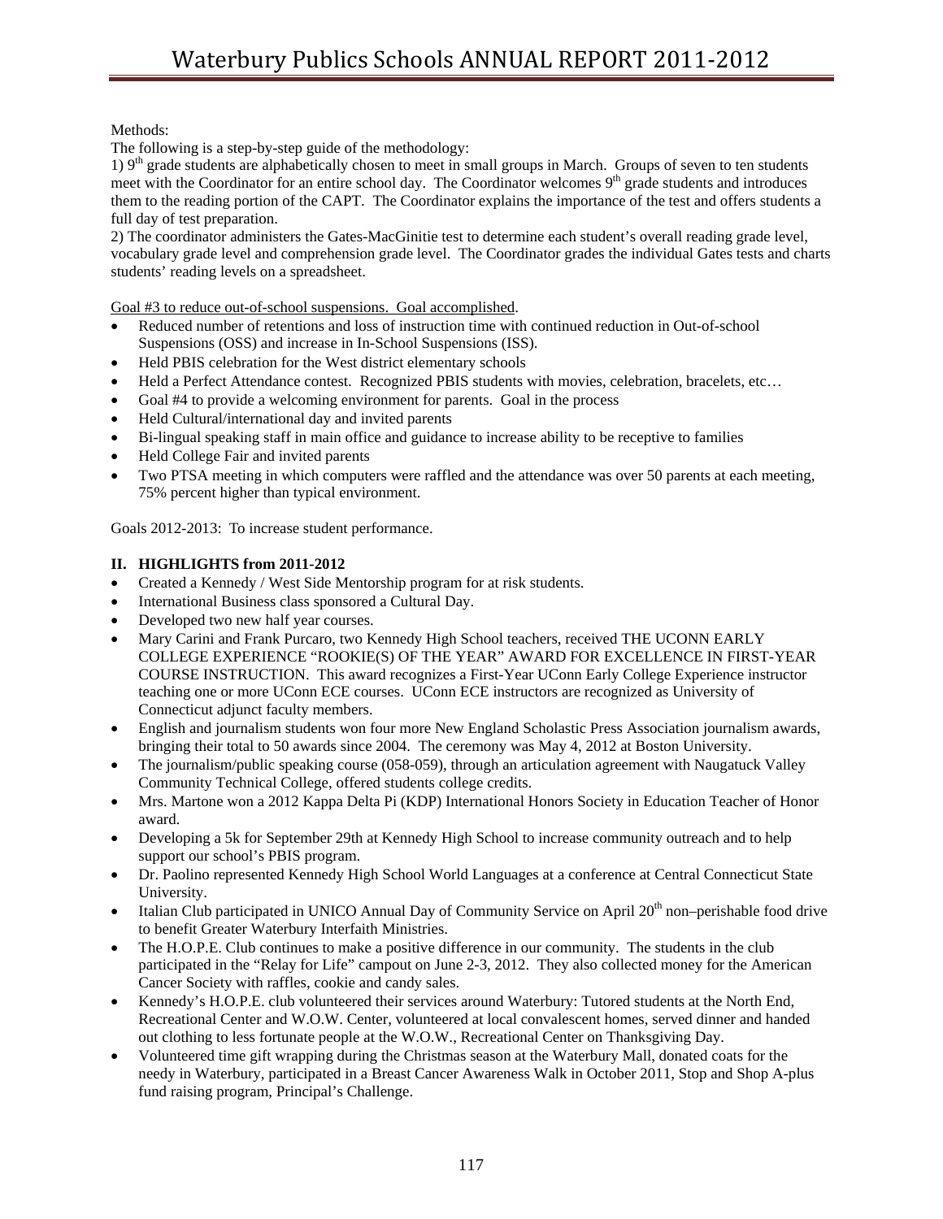Methods:

The following is a step-by-step guide of the methodology:

1) 9th grade students are alphabetically chosen to meet in small groups in March. Groups of seven to ten students meet with the Coordinator for an entire school day. The Coordinator welcomes 9th grade students and introduces them to the reading portion of the CAPT. The Coordinator explains the importance of the test and offers students a full day of test preparation.

2) The coordinator administers the Gates-MacGinitie test to determine each student's overall reading grade level, vocabulary grade level and comprehension grade level. The Coordinator grades the individual Gates tests and charts students' reading levels on a spreadsheet.

Goal #3 to reduce out-of-school suspensions. Goal accomplished.

- Reduced number of retentions and loss of instruction time with continued reduction in Out-of-school Suspensions (OSS) and increase in In-School Suspensions (ISS).
- Held PBIS celebration for the West district elementary schools
- Held a Perfect Attendance contest. Recognized PBIS students with movies, celebration, bracelets, etc…
- Goal #4 to provide a welcoming environment for parents. Goal in the process
- Held Cultural/international day and invited parents
- Bi-lingual speaking staff in main office and guidance to increase ability to be receptive to families
- Held College Fair and invited parents
- Two PTSA meeting in which computers were raffled and the attendance was over 50 parents at each meeting, 75% percent higher than typical environment.

Goals 2012-2013: To increase student performance.

## II. HIGHLIGHTS from 2011-2012

- Created a Kennedy / West Side Mentorship program for at risk students.
- International Business class sponsored a Cultural Day.
- Developed two new half year courses.
- Mary Carini and Frank Purcaro, two Kennedy High School teachers, received THE UCONN EARLY COLLEGE EXPERIENCE "ROOKIE(S) OF THE YEAR" AWARD FOR EXCELLENCE IN FIRST-YEAR COURSE INSTRUCTION. This award recognizes a First-Year UConn Early College Experience instructor teaching one or more UConn ECE courses. UConn ECE instructors are recognized as University of Connecticut adjunct faculty members.
- English and journalism students won four more New England Scholastic Press Association journalism awards, bringing their total to 50 awards since 2004. The ceremony was May 4, 2012 at Boston University.
- The journalism/public speaking course (058-059), through an articulation agreement with Naugatuck Valley Community Technical College, offered students college credits.
- Mrs. Martone won a 2012 Kappa Delta Pi (KDP) International Honors Society in Education Teacher of Honor award.
- Developing a 5k for September 29th at Kennedy High School to increase community outreach and to help support our school's PBIS program.
- Dr. Paolino represented Kennedy High School World Languages at a conference at Central Connecticut State University.
- Italian Club participated in UNICO Annual Day of Community Service on April 20th non–perishable food drive to benefit Greater Waterbury Interfaith Ministries.
- The H.O.P.E. Club continues to make a positive difference in our community. The students in the club participated in the "Relay for Life" campout on June 2-3, 2012. They also collected money for the American Cancer Society with raffles, cookie and candy sales.
- Kennedy's H.O.P.E. club volunteered their services around Waterbury: Tutored students at the North End, Recreational Center and W.O.W. Center, volunteered at local convalescent homes, served dinner and handed out clothing to less fortunate people at the W.O.W., Recreational Center on Thanksgiving Day.
- Volunteered time gift wrapping during the Christmas season at the Waterbury Mall, donated coats for the needy in Waterbury, participated in a Breast Cancer Awareness Walk in October 2011, Stop and Shop A-plus fund raising program, Principal's Challenge.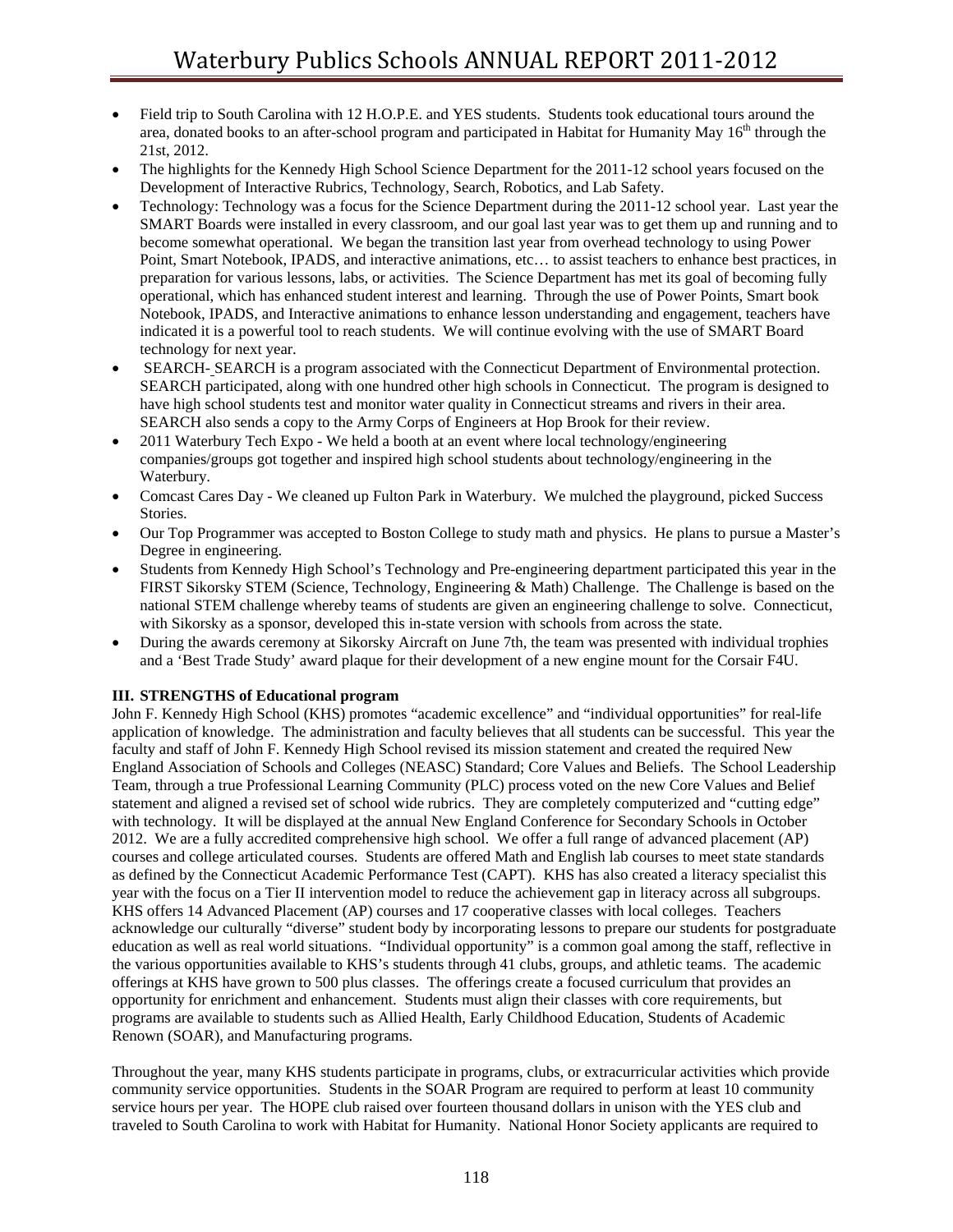- Field trip to South Carolina with 12 H.O.P.E. and YES students. Students took educational tours around the area, donated books to an after-school program and participated in Habitat for Humanity May 16th through the 21st, 2012.
- The highlights for the Kennedy High School Science Department for the 2011-12 school years focused on the Development of Interactive Rubrics, Technology, Search, Robotics, and Lab Safety.
- Technology: Technology was a focus for the Science Department during the 2011-12 school year. Last year the SMART Boards were installed in every classroom, and our goal last year was to get them up and running and to become somewhat operational. We began the transition last year from overhead technology to using Power Point, Smart Notebook, IPADS, and interactive animations, etc… to assist teachers to enhance best practices, in preparation for various lessons, labs, or activities. The Science Department has met its goal of becoming fully operational, which has enhanced student interest and learning. Through the use of Power Points, Smart book Notebook, IPADS, and Interactive animations to enhance lesson understanding and engagement, teachers have indicated it is a powerful tool to reach students. We will continue evolving with the use of SMART Board technology for next year.
- SEARCH- SEARCH is a program associated with the Connecticut Department of Environmental protection. SEARCH participated, along with one hundred other high schools in Connecticut. The program is designed to have high school students test and monitor water quality in Connecticut streams and rivers in their area. SEARCH also sends a copy to the Army Corps of Engineers at Hop Brook for their review.
- 2011 Waterbury Tech Expo - We held a booth at an event where local technology/engineering companies/groups got together and inspired high school students about technology/engineering in the Waterbury.
- Comcast Cares Day - We cleaned up Fulton Park in Waterbury. We mulched the playground, picked Success Stories.
- Our Top Programmer was accepted to Boston College to study math and physics. He plans to pursue a Master's Degree in engineering.
- Students from Kennedy High School's Technology and Pre-engineering department participated this year in the FIRST Sikorsky STEM (Science, Technology, Engineering & Math) Challenge. The Challenge is based on the national STEM challenge whereby teams of students are given an engineering challenge to solve. Connecticut, with Sikorsky as a sponsor, developed this in-state version with schools from across the state.
- During the awards ceremony at Sikorsky Aircraft on June 7th, the team was presented with individual trophies and a 'Best Trade Study' award plaque for their development of a new engine mount for the Corsair F4U.

**III. STRENGTHS of Educational program**

John F. Kennedy High School (KHS) promotes "academic excellence" and "individual opportunities" for real-life application of knowledge. The administration and faculty believes that all students can be successful. This year the faculty and staff of John F. Kennedy High School revised its mission statement and created the required New England Association of Schools and Colleges (NEASC) Standard; Core Values and Beliefs. The School Leadership Team, through a true Professional Learning Community (PLC) process voted on the new Core Values and Belief statement and aligned a revised set of school wide rubrics. They are completely computerized and "cutting edge" with technology. It will be displayed at the annual New England Conference for Secondary Schools in October 2012. We are a fully accredited comprehensive high school. We offer a full range of advanced placement (AP) courses and college articulated courses. Students are offered Math and English lab courses to meet state standards as defined by the Connecticut Academic Performance Test (CAPT). KHS has also created a literacy specialist this year with the focus on a Tier II intervention model to reduce the achievement gap in literacy across all subgroups. KHS offers 14 Advanced Placement (AP) courses and 17 cooperative classes with local colleges. Teachers acknowledge our culturally "diverse" student body by incorporating lessons to prepare our students for postgraduate education as well as real world situations. "Individual opportunity" is a common goal among the staff, reflective in the various opportunities available to KHS's students through 41 clubs, groups, and athletic teams. The academic offerings at KHS have grown to 500 plus classes. The offerings create a focused curriculum that provides an opportunity for enrichment and enhancement. Students must align their classes with core requirements, but programs are available to students such as Allied Health, Early Childhood Education, Students of Academic Renown (SOAR), and Manufacturing programs.

Throughout the year, many KHS students participate in programs, clubs, or extracurricular activities which provide community service opportunities. Students in the SOAR Program are required to perform at least 10 community service hours per year. The HOPE club raised over fourteen thousand dollars in unison with the YES club and traveled to South Carolina to work with Habitat for Humanity. National Honor Society applicants are required to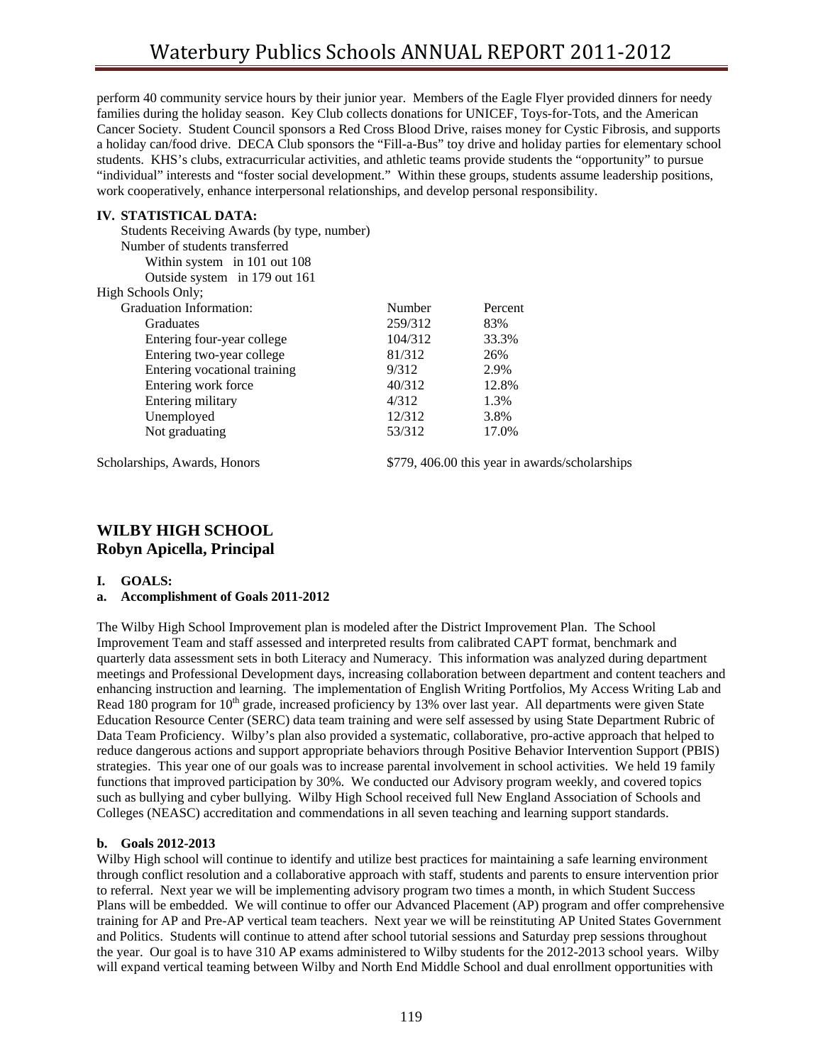perform 40 community service hours by their junior year. Members of the Eagle Flyer provided dinners for needy families during the holiday season. Key Club collects donations for UNICEF, Toys-for-Tots, and the American Cancer Society. Student Council sponsors a Red Cross Blood Drive, raises money for Cystic Fibrosis, and supports a holiday can/food drive. DECA Club sponsors the "Fill-a-Bus" toy drive and holiday parties for elementary school students. KHS's clubs, extracurricular activities, and athletic teams provide students the "opportunity" to pursue "individual" interests and "foster social development." Within these groups, students assume leadership positions, work cooperatively, enhance interpersonal relationships, and develop personal responsibility.

**IV. STATISTICAL DATA:**

Students Receiving Awards (by type, number)

Number of students transferred

Within system in 101 out 108

Outside system in 179 out 161

High Schools Only;

| Graduation Information: | Number | Percent |
|---|---|---|
| Graduates | 259/312 | 83% |
| Entering four-year college | 104/312 | 33.3% |
| Entering two-year college | 81/312 | 26% |
| Entering vocational training | 9/312 | 2.9% |
| Entering work force | 40/312 | 12.8% |
| Entering military | 4/312 | 1.3% |
| Unemployed | 12/312 | 3.8% |
| Not graduating | 53/312 | 17.0% |

Scholarships, Awards, Honors — $779, 406.00 this year in awards/scholarships

## WILBY HIGH SCHOOL
## Robyn Apicella, Principal

**I. GOALS:**

**a. Accomplishment of Goals 2011-2012**

The Wilby High School Improvement plan is modeled after the District Improvement Plan. The School Improvement Team and staff assessed and interpreted results from calibrated CAPT format, benchmark and quarterly data assessment sets in both Literacy and Numeracy. This information was analyzed during department meetings and Professional Development days, increasing collaboration between department and content teachers and enhancing instruction and learning. The implementation of English Writing Portfolios, My Access Writing Lab and Read 180 program for 10th grade, increased proficiency by 13% over last year. All departments were given State Education Resource Center (SERC) data team training and were self assessed by using State Department Rubric of Data Team Proficiency. Wilby's plan also provided a systematic, collaborative, pro-active approach that helped to reduce dangerous actions and support appropriate behaviors through Positive Behavior Intervention Support (PBIS) strategies. This year one of our goals was to increase parental involvement in school activities. We held 19 family functions that improved participation by 30%. We conducted our Advisory program weekly, and covered topics such as bullying and cyber bullying. Wilby High School received full New England Association of Schools and Colleges (NEASC) accreditation and commendations in all seven teaching and learning support standards.

**b. Goals 2012-2013**

Wilby High school will continue to identify and utilize best practices for maintaining a safe learning environment through conflict resolution and a collaborative approach with staff, students and parents to ensure intervention prior to referral. Next year we will be implementing advisory program two times a month, in which Student Success Plans will be embedded. We will continue to offer our Advanced Placement (AP) program and offer comprehensive training for AP and Pre-AP vertical team teachers. Next year we will be reinstituting AP United States Government and Politics. Students will continue to attend after school tutorial sessions and Saturday prep sessions throughout the year. Our goal is to have 310 AP exams administered to Wilby students for the 2012-2013 school years. Wilby will expand vertical teaming between Wilby and North End Middle School and dual enrollment opportunities with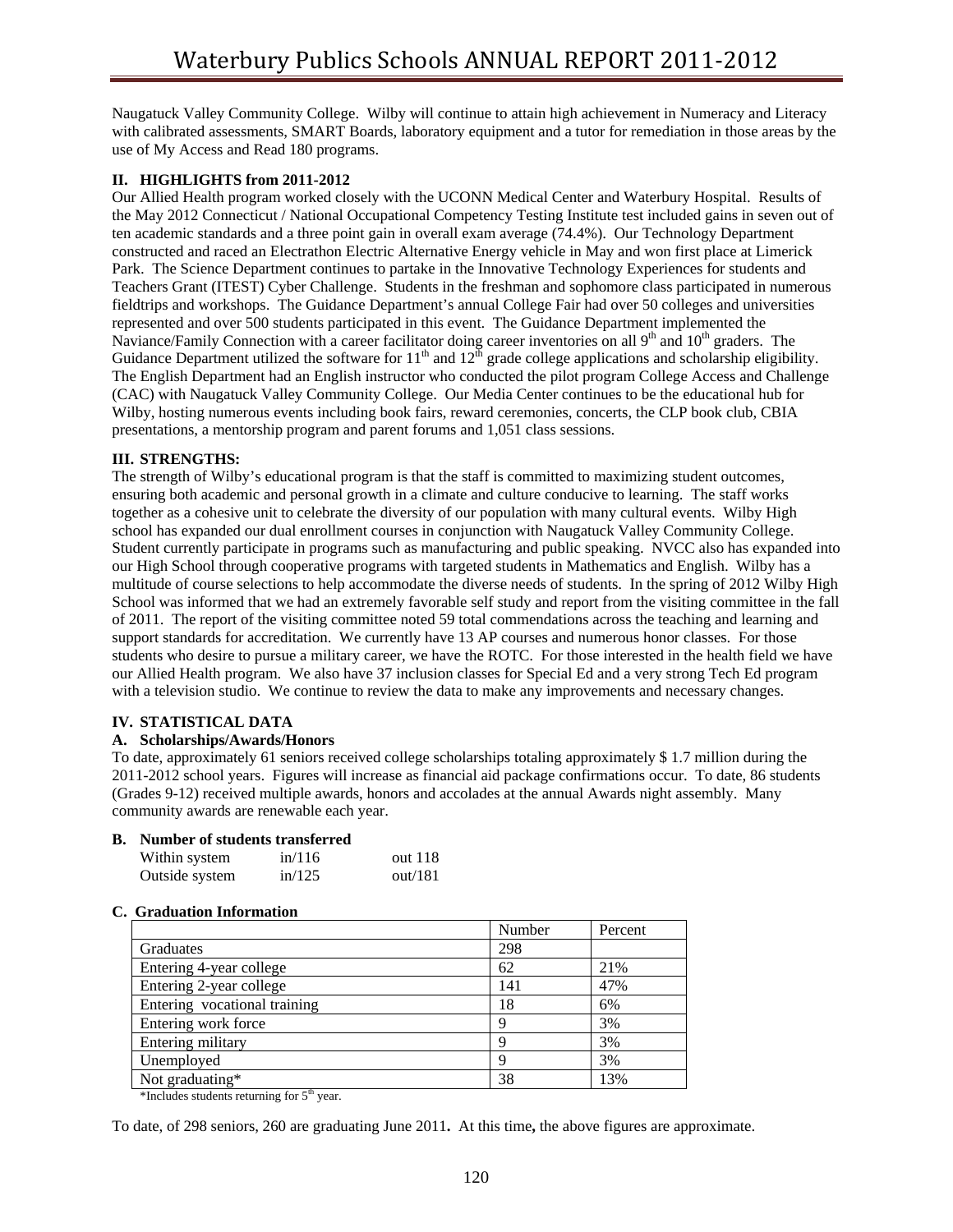Naugatuck Valley Community College. Wilby will continue to attain high achievement in Numeracy and Literacy with calibrated assessments, SMART Boards, laboratory equipment and a tutor for remediation in those areas by the use of My Access and Read 180 programs.

### II. HIGHLIGHTS from 2011-2012

Our Allied Health program worked closely with the UCONN Medical Center and Waterbury Hospital. Results of the May 2012 Connecticut / National Occupational Competency Testing Institute test included gains in seven out of ten academic standards and a three point gain in overall exam average (74.4%). Our Technology Department constructed and raced an Electrathon Electric Alternative Energy vehicle in May and won first place at Limerick Park. The Science Department continues to partake in the Innovative Technology Experiences for students and Teachers Grant (ITEST) Cyber Challenge. Students in the freshman and sophomore class participated in numerous fieldtrips and workshops. The Guidance Department's annual College Fair had over 50 colleges and universities represented and over 500 students participated in this event. The Guidance Department implemented the Naviance/Family Connection with a career facilitator doing career inventories on all 9th and 10th graders. The Guidance Department utilized the software for 11th and 12th grade college applications and scholarship eligibility. The English Department had an English instructor who conducted the pilot program College Access and Challenge (CAC) with Naugatuck Valley Community College. Our Media Center continues to be the educational hub for Wilby, hosting numerous events including book fairs, reward ceremonies, concerts, the CLP book club, CBIA presentations, a mentorship program and parent forums and 1,051 class sessions.

### III. STRENGTHS:

The strength of Wilby's educational program is that the staff is committed to maximizing student outcomes, ensuring both academic and personal growth in a climate and culture conducive to learning. The staff works together as a cohesive unit to celebrate the diversity of our population with many cultural events. Wilby High school has expanded our dual enrollment courses in conjunction with Naugatuck Valley Community College. Student currently participate in programs such as manufacturing and public speaking. NVCC also has expanded into our High School through cooperative programs with targeted students in Mathematics and English. Wilby has a multitude of course selections to help accommodate the diverse needs of students. In the spring of 2012 Wilby High School was informed that we had an extremely favorable self study and report from the visiting committee in the fall of 2011. The report of the visiting committee noted 59 total commendations across the teaching and learning and support standards for accreditation. We currently have 13 AP courses and numerous honor classes. For those students who desire to pursue a military career, we have the ROTC. For those interested in the health field we have our Allied Health program. We also have 37 inclusion classes for Special Ed and a very strong Tech Ed program with a television studio. We continue to review the data to make any improvements and necessary changes.

### IV. STATISTICAL DATA

#### A. Scholarships/Awards/Honors

To date, approximately 61 seniors received college scholarships totaling approximately $ 1.7 million during the 2011-2012 school years. Figures will increase as financial aid package confirmations occur. To date, 86 students (Grades 9-12) received multiple awards, honors and accolades at the annual Awards night assembly. Many community awards are renewable each year.

#### B. Number of students transferred

| | | |
|---|---|---|
| Within system | in/116 | out 118 |
| Outside system | in/125 | out/181 |

#### C. Graduation Information

| | Number | Percent |
|---|---|---|
| Graduates | 298 | |
| Entering 4-year college | 62 | 21% |
| Entering 2-year college | 141 | 47% |
| Entering vocational training | 18 | 6% |
| Entering work force | 9 | 3% |
| Entering military | 9 | 3% |
| Unemployed | 9 | 3% |
| Not graduating* | 38 | 13% |

*Includes students returning for 5th year.

To date, of 298 seniors, 260 are graduating June 2011**.** At this time**,** the above figures are approximate.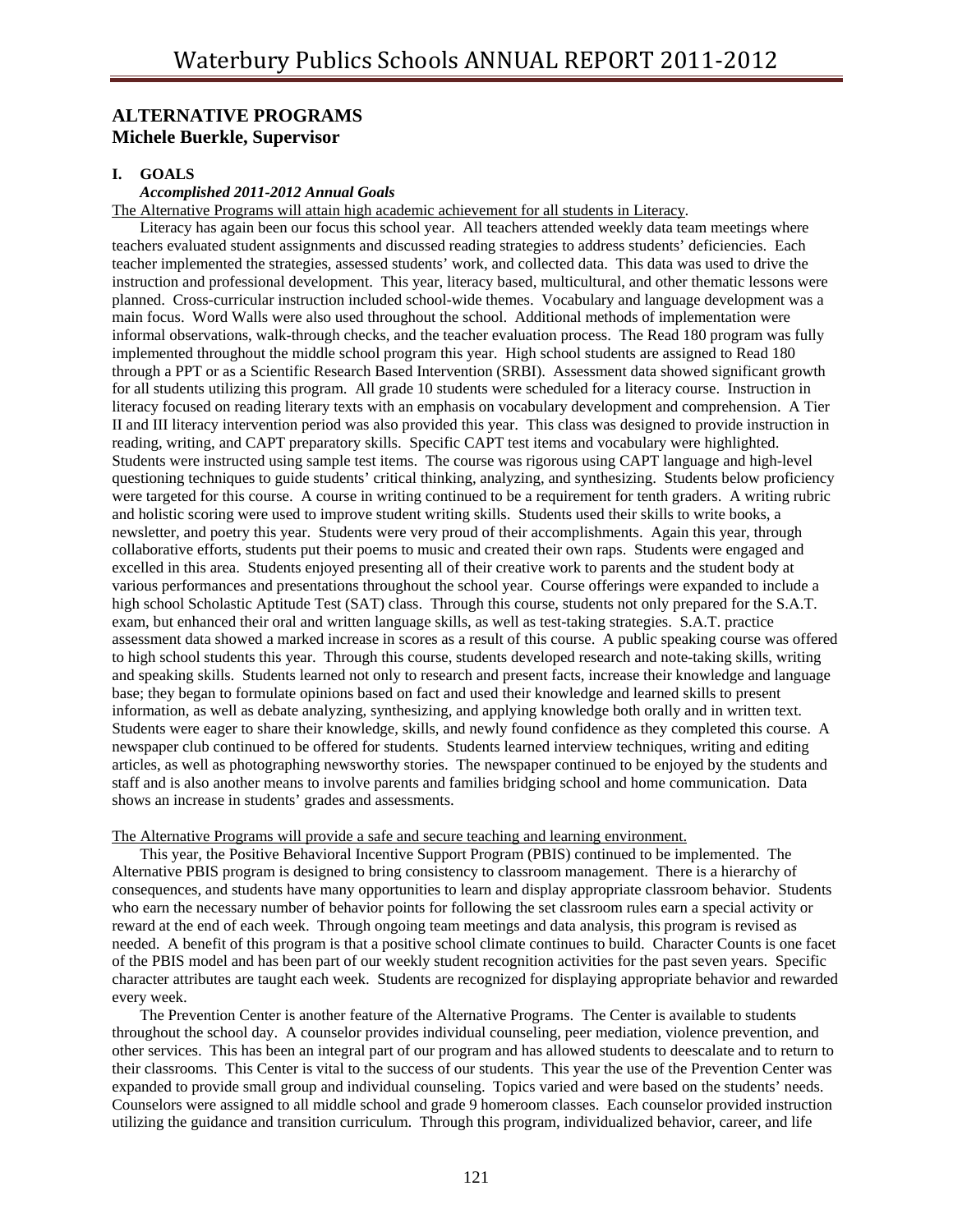## ALTERNATIVE PROGRAMS
## Michele Buerkle, Supervisor

### I. GOALS

***Accomplished 2011-2012 Annual Goals***

The Alternative Programs will attain high academic achievement for all students in Literacy.

Literacy has again been our focus this school year. All teachers attended weekly data team meetings where teachers evaluated student assignments and discussed reading strategies to address students' deficiencies. Each teacher implemented the strategies, assessed students' work, and collected data. This data was used to drive the instruction and professional development. This year, literacy based, multicultural, and other thematic lessons were planned. Cross-curricular instruction included school-wide themes. Vocabulary and language development was a main focus. Word Walls were also used throughout the school. Additional methods of implementation were informal observations, walk-through checks, and the teacher evaluation process. The Read 180 program was fully implemented throughout the middle school program this year. High school students are assigned to Read 180 through a PPT or as a Scientific Research Based Intervention (SRBI). Assessment data showed significant growth for all students utilizing this program. All grade 10 students were scheduled for a literacy course. Instruction in literacy focused on reading literary texts with an emphasis on vocabulary development and comprehension. A Tier II and III literacy intervention period was also provided this year. This class was designed to provide instruction in reading, writing, and CAPT preparatory skills. Specific CAPT test items and vocabulary were highlighted. Students were instructed using sample test items. The course was rigorous using CAPT language and high-level questioning techniques to guide students' critical thinking, analyzing, and synthesizing. Students below proficiency were targeted for this course. A course in writing continued to be a requirement for tenth graders. A writing rubric and holistic scoring were used to improve student writing skills. Students used their skills to write books, a newsletter, and poetry this year. Students were very proud of their accomplishments. Again this year, through collaborative efforts, students put their poems to music and created their own raps. Students were engaged and excelled in this area. Students enjoyed presenting all of their creative work to parents and the student body at various performances and presentations throughout the school year. Course offerings were expanded to include a high school Scholastic Aptitude Test (SAT) class. Through this course, students not only prepared for the S.A.T. exam, but enhanced their oral and written language skills, as well as test-taking strategies. S.A.T. practice assessment data showed a marked increase in scores as a result of this course. A public speaking course was offered to high school students this year. Through this course, students developed research and note-taking skills, writing and speaking skills. Students learned not only to research and present facts, increase their knowledge and language base; they began to formulate opinions based on fact and used their knowledge and learned skills to present information, as well as debate analyzing, synthesizing, and applying knowledge both orally and in written text. Students were eager to share their knowledge, skills, and newly found confidence as they completed this course. A newspaper club continued to be offered for students. Students learned interview techniques, writing and editing articles, as well as photographing newsworthy stories. The newspaper continued to be enjoyed by the students and staff and is also another means to involve parents and families bridging school and home communication. Data shows an increase in students' grades and assessments.

The Alternative Programs will provide a safe and secure teaching and learning environment.

This year, the Positive Behavioral Incentive Support Program (PBIS) continued to be implemented. The Alternative PBIS program is designed to bring consistency to classroom management. There is a hierarchy of consequences, and students have many opportunities to learn and display appropriate classroom behavior. Students who earn the necessary number of behavior points for following the set classroom rules earn a special activity or reward at the end of each week. Through ongoing team meetings and data analysis, this program is revised as needed. A benefit of this program is that a positive school climate continues to build. Character Counts is one facet of the PBIS model and has been part of our weekly student recognition activities for the past seven years. Specific character attributes are taught each week. Students are recognized for displaying appropriate behavior and rewarded every week.

The Prevention Center is another feature of the Alternative Programs. The Center is available to students throughout the school day. A counselor provides individual counseling, peer mediation, violence prevention, and other services. This has been an integral part of our program and has allowed students to deescalate and to return to their classrooms. This Center is vital to the success of our students. This year the use of the Prevention Center was expanded to provide small group and individual counseling. Topics varied and were based on the students' needs. Counselors were assigned to all middle school and grade 9 homeroom classes. Each counselor provided instruction utilizing the guidance and transition curriculum. Through this program, individualized behavior, career, and life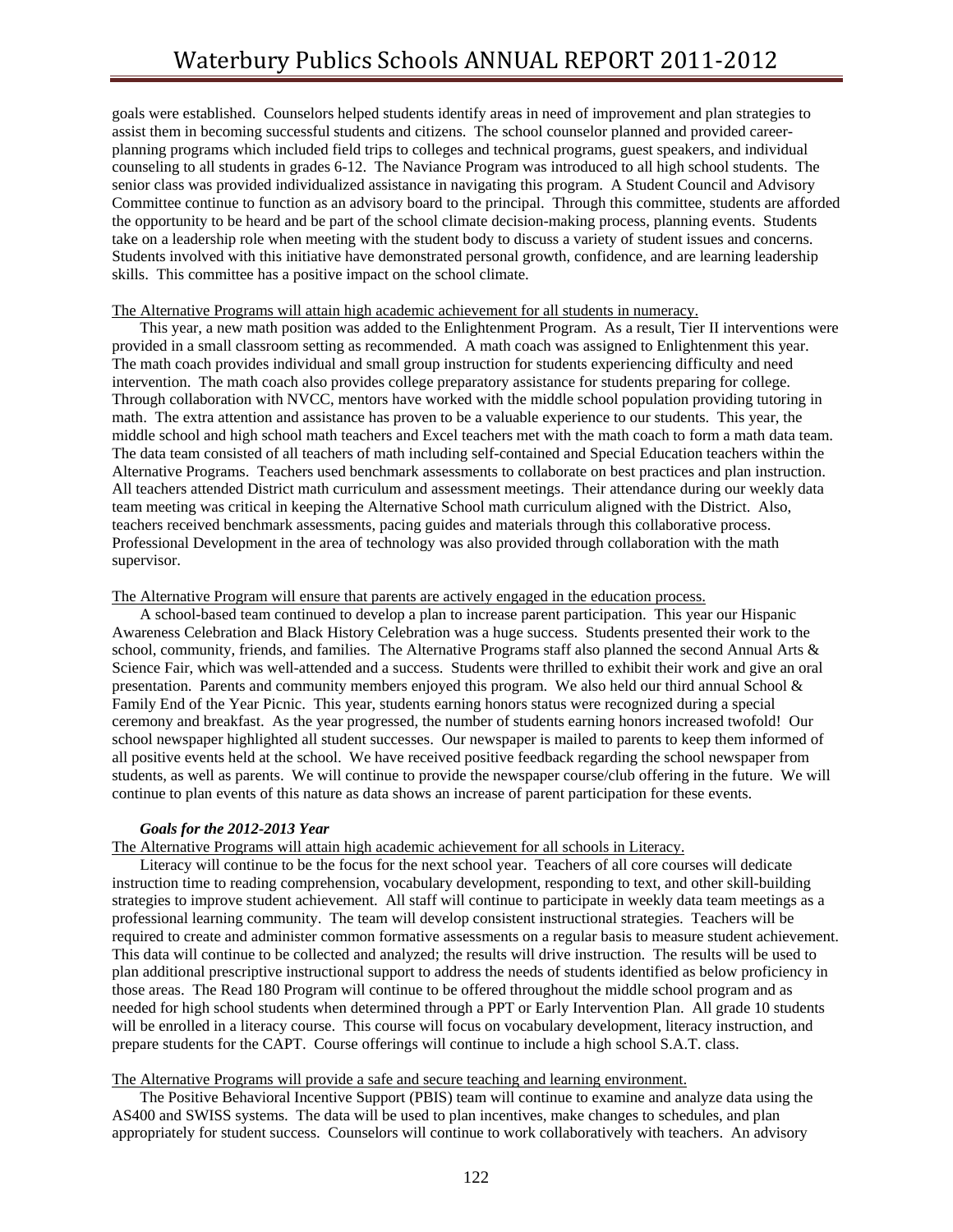goals were established. Counselors helped students identify areas in need of improvement and plan strategies to assist them in becoming successful students and citizens. The school counselor planned and provided career-planning programs which included field trips to colleges and technical programs, guest speakers, and individual counseling to all students in grades 6-12. The Naviance Program was introduced to all high school students. The senior class was provided individualized assistance in navigating this program. A Student Council and Advisory Committee continue to function as an advisory board to the principal. Through this committee, students are afforded the opportunity to be heard and be part of the school climate decision-making process, planning events. Students take on a leadership role when meeting with the student body to discuss a variety of student issues and concerns. Students involved with this initiative have demonstrated personal growth, confidence, and are learning leadership skills. This committee has a positive impact on the school climate.

<u>The Alternative Programs will attain high academic achievement for all students in numeracy.</u>

This year, a new math position was added to the Enlightenment Program. As a result, Tier II interventions were provided in a small classroom setting as recommended. A math coach was assigned to Enlightenment this year. The math coach provides individual and small group instruction for students experiencing difficulty and need intervention. The math coach also provides college preparatory assistance for students preparing for college. Through collaboration with NVCC, mentors have worked with the middle school population providing tutoring in math. The extra attention and assistance has proven to be a valuable experience to our students. This year, the middle school and high school math teachers and Excel teachers met with the math coach to form a math data team. The data team consisted of all teachers of math including self-contained and Special Education teachers within the Alternative Programs. Teachers used benchmark assessments to collaborate on best practices and plan instruction. All teachers attended District math curriculum and assessment meetings. Their attendance during our weekly data team meeting was critical in keeping the Alternative School math curriculum aligned with the District. Also, teachers received benchmark assessments, pacing guides and materials through this collaborative process. Professional Development in the area of technology was also provided through collaboration with the math supervisor.

<u>The Alternative Program will ensure that parents are actively engaged in the education process.</u>

A school-based team continued to develop a plan to increase parent participation. This year our Hispanic Awareness Celebration and Black History Celebration was a huge success. Students presented their work to the school, community, friends, and families. The Alternative Programs staff also planned the second Annual Arts & Science Fair, which was well-attended and a success. Students were thrilled to exhibit their work and give an oral presentation. Parents and community members enjoyed this program. We also held our third annual School & Family End of the Year Picnic. This year, students earning honors status were recognized during a special ceremony and breakfast. As the year progressed, the number of students earning honors increased twofold! Our school newspaper highlighted all student successes. Our newspaper is mailed to parents to keep them informed of all positive events held at the school. We have received positive feedback regarding the school newspaper from students, as well as parents. We will continue to provide the newspaper course/club offering in the future. We will continue to plan events of this nature as data shows an increase of parent participation for these events.

***Goals for the 2012-2013 Year***

<u>The Alternative Programs will attain high academic achievement for all schools in Literacy.</u>

Literacy will continue to be the focus for the next school year. Teachers of all core courses will dedicate instruction time to reading comprehension, vocabulary development, responding to text, and other skill-building strategies to improve student achievement. All staff will continue to participate in weekly data team meetings as a professional learning community. The team will develop consistent instructional strategies. Teachers will be required to create and administer common formative assessments on a regular basis to measure student achievement. This data will continue to be collected and analyzed; the results will drive instruction. The results will be used to plan additional prescriptive instructional support to address the needs of students identified as below proficiency in those areas. The Read 180 Program will continue to be offered throughout the middle school program and as needed for high school students when determined through a PPT or Early Intervention Plan. All grade 10 students will be enrolled in a literacy course. This course will focus on vocabulary development, literacy instruction, and prepare students for the CAPT. Course offerings will continue to include a high school S.A.T. class.

<u>The Alternative Programs will provide a safe and secure teaching and learning environment.</u>

The Positive Behavioral Incentive Support (PBIS) team will continue to examine and analyze data using the AS400 and SWISS systems. The data will be used to plan incentives, make changes to schedules, and plan appropriately for student success. Counselors will continue to work collaboratively with teachers. An advisory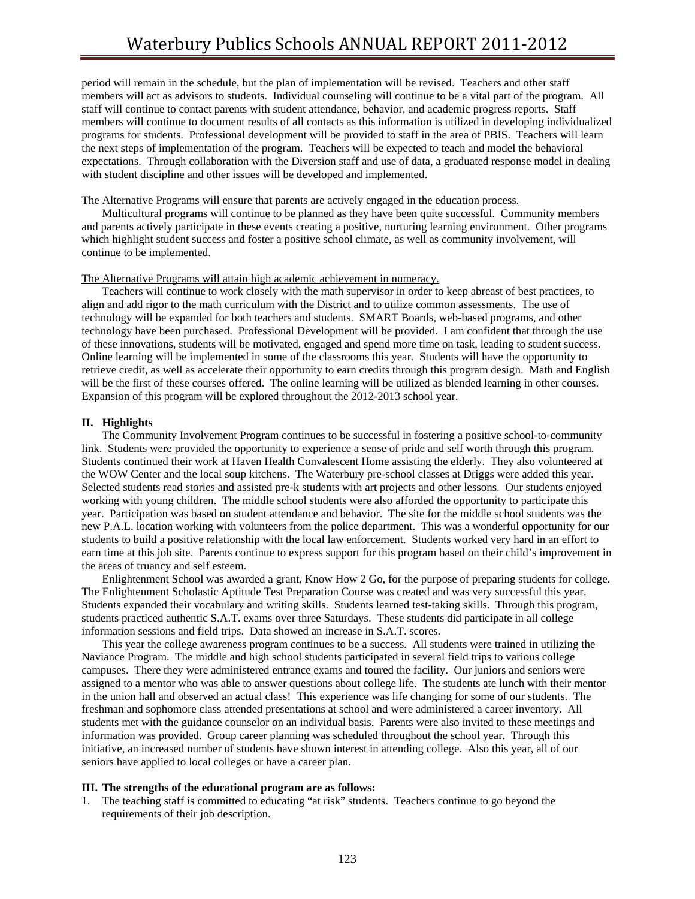period will remain in the schedule, but the plan of implementation will be revised. Teachers and other staff members will act as advisors to students. Individual counseling will continue to be a vital part of the program. All staff will continue to contact parents with student attendance, behavior, and academic progress reports. Staff members will continue to document results of all contacts as this information is utilized in developing individualized programs for students. Professional development will be provided to staff in the area of PBIS. Teachers will learn the next steps of implementation of the program. Teachers will be expected to teach and model the behavioral expectations. Through collaboration with the Diversion staff and use of data, a graduated response model in dealing with student discipline and other issues will be developed and implemented.

<u>The Alternative Programs will ensure that parents are actively engaged in the education process.</u>

Multicultural programs will continue to be planned as they have been quite successful. Community members and parents actively participate in these events creating a positive, nurturing learning environment. Other programs which highlight student success and foster a positive school climate, as well as community involvement, will continue to be implemented.

<u>The Alternative Programs will attain high academic achievement in numeracy.</u>

Teachers will continue to work closely with the math supervisor in order to keep abreast of best practices, to align and add rigor to the math curriculum with the District and to utilize common assessments. The use of technology will be expanded for both teachers and students. SMART Boards, web-based programs, and other technology have been purchased. Professional Development will be provided. I am confident that through the use of these innovations, students will be motivated, engaged and spend more time on task, leading to student success. Online learning will be implemented in some of the classrooms this year. Students will have the opportunity to retrieve credit, as well as accelerate their opportunity to earn credits through this program design. Math and English will be the first of these courses offered. The online learning will be utilized as blended learning in other courses. Expansion of this program will be explored throughout the 2012-2013 school year.

**II. Highlights**

The Community Involvement Program continues to be successful in fostering a positive school-to-community link. Students were provided the opportunity to experience a sense of pride and self worth through this program. Students continued their work at Haven Health Convalescent Home assisting the elderly. They also volunteered at the WOW Center and the local soup kitchens. The Waterbury pre-school classes at Driggs were added this year. Selected students read stories and assisted pre-k students with art projects and other lessons. Our students enjoyed working with young children. The middle school students were also afforded the opportunity to participate this year. Participation was based on student attendance and behavior. The site for the middle school students was the new P.A.L. location working with volunteers from the police department. This was a wonderful opportunity for our students to build a positive relationship with the local law enforcement. Students worked very hard in an effort to earn time at this job site. Parents continue to express support for this program based on their child's improvement in the areas of truancy and self esteem.

Enlightenment School was awarded a grant, <u>Know How 2 Go</u>, for the purpose of preparing students for college. The Enlightenment Scholastic Aptitude Test Preparation Course was created and was very successful this year. Students expanded their vocabulary and writing skills. Students learned test-taking skills. Through this program, students practiced authentic S.A.T. exams over three Saturdays. These students did participate in all college information sessions and field trips. Data showed an increase in S.A.T. scores.

This year the college awareness program continues to be a success. All students were trained in utilizing the Naviance Program. The middle and high school students participated in several field trips to various college campuses. There they were administered entrance exams and toured the facility. Our juniors and seniors were assigned to a mentor who was able to answer questions about college life. The students ate lunch with their mentor in the union hall and observed an actual class! This experience was life changing for some of our students. The freshman and sophomore class attended presentations at school and were administered a career inventory. All students met with the guidance counselor on an individual basis. Parents were also invited to these meetings and information was provided. Group career planning was scheduled throughout the school year. Through this initiative, an increased number of students have shown interest in attending college. Also this year, all of our seniors have applied to local colleges or have a career plan.

**III. The strengths of the educational program are as follows:**

1. The teaching staff is committed to educating "at risk" students. Teachers continue to go beyond the requirements of their job description.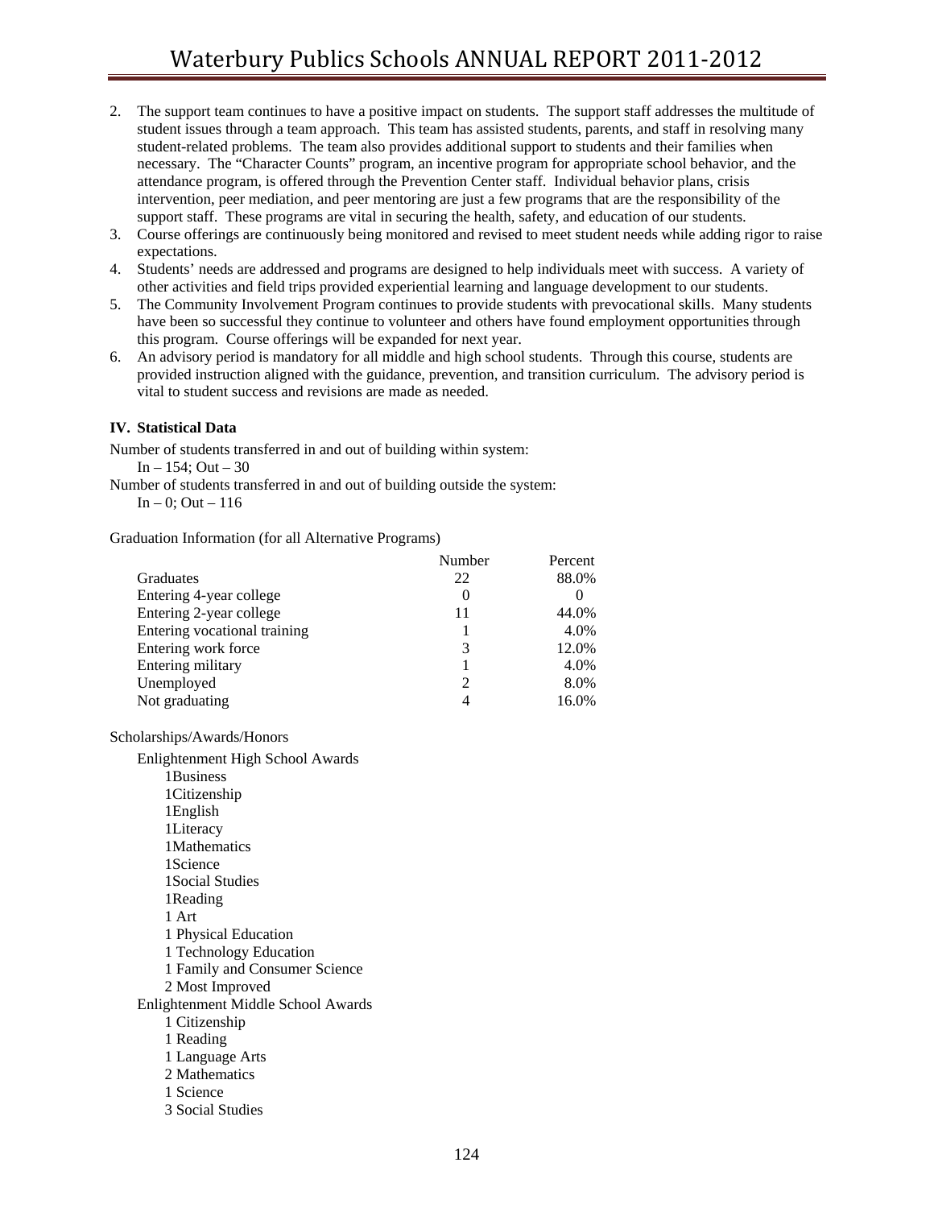2. The support team continues to have a positive impact on students. The support staff addresses the multitude of student issues through a team approach. This team has assisted students, parents, and staff in resolving many student-related problems. The team also provides additional support to students and their families when necessary. The "Character Counts" program, an incentive program for appropriate school behavior, and the attendance program, is offered through the Prevention Center staff. Individual behavior plans, crisis intervention, peer mediation, and peer mentoring are just a few programs that are the responsibility of the support staff. These programs are vital in securing the health, safety, and education of our students.
3. Course offerings are continuously being monitored and revised to meet student needs while adding rigor to raise expectations.
4. Students' needs are addressed and programs are designed to help individuals meet with success. A variety of other activities and field trips provided experiential learning and language development to our students.
5. The Community Involvement Program continues to provide students with prevocational skills. Many students have been so successful they continue to volunteer and others have found employment opportunities through this program. Course offerings will be expanded for next year.
6. An advisory period is mandatory for all middle and high school students. Through this course, students are provided instruction aligned with the guidance, prevention, and transition curriculum. The advisory period is vital to student success and revisions are made as needed.

**IV. Statistical Data**

Number of students transferred in and out of building within system:

In – 154; Out – 30

Number of students transferred in and out of building outside the system:

In – 0; Out – 116

Graduation Information (for all Alternative Programs)

| | Number | Percent |
|---|---|---|
| Graduates | 22 | 88.0% |
| Entering 4-year college | 0 | 0 |
| Entering 2-year college | 11 | 44.0% |
| Entering vocational training | 1 | 4.0% |
| Entering work force | 3 | 12.0% |
| Entering military | 1 | 4.0% |
| Unemployed | 2 | 8.0% |
| Not graduating | 4 | 16.0% |

Scholarships/Awards/Honors

Enlightenment High School Awards

- 1Business
- 1Citizenship
- 1English
- 1Literacy
- 1Mathematics
- 1Science
- 1Social Studies
- 1Reading
- 1 Art
- 1 Physical Education
- 1 Technology Education
- 1 Family and Consumer Science
- 2 Most Improved

Enlightenment Middle School Awards

- 1 Citizenship
- 1 Reading
- 1 Language Arts
- 2 Mathematics
- 1 Science
- 3 Social Studies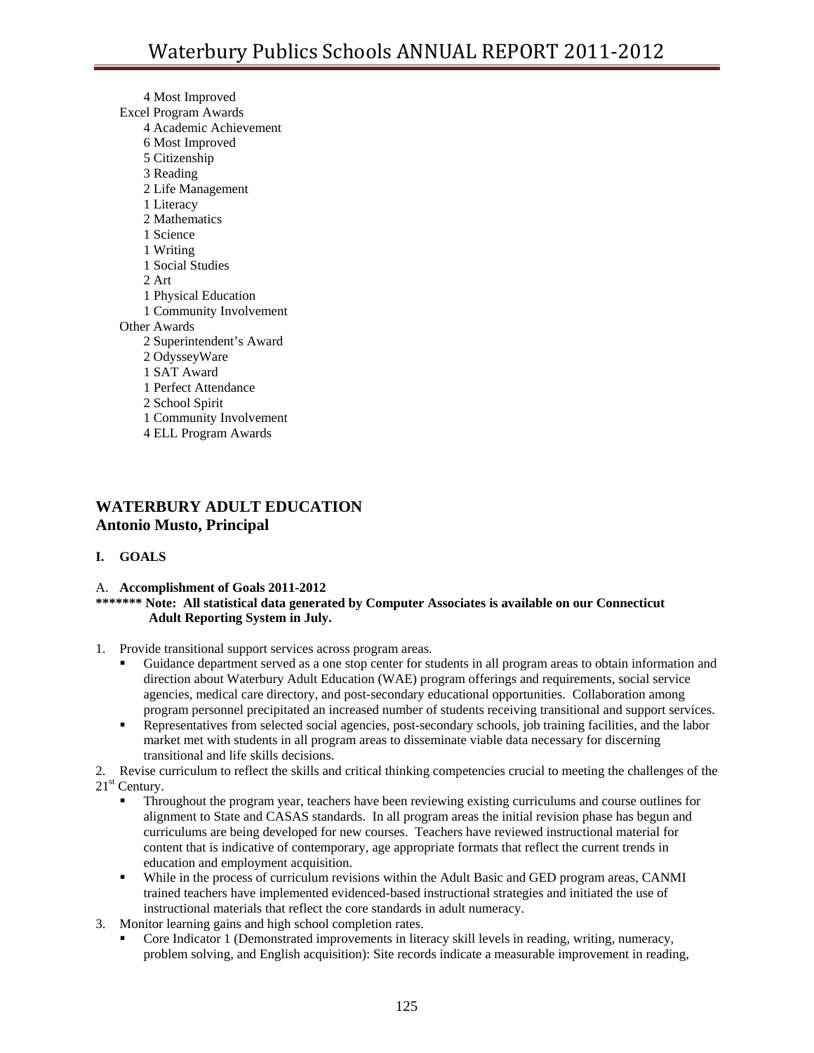- 4 Most Improved

Excel Program Awards

- 4 Academic Achievement
- 6 Most Improved
- 5 Citizenship
- 3 Reading
- 2 Life Management
- 1 Literacy
- 2 Mathematics
- 1 Science
- 1 Writing
- 1 Social Studies
- 2 Art
- 1 Physical Education
- 1 Community Involvement

Other Awards

- 2 Superintendent's Award
- 2 OdysseyWare
- 1 SAT Award
- 1 Perfect Attendance
- 2 School Spirit
- 1 Community Involvement
- 4 ELL Program Awards

## WATERBURY ADULT EDUCATION
## Antonio Musto, Principal

### I. GOALS

A. **Accomplishment of Goals 2011-2012**

**\*\*\*\*\*\*\* Note: All statistical data generated by Computer Associates is available on our Connecticut Adult Reporting System in July.**

1. Provide transitional support services across program areas.
   - Guidance department served as a one stop center for students in all program areas to obtain information and direction about Waterbury Adult Education (WAE) program offerings and requirements, social service agencies, medical care directory, and post-secondary educational opportunities. Collaboration among program personnel precipitated an increased number of students receiving transitional and support services.
   - Representatives from selected social agencies, post-secondary schools, job training facilities, and the labor market met with students in all program areas to disseminate viable data necessary for discerning transitional and life skills decisions.
2. Revise curriculum to reflect the skills and critical thinking competencies crucial to meeting the challenges of the 21st Century.
   - Throughout the program year, teachers have been reviewing existing curriculums and course outlines for alignment to State and CASAS standards. In all program areas the initial revision phase has begun and curriculums are being developed for new courses. Teachers have reviewed instructional material for content that is indicative of contemporary, age appropriate formats that reflect the current trends in education and employment acquisition.
   - While in the process of curriculum revisions within the Adult Basic and GED program areas, CANMI trained teachers have implemented evidenced-based instructional strategies and initiated the use of instructional materials that reflect the core standards in adult numeracy.
3. Monitor learning gains and high school completion rates.
   - Core Indicator 1 (Demonstrated improvements in literacy skill levels in reading, writing, numeracy, problem solving, and English acquisition): Site records indicate a measurable improvement in reading,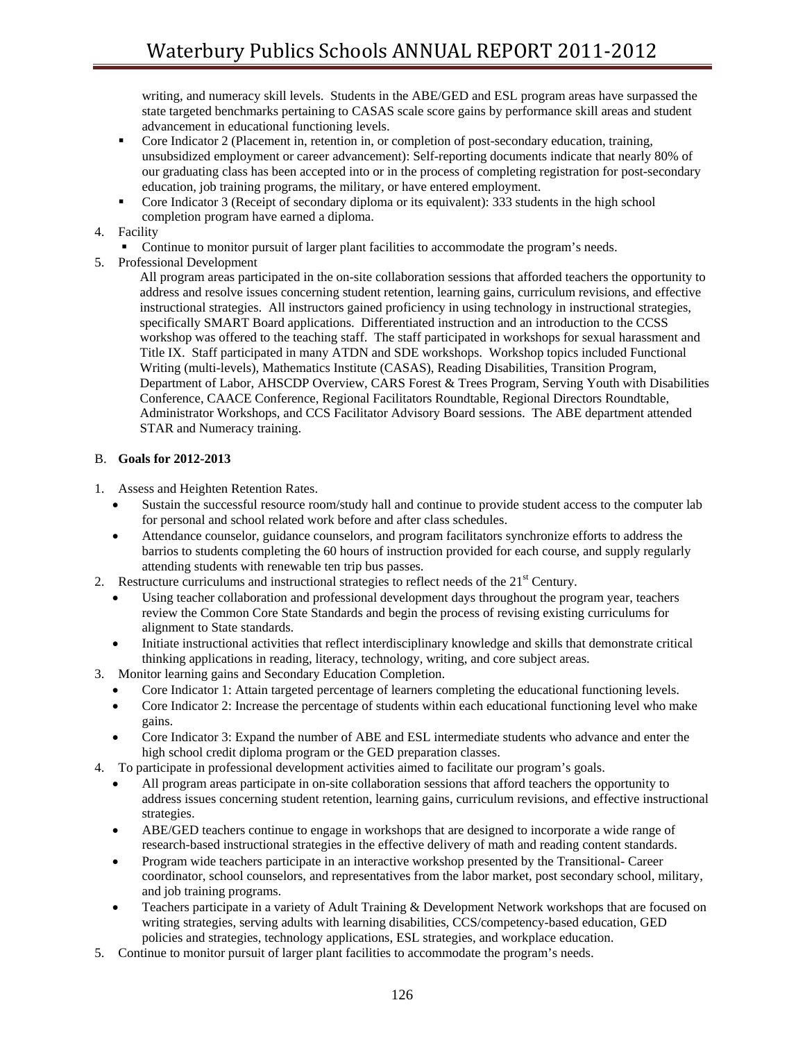writing, and numeracy skill levels. Students in the ABE/GED and ESL program areas have surpassed the state targeted benchmarks pertaining to CASAS scale score gains by performance skill areas and student advancement in educational functioning levels.

- Core Indicator 2 (Placement in, retention in, or completion of post-secondary education, training, unsubsidized employment or career advancement): Self-reporting documents indicate that nearly 80% of our graduating class has been accepted into or in the process of completing registration for post-secondary education, job training programs, the military, or have entered employment.
- Core Indicator 3 (Receipt of secondary diploma or its equivalent): 333 students in the high school completion program have earned a diploma.

4. Facility
   - Continue to monitor pursuit of larger plant facilities to accommodate the program's needs.
5. Professional Development

   All program areas participated in the on-site collaboration sessions that afforded teachers the opportunity to address and resolve issues concerning student retention, learning gains, curriculum revisions, and effective instructional strategies. All instructors gained proficiency in using technology in instructional strategies, specifically SMART Board applications. Differentiated instruction and an introduction to the CCSS workshop was offered to the teaching staff. The staff participated in workshops for sexual harassment and Title IX. Staff participated in many ATDN and SDE workshops. Workshop topics included Functional Writing (multi-levels), Mathematics Institute (CASAS), Reading Disabilities, Transition Program, Department of Labor, AHSCDP Overview, CARS Forest & Trees Program, Serving Youth with Disabilities Conference, CAACE Conference, Regional Facilitators Roundtable, Regional Directors Roundtable, Administrator Workshops, and CCS Facilitator Advisory Board sessions. The ABE department attended STAR and Numeracy training.

B. **Goals for 2012-2013**

1. Assess and Heighten Retention Rates.
   - Sustain the successful resource room/study hall and continue to provide student access to the computer lab for personal and school related work before and after class schedules.
   - Attendance counselor, guidance counselors, and program facilitators synchronize efforts to address the barrios to students completing the 60 hours of instruction provided for each course, and supply regularly attending students with renewable ten trip bus passes.
2. Restructure curriculums and instructional strategies to reflect needs of the 21st Century.
   - Using teacher collaboration and professional development days throughout the program year, teachers review the Common Core State Standards and begin the process of revising existing curriculums for alignment to State standards.
   - Initiate instructional activities that reflect interdisciplinary knowledge and skills that demonstrate critical thinking applications in reading, literacy, technology, writing, and core subject areas.
3. Monitor learning gains and Secondary Education Completion.
   - Core Indicator 1: Attain targeted percentage of learners completing the educational functioning levels.
   - Core Indicator 2: Increase the percentage of students within each educational functioning level who make gains.
   - Core Indicator 3: Expand the number of ABE and ESL intermediate students who advance and enter the high school credit diploma program or the GED preparation classes.
4. To participate in professional development activities aimed to facilitate our program's goals.
   - All program areas participate in on-site collaboration sessions that afford teachers the opportunity to address issues concerning student retention, learning gains, curriculum revisions, and effective instructional strategies.
   - ABE/GED teachers continue to engage in workshops that are designed to incorporate a wide range of research-based instructional strategies in the effective delivery of math and reading content standards.
   - Program wide teachers participate in an interactive workshop presented by the Transitional- Career coordinator, school counselors, and representatives from the labor market, post secondary school, military, and job training programs.
   - Teachers participate in a variety of Adult Training & Development Network workshops that are focused on writing strategies, serving adults with learning disabilities, CCS/competency-based education, GED policies and strategies, technology applications, ESL strategies, and workplace education.
5. Continue to monitor pursuit of larger plant facilities to accommodate the program's needs.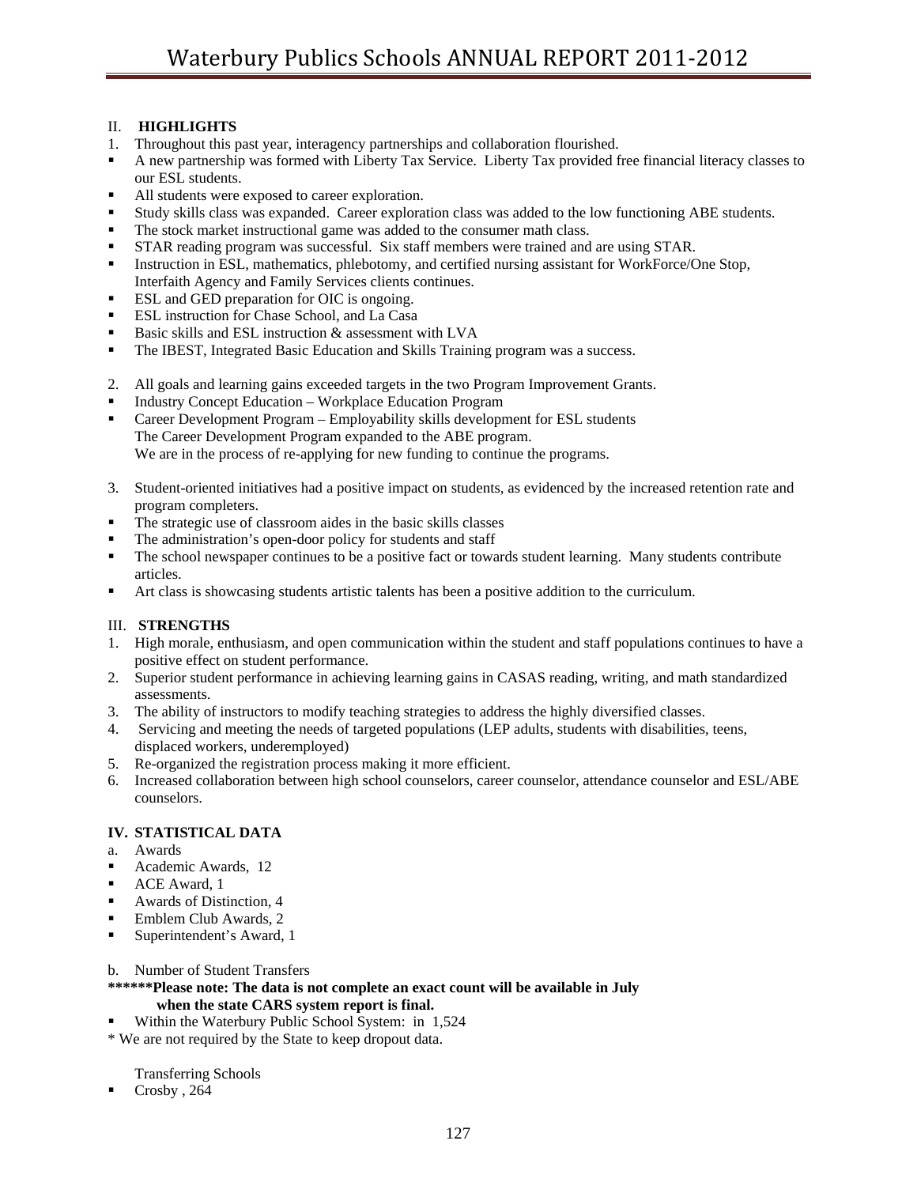## II. HIGHLIGHTS

1. Throughout this past year, interagency partnerships and collaboration flourished.
   - A new partnership was formed with Liberty Tax Service. Liberty Tax provided free financial literacy classes to our ESL students.
   - All students were exposed to career exploration.
   - Study skills class was expanded. Career exploration class was added to the low functioning ABE students.
   - The stock market instructional game was added to the consumer math class.
   - STAR reading program was successful. Six staff members were trained and are using STAR.
   - Instruction in ESL, mathematics, phlebotomy, and certified nursing assistant for WorkForce/One Stop, Interfaith Agency and Family Services clients continues.
   - ESL and GED preparation for OIC is ongoing.
   - ESL instruction for Chase School, and La Casa
   - Basic skills and ESL instruction & assessment with LVA
   - The IBEST, Integrated Basic Education and Skills Training program was a success.

2. All goals and learning gains exceeded targets in the two Program Improvement Grants.
   - Industry Concept Education – Workplace Education Program
   - Career Development Program – Employability skills development for ESL students
     The Career Development Program expanded to the ABE program.
     We are in the process of re-applying for new funding to continue the programs.

3. Student-oriented initiatives had a positive impact on students, as evidenced by the increased retention rate and program completers.
   - The strategic use of classroom aides in the basic skills classes
   - The administration's open-door policy for students and staff
   - The school newspaper continues to be a positive fact or towards student learning. Many students contribute articles.
   - Art class is showcasing students artistic talents has been a positive addition to the curriculum.

## III. STRENGTHS

1. High morale, enthusiasm, and open communication within the student and staff populations continues to have a positive effect on student performance.
2. Superior student performance in achieving learning gains in CASAS reading, writing, and math standardized assessments.
3. The ability of instructors to modify teaching strategies to address the highly diversified classes.
4. Servicing and meeting the needs of targeted populations (LEP adults, students with disabilities, teens, displaced workers, underemployed)
5. Re-organized the registration process making it more efficient.
6. Increased collaboration between high school counselors, career counselor, attendance counselor and ESL/ABE counselors.

## IV. STATISTICAL DATA

a. Awards
- Academic Awards, 12
- ACE Award, 1
- Awards of Distinction, 4
- Emblem Club Awards, 2
- Superintendent's Award, 1

b. Number of Student Transfers

**\*\*\*\*\*\*Please note: The data is not complete an exact count will be available in July when the state CARS system report is final.**

- Within the Waterbury Public School System: in 1,524

\* We are not required by the State to keep dropout data.

Transferring Schools
- Crosby , 264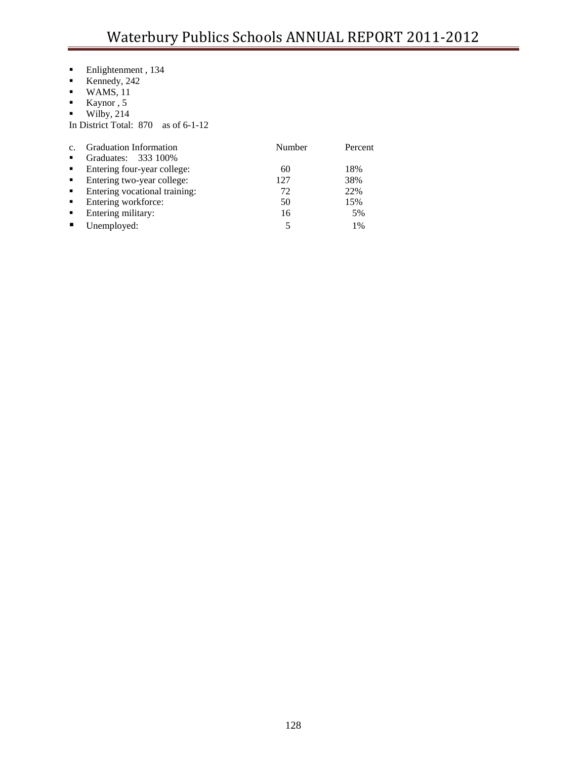- Enlightenment , 134
- Kennedy, 242
- WAMS, 11
- Kaynor , 5
- Wilby, 214

In District Total: 870 as of 6-1-12

| c. Graduation Information | Number | Percent |
|---|---|---|
| ▪ Graduates: 333 100% | | |
| ▪ Entering four-year college: | 60 | 18% |
| ▪ Entering two-year college: | 127 | 38% |
| ▪ Entering vocational training: | 72 | 22% |
| ▪ Entering workforce: | 50 | 15% |
| ▪ Entering military: | 16 | 5% |
| ▪ Unemployed: | 5 | 1% |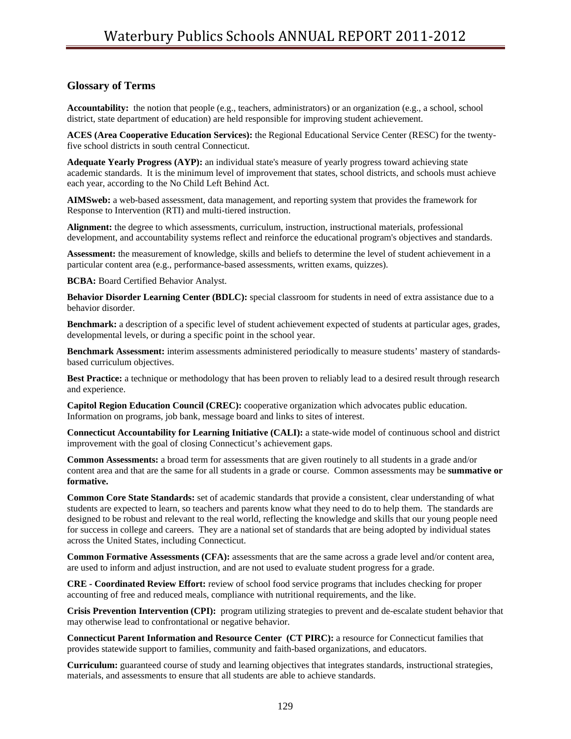## Glossary of Terms

**Accountability:** the notion that people (e.g., teachers, administrators) or an organization (e.g., a school, school district, state department of education) are held responsible for improving student achievement.

**ACES (Area Cooperative Education Services):** the Regional Educational Service Center (RESC) for the twenty-five school districts in south central Connecticut.

**Adequate Yearly Progress (AYP):** an individual state's measure of yearly progress toward achieving state academic standards. It is the minimum level of improvement that states, school districts, and schools must achieve each year, according to the No Child Left Behind Act.

**AIMSweb:** a web-based assessment, data management, and reporting system that provides the framework for Response to Intervention (RTI) and multi-tiered instruction.

**Alignment:** the degree to which assessments, curriculum, instruction, instructional materials, professional development, and accountability systems reflect and reinforce the educational program's objectives and standards.

**Assessment:** the measurement of knowledge, skills and beliefs to determine the level of student achievement in a particular content area (e.g., performance-based assessments, written exams, quizzes).

**BCBA:** Board Certified Behavior Analyst.

**Behavior Disorder Learning Center (BDLC):** special classroom for students in need of extra assistance due to a behavior disorder.

**Benchmark:** a description of a specific level of student achievement expected of students at particular ages, grades, developmental levels, or during a specific point in the school year.

**Benchmark Assessment:** interim assessments administered periodically to measure students' mastery of standards-based curriculum objectives.

**Best Practice:** a technique or methodology that has been proven to reliably lead to a desired result through research and experience.

**Capitol Region Education Council (CREC):** cooperative organization which advocates public education. Information on programs, job bank, message board and links to sites of interest.

**Connecticut Accountability for Learning Initiative (CALI):** a state-wide model of continuous school and district improvement with the goal of closing Connecticut's achievement gaps.

**Common Assessments:** a broad term for assessments that are given routinely to all students in a grade and/or content area and that are the same for all students in a grade or course. Common assessments may be **summative or formative.**

**Common Core State Standards:** set of academic standards that provide a consistent, clear understanding of what students are expected to learn, so teachers and parents know what they need to do to help them. The standards are designed to be robust and relevant to the real world, reflecting the knowledge and skills that our young people need for success in college and careers. They are a national set of standards that are being adopted by individual states across the United States, including Connecticut.

**Common Formative Assessments (CFA):** assessments that are the same across a grade level and/or content area, are used to inform and adjust instruction, and are not used to evaluate student progress for a grade.

**CRE - Coordinated Review Effort:** review of school food service programs that includes checking for proper accounting of free and reduced meals, compliance with nutritional requirements, and the like.

**Crisis Prevention Intervention (CPI):** program utilizing strategies to prevent and de-escalate student behavior that may otherwise lead to confrontational or negative behavior.

**Connecticut Parent Information and Resource Center (CT PIRC):** a resource for Connecticut families that provides statewide support to families, community and faith-based organizations, and educators.

**Curriculum:** guaranteed course of study and learning objectives that integrates standards, instructional strategies, materials, and assessments to ensure that all students are able to achieve standards.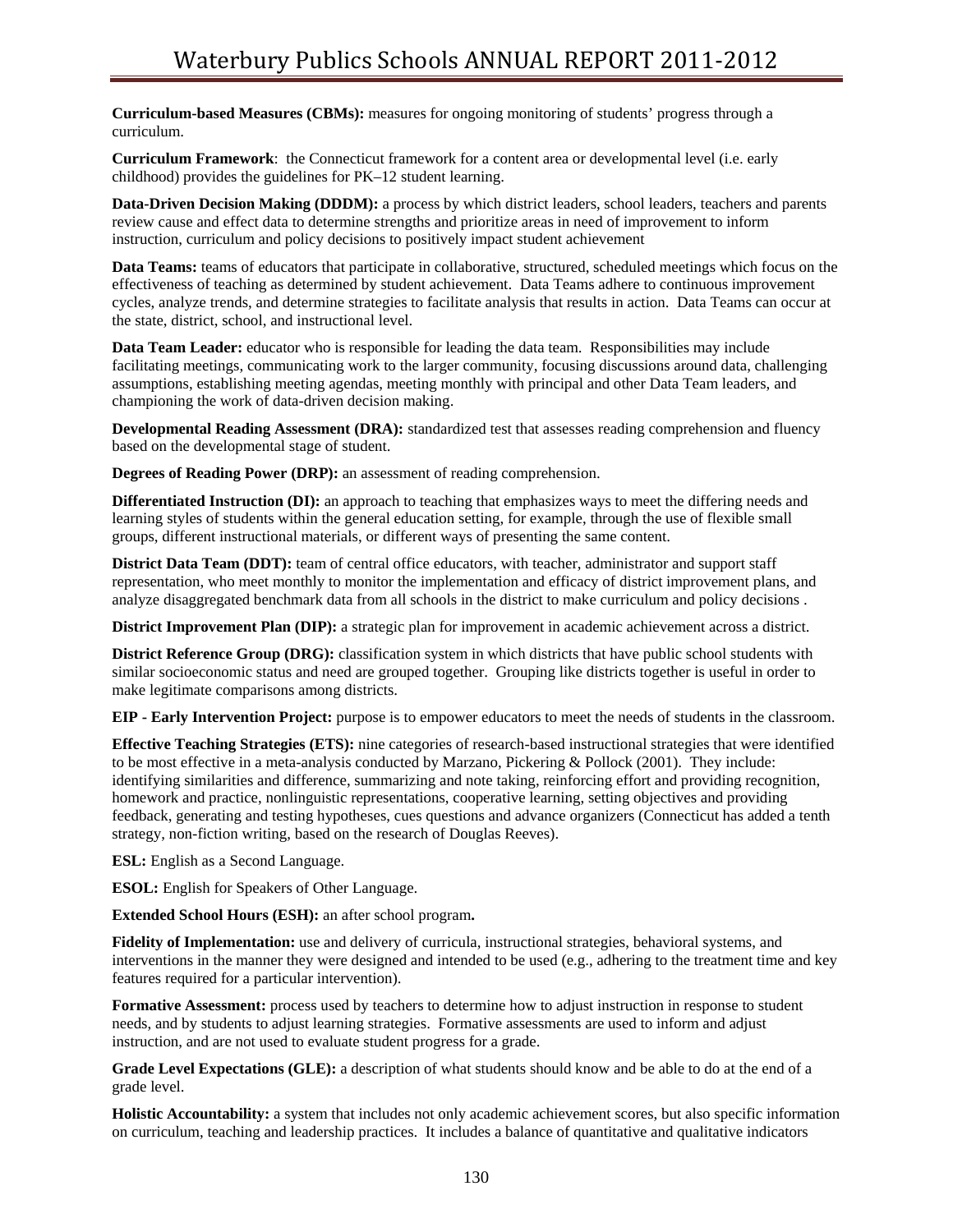**Curriculum-based Measures (CBMs):** measures for ongoing monitoring of students' progress through a curriculum.

**Curriculum Framework**: the Connecticut framework for a content area or developmental level (i.e. early childhood) provides the guidelines for PK–12 student learning.

**Data-Driven Decision Making (DDDM):** a process by which district leaders, school leaders, teachers and parents review cause and effect data to determine strengths and prioritize areas in need of improvement to inform instruction, curriculum and policy decisions to positively impact student achievement

**Data Teams:** teams of educators that participate in collaborative, structured, scheduled meetings which focus on the effectiveness of teaching as determined by student achievement. Data Teams adhere to continuous improvement cycles, analyze trends, and determine strategies to facilitate analysis that results in action. Data Teams can occur at the state, district, school, and instructional level.

**Data Team Leader:** educator who is responsible for leading the data team. Responsibilities may include facilitating meetings, communicating work to the larger community, focusing discussions around data, challenging assumptions, establishing meeting agendas, meeting monthly with principal and other Data Team leaders, and championing the work of data-driven decision making.

**Developmental Reading Assessment (DRA):** standardized test that assesses reading comprehension and fluency based on the developmental stage of student.

**Degrees of Reading Power (DRP):** an assessment of reading comprehension.

**Differentiated Instruction (DI):** an approach to teaching that emphasizes ways to meet the differing needs and learning styles of students within the general education setting, for example, through the use of flexible small groups, different instructional materials, or different ways of presenting the same content.

**District Data Team (DDT):** team of central office educators, with teacher, administrator and support staff representation, who meet monthly to monitor the implementation and efficacy of district improvement plans, and analyze disaggregated benchmark data from all schools in the district to make curriculum and policy decisions .

**District Improvement Plan (DIP):** a strategic plan for improvement in academic achievement across a district.

**District Reference Group (DRG):** classification system in which districts that have public school students with similar socioeconomic status and need are grouped together. Grouping like districts together is useful in order to make legitimate comparisons among districts.

**EIP - Early Intervention Project:** purpose is to empower educators to meet the needs of students in the classroom.

**Effective Teaching Strategies (ETS):** nine categories of research-based instructional strategies that were identified to be most effective in a meta-analysis conducted by Marzano, Pickering & Pollock (2001). They include: identifying similarities and difference, summarizing and note taking, reinforcing effort and providing recognition, homework and practice, nonlinguistic representations, cooperative learning, setting objectives and providing feedback, generating and testing hypotheses, cues questions and advance organizers (Connecticut has added a tenth strategy, non-fiction writing, based on the research of Douglas Reeves).

**ESL:** English as a Second Language.

**ESOL:** English for Speakers of Other Language.

**Extended School Hours (ESH):** an after school program**.**

**Fidelity of Implementation:** use and delivery of curricula, instructional strategies, behavioral systems, and interventions in the manner they were designed and intended to be used (e.g., adhering to the treatment time and key features required for a particular intervention).

**Formative Assessment:** process used by teachers to determine how to adjust instruction in response to student needs, and by students to adjust learning strategies. Formative assessments are used to inform and adjust instruction, and are not used to evaluate student progress for a grade.

**Grade Level Expectations (GLE):** a description of what students should know and be able to do at the end of a grade level.

**Holistic Accountability:** a system that includes not only academic achievement scores, but also specific information on curriculum, teaching and leadership practices. It includes a balance of quantitative and qualitative indicators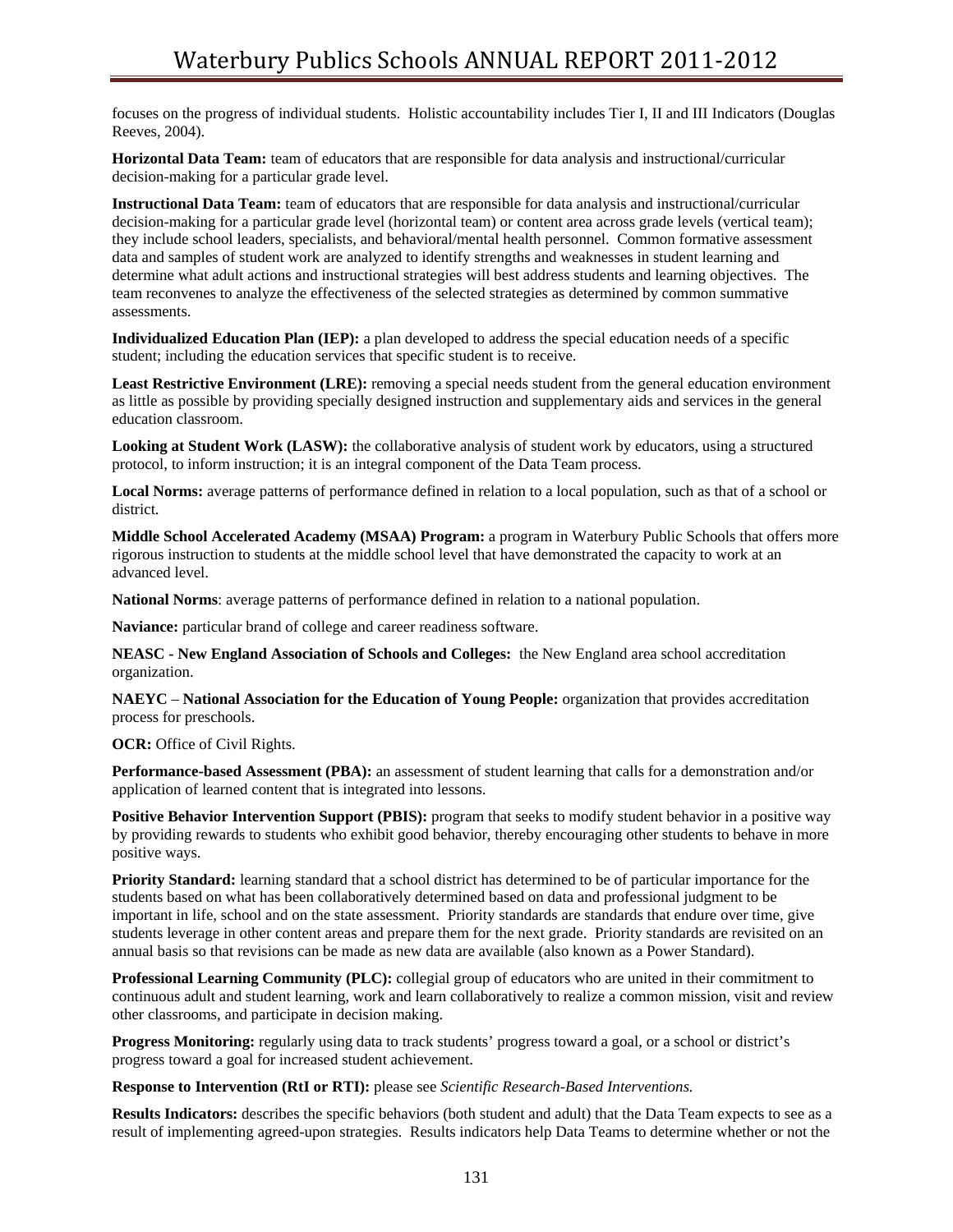focuses on the progress of individual students. Holistic accountability includes Tier I, II and III Indicators (Douglas Reeves, 2004).

**Horizontal Data Team:** team of educators that are responsible for data analysis and instructional/curricular decision-making for a particular grade level.

**Instructional Data Team:** team of educators that are responsible for data analysis and instructional/curricular decision-making for a particular grade level (horizontal team) or content area across grade levels (vertical team); they include school leaders, specialists, and behavioral/mental health personnel. Common formative assessment data and samples of student work are analyzed to identify strengths and weaknesses in student learning and determine what adult actions and instructional strategies will best address students and learning objectives. The team reconvenes to analyze the effectiveness of the selected strategies as determined by common summative assessments.

**Individualized Education Plan (IEP):** a plan developed to address the special education needs of a specific student; including the education services that specific student is to receive.

**Least Restrictive Environment (LRE):** removing a special needs student from the general education environment as little as possible by providing specially designed instruction and supplementary aids and services in the general education classroom.

**Looking at Student Work (LASW):** the collaborative analysis of student work by educators, using a structured protocol, to inform instruction; it is an integral component of the Data Team process.

**Local Norms:** average patterns of performance defined in relation to a local population, such as that of a school or district.

**Middle School Accelerated Academy (MSAA) Program:** a program in Waterbury Public Schools that offers more rigorous instruction to students at the middle school level that have demonstrated the capacity to work at an advanced level.

**National Norms**: average patterns of performance defined in relation to a national population.

**Naviance:** particular brand of college and career readiness software.

**NEASC - New England Association of Schools and Colleges:** the New England area school accreditation organization.

**NAEYC – National Association for the Education of Young People:** organization that provides accreditation process for preschools.

**OCR:** Office of Civil Rights.

**Performance-based Assessment (PBA):** an assessment of student learning that calls for a demonstration and/or application of learned content that is integrated into lessons.

**Positive Behavior Intervention Support (PBIS):** program that seeks to modify student behavior in a positive way by providing rewards to students who exhibit good behavior, thereby encouraging other students to behave in more positive ways.

**Priority Standard:** learning standard that a school district has determined to be of particular importance for the students based on what has been collaboratively determined based on data and professional judgment to be important in life, school and on the state assessment. Priority standards are standards that endure over time, give students leverage in other content areas and prepare them for the next grade. Priority standards are revisited on an annual basis so that revisions can be made as new data are available (also known as a Power Standard).

**Professional Learning Community (PLC):** collegial group of educators who are united in their commitment to continuous adult and student learning, work and learn collaboratively to realize a common mission, visit and review other classrooms, and participate in decision making.

**Progress Monitoring:** regularly using data to track students' progress toward a goal, or a school or district's progress toward a goal for increased student achievement.

**Response to Intervention (RtI or RTI):** please see *Scientific Research-Based Interventions.*

**Results Indicators:** describes the specific behaviors (both student and adult) that the Data Team expects to see as a result of implementing agreed-upon strategies. Results indicators help Data Teams to determine whether or not the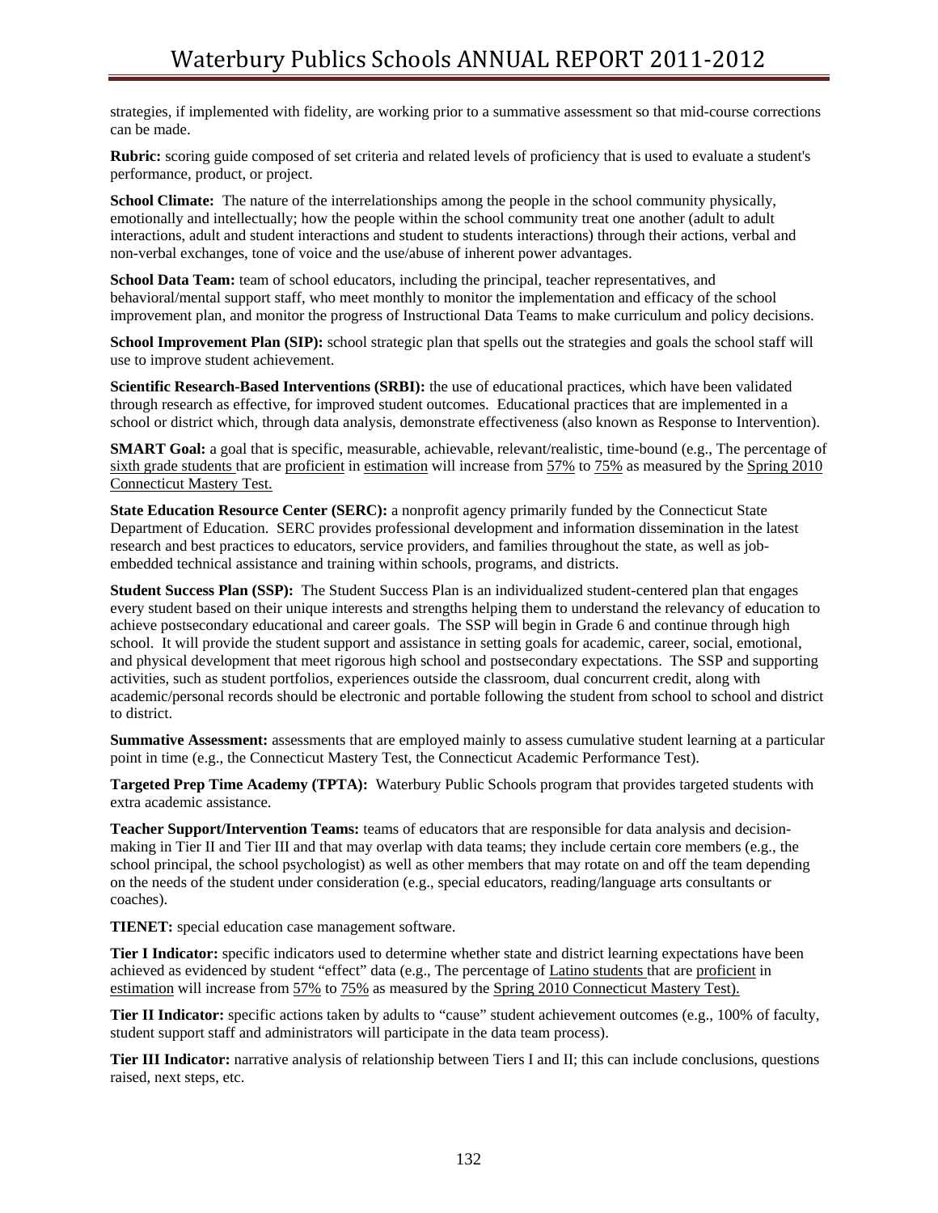strategies, if implemented with fidelity, are working prior to a summative assessment so that mid-course corrections can be made.

**Rubric:** scoring guide composed of set criteria and related levels of proficiency that is used to evaluate a student's performance, product, or project.

**School Climate:** The nature of the interrelationships among the people in the school community physically, emotionally and intellectually; how the people within the school community treat one another (adult to adult interactions, adult and student interactions and student to students interactions) through their actions, verbal and non-verbal exchanges, tone of voice and the use/abuse of inherent power advantages.

**School Data Team:** team of school educators, including the principal, teacher representatives, and behavioral/mental support staff, who meet monthly to monitor the implementation and efficacy of the school improvement plan, and monitor the progress of Instructional Data Teams to make curriculum and policy decisions.

**School Improvement Plan (SIP):** school strategic plan that spells out the strategies and goals the school staff will use to improve student achievement.

**Scientific Research-Based Interventions (SRBI):** the use of educational practices, which have been validated through research as effective, for improved student outcomes. Educational practices that are implemented in a school or district which, through data analysis, demonstrate effectiveness (also known as Response to Intervention).

**SMART Goal:** a goal that is specific, measurable, achievable, relevant/realistic, time-bound (e.g., The percentage of <u>sixth grade students</u> that are <u>proficient</u> in <u>estimation</u> will increase from <u>57%</u> to <u>75%</u> as measured by the <u>Spring 2010 Connecticut Mastery Test.</u>

**State Education Resource Center (SERC):** a nonprofit agency primarily funded by the Connecticut State Department of Education. SERC provides professional development and information dissemination in the latest research and best practices to educators, service providers, and families throughout the state, as well as job-embedded technical assistance and training within schools, programs, and districts.

**Student Success Plan (SSP):** The Student Success Plan is an individualized student-centered plan that engages every student based on their unique interests and strengths helping them to understand the relevancy of education to achieve postsecondary educational and career goals. The SSP will begin in Grade 6 and continue through high school. It will provide the student support and assistance in setting goals for academic, career, social, emotional, and physical development that meet rigorous high school and postsecondary expectations. The SSP and supporting activities, such as student portfolios, experiences outside the classroom, dual concurrent credit, along with academic/personal records should be electronic and portable following the student from school to school and district to district.

**Summative Assessment:** assessments that are employed mainly to assess cumulative student learning at a particular point in time (e.g., the Connecticut Mastery Test, the Connecticut Academic Performance Test).

**Targeted Prep Time Academy (TPTA):** Waterbury Public Schools program that provides targeted students with extra academic assistance.

**Teacher Support/Intervention Teams:** teams of educators that are responsible for data analysis and decision-making in Tier II and Tier III and that may overlap with data teams; they include certain core members (e.g., the school principal, the school psychologist) as well as other members that may rotate on and off the team depending on the needs of the student under consideration (e.g., special educators, reading/language arts consultants or coaches).

**TIENET:** special education case management software.

**Tier I Indicator:** specific indicators used to determine whether state and district learning expectations have been achieved as evidenced by student "effect" data (e.g., The percentage of <u>Latino students</u> that are <u>proficient</u> in <u>estimation</u> will increase from <u>57%</u> to <u>75%</u> as measured by the <u>Spring 2010 Connecticut Mastery Test).</u>

**Tier II Indicator:** specific actions taken by adults to "cause" student achievement outcomes (e.g., 100% of faculty, student support staff and administrators will participate in the data team process).

**Tier III Indicator:** narrative analysis of relationship between Tiers I and II; this can include conclusions, questions raised, next steps, etc.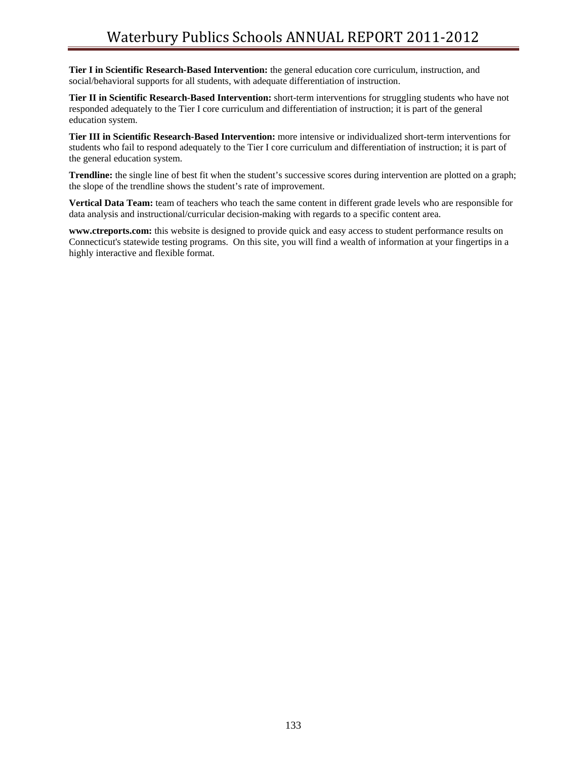**Tier I in Scientific Research-Based Intervention:** the general education core curriculum, instruction, and social/behavioral supports for all students, with adequate differentiation of instruction.

**Tier II in Scientific Research-Based Intervention:** short-term interventions for struggling students who have not responded adequately to the Tier I core curriculum and differentiation of instruction; it is part of the general education system.

**Tier III in Scientific Research-Based Intervention:** more intensive or individualized short-term interventions for students who fail to respond adequately to the Tier I core curriculum and differentiation of instruction; it is part of the general education system.

**Trendline:** the single line of best fit when the student's successive scores during intervention are plotted on a graph; the slope of the trendline shows the student's rate of improvement.

**Vertical Data Team:** team of teachers who teach the same content in different grade levels who are responsible for data analysis and instructional/curricular decision-making with regards to a specific content area.

**www.ctreports.com:** this website is designed to provide quick and easy access to student performance results on Connecticut's statewide testing programs. On this site, you will find a wealth of information at your fingertips in a highly interactive and flexible format.